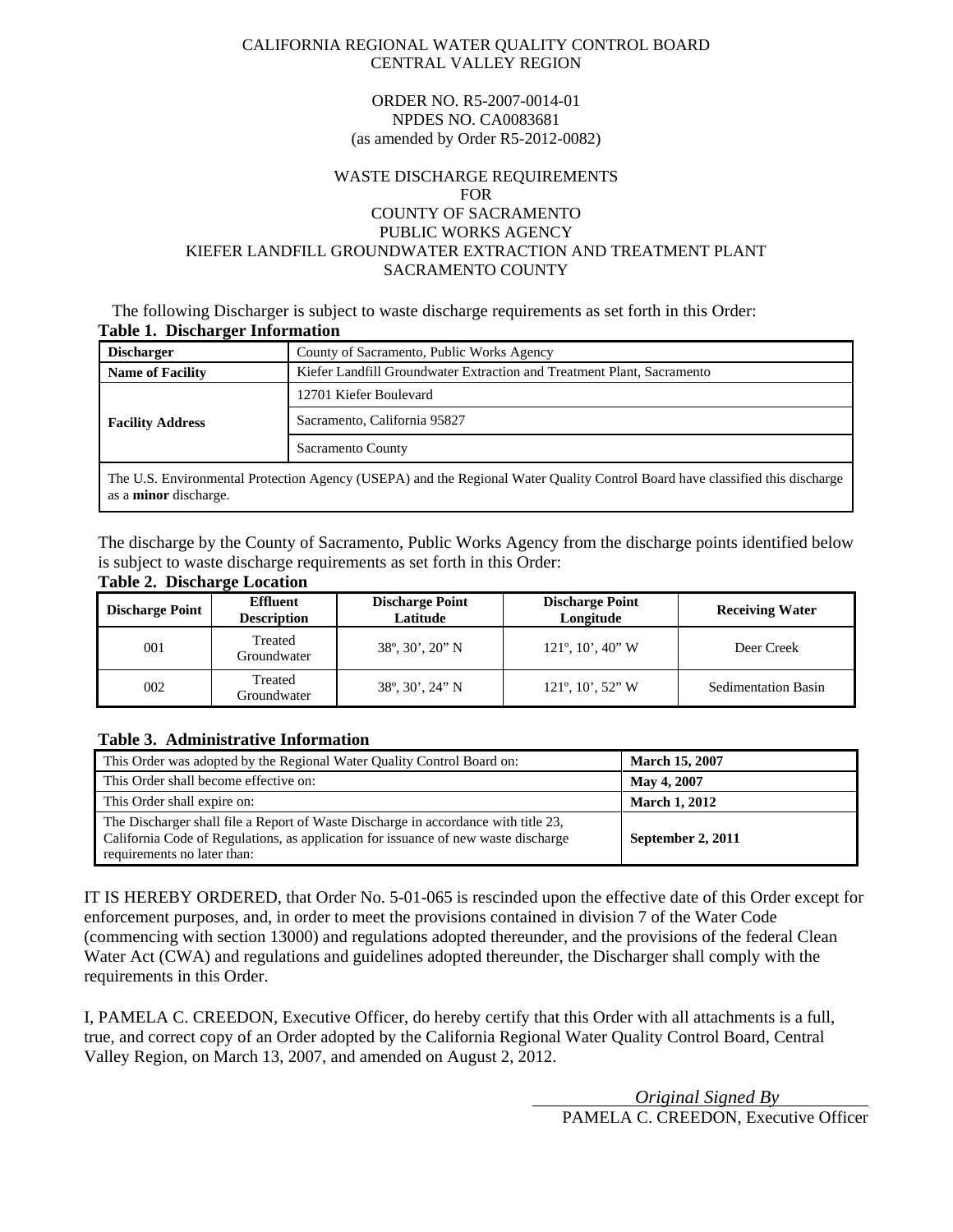CALIFORNIA REGIONAL WATER QUALITY CONTROL BOARD
CENTRAL VALLEY REGION

ORDER NO. R5-2007-0014-01
NPDES NO. CA0083681
(as amended by Order R5-2012-0082)

WASTE DISCHARGE REQUIREMENTS
FOR
COUNTY OF SACRAMENTO
PUBLIC WORKS AGENCY
KIEFER LANDFILL GROUNDWATER EXTRACTION AND TREATMENT PLANT
SACRAMENTO COUNTY

The following Discharger is subject to waste discharge requirements as set forth in this Order:

**Table 1. Discharger Information**

| | |
|---|---|
| **Discharger** | County of Sacramento, Public Works Agency |
| **Name of Facility** | Kiefer Landfill Groundwater Extraction and Treatment Plant, Sacramento |
| **Facility Address** | 12701 Kiefer Boulevard |
| | Sacramento, California 95827 |
| | Sacramento County |
| The U.S. Environmental Protection Agency (USEPA) and the Regional Water Quality Control Board have classified this discharge as a **minor** discharge. | |

The discharge by the County of Sacramento, Public Works Agency from the discharge points identified below is subject to waste discharge requirements as set forth in this Order:

**Table 2. Discharge Location**

| Discharge Point | Effluent Description | Discharge Point Latitude | Discharge Point Longitude | Receiving Water |
|---|---|---|---|---|
| 001 | Treated Groundwater | 38º, 30', 20" N | 121º, 10', 40" W | Deer Creek |
| 002 | Treated Groundwater | 38º, 30', 24" N | 121º, 10', 52" W | Sedimentation Basin |

**Table 3. Administrative Information**

| | |
|---|---|
| This Order was adopted by the Regional Water Quality Control Board on: | **March 15, 2007** |
| This Order shall become effective on: | **May 4, 2007** |
| This Order shall expire on: | **March 1, 2012** |
| The Discharger shall file a Report of Waste Discharge in accordance with title 23, California Code of Regulations, as application for issuance of new waste discharge requirements no later than: | **September 2, 2011** |

IT IS HEREBY ORDERED, that Order No. 5-01-065 is rescinded upon the effective date of this Order except for enforcement purposes, and, in order to meet the provisions contained in division 7 of the Water Code (commencing with section 13000) and regulations adopted thereunder, and the provisions of the federal Clean Water Act (CWA) and regulations and guidelines adopted thereunder, the Discharger shall comply with the requirements in this Order.

I, PAMELA C. CREEDON, Executive Officer, do hereby certify that this Order with all attachments is a full, true, and correct copy of an Order adopted by the California Regional Water Quality Control Board, Central Valley Region, on March 13, 2007, and amended on August 2, 2012.

*Original Signed By*
PAMELA C. CREEDON, Executive Officer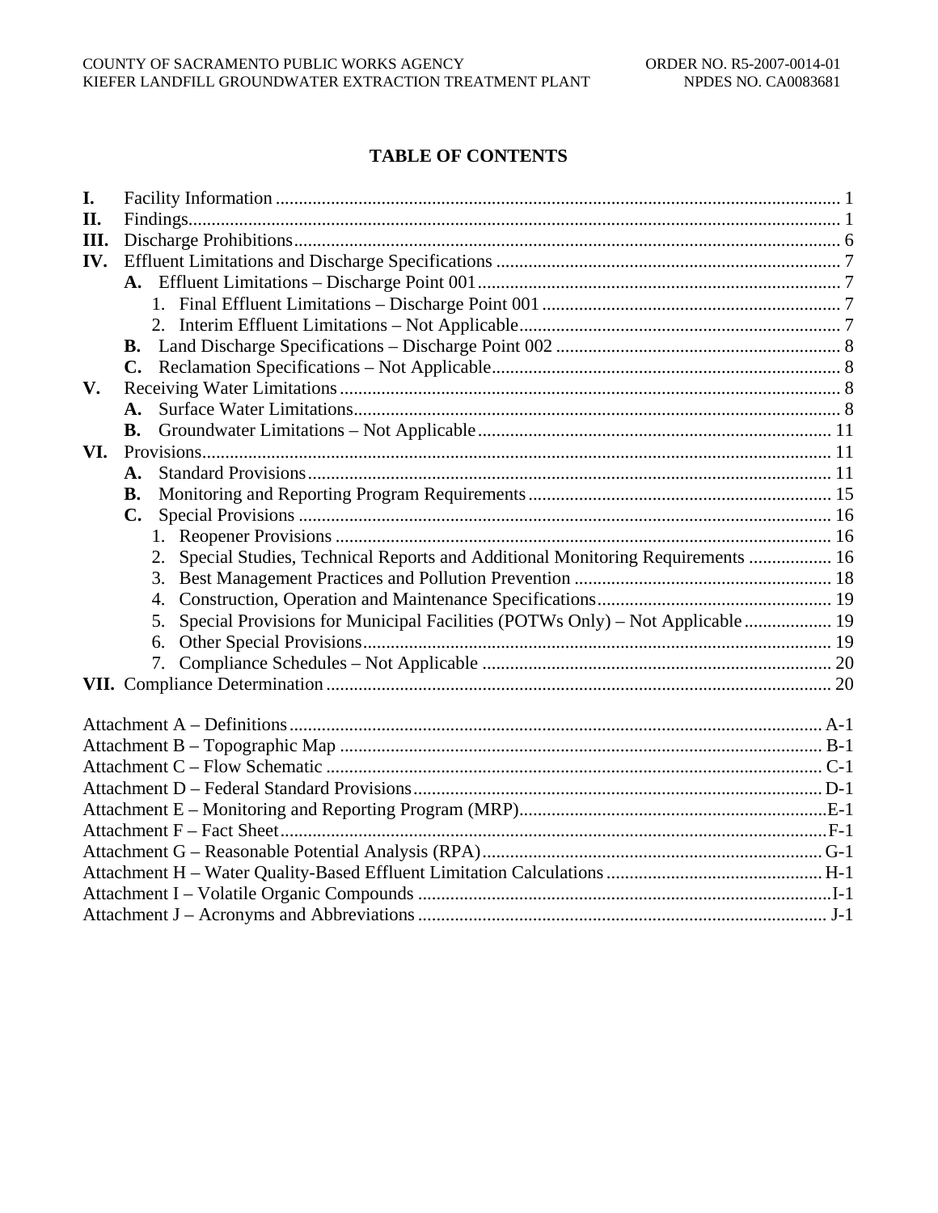# TABLE OF CONTENTS

**I.** Facility Information ........................................................................................................................ 1
**II.** Findings........................................................................................................................................... 1
**III.** Discharge Prohibitions.................................................................................................................... 6
**IV.** Effluent Limitations and Discharge Specifications ......................................................................... 7
  **A.** Effluent Limitations – Discharge Point 001............................................................................. 7
    1. Final Effluent Limitations – Discharge Point 001 ............................................................... 7
    2. Interim Effluent Limitations – Not Applicable..................................................................... 7
  **B.** Land Discharge Specifications – Discharge Point 002 ............................................................. 8
  **C.** Reclamation Specifications – Not Applicable........................................................................... 8
**V.** Receiving Water Limitations ........................................................................................................... 8
  **A.** Surface Water Limitations........................................................................................................ 8
  **B.** Groundwater Limitations – Not Applicable ........................................................................... 11
**VI.** Provisions...................................................................................................................................... 11
  **A.** Standard Provisions ................................................................................................................ 11
  **B.** Monitoring and Reporting Program Requirements ................................................................. 15
  **C.** Special Provisions .................................................................................................................. 16
    1. Reopener Provisions .......................................................................................................... 16
    2. Special Studies, Technical Reports and Additional Monitoring Requirements ................. 16
    3. Best Management Practices and Pollution Prevention ....................................................... 18
    4. Construction, Operation and Maintenance Specifications.................................................. 19
    5. Special Provisions for Municipal Facilities (POTWs Only) – Not Applicable .................. 19
    6. Other Special Provisions.................................................................................................... 19
    7. Compliance Schedules – Not Applicable ........................................................................... 20
**VII.** Compliance Determination ........................................................................................................... 20

Attachment A – Definitions .................................................................................................................. A-1
Attachment B – Topographic Map ........................................................................................................ B-1
Attachment C – Flow Schematic ........................................................................................................... C-1
Attachment D – Federal Standard Provisions ....................................................................................... D-1
Attachment E – Monitoring and Reporting Program (MRP)..................................................................E-1
Attachment F – Fact Sheet......................................................................................................................F-1
Attachment G – Reasonable Potential Analysis (RPA) ......................................................................... G-1
Attachment H – Water Quality-Based Effluent Limitation Calculations .............................................. H-1
Attachment I – Volatile Organic Compounds .........................................................................................I-1
Attachment J – Acronyms and Abbreviations ........................................................................................ J-1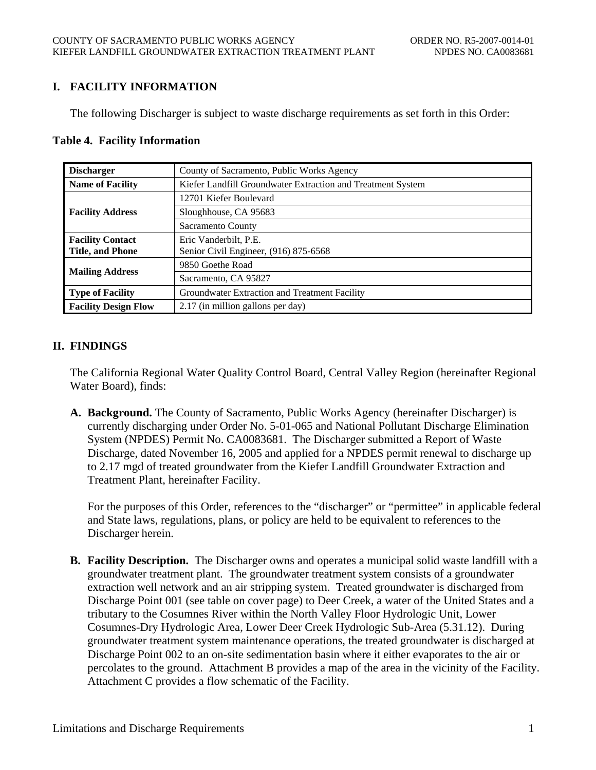# I. FACILITY INFORMATION

The following Discharger is subject to waste discharge requirements as set forth in this Order:

**Table 4. Facility Information**

| | |
|---|---|
| **Discharger** | County of Sacramento, Public Works Agency |
| **Name of Facility** | Kiefer Landfill Groundwater Extraction and Treatment System |
| **Facility Address** | 12701 Kiefer Boulevard |
| | Sloughhouse, CA 95683 |
| | Sacramento County |
| **Facility Contact Title, and Phone** | Eric Vanderbilt, P.E. Senior Civil Engineer, (916) 875-6568 |
| **Mailing Address** | 9850 Goethe Road |
| | Sacramento, CA 95827 |
| **Type of Facility** | Groundwater Extraction and Treatment Facility |
| **Facility Design Flow** | 2.17 (in million gallons per day) |

# II. FINDINGS

The California Regional Water Quality Control Board, Central Valley Region (hereinafter Regional Water Board), finds:

**A. Background.** The County of Sacramento, Public Works Agency (hereinafter Discharger) is currently discharging under Order No. 5-01-065 and National Pollutant Discharge Elimination System (NPDES) Permit No. CA0083681. The Discharger submitted a Report of Waste Discharge, dated November 16, 2005 and applied for a NPDES permit renewal to discharge up to 2.17 mgd of treated groundwater from the Kiefer Landfill Groundwater Extraction and Treatment Plant, hereinafter Facility.

For the purposes of this Order, references to the "discharger" or "permittee" in applicable federal and State laws, regulations, plans, or policy are held to be equivalent to references to the Discharger herein.

**B. Facility Description.** The Discharger owns and operates a municipal solid waste landfill with a groundwater treatment plant. The groundwater treatment system consists of a groundwater extraction well network and an air stripping system. Treated groundwater is discharged from Discharge Point 001 (see table on cover page) to Deer Creek, a water of the United States and a tributary to the Cosumnes River within the North Valley Floor Hydrologic Unit, Lower Cosumnes-Dry Hydrologic Area, Lower Deer Creek Hydrologic Sub-Area (5.31.12). During groundwater treatment system maintenance operations, the treated groundwater is discharged at Discharge Point 002 to an on-site sedimentation basin where it either evaporates to the air or percolates to the ground. Attachment B provides a map of the area in the vicinity of the Facility. Attachment C provides a flow schematic of the Facility.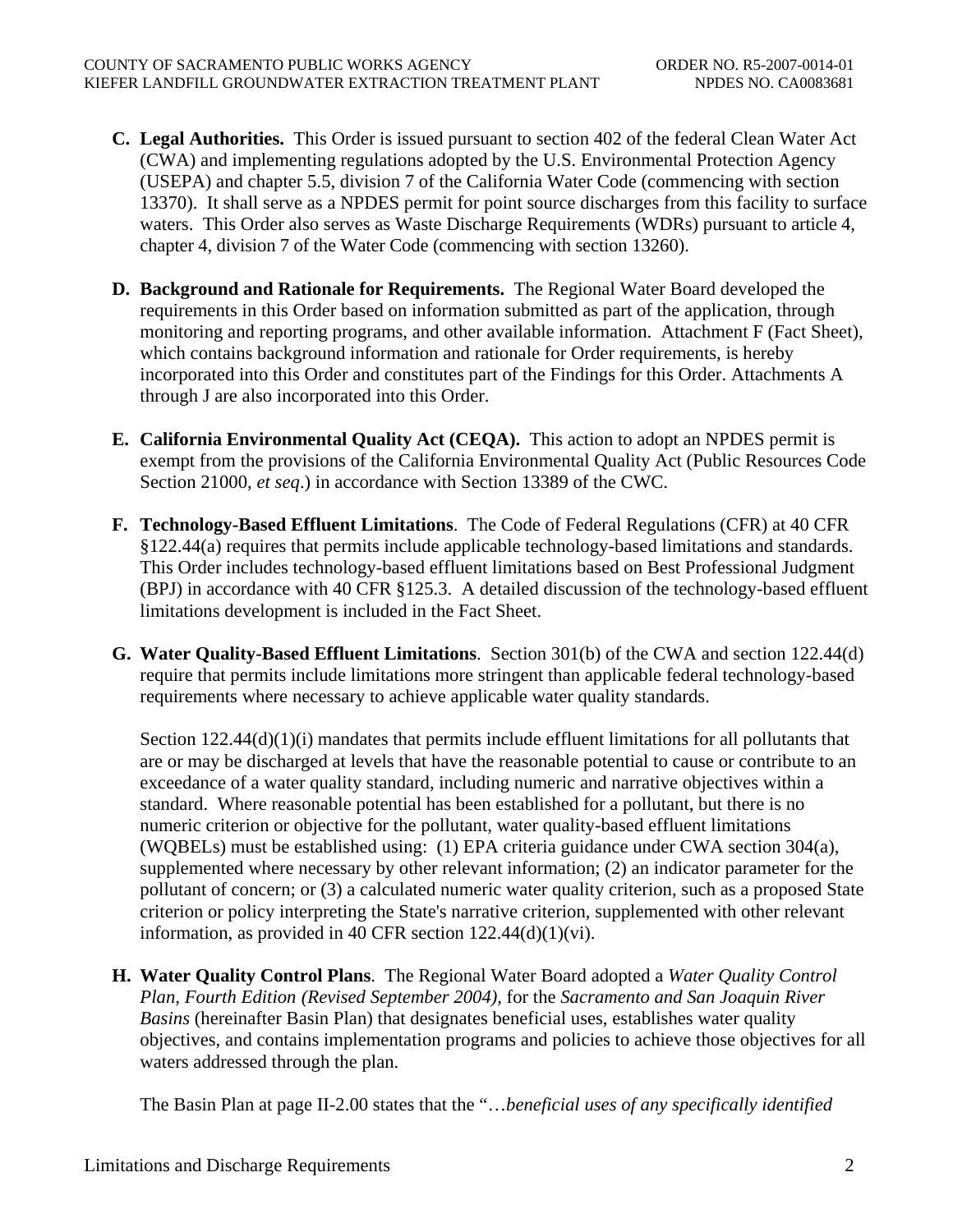**C. Legal Authorities.** This Order is issued pursuant to section 402 of the federal Clean Water Act (CWA) and implementing regulations adopted by the U.S. Environmental Protection Agency (USEPA) and chapter 5.5, division 7 of the California Water Code (commencing with section 13370). It shall serve as a NPDES permit for point source discharges from this facility to surface waters. This Order also serves as Waste Discharge Requirements (WDRs) pursuant to article 4, chapter 4, division 7 of the Water Code (commencing with section 13260).

**D. Background and Rationale for Requirements.** The Regional Water Board developed the requirements in this Order based on information submitted as part of the application, through monitoring and reporting programs, and other available information. Attachment F (Fact Sheet), which contains background information and rationale for Order requirements, is hereby incorporated into this Order and constitutes part of the Findings for this Order. Attachments A through J are also incorporated into this Order.

**E. California Environmental Quality Act (CEQA).** This action to adopt an NPDES permit is exempt from the provisions of the California Environmental Quality Act (Public Resources Code Section 21000, *et seq*.) in accordance with Section 13389 of the CWC.

**F. Technology-Based Effluent Limitations**. The Code of Federal Regulations (CFR) at 40 CFR §122.44(a) requires that permits include applicable technology-based limitations and standards. This Order includes technology-based effluent limitations based on Best Professional Judgment (BPJ) in accordance with 40 CFR §125.3. A detailed discussion of the technology-based effluent limitations development is included in the Fact Sheet.

**G. Water Quality-Based Effluent Limitations**. Section 301(b) of the CWA and section 122.44(d) require that permits include limitations more stringent than applicable federal technology-based requirements where necessary to achieve applicable water quality standards.

Section 122.44(d)(1)(i) mandates that permits include effluent limitations for all pollutants that are or may be discharged at levels that have the reasonable potential to cause or contribute to an exceedance of a water quality standard, including numeric and narrative objectives within a standard. Where reasonable potential has been established for a pollutant, but there is no numeric criterion or objective for the pollutant, water quality-based effluent limitations (WQBELs) must be established using: (1) EPA criteria guidance under CWA section 304(a), supplemented where necessary by other relevant information; (2) an indicator parameter for the pollutant of concern; or (3) a calculated numeric water quality criterion, such as a proposed State criterion or policy interpreting the State's narrative criterion, supplemented with other relevant information, as provided in 40 CFR section 122.44(d)(1)(vi).

**H. Water Quality Control Plans**. The Regional Water Board adopted a *Water Quality Control Plan, Fourth Edition (Revised September 2004)*, for the *Sacramento and San Joaquin River Basins* (hereinafter Basin Plan) that designates beneficial uses, establishes water quality objectives, and contains implementation programs and policies to achieve those objectives for all waters addressed through the plan.

The Basin Plan at page II-2.00 states that the "…*beneficial uses of any specifically identified*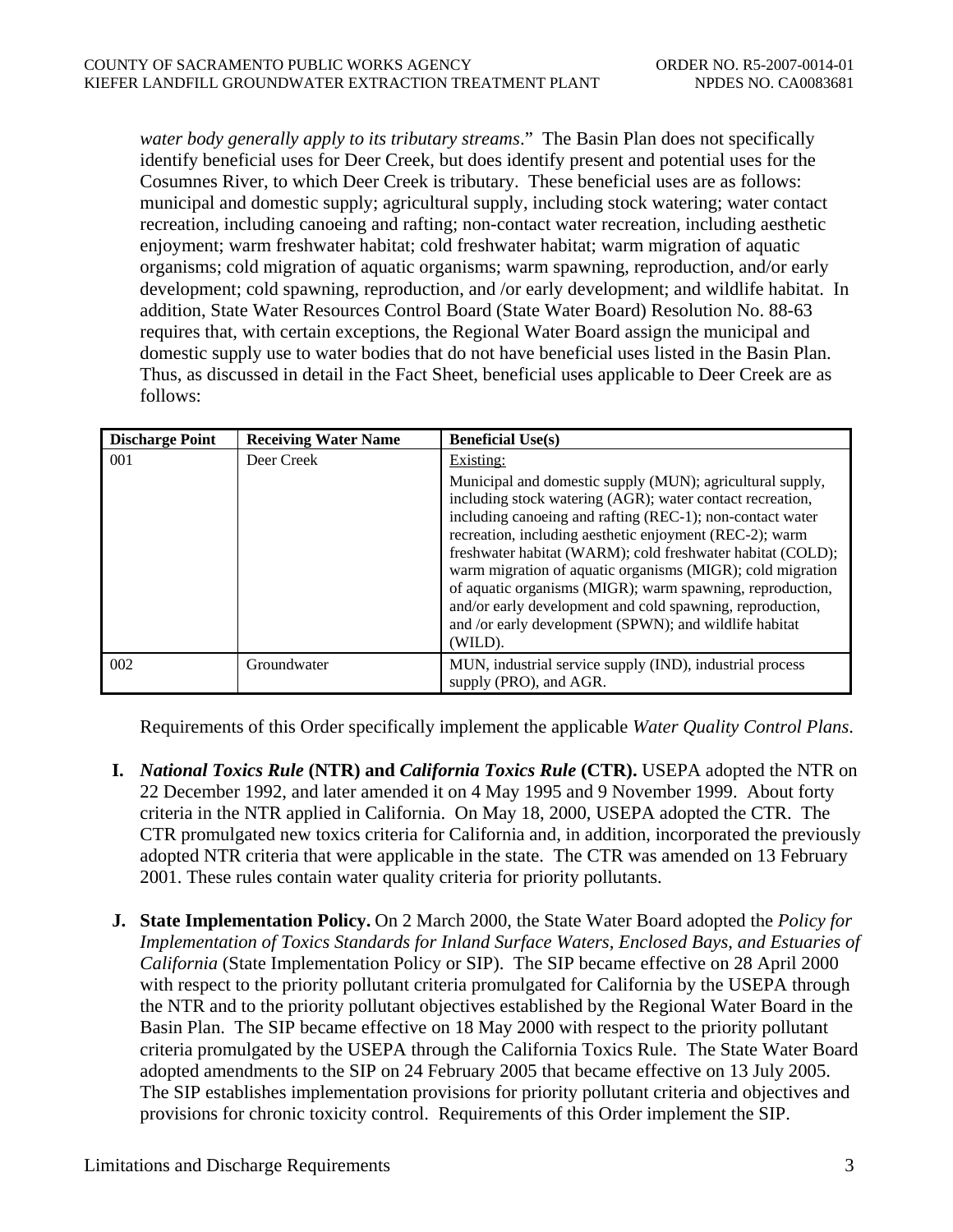*water body generally apply to its tributary streams*." The Basin Plan does not specifically identify beneficial uses for Deer Creek, but does identify present and potential uses for the Cosumnes River, to which Deer Creek is tributary. These beneficial uses are as follows: municipal and domestic supply; agricultural supply, including stock watering; water contact recreation, including canoeing and rafting; non-contact water recreation, including aesthetic enjoyment; warm freshwater habitat; cold freshwater habitat; warm migration of aquatic organisms; cold migration of aquatic organisms; warm spawning, reproduction, and/or early development; cold spawning, reproduction, and /or early development; and wildlife habitat. In addition, State Water Resources Control Board (State Water Board) Resolution No. 88-63 requires that, with certain exceptions, the Regional Water Board assign the municipal and domestic supply use to water bodies that do not have beneficial uses listed in the Basin Plan. Thus, as discussed in detail in the Fact Sheet, beneficial uses applicable to Deer Creek are as follows:

| Discharge Point | Receiving Water Name | Beneficial Use(s) |
|---|---|---|
| 001 | Deer Creek | Existing:<br>Municipal and domestic supply (MUN); agricultural supply, including stock watering (AGR); water contact recreation, including canoeing and rafting (REC-1); non-contact water recreation, including aesthetic enjoyment (REC-2); warm freshwater habitat (WARM); cold freshwater habitat (COLD); warm migration of aquatic organisms (MIGR); cold migration of aquatic organisms (MIGR); warm spawning, reproduction, and/or early development and cold spawning, reproduction, and /or early development (SPWN); and wildlife habitat (WILD). |
| 002 | Groundwater | MUN, industrial service supply (IND), industrial process supply (PRO), and AGR. |

Requirements of this Order specifically implement the applicable *Water Quality Control Plans*.

**I.** ***National Toxics Rule* (NTR) and *California Toxics Rule* (CTR).** USEPA adopted the NTR on 22 December 1992, and later amended it on 4 May 1995 and 9 November 1999. About forty criteria in the NTR applied in California. On May 18, 2000, USEPA adopted the CTR. The CTR promulgated new toxics criteria for California and, in addition, incorporated the previously adopted NTR criteria that were applicable in the state. The CTR was amended on 13 February 2001. These rules contain water quality criteria for priority pollutants.

**J. State Implementation Policy.** On 2 March 2000, the State Water Board adopted the *Policy for Implementation of Toxics Standards for Inland Surface Waters, Enclosed Bays, and Estuaries of California* (State Implementation Policy or SIP). The SIP became effective on 28 April 2000 with respect to the priority pollutant criteria promulgated for California by the USEPA through the NTR and to the priority pollutant objectives established by the Regional Water Board in the Basin Plan. The SIP became effective on 18 May 2000 with respect to the priority pollutant criteria promulgated by the USEPA through the California Toxics Rule. The State Water Board adopted amendments to the SIP on 24 February 2005 that became effective on 13 July 2005. The SIP establishes implementation provisions for priority pollutant criteria and objectives and provisions for chronic toxicity control. Requirements of this Order implement the SIP.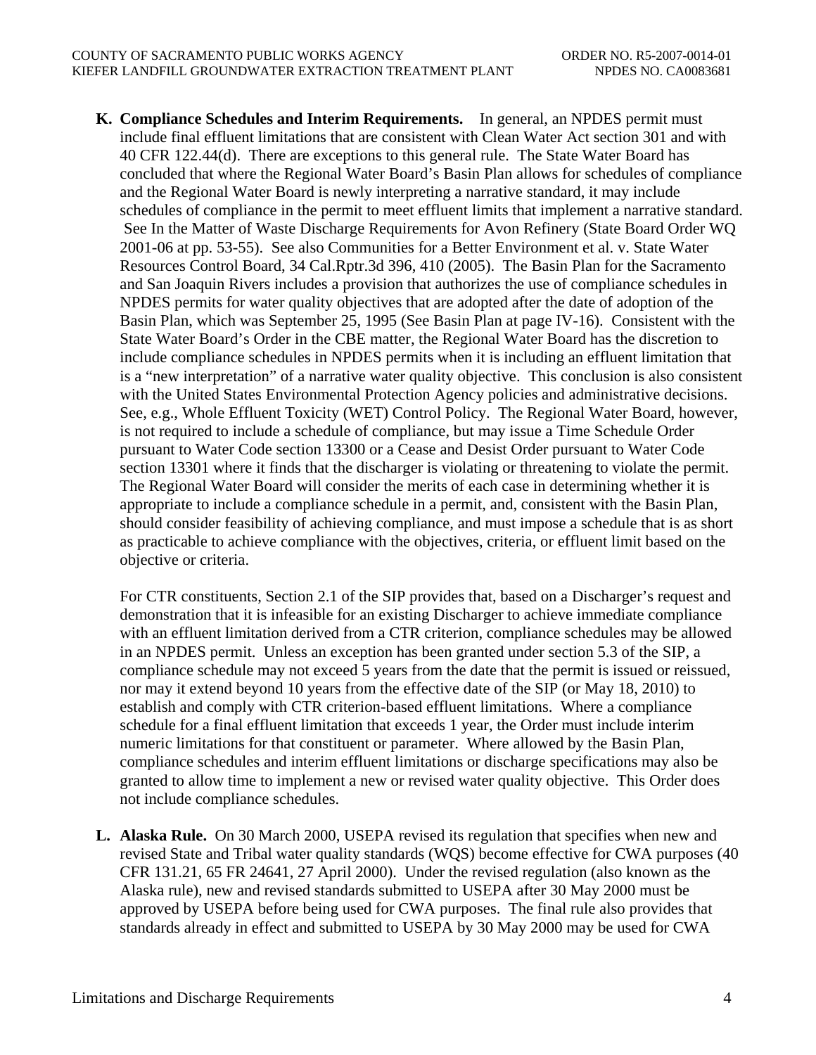**K. Compliance Schedules and Interim Requirements.** In general, an NPDES permit must include final effluent limitations that are consistent with Clean Water Act section 301 and with 40 CFR 122.44(d). There are exceptions to this general rule. The State Water Board has concluded that where the Regional Water Board's Basin Plan allows for schedules of compliance and the Regional Water Board is newly interpreting a narrative standard, it may include schedules of compliance in the permit to meet effluent limits that implement a narrative standard. See In the Matter of Waste Discharge Requirements for Avon Refinery (State Board Order WQ 2001-06 at pp. 53-55). See also Communities for a Better Environment et al. v. State Water Resources Control Board, 34 Cal.Rptr.3d 396, 410 (2005). The Basin Plan for the Sacramento and San Joaquin Rivers includes a provision that authorizes the use of compliance schedules in NPDES permits for water quality objectives that are adopted after the date of adoption of the Basin Plan, which was September 25, 1995 (See Basin Plan at page IV-16). Consistent with the State Water Board's Order in the CBE matter, the Regional Water Board has the discretion to include compliance schedules in NPDES permits when it is including an effluent limitation that is a "new interpretation" of a narrative water quality objective. This conclusion is also consistent with the United States Environmental Protection Agency policies and administrative decisions. See, e.g., Whole Effluent Toxicity (WET) Control Policy. The Regional Water Board, however, is not required to include a schedule of compliance, but may issue a Time Schedule Order pursuant to Water Code section 13300 or a Cease and Desist Order pursuant to Water Code section 13301 where it finds that the discharger is violating or threatening to violate the permit. The Regional Water Board will consider the merits of each case in determining whether it is appropriate to include a compliance schedule in a permit, and, consistent with the Basin Plan, should consider feasibility of achieving compliance, and must impose a schedule that is as short as practicable to achieve compliance with the objectives, criteria, or effluent limit based on the objective or criteria.

For CTR constituents, Section 2.1 of the SIP provides that, based on a Discharger's request and demonstration that it is infeasible for an existing Discharger to achieve immediate compliance with an effluent limitation derived from a CTR criterion, compliance schedules may be allowed in an NPDES permit. Unless an exception has been granted under section 5.3 of the SIP, a compliance schedule may not exceed 5 years from the date that the permit is issued or reissued, nor may it extend beyond 10 years from the effective date of the SIP (or May 18, 2010) to establish and comply with CTR criterion-based effluent limitations. Where a compliance schedule for a final effluent limitation that exceeds 1 year, the Order must include interim numeric limitations for that constituent or parameter. Where allowed by the Basin Plan, compliance schedules and interim effluent limitations or discharge specifications may also be granted to allow time to implement a new or revised water quality objective. This Order does not include compliance schedules.

**L. Alaska Rule.** On 30 March 2000, USEPA revised its regulation that specifies when new and revised State and Tribal water quality standards (WQS) become effective for CWA purposes (40 CFR 131.21, 65 FR 24641, 27 April 2000). Under the revised regulation (also known as the Alaska rule), new and revised standards submitted to USEPA after 30 May 2000 must be approved by USEPA before being used for CWA purposes. The final rule also provides that standards already in effect and submitted to USEPA by 30 May 2000 may be used for CWA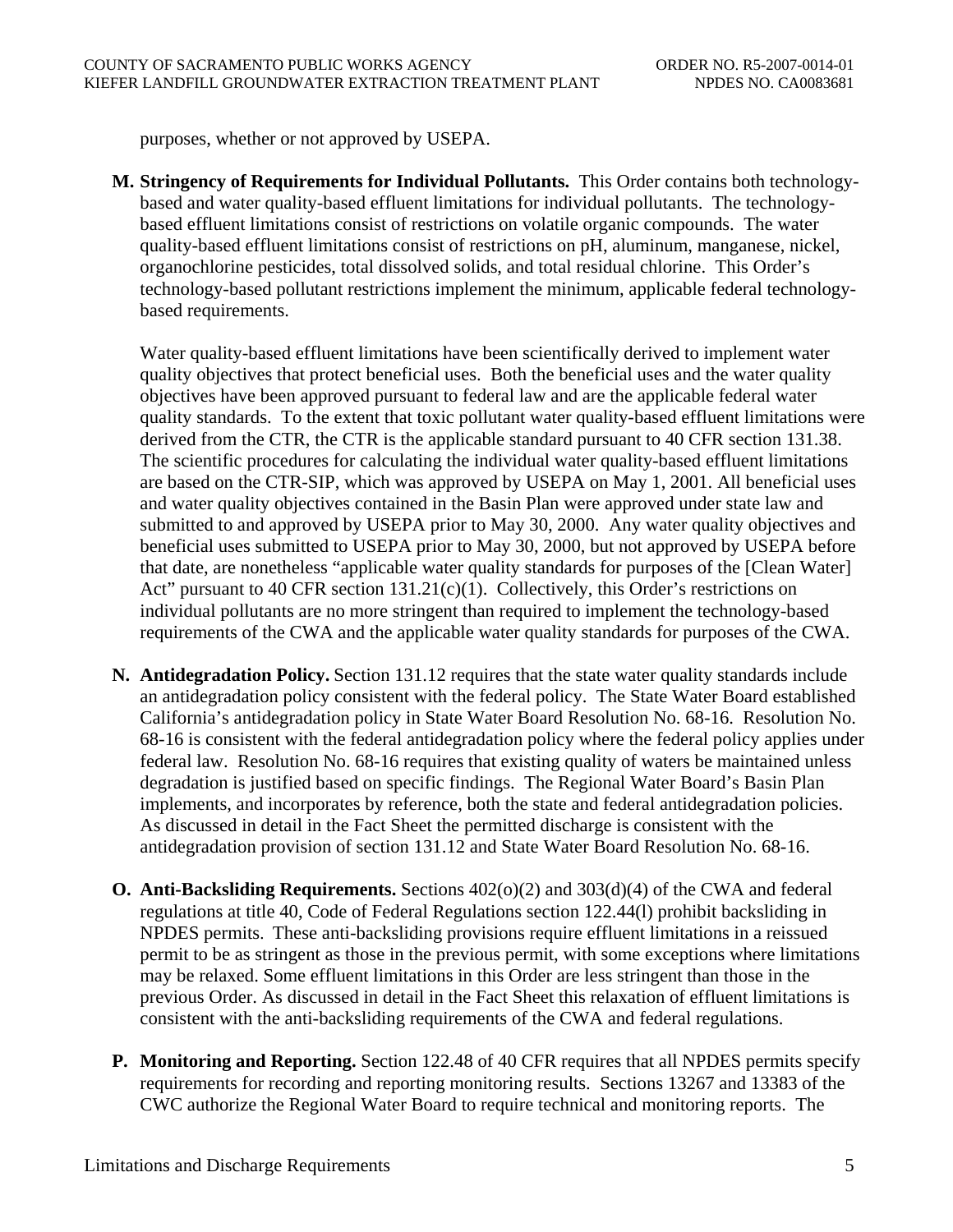purposes, whether or not approved by USEPA.

**M. Stringency of Requirements for Individual Pollutants.** This Order contains both technology-based and water quality-based effluent limitations for individual pollutants. The technology-based effluent limitations consist of restrictions on volatile organic compounds. The water quality-based effluent limitations consist of restrictions on pH, aluminum, manganese, nickel, organochlorine pesticides, total dissolved solids, and total residual chlorine. This Order's technology-based pollutant restrictions implement the minimum, applicable federal technology-based requirements.

Water quality-based effluent limitations have been scientifically derived to implement water quality objectives that protect beneficial uses. Both the beneficial uses and the water quality objectives have been approved pursuant to federal law and are the applicable federal water quality standards. To the extent that toxic pollutant water quality-based effluent limitations were derived from the CTR, the CTR is the applicable standard pursuant to 40 CFR section 131.38. The scientific procedures for calculating the individual water quality-based effluent limitations are based on the CTR-SIP, which was approved by USEPA on May 1, 2001. All beneficial uses and water quality objectives contained in the Basin Plan were approved under state law and submitted to and approved by USEPA prior to May 30, 2000. Any water quality objectives and beneficial uses submitted to USEPA prior to May 30, 2000, but not approved by USEPA before that date, are nonetheless "applicable water quality standards for purposes of the [Clean Water] Act" pursuant to 40 CFR section 131.21(c)(1). Collectively, this Order's restrictions on individual pollutants are no more stringent than required to implement the technology-based requirements of the CWA and the applicable water quality standards for purposes of the CWA.

**N. Antidegradation Policy.** Section 131.12 requires that the state water quality standards include an antidegradation policy consistent with the federal policy. The State Water Board established California's antidegradation policy in State Water Board Resolution No. 68-16. Resolution No. 68-16 is consistent with the federal antidegradation policy where the federal policy applies under federal law. Resolution No. 68-16 requires that existing quality of waters be maintained unless degradation is justified based on specific findings. The Regional Water Board's Basin Plan implements, and incorporates by reference, both the state and federal antidegradation policies. As discussed in detail in the Fact Sheet the permitted discharge is consistent with the antidegradation provision of section 131.12 and State Water Board Resolution No. 68-16.

**O. Anti-Backsliding Requirements.** Sections 402(o)(2) and 303(d)(4) of the CWA and federal regulations at title 40, Code of Federal Regulations section 122.44(l) prohibit backsliding in NPDES permits. These anti-backsliding provisions require effluent limitations in a reissued permit to be as stringent as those in the previous permit, with some exceptions where limitations may be relaxed. Some effluent limitations in this Order are less stringent than those in the previous Order. As discussed in detail in the Fact Sheet this relaxation of effluent limitations is consistent with the anti-backsliding requirements of the CWA and federal regulations.

**P. Monitoring and Reporting.** Section 122.48 of 40 CFR requires that all NPDES permits specify requirements for recording and reporting monitoring results. Sections 13267 and 13383 of the CWC authorize the Regional Water Board to require technical and monitoring reports. The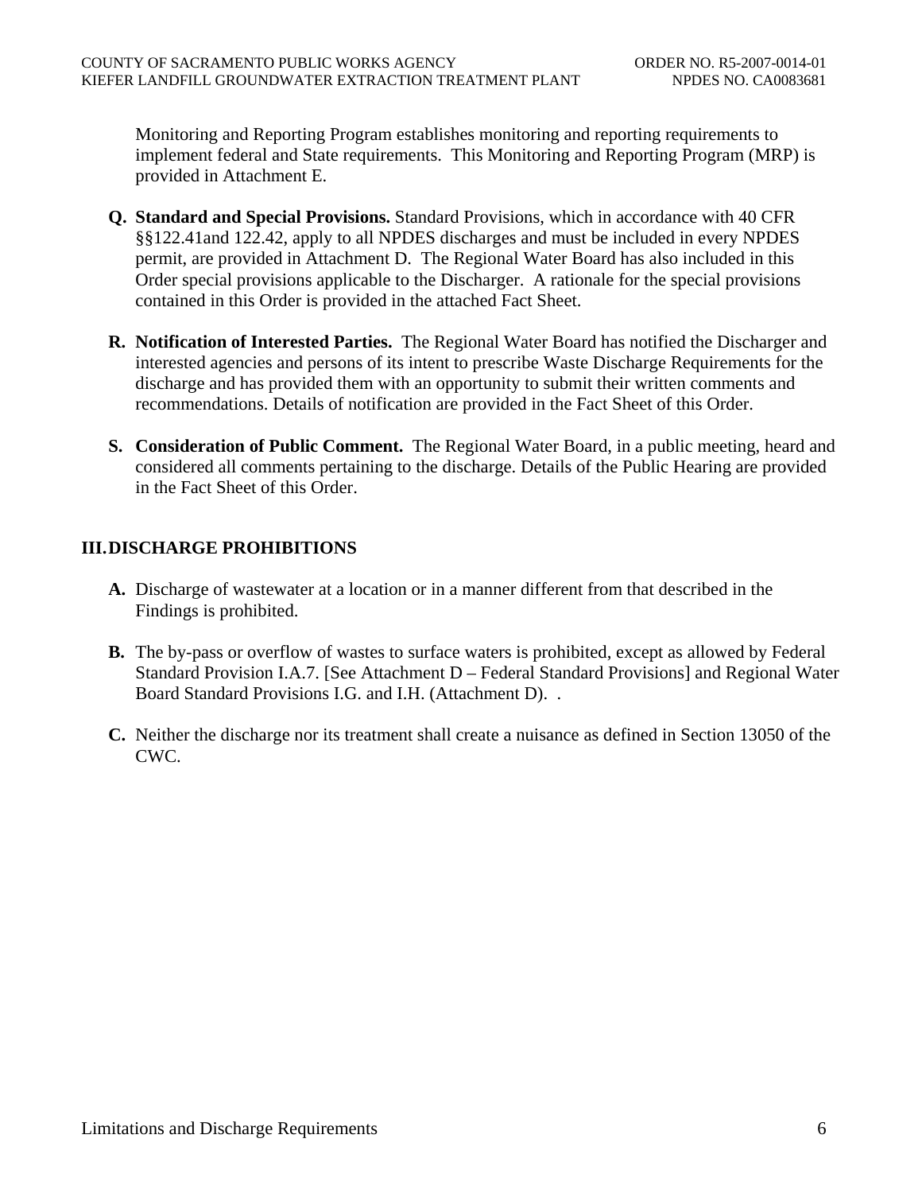Monitoring and Reporting Program establishes monitoring and reporting requirements to implement federal and State requirements. This Monitoring and Reporting Program (MRP) is provided in Attachment E.

**Q. Standard and Special Provisions.** Standard Provisions, which in accordance with 40 CFR §§122.41and 122.42, apply to all NPDES discharges and must be included in every NPDES permit, are provided in Attachment D. The Regional Water Board has also included in this Order special provisions applicable to the Discharger. A rationale for the special provisions contained in this Order is provided in the attached Fact Sheet.

**R. Notification of Interested Parties.** The Regional Water Board has notified the Discharger and interested agencies and persons of its intent to prescribe Waste Discharge Requirements for the discharge and has provided them with an opportunity to submit their written comments and recommendations. Details of notification are provided in the Fact Sheet of this Order.

**S. Consideration of Public Comment.** The Regional Water Board, in a public meeting, heard and considered all comments pertaining to the discharge. Details of the Public Hearing are provided in the Fact Sheet of this Order.

## III. DISCHARGE PROHIBITIONS

**A.** Discharge of wastewater at a location or in a manner different from that described in the Findings is prohibited.

**B.** The by-pass or overflow of wastes to surface waters is prohibited, except as allowed by Federal Standard Provision I.A.7. [See Attachment D – Federal Standard Provisions] and Regional Water Board Standard Provisions I.G. and I.H. (Attachment D). .

**C.** Neither the discharge nor its treatment shall create a nuisance as defined in Section 13050 of the CWC.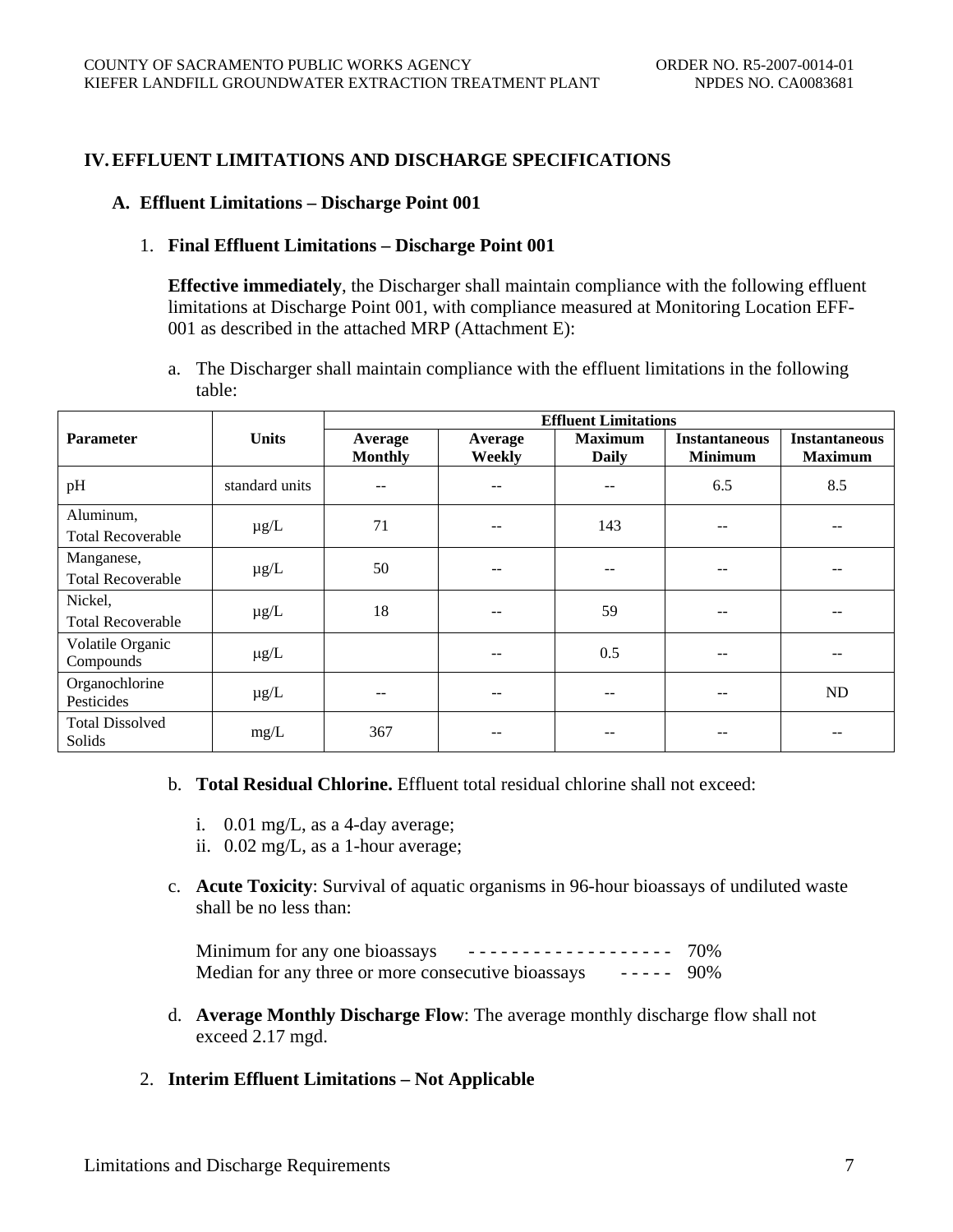# IV. EFFLUENT LIMITATIONS AND DISCHARGE SPECIFICATIONS

## A. Effluent Limitations – Discharge Point 001

### 1. Final Effluent Limitations – Discharge Point 001

**Effective immediately**, the Discharger shall maintain compliance with the following effluent limitations at Discharge Point 001, with compliance measured at Monitoring Location EFF-001 as described in the attached MRP (Attachment E):

a. The Discharger shall maintain compliance with the effluent limitations in the following table:

| Parameter | Units | Effluent Limitations | | | | |
|---|---|---|---|---|---|---|
| | | Average Monthly | Average Weekly | Maximum Daily | Instantaneous Minimum | Instantaneous Maximum |
| pH | standard units | -- | -- | -- | 6.5 | 8.5 |
| Aluminum, Total Recoverable | µg/L | 71 | -- | 143 | -- | -- |
| Manganese, Total Recoverable | µg/L | 50 | -- | -- | -- | -- |
| Nickel, Total Recoverable | µg/L | 18 | -- | 59 | -- | -- |
| Volatile Organic Compounds | µg/L | | -- | 0.5 | -- | -- |
| Organochlorine Pesticides | µg/L | -- | -- | -- | -- | ND |
| Total Dissolved Solids | mg/L | 367 | -- | -- | -- | -- |

b. **Total Residual Chlorine.** Effluent total residual chlorine shall not exceed:

i. 0.01 mg/L, as a 4-day average;
ii. 0.02 mg/L, as a 1-hour average;

c. **Acute Toxicity**: Survival of aquatic organisms in 96-hour bioassays of undiluted waste shall be no less than:

Minimum for any one bioassays - - - - - - - - - - - - - - - - - - - 70%
Median for any three or more consecutive bioassays - - - - - 90%

d. **Average Monthly Discharge Flow**: The average monthly discharge flow shall not exceed 2.17 mgd.

### 2. Interim Effluent Limitations – Not Applicable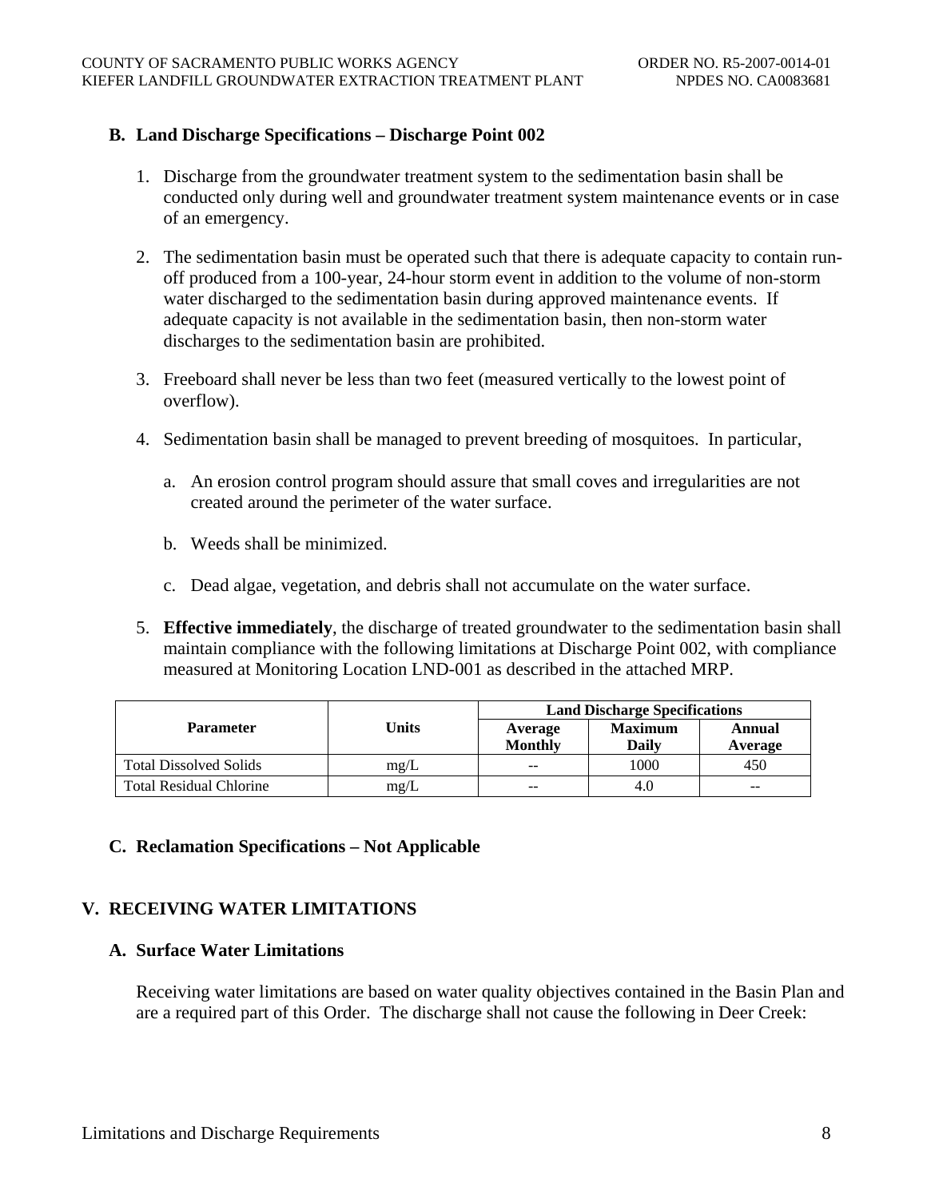### B. Land Discharge Specifications – Discharge Point 002

1. Discharge from the groundwater treatment system to the sedimentation basin shall be conducted only during well and groundwater treatment system maintenance events or in case of an emergency.

2. The sedimentation basin must be operated such that there is adequate capacity to contain run-off produced from a 100-year, 24-hour storm event in addition to the volume of non-storm water discharged to the sedimentation basin during approved maintenance events. If adequate capacity is not available in the sedimentation basin, then non-storm water discharges to the sedimentation basin are prohibited.

3. Freeboard shall never be less than two feet (measured vertically to the lowest point of overflow).

4. Sedimentation basin shall be managed to prevent breeding of mosquitoes. In particular,

   a. An erosion control program should assure that small coves and irregularities are not created around the perimeter of the water surface.

   b. Weeds shall be minimized.

   c. Dead algae, vegetation, and debris shall not accumulate on the water surface.

5. **Effective immediately**, the discharge of treated groundwater to the sedimentation basin shall maintain compliance with the following limitations at Discharge Point 002, with compliance measured at Monitoring Location LND-001 as described in the attached MRP.

| Parameter | Units | Land Discharge Specifications | | |
|---|---|---|---|---|
| | | Average Monthly | Maximum Daily | Annual Average |
| Total Dissolved Solids | mg/L | -- | 1000 | 450 |
| Total Residual Chlorine | mg/L | -- | 4.0 | -- |

### C. Reclamation Specifications – Not Applicable

## V. RECEIVING WATER LIMITATIONS

### A. Surface Water Limitations

Receiving water limitations are based on water quality objectives contained in the Basin Plan and are a required part of this Order. The discharge shall not cause the following in Deer Creek: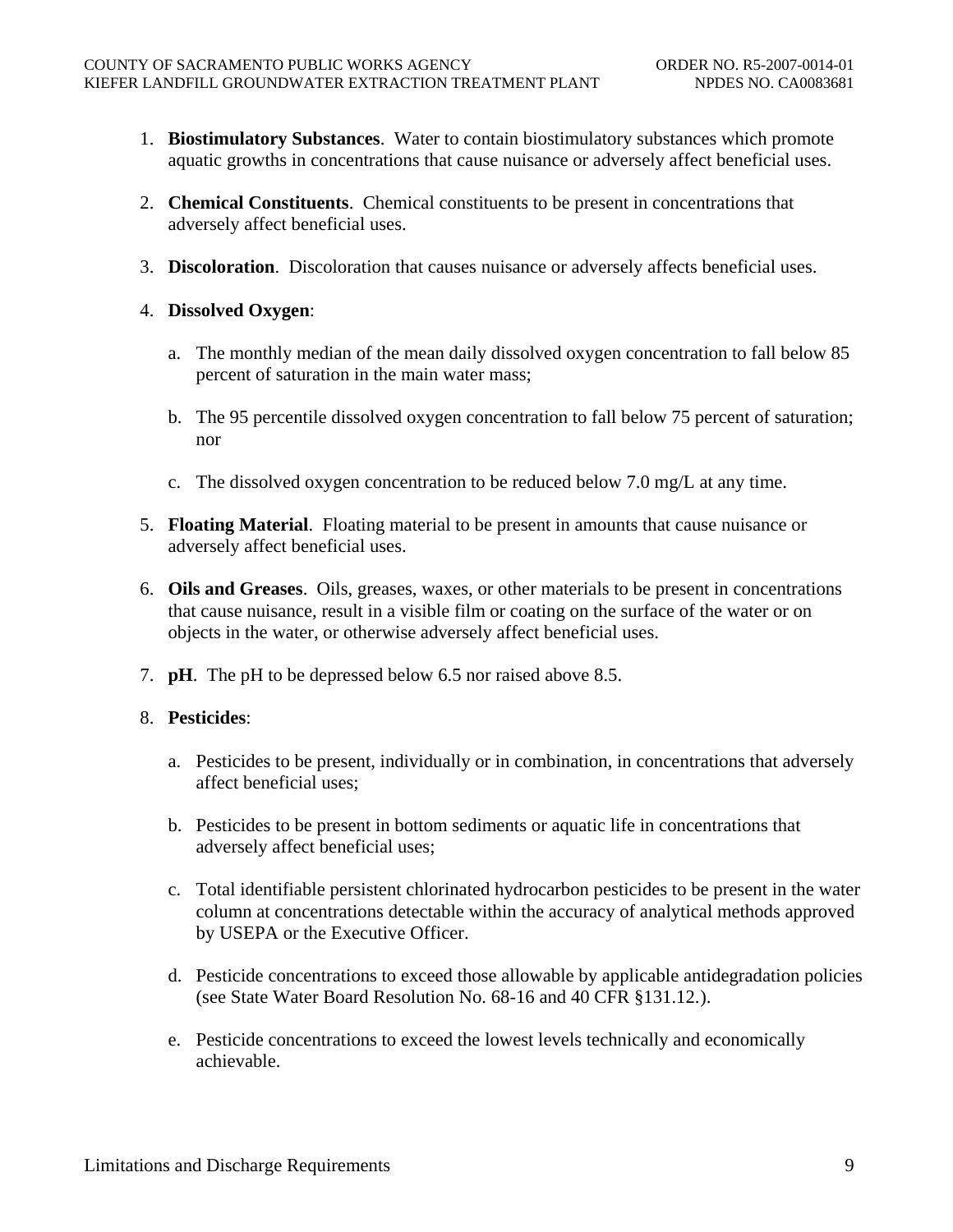1. **Biostimulatory Substances**. Water to contain biostimulatory substances which promote aquatic growths in concentrations that cause nuisance or adversely affect beneficial uses.

2. **Chemical Constituents**. Chemical constituents to be present in concentrations that adversely affect beneficial uses.

3. **Discoloration**. Discoloration that causes nuisance or adversely affects beneficial uses.

4. **Dissolved Oxygen**:

   a. The monthly median of the mean daily dissolved oxygen concentration to fall below 85 percent of saturation in the main water mass;

   b. The 95 percentile dissolved oxygen concentration to fall below 75 percent of saturation; nor

   c. The dissolved oxygen concentration to be reduced below 7.0 mg/L at any time.

5. **Floating Material**. Floating material to be present in amounts that cause nuisance or adversely affect beneficial uses.

6. **Oils and Greases**. Oils, greases, waxes, or other materials to be present in concentrations that cause nuisance, result in a visible film or coating on the surface of the water or on objects in the water, or otherwise adversely affect beneficial uses.

7. **pH**. The pH to be depressed below 6.5 nor raised above 8.5.

8. **Pesticides**:

   a. Pesticides to be present, individually or in combination, in concentrations that adversely affect beneficial uses;

   b. Pesticides to be present in bottom sediments or aquatic life in concentrations that adversely affect beneficial uses;

   c. Total identifiable persistent chlorinated hydrocarbon pesticides to be present in the water column at concentrations detectable within the accuracy of analytical methods approved by USEPA or the Executive Officer.

   d. Pesticide concentrations to exceed those allowable by applicable antidegradation policies (see State Water Board Resolution No. 68-16 and 40 CFR §131.12.).

   e. Pesticide concentrations to exceed the lowest levels technically and economically achievable.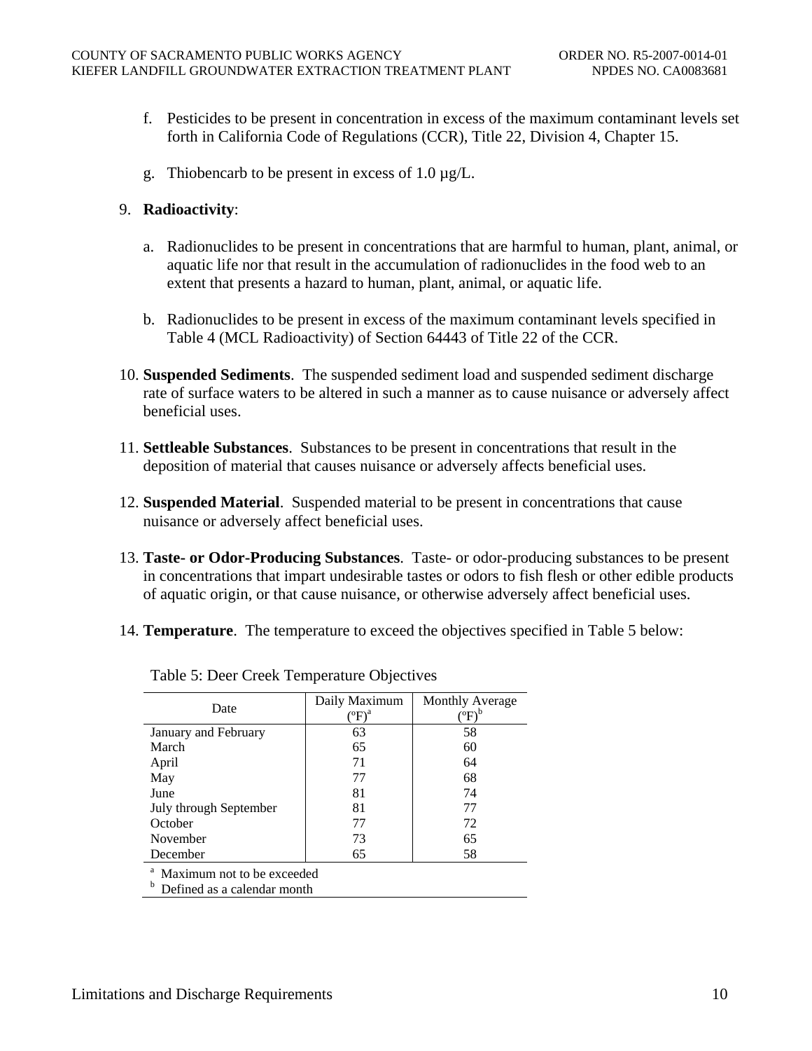f. Pesticides to be present in concentration in excess of the maximum contaminant levels set forth in California Code of Regulations (CCR), Title 22, Division 4, Chapter 15.

g. Thiobencarb to be present in excess of 1.0 µg/L.

9. **Radioactivity**:

   a. Radionuclides to be present in concentrations that are harmful to human, plant, animal, or aquatic life nor that result in the accumulation of radionuclides in the food web to an extent that presents a hazard to human, plant, animal, or aquatic life.

   b. Radionuclides to be present in excess of the maximum contaminant levels specified in Table 4 (MCL Radioactivity) of Section 64443 of Title 22 of the CCR.

10. **Suspended Sediments**. The suspended sediment load and suspended sediment discharge rate of surface waters to be altered in such a manner as to cause nuisance or adversely affect beneficial uses.

11. **Settleable Substances**. Substances to be present in concentrations that result in the deposition of material that causes nuisance or adversely affects beneficial uses.

12. **Suspended Material**. Suspended material to be present in concentrations that cause nuisance or adversely affect beneficial uses.

13. **Taste- or Odor-Producing Substances**. Taste- or odor-producing substances to be present in concentrations that impart undesirable tastes or odors to fish flesh or other edible products of aquatic origin, or that cause nuisance, or otherwise adversely affect beneficial uses.

14. **Temperature**. The temperature to exceed the objectives specified in Table 5 below:

Table 5: Deer Creek Temperature Objectives

| Date | Daily Maximum (ºF)[a] | Monthly Average (ºF)[b] |
|---|---|---|
| January and February | 63 | 58 |
| March | 65 | 60 |
| April | 71 | 64 |
| May | 77 | 68 |
| June | 81 | 74 |
| July through September | 81 | 77 |
| October | 77 | 72 |
| November | 73 | 65 |
| December | 65 | 58 |

[a] Maximum not to be exceeded
[b] Defined as a calendar month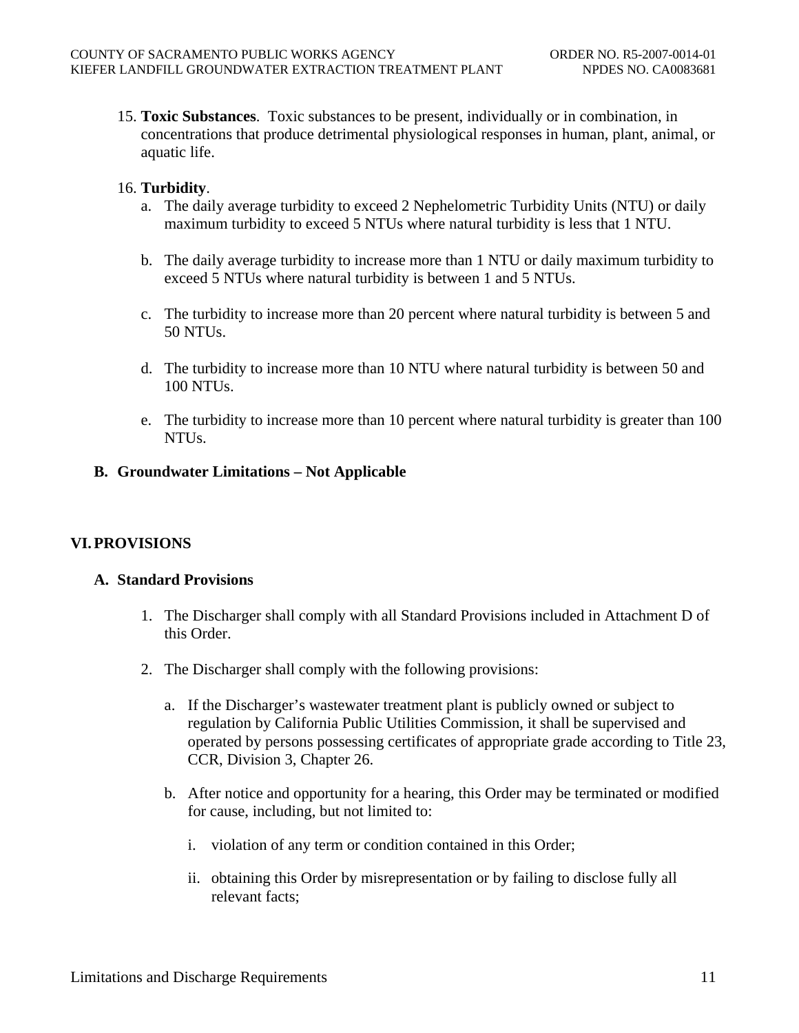15. **Toxic Substances**. Toxic substances to be present, individually or in combination, in concentrations that produce detrimental physiological responses in human, plant, animal, or aquatic life.

16. **Turbidity**.

    a. The daily average turbidity to exceed 2 Nephelometric Turbidity Units (NTU) or daily maximum turbidity to exceed 5 NTUs where natural turbidity is less that 1 NTU.

    b. The daily average turbidity to increase more than 1 NTU or daily maximum turbidity to exceed 5 NTUs where natural turbidity is between 1 and 5 NTUs.

    c. The turbidity to increase more than 20 percent where natural turbidity is between 5 and 50 NTUs.

    d. The turbidity to increase more than 10 NTU where natural turbidity is between 50 and 100 NTUs.

    e. The turbidity to increase more than 10 percent where natural turbidity is greater than 100 NTUs.

### B. Groundwater Limitations – Not Applicable

## VI. PROVISIONS

### A. Standard Provisions

1. The Discharger shall comply with all Standard Provisions included in Attachment D of this Order.

2. The Discharger shall comply with the following provisions:

    a. If the Discharger's wastewater treatment plant is publicly owned or subject to regulation by California Public Utilities Commission, it shall be supervised and operated by persons possessing certificates of appropriate grade according to Title 23, CCR, Division 3, Chapter 26.

    b. After notice and opportunity for a hearing, this Order may be terminated or modified for cause, including, but not limited to:

        i. violation of any term or condition contained in this Order;

        ii. obtaining this Order by misrepresentation or by failing to disclose fully all relevant facts;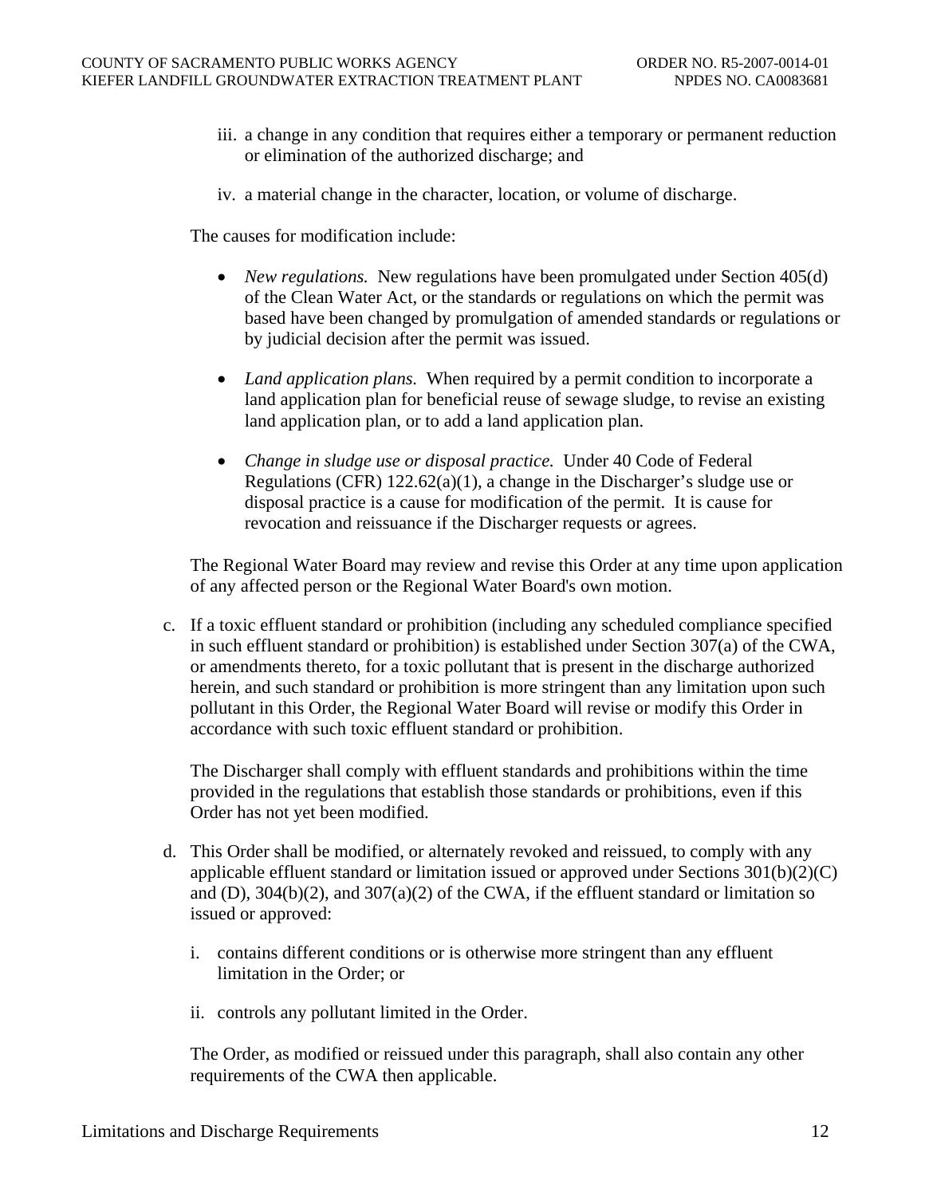iii. a change in any condition that requires either a temporary or permanent reduction or elimination of the authorized discharge; and

iv. a material change in the character, location, or volume of discharge.

The causes for modification include:

- *New regulations.* New regulations have been promulgated under Section 405(d) of the Clean Water Act, or the standards or regulations on which the permit was based have been changed by promulgation of amended standards or regulations or by judicial decision after the permit was issued.
- *Land application plans.* When required by a permit condition to incorporate a land application plan for beneficial reuse of sewage sludge, to revise an existing land application plan, or to add a land application plan.
- *Change in sludge use or disposal practice.* Under 40 Code of Federal Regulations (CFR) 122.62(a)(1), a change in the Discharger's sludge use or disposal practice is a cause for modification of the permit. It is cause for revocation and reissuance if the Discharger requests or agrees.

The Regional Water Board may review and revise this Order at any time upon application of any affected person or the Regional Water Board's own motion.

c. If a toxic effluent standard or prohibition (including any scheduled compliance specified in such effluent standard or prohibition) is established under Section 307(a) of the CWA, or amendments thereto, for a toxic pollutant that is present in the discharge authorized herein, and such standard or prohibition is more stringent than any limitation upon such pollutant in this Order, the Regional Water Board will revise or modify this Order in accordance with such toxic effluent standard or prohibition.

The Discharger shall comply with effluent standards and prohibitions within the time provided in the regulations that establish those standards or prohibitions, even if this Order has not yet been modified.

d. This Order shall be modified, or alternately revoked and reissued, to comply with any applicable effluent standard or limitation issued or approved under Sections 301(b)(2)(C) and (D), 304(b)(2), and 307(a)(2) of the CWA, if the effluent standard or limitation so issued or approved:

i. contains different conditions or is otherwise more stringent than any effluent limitation in the Order; or

ii. controls any pollutant limited in the Order.

The Order, as modified or reissued under this paragraph, shall also contain any other requirements of the CWA then applicable.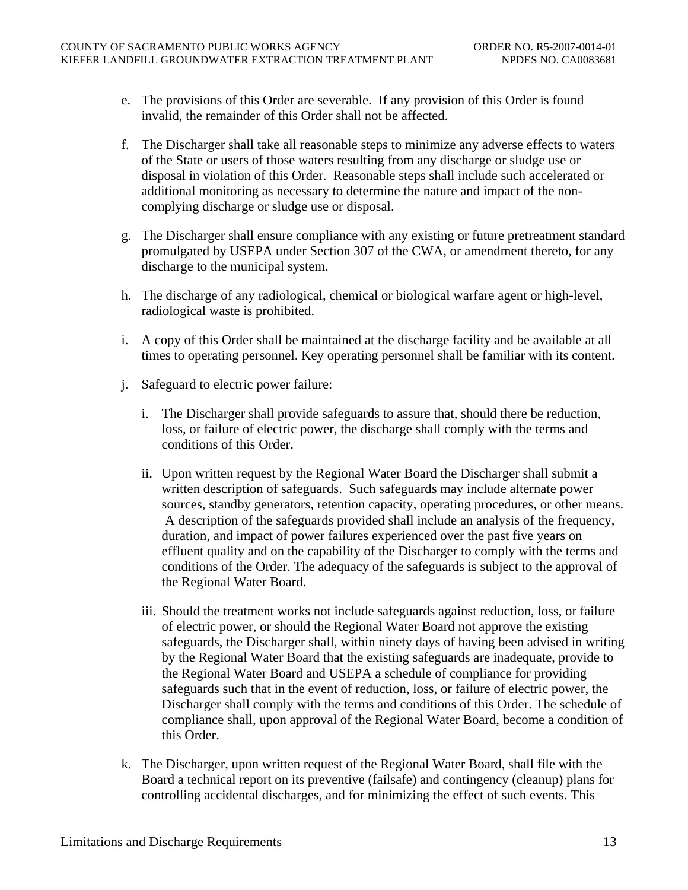e. The provisions of this Order are severable. If any provision of this Order is found invalid, the remainder of this Order shall not be affected.

f. The Discharger shall take all reasonable steps to minimize any adverse effects to waters of the State or users of those waters resulting from any discharge or sludge use or disposal in violation of this Order. Reasonable steps shall include such accelerated or additional monitoring as necessary to determine the nature and impact of the non-complying discharge or sludge use or disposal.

g. The Discharger shall ensure compliance with any existing or future pretreatment standard promulgated by USEPA under Section 307 of the CWA, or amendment thereto, for any discharge to the municipal system.

h. The discharge of any radiological, chemical or biological warfare agent or high-level, radiological waste is prohibited.

i. A copy of this Order shall be maintained at the discharge facility and be available at all times to operating personnel. Key operating personnel shall be familiar with its content.

j. Safeguard to electric power failure:

   i. The Discharger shall provide safeguards to assure that, should there be reduction, loss, or failure of electric power, the discharge shall comply with the terms and conditions of this Order.

   ii. Upon written request by the Regional Water Board the Discharger shall submit a written description of safeguards. Such safeguards may include alternate power sources, standby generators, retention capacity, operating procedures, or other means. A description of the safeguards provided shall include an analysis of the frequency, duration, and impact of power failures experienced over the past five years on effluent quality and on the capability of the Discharger to comply with the terms and conditions of the Order. The adequacy of the safeguards is subject to the approval of the Regional Water Board.

   iii. Should the treatment works not include safeguards against reduction, loss, or failure of electric power, or should the Regional Water Board not approve the existing safeguards, the Discharger shall, within ninety days of having been advised in writing by the Regional Water Board that the existing safeguards are inadequate, provide to the Regional Water Board and USEPA a schedule of compliance for providing safeguards such that in the event of reduction, loss, or failure of electric power, the Discharger shall comply with the terms and conditions of this Order. The schedule of compliance shall, upon approval of the Regional Water Board, become a condition of this Order.

k. The Discharger, upon written request of the Regional Water Board, shall file with the Board a technical report on its preventive (failsafe) and contingency (cleanup) plans for controlling accidental discharges, and for minimizing the effect of such events. This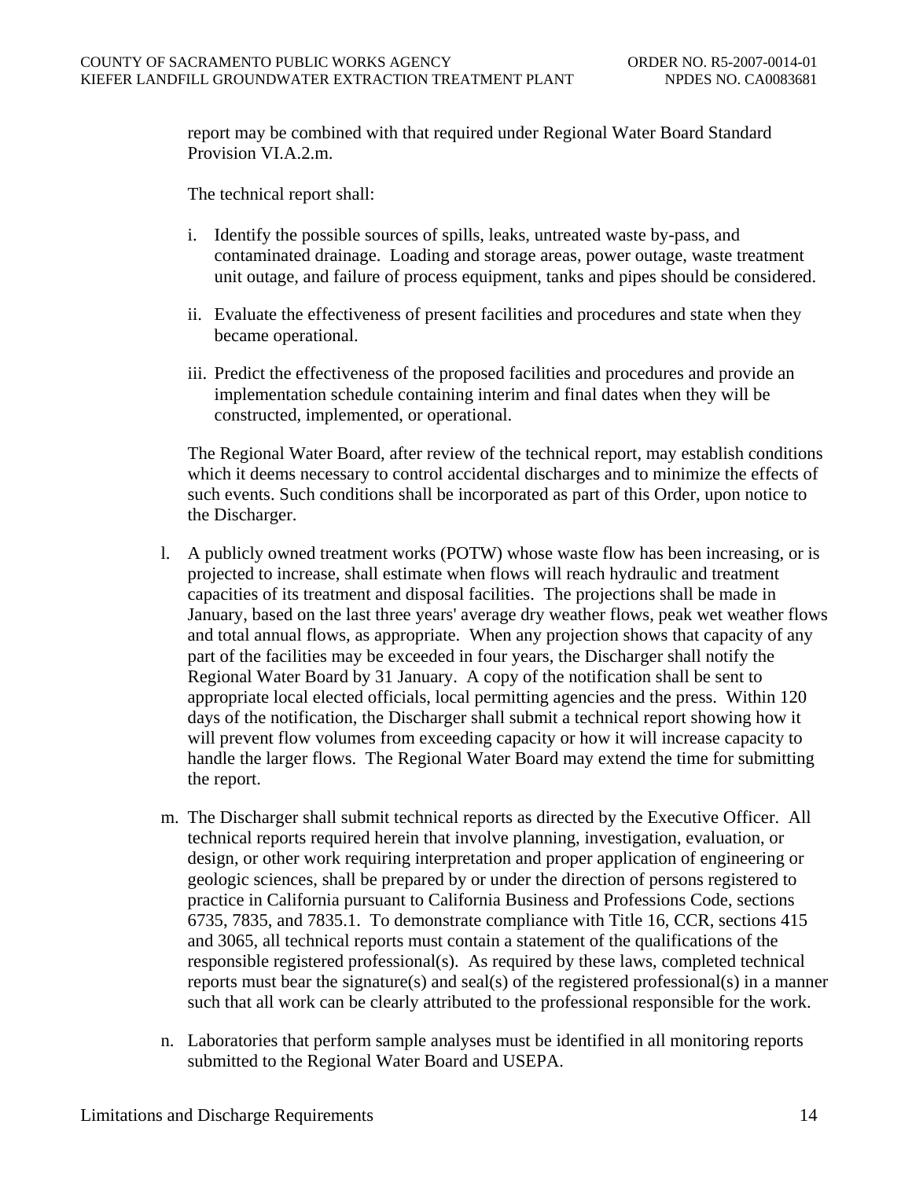report may be combined with that required under Regional Water Board Standard Provision VI.A.2.m.

The technical report shall:

i. Identify the possible sources of spills, leaks, untreated waste by-pass, and contaminated drainage. Loading and storage areas, power outage, waste treatment unit outage, and failure of process equipment, tanks and pipes should be considered.

ii. Evaluate the effectiveness of present facilities and procedures and state when they became operational.

iii. Predict the effectiveness of the proposed facilities and procedures and provide an implementation schedule containing interim and final dates when they will be constructed, implemented, or operational.

The Regional Water Board, after review of the technical report, may establish conditions which it deems necessary to control accidental discharges and to minimize the effects of such events. Such conditions shall be incorporated as part of this Order, upon notice to the Discharger.

l. A publicly owned treatment works (POTW) whose waste flow has been increasing, or is projected to increase, shall estimate when flows will reach hydraulic and treatment capacities of its treatment and disposal facilities. The projections shall be made in January, based on the last three years' average dry weather flows, peak wet weather flows and total annual flows, as appropriate. When any projection shows that capacity of any part of the facilities may be exceeded in four years, the Discharger shall notify the Regional Water Board by 31 January. A copy of the notification shall be sent to appropriate local elected officials, local permitting agencies and the press. Within 120 days of the notification, the Discharger shall submit a technical report showing how it will prevent flow volumes from exceeding capacity or how it will increase capacity to handle the larger flows. The Regional Water Board may extend the time for submitting the report.

m. The Discharger shall submit technical reports as directed by the Executive Officer. All technical reports required herein that involve planning, investigation, evaluation, or design, or other work requiring interpretation and proper application of engineering or geologic sciences, shall be prepared by or under the direction of persons registered to practice in California pursuant to California Business and Professions Code, sections 6735, 7835, and 7835.1. To demonstrate compliance with Title 16, CCR, sections 415 and 3065, all technical reports must contain a statement of the qualifications of the responsible registered professional(s). As required by these laws, completed technical reports must bear the signature(s) and seal(s) of the registered professional(s) in a manner such that all work can be clearly attributed to the professional responsible for the work.

n. Laboratories that perform sample analyses must be identified in all monitoring reports submitted to the Regional Water Board and USEPA.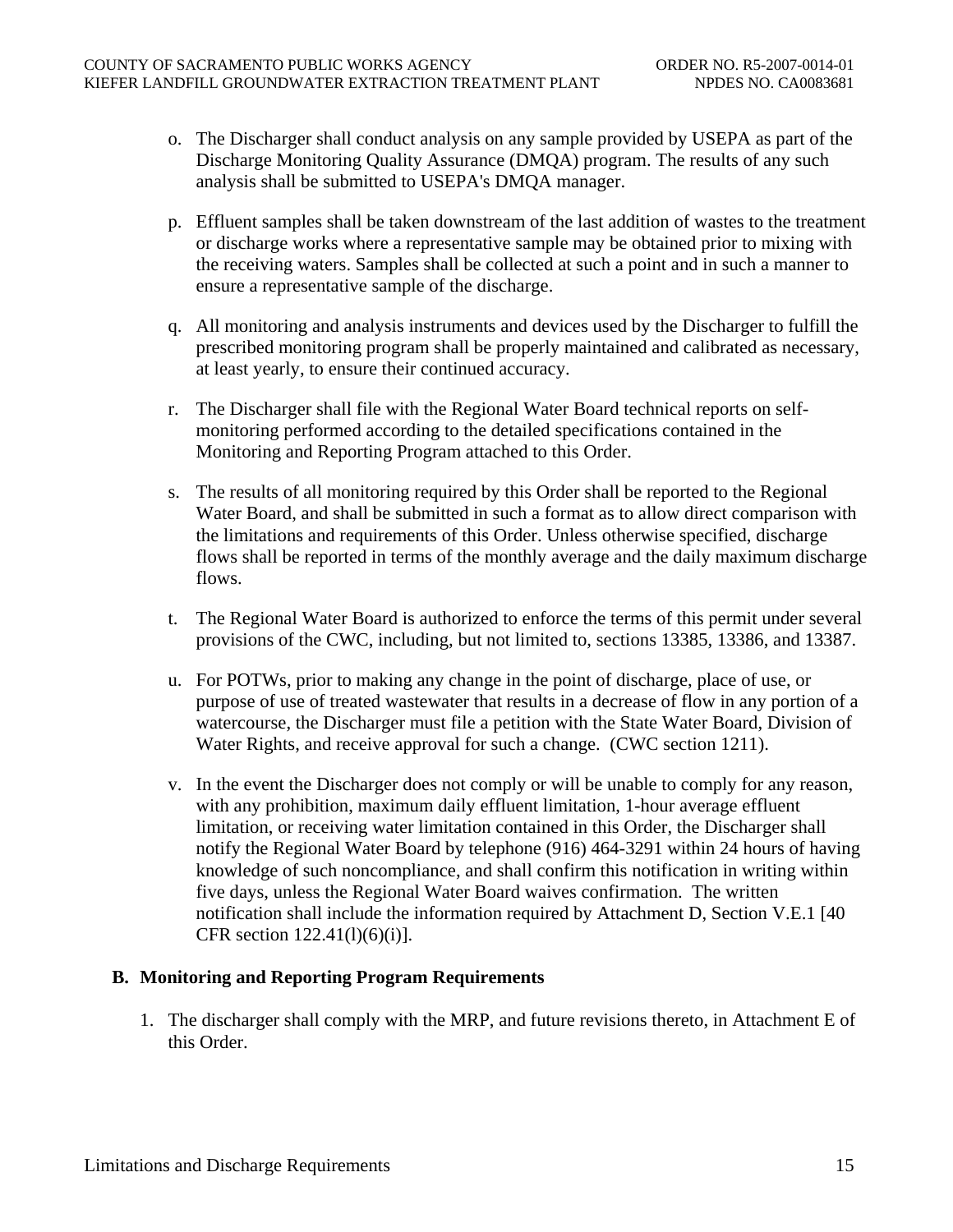o. The Discharger shall conduct analysis on any sample provided by USEPA as part of the Discharge Monitoring Quality Assurance (DMQA) program. The results of any such analysis shall be submitted to USEPA's DMQA manager.

p. Effluent samples shall be taken downstream of the last addition of wastes to the treatment or discharge works where a representative sample may be obtained prior to mixing with the receiving waters. Samples shall be collected at such a point and in such a manner to ensure a representative sample of the discharge.

q. All monitoring and analysis instruments and devices used by the Discharger to fulfill the prescribed monitoring program shall be properly maintained and calibrated as necessary, at least yearly, to ensure their continued accuracy.

r. The Discharger shall file with the Regional Water Board technical reports on self-monitoring performed according to the detailed specifications contained in the Monitoring and Reporting Program attached to this Order.

s. The results of all monitoring required by this Order shall be reported to the Regional Water Board, and shall be submitted in such a format as to allow direct comparison with the limitations and requirements of this Order. Unless otherwise specified, discharge flows shall be reported in terms of the monthly average and the daily maximum discharge flows.

t. The Regional Water Board is authorized to enforce the terms of this permit under several provisions of the CWC, including, but not limited to, sections 13385, 13386, and 13387.

u. For POTWs, prior to making any change in the point of discharge, place of use, or purpose of use of treated wastewater that results in a decrease of flow in any portion of a watercourse, the Discharger must file a petition with the State Water Board, Division of Water Rights, and receive approval for such a change. (CWC section 1211).

v. In the event the Discharger does not comply or will be unable to comply for any reason, with any prohibition, maximum daily effluent limitation, 1-hour average effluent limitation, or receiving water limitation contained in this Order, the Discharger shall notify the Regional Water Board by telephone (916) 464-3291 within 24 hours of having knowledge of such noncompliance, and shall confirm this notification in writing within five days, unless the Regional Water Board waives confirmation. The written notification shall include the information required by Attachment D, Section V.E.1 [40 CFR section 122.41(l)(6)(i)].

## B. Monitoring and Reporting Program Requirements

1. The discharger shall comply with the MRP, and future revisions thereto, in Attachment E of this Order.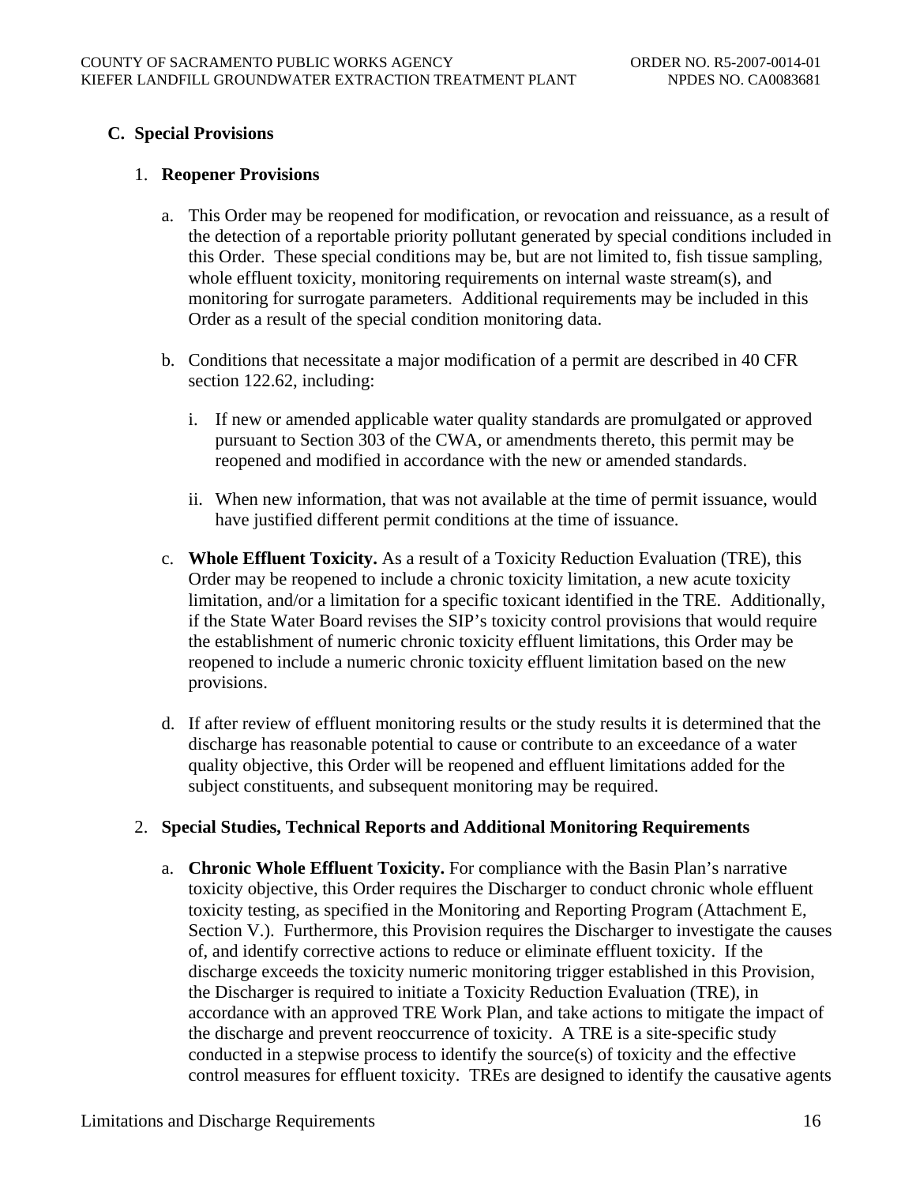## C. Special Provisions

### 1. Reopener Provisions

a. This Order may be reopened for modification, or revocation and reissuance, as a result of the detection of a reportable priority pollutant generated by special conditions included in this Order. These special conditions may be, but are not limited to, fish tissue sampling, whole effluent toxicity, monitoring requirements on internal waste stream(s), and monitoring for surrogate parameters. Additional requirements may be included in this Order as a result of the special condition monitoring data.

b. Conditions that necessitate a major modification of a permit are described in 40 CFR section 122.62, including:

   i. If new or amended applicable water quality standards are promulgated or approved pursuant to Section 303 of the CWA, or amendments thereto, this permit may be reopened and modified in accordance with the new or amended standards.

   ii. When new information, that was not available at the time of permit issuance, would have justified different permit conditions at the time of issuance.

c. **Whole Effluent Toxicity.** As a result of a Toxicity Reduction Evaluation (TRE), this Order may be reopened to include a chronic toxicity limitation, a new acute toxicity limitation, and/or a limitation for a specific toxicant identified in the TRE. Additionally, if the State Water Board revises the SIP's toxicity control provisions that would require the establishment of numeric chronic toxicity effluent limitations, this Order may be reopened to include a numeric chronic toxicity effluent limitation based on the new provisions.

d. If after review of effluent monitoring results or the study results it is determined that the discharge has reasonable potential to cause or contribute to an exceedance of a water quality objective, this Order will be reopened and effluent limitations added for the subject constituents, and subsequent monitoring may be required.

### 2. Special Studies, Technical Reports and Additional Monitoring Requirements

a. **Chronic Whole Effluent Toxicity.** For compliance with the Basin Plan's narrative toxicity objective, this Order requires the Discharger to conduct chronic whole effluent toxicity testing, as specified in the Monitoring and Reporting Program (Attachment E, Section V.). Furthermore, this Provision requires the Discharger to investigate the causes of, and identify corrective actions to reduce or eliminate effluent toxicity. If the discharge exceeds the toxicity numeric monitoring trigger established in this Provision, the Discharger is required to initiate a Toxicity Reduction Evaluation (TRE), in accordance with an approved TRE Work Plan, and take actions to mitigate the impact of the discharge and prevent reoccurrence of toxicity. A TRE is a site-specific study conducted in a stepwise process to identify the source(s) of toxicity and the effective control measures for effluent toxicity. TREs are designed to identify the causative agents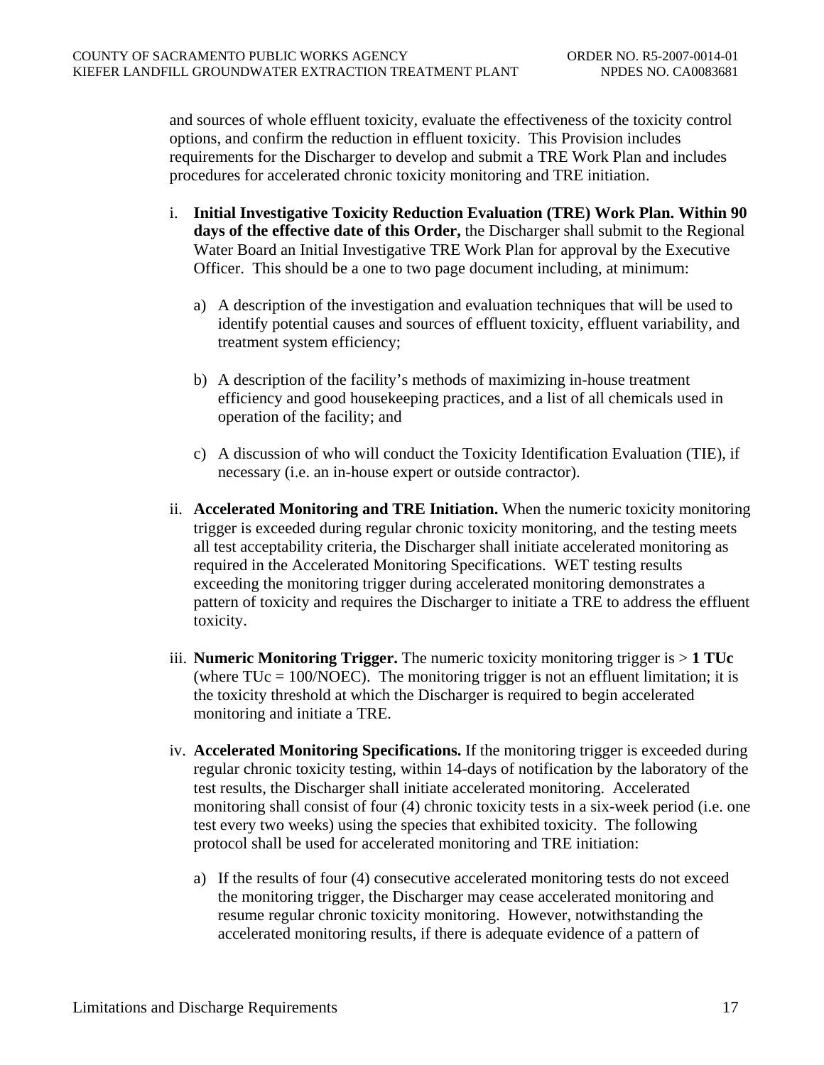and sources of whole effluent toxicity, evaluate the effectiveness of the toxicity control options, and confirm the reduction in effluent toxicity. This Provision includes requirements for the Discharger to develop and submit a TRE Work Plan and includes procedures for accelerated chronic toxicity monitoring and TRE initiation.

i. **Initial Investigative Toxicity Reduction Evaluation (TRE) Work Plan. Within 90 days of the effective date of this Order,** the Discharger shall submit to the Regional Water Board an Initial Investigative TRE Work Plan for approval by the Executive Officer. This should be a one to two page document including, at minimum:

   a) A description of the investigation and evaluation techniques that will be used to identify potential causes and sources of effluent toxicity, effluent variability, and treatment system efficiency;

   b) A description of the facility's methods of maximizing in-house treatment efficiency and good housekeeping practices, and a list of all chemicals used in operation of the facility; and

   c) A discussion of who will conduct the Toxicity Identification Evaluation (TIE), if necessary (i.e. an in-house expert or outside contractor).

ii. **Accelerated Monitoring and TRE Initiation.** When the numeric toxicity monitoring trigger is exceeded during regular chronic toxicity monitoring, and the testing meets all test acceptability criteria, the Discharger shall initiate accelerated monitoring as required in the Accelerated Monitoring Specifications. WET testing results exceeding the monitoring trigger during accelerated monitoring demonstrates a pattern of toxicity and requires the Discharger to initiate a TRE to address the effluent toxicity.

iii. **Numeric Monitoring Trigger.** The numeric toxicity monitoring trigger is > **1 TUc** (where TUc = 100/NOEC). The monitoring trigger is not an effluent limitation; it is the toxicity threshold at which the Discharger is required to begin accelerated monitoring and initiate a TRE.

iv. **Accelerated Monitoring Specifications.** If the monitoring trigger is exceeded during regular chronic toxicity testing, within 14-days of notification by the laboratory of the test results, the Discharger shall initiate accelerated monitoring. Accelerated monitoring shall consist of four (4) chronic toxicity tests in a six-week period (i.e. one test every two weeks) using the species that exhibited toxicity. The following protocol shall be used for accelerated monitoring and TRE initiation:

   a) If the results of four (4) consecutive accelerated monitoring tests do not exceed the monitoring trigger, the Discharger may cease accelerated monitoring and resume regular chronic toxicity monitoring. However, notwithstanding the accelerated monitoring results, if there is adequate evidence of a pattern of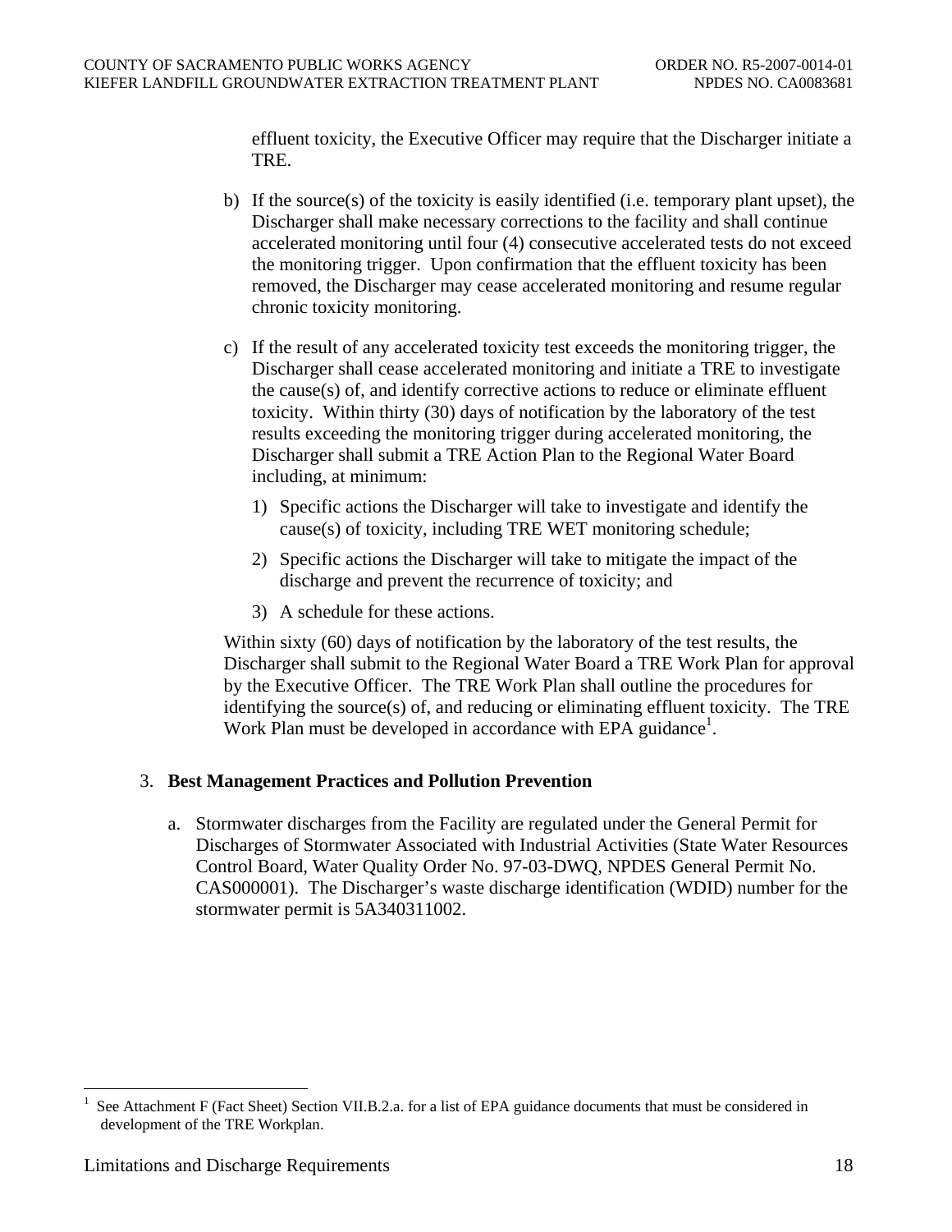effluent toxicity, the Executive Officer may require that the Discharger initiate a TRE.

b) If the source(s) of the toxicity is easily identified (i.e. temporary plant upset), the Discharger shall make necessary corrections to the facility and shall continue accelerated monitoring until four (4) consecutive accelerated tests do not exceed the monitoring trigger. Upon confirmation that the effluent toxicity has been removed, the Discharger may cease accelerated monitoring and resume regular chronic toxicity monitoring.

c) If the result of any accelerated toxicity test exceeds the monitoring trigger, the Discharger shall cease accelerated monitoring and initiate a TRE to investigate the cause(s) of, and identify corrective actions to reduce or eliminate effluent toxicity. Within thirty (30) days of notification by the laboratory of the test results exceeding the monitoring trigger during accelerated monitoring, the Discharger shall submit a TRE Action Plan to the Regional Water Board including, at minimum:

   1) Specific actions the Discharger will take to investigate and identify the cause(s) of toxicity, including TRE WET monitoring schedule;

   2) Specific actions the Discharger will take to mitigate the impact of the discharge and prevent the recurrence of toxicity; and

   3) A schedule for these actions.

   Within sixty (60) days of notification by the laboratory of the test results, the Discharger shall submit to the Regional Water Board a TRE Work Plan for approval by the Executive Officer. The TRE Work Plan shall outline the procedures for identifying the source(s) of, and reducing or eliminating effluent toxicity. The TRE Work Plan must be developed in accordance with EPA guidance[1].

### 3. Best Management Practices and Pollution Prevention

a. Stormwater discharges from the Facility are regulated under the General Permit for Discharges of Stormwater Associated with Industrial Activities (State Water Resources Control Board, Water Quality Order No. 97-03-DWQ, NPDES General Permit No. CAS000001). The Discharger's waste discharge identification (WDID) number for the stormwater permit is 5A340311002.

[1] See Attachment F (Fact Sheet) Section VII.B.2.a. for a list of EPA guidance documents that must be considered in development of the TRE Workplan.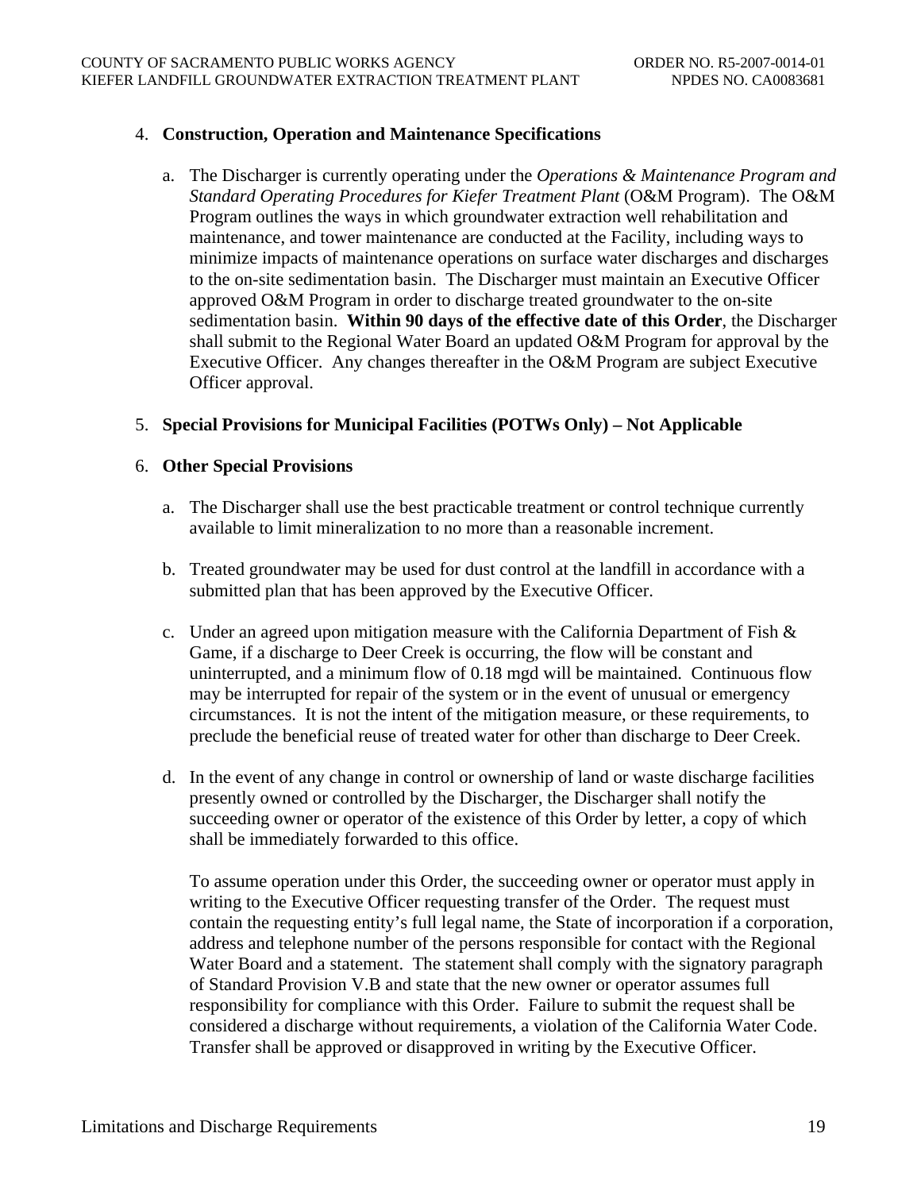4. **Construction, Operation and Maintenance Specifications**

   a. The Discharger is currently operating under the *Operations & Maintenance Program and Standard Operating Procedures for Kiefer Treatment Plant* (O&M Program). The O&M Program outlines the ways in which groundwater extraction well rehabilitation and maintenance, and tower maintenance are conducted at the Facility, including ways to minimize impacts of maintenance operations on surface water discharges and discharges to the on-site sedimentation basin. The Discharger must maintain an Executive Officer approved O&M Program in order to discharge treated groundwater to the on-site sedimentation basin. **Within 90 days of the effective date of this Order**, the Discharger shall submit to the Regional Water Board an updated O&M Program for approval by the Executive Officer. Any changes thereafter in the O&M Program are subject Executive Officer approval.

5. **Special Provisions for Municipal Facilities (POTWs Only) – Not Applicable**

6. **Other Special Provisions**

   a. The Discharger shall use the best practicable treatment or control technique currently available to limit mineralization to no more than a reasonable increment.

   b. Treated groundwater may be used for dust control at the landfill in accordance with a submitted plan that has been approved by the Executive Officer.

   c. Under an agreed upon mitigation measure with the California Department of Fish & Game, if a discharge to Deer Creek is occurring, the flow will be constant and uninterrupted, and a minimum flow of 0.18 mgd will be maintained. Continuous flow may be interrupted for repair of the system or in the event of unusual or emergency circumstances. It is not the intent of the mitigation measure, or these requirements, to preclude the beneficial reuse of treated water for other than discharge to Deer Creek.

   d. In the event of any change in control or ownership of land or waste discharge facilities presently owned or controlled by the Discharger, the Discharger shall notify the succeeding owner or operator of the existence of this Order by letter, a copy of which shall be immediately forwarded to this office.

      To assume operation under this Order, the succeeding owner or operator must apply in writing to the Executive Officer requesting transfer of the Order. The request must contain the requesting entity's full legal name, the State of incorporation if a corporation, address and telephone number of the persons responsible for contact with the Regional Water Board and a statement. The statement shall comply with the signatory paragraph of Standard Provision V.B and state that the new owner or operator assumes full responsibility for compliance with this Order. Failure to submit the request shall be considered a discharge without requirements, a violation of the California Water Code. Transfer shall be approved or disapproved in writing by the Executive Officer.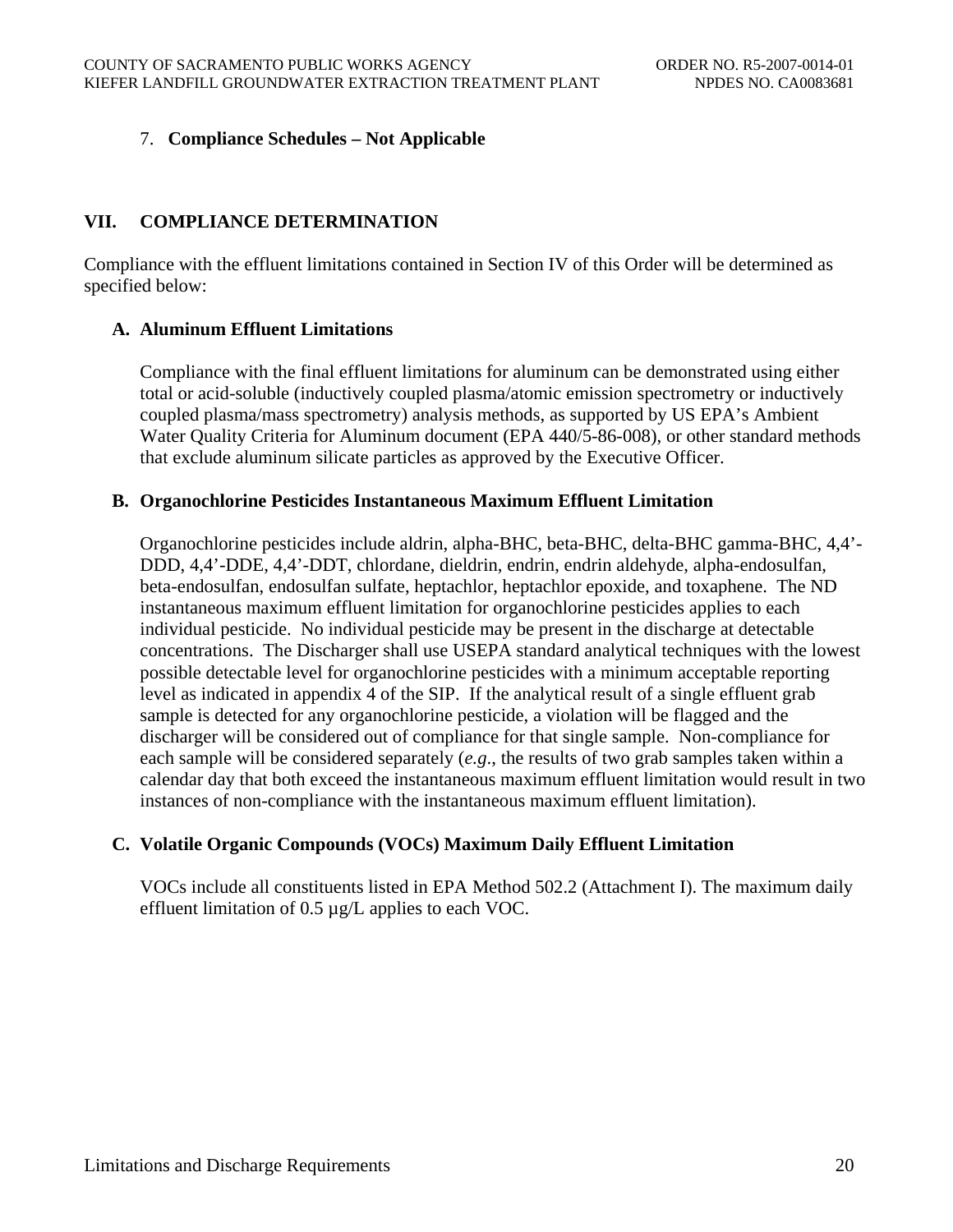7. **Compliance Schedules – Not Applicable**

## VII. COMPLIANCE DETERMINATION

Compliance with the effluent limitations contained in Section IV of this Order will be determined as specified below:

### A. Aluminum Effluent Limitations

Compliance with the final effluent limitations for aluminum can be demonstrated using either total or acid-soluble (inductively coupled plasma/atomic emission spectrometry or inductively coupled plasma/mass spectrometry) analysis methods, as supported by US EPA's Ambient Water Quality Criteria for Aluminum document (EPA 440/5-86-008), or other standard methods that exclude aluminum silicate particles as approved by the Executive Officer.

### B. Organochlorine Pesticides Instantaneous Maximum Effluent Limitation

Organochlorine pesticides include aldrin, alpha-BHC, beta-BHC, delta-BHC gamma-BHC, 4,4'-DDD, 4,4'-DDE, 4,4'-DDT, chlordane, dieldrin, endrin, endrin aldehyde, alpha-endosulfan, beta-endosulfan, endosulfan sulfate, heptachlor, heptachlor epoxide, and toxaphene. The ND instantaneous maximum effluent limitation for organochlorine pesticides applies to each individual pesticide. No individual pesticide may be present in the discharge at detectable concentrations. The Discharger shall use USEPA standard analytical techniques with the lowest possible detectable level for organochlorine pesticides with a minimum acceptable reporting level as indicated in appendix 4 of the SIP. If the analytical result of a single effluent grab sample is detected for any organochlorine pesticide, a violation will be flagged and the discharger will be considered out of compliance for that single sample. Non-compliance for each sample will be considered separately (*e.g*., the results of two grab samples taken within a calendar day that both exceed the instantaneous maximum effluent limitation would result in two instances of non-compliance with the instantaneous maximum effluent limitation).

### C. Volatile Organic Compounds (VOCs) Maximum Daily Effluent Limitation

VOCs include all constituents listed in EPA Method 502.2 (Attachment I). The maximum daily effluent limitation of 0.5 µg/L applies to each VOC.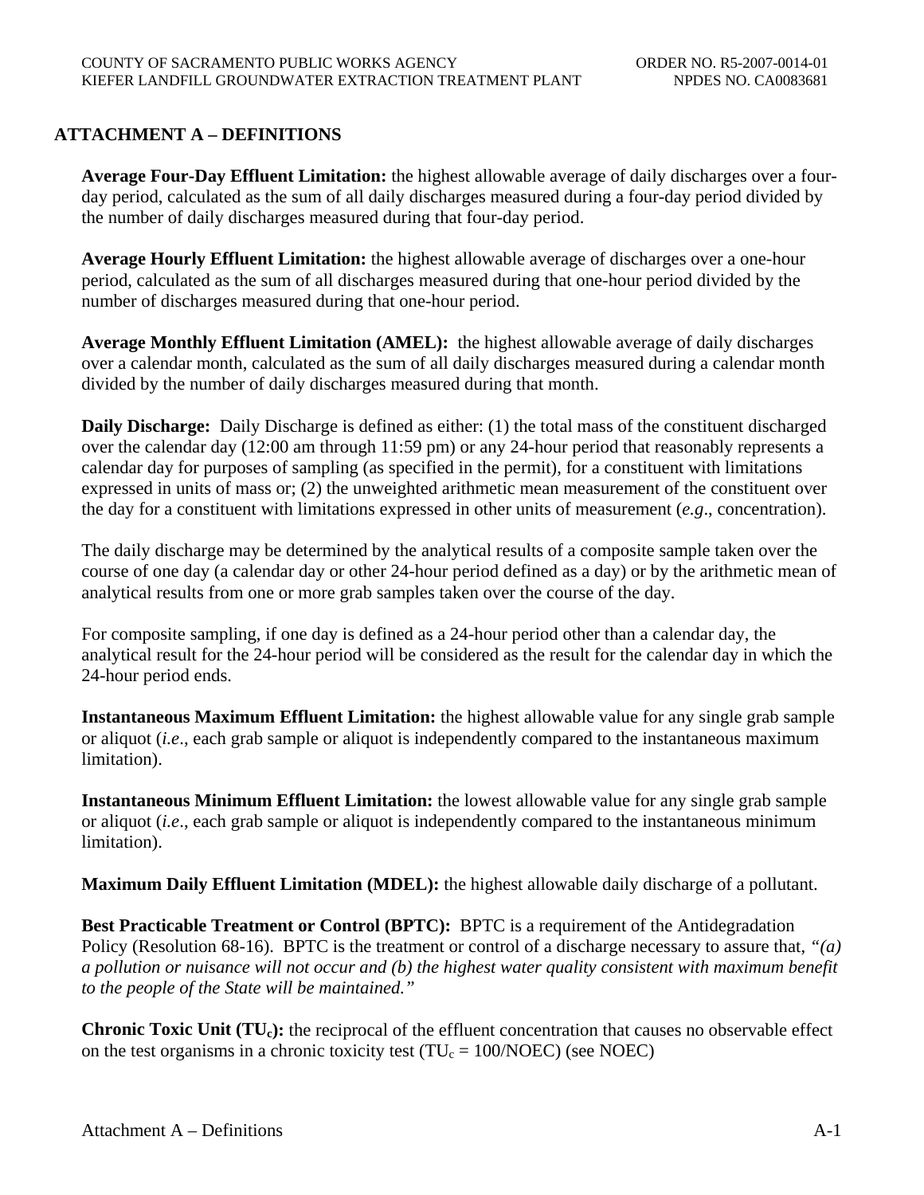## ATTACHMENT A – DEFINITIONS

**Average Four-Day Effluent Limitation:** the highest allowable average of daily discharges over a four-day period, calculated as the sum of all daily discharges measured during a four-day period divided by the number of daily discharges measured during that four-day period.

**Average Hourly Effluent Limitation:** the highest allowable average of discharges over a one-hour period, calculated as the sum of all discharges measured during that one-hour period divided by the number of discharges measured during that one-hour period.

**Average Monthly Effluent Limitation (AMEL):** the highest allowable average of daily discharges over a calendar month, calculated as the sum of all daily discharges measured during a calendar month divided by the number of daily discharges measured during that month.

**Daily Discharge:** Daily Discharge is defined as either: (1) the total mass of the constituent discharged over the calendar day (12:00 am through 11:59 pm) or any 24-hour period that reasonably represents a calendar day for purposes of sampling (as specified in the permit), for a constituent with limitations expressed in units of mass or; (2) the unweighted arithmetic mean measurement of the constituent over the day for a constituent with limitations expressed in other units of measurement (*e.g*., concentration).

The daily discharge may be determined by the analytical results of a composite sample taken over the course of one day (a calendar day or other 24-hour period defined as a day) or by the arithmetic mean of analytical results from one or more grab samples taken over the course of the day.

For composite sampling, if one day is defined as a 24-hour period other than a calendar day, the analytical result for the 24-hour period will be considered as the result for the calendar day in which the 24-hour period ends.

**Instantaneous Maximum Effluent Limitation:** the highest allowable value for any single grab sample or aliquot (*i.e*., each grab sample or aliquot is independently compared to the instantaneous maximum limitation).

**Instantaneous Minimum Effluent Limitation:** the lowest allowable value for any single grab sample or aliquot (*i.e*., each grab sample or aliquot is independently compared to the instantaneous minimum limitation).

**Maximum Daily Effluent Limitation (MDEL):** the highest allowable daily discharge of a pollutant.

**Best Practicable Treatment or Control (BPTC):** BPTC is a requirement of the Antidegradation Policy (Resolution 68-16). BPTC is the treatment or control of a discharge necessary to assure that, *"(a) a pollution or nuisance will not occur and (b) the highest water quality consistent with maximum benefit to the people of the State will be maintained."*

**Chronic Toxic Unit ($TU_c$):** the reciprocal of the effluent concentration that causes no observable effect on the test organisms in a chronic toxicity test ($TU_c = 100/NOEC$) (see NOEC)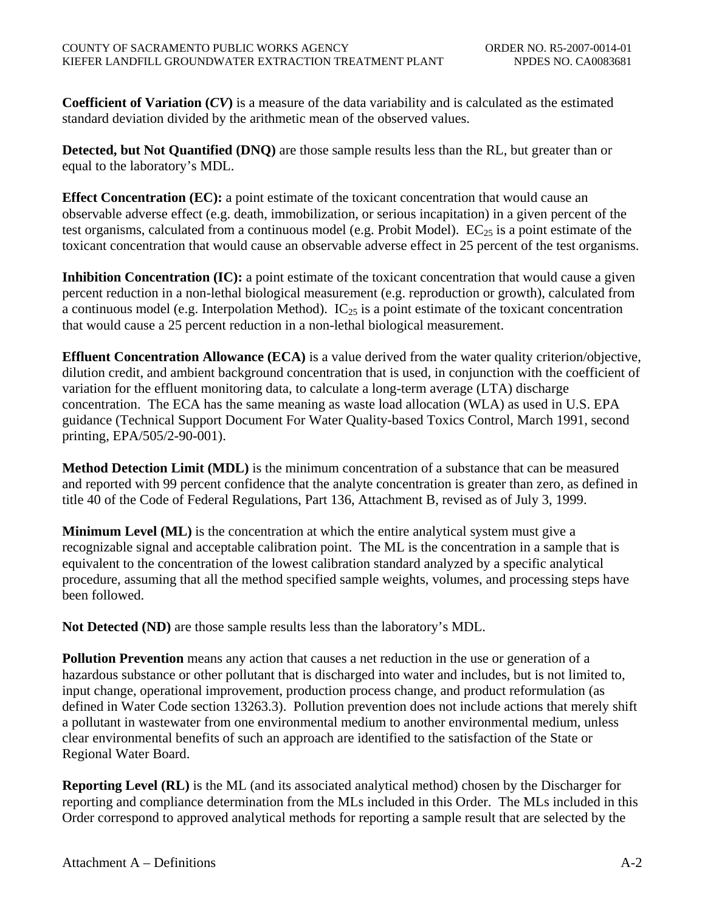**Coefficient of Variation (*CV*)** is a measure of the data variability and is calculated as the estimated standard deviation divided by the arithmetic mean of the observed values.

**Detected, but Not Quantified (DNQ)** are those sample results less than the RL, but greater than or equal to the laboratory's MDL.

**Effect Concentration (EC):** a point estimate of the toxicant concentration that would cause an observable adverse effect (e.g. death, immobilization, or serious incapitation) in a given percent of the test organisms, calculated from a continuous model (e.g. Probit Model). $EC_{25}$ is a point estimate of the toxicant concentration that would cause an observable adverse effect in 25 percent of the test organisms.

**Inhibition Concentration (IC):** a point estimate of the toxicant concentration that would cause a given percent reduction in a non-lethal biological measurement (e.g. reproduction or growth), calculated from a continuous model (e.g. Interpolation Method). $IC_{25}$ is a point estimate of the toxicant concentration that would cause a 25 percent reduction in a non-lethal biological measurement.

**Effluent Concentration Allowance (ECA)** is a value derived from the water quality criterion/objective, dilution credit, and ambient background concentration that is used, in conjunction with the coefficient of variation for the effluent monitoring data, to calculate a long-term average (LTA) discharge concentration. The ECA has the same meaning as waste load allocation (WLA) as used in U.S. EPA guidance (Technical Support Document For Water Quality-based Toxics Control, March 1991, second printing, EPA/505/2-90-001).

**Method Detection Limit (MDL)** is the minimum concentration of a substance that can be measured and reported with 99 percent confidence that the analyte concentration is greater than zero, as defined in title 40 of the Code of Federal Regulations, Part 136, Attachment B, revised as of July 3, 1999.

**Minimum Level (ML)** is the concentration at which the entire analytical system must give a recognizable signal and acceptable calibration point. The ML is the concentration in a sample that is equivalent to the concentration of the lowest calibration standard analyzed by a specific analytical procedure, assuming that all the method specified sample weights, volumes, and processing steps have been followed.

**Not Detected (ND)** are those sample results less than the laboratory's MDL.

**Pollution Prevention** means any action that causes a net reduction in the use or generation of a hazardous substance or other pollutant that is discharged into water and includes, but is not limited to, input change, operational improvement, production process change, and product reformulation (as defined in Water Code section 13263.3). Pollution prevention does not include actions that merely shift a pollutant in wastewater from one environmental medium to another environmental medium, unless clear environmental benefits of such an approach are identified to the satisfaction of the State or Regional Water Board.

**Reporting Level (RL)** is the ML (and its associated analytical method) chosen by the Discharger for reporting and compliance determination from the MLs included in this Order. The MLs included in this Order correspond to approved analytical methods for reporting a sample result that are selected by the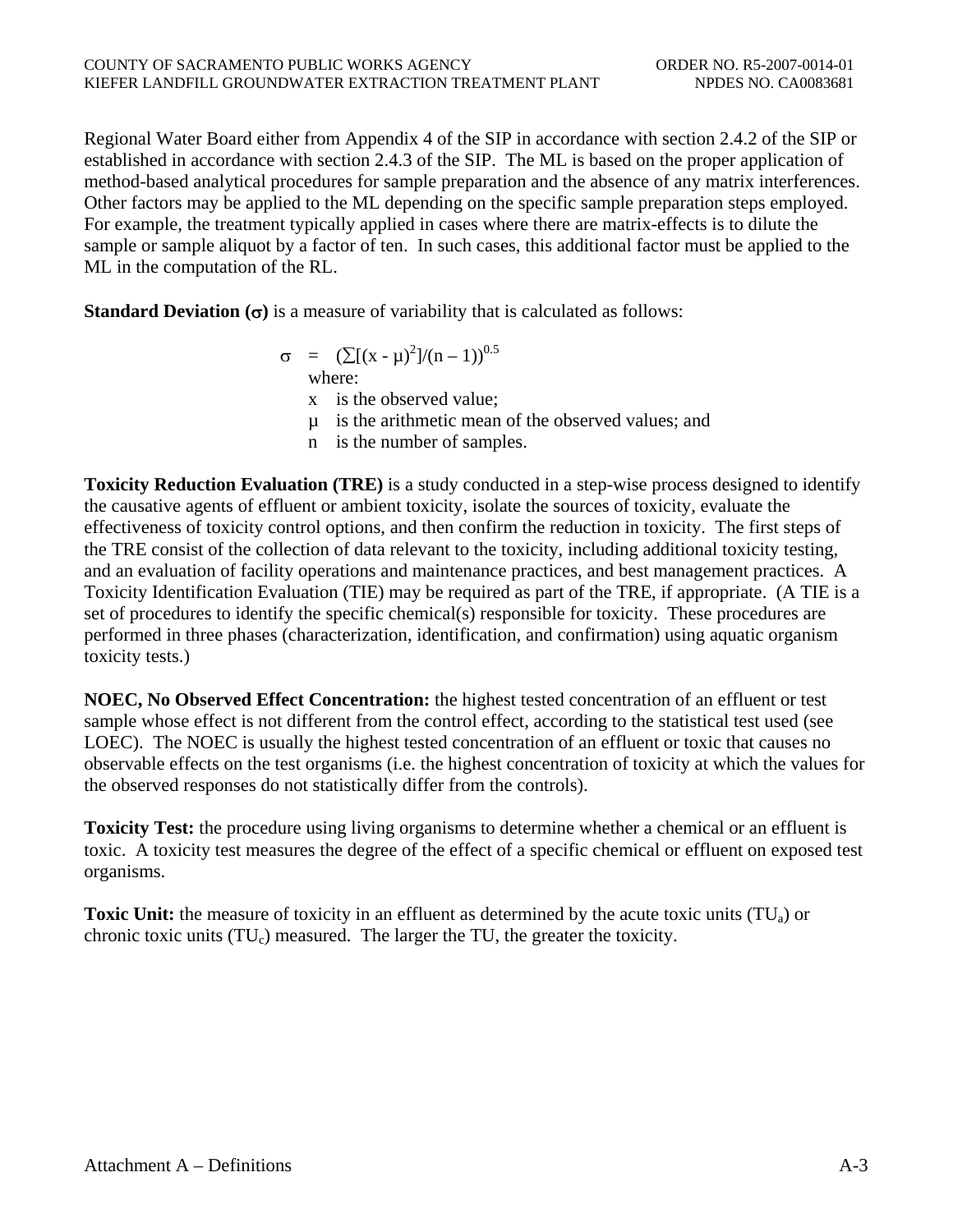Regional Water Board either from Appendix 4 of the SIP in accordance with section 2.4.2 of the SIP or established in accordance with section 2.4.3 of the SIP. The ML is based on the proper application of method-based analytical procedures for sample preparation and the absence of any matrix interferences. Other factors may be applied to the ML depending on the specific sample preparation steps employed. For example, the treatment typically applied in cases where there are matrix-effects is to dilute the sample or sample aliquot by a factor of ten. In such cases, this additional factor must be applied to the ML in the computation of the RL.

**Standard Deviation ($\sigma$)** is a measure of variability that is calculated as follows:

$$\sigma = (\sum[(x - \mu)^2]/(n - 1))^{0.5}$$

where:

- x is the observed value;
- $\mu$ is the arithmetic mean of the observed values; and
- n is the number of samples.

**Toxicity Reduction Evaluation (TRE)** is a study conducted in a step-wise process designed to identify the causative agents of effluent or ambient toxicity, isolate the sources of toxicity, evaluate the effectiveness of toxicity control options, and then confirm the reduction in toxicity. The first steps of the TRE consist of the collection of data relevant to the toxicity, including additional toxicity testing, and an evaluation of facility operations and maintenance practices, and best management practices. A Toxicity Identification Evaluation (TIE) may be required as part of the TRE, if appropriate. (A TIE is a set of procedures to identify the specific chemical(s) responsible for toxicity. These procedures are performed in three phases (characterization, identification, and confirmation) using aquatic organism toxicity tests.)

**NOEC, No Observed Effect Concentration:** the highest tested concentration of an effluent or test sample whose effect is not different from the control effect, according to the statistical test used (see LOEC). The NOEC is usually the highest tested concentration of an effluent or toxic that causes no observable effects on the test organisms (i.e. the highest concentration of toxicity at which the values for the observed responses do not statistically differ from the controls).

**Toxicity Test:** the procedure using living organisms to determine whether a chemical or an effluent is toxic. A toxicity test measures the degree of the effect of a specific chemical or effluent on exposed test organisms.

**Toxic Unit:** the measure of toxicity in an effluent as determined by the acute toxic units ($TU_a$) or chronic toxic units ($TU_c$) measured. The larger the TU, the greater the toxicity.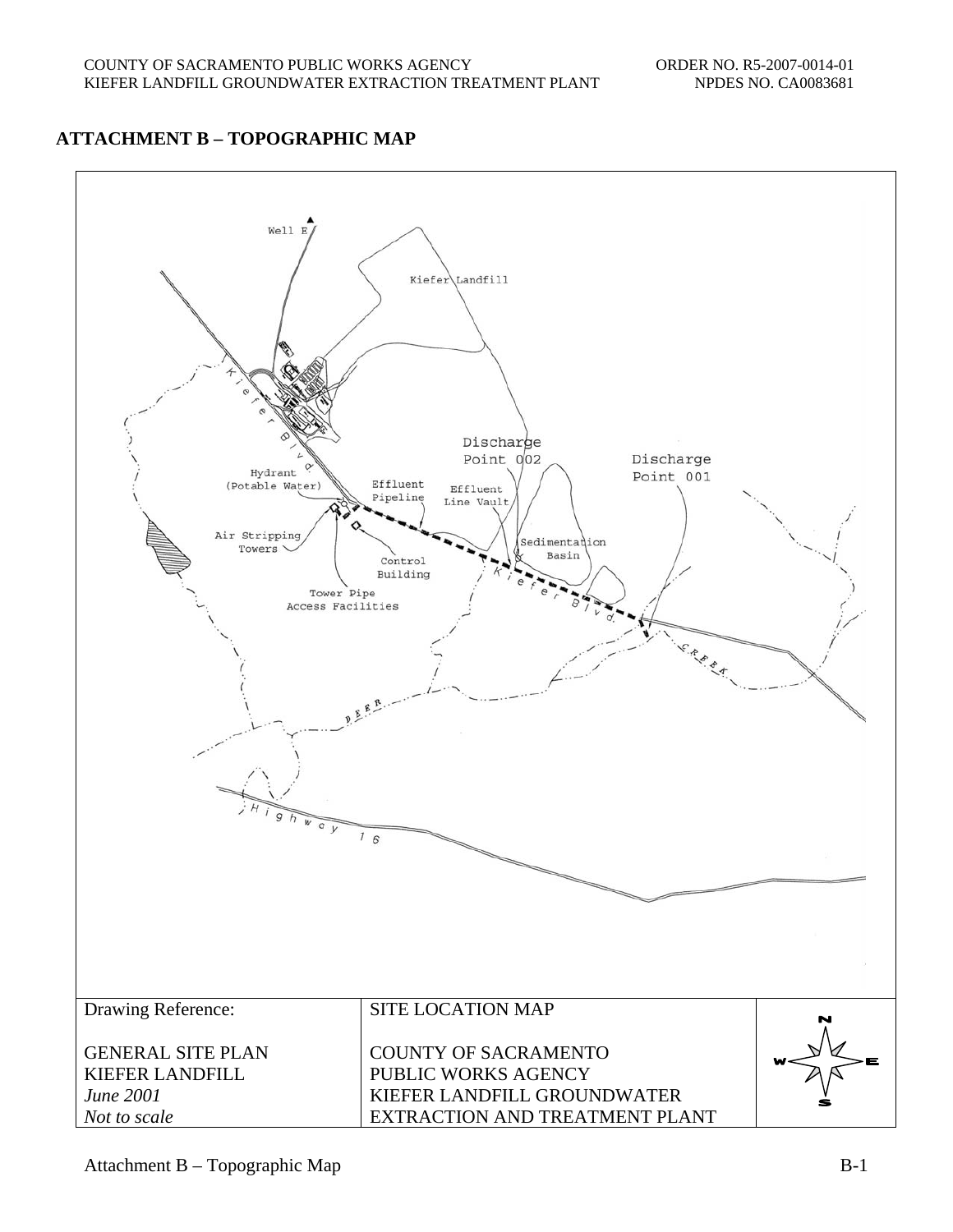## ATTACHMENT B – TOPOGRAPHIC MAP

Well E

Kiefer Landfill

Kiefer Blvd.

Discharge Point 002

Discharge Point 001

Hydrant (Potable Water)

Effluent Pipeline

Effluent Line Vault

Air Stripping Towers

Sedimentation Basin

Control Building

Tower Pipe Access Facilities

Kiefer Blvd.

CREEK

DEER

Highway 16

| Drawing Reference: | SITE LOCATION MAP | |
|---|---|---|
| GENERAL SITE PLAN<br>KIEFER LANDFILL<br>*June 2001*<br>*Not to scale* | COUNTY OF SACRAMENTO<br>PUBLIC WORKS AGENCY<br>KIEFER LANDFILL GROUNDWATER<br>EXTRACTION AND TREATMENT PLANT | N<br>W E<br>S |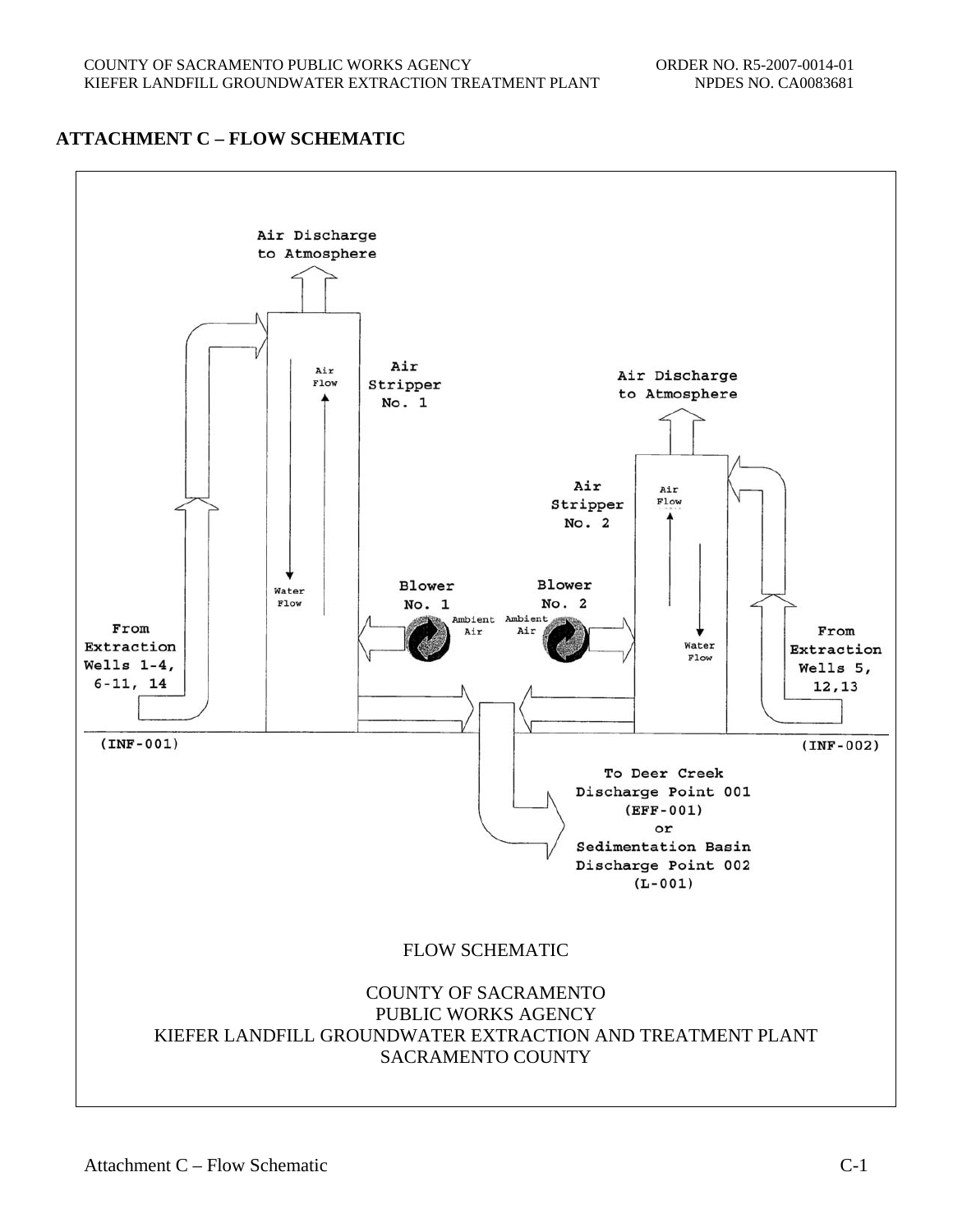## ATTACHMENT C – FLOW SCHEMATIC

Air Discharge to Atmosphere

Air Flow

Air Stripper No. 1

Air Discharge to Atmosphere

Air Stripper No. 2

Air Flow

Water Flow

Blower No. 1

Blower No. 2

Ambient Air

Ambient Air

Water Flow

From Extraction Wells 1-4, 6-11, 14

From Extraction Wells 5, 12,13

(INF-001)

(INF-002)

To Deer Creek Discharge Point 001 (EFF-001) or Sedimentation Basin Discharge Point 002 (L-001)

FLOW SCHEMATIC

COUNTY OF SACRAMENTO
PUBLIC WORKS AGENCY
KIEFER LANDFILL GROUNDWATER EXTRACTION AND TREATMENT PLANT
SACRAMENTO COUNTY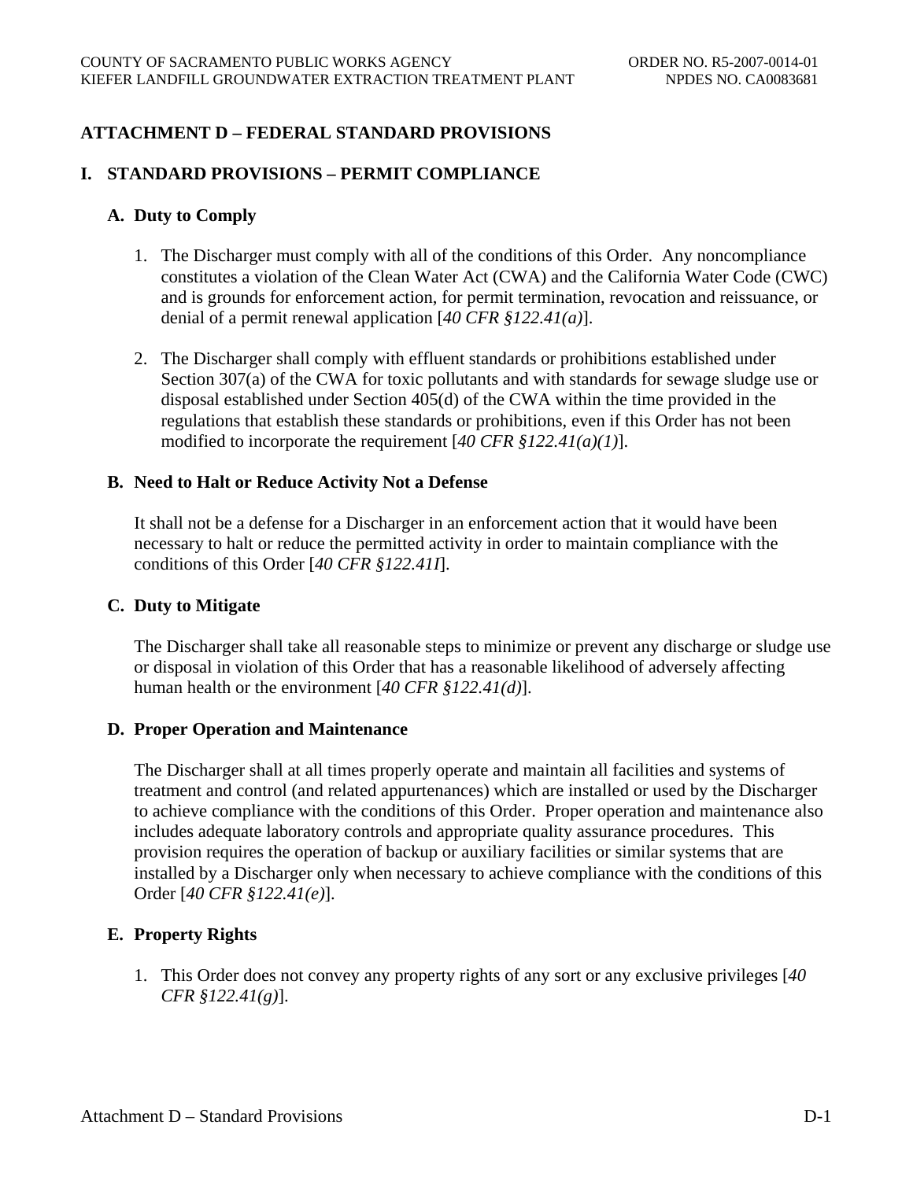# ATTACHMENT D – FEDERAL STANDARD PROVISIONS

## I. STANDARD PROVISIONS – PERMIT COMPLIANCE

### A. Duty to Comply

1. The Discharger must comply with all of the conditions of this Order. Any noncompliance constitutes a violation of the Clean Water Act (CWA) and the California Water Code (CWC) and is grounds for enforcement action, for permit termination, revocation and reissuance, or denial of a permit renewal application [*40 CFR §122.41(a)*].

2. The Discharger shall comply with effluent standards or prohibitions established under Section 307(a) of the CWA for toxic pollutants and with standards for sewage sludge use or disposal established under Section 405(d) of the CWA within the time provided in the regulations that establish these standards or prohibitions, even if this Order has not been modified to incorporate the requirement [*40 CFR §122.41(a)(1)*].

### B. Need to Halt or Reduce Activity Not a Defense

It shall not be a defense for a Discharger in an enforcement action that it would have been necessary to halt or reduce the permitted activity in order to maintain compliance with the conditions of this Order [*40 CFR §122.41I*].

### C. Duty to Mitigate

The Discharger shall take all reasonable steps to minimize or prevent any discharge or sludge use or disposal in violation of this Order that has a reasonable likelihood of adversely affecting human health or the environment [*40 CFR §122.41(d)*].

### D. Proper Operation and Maintenance

The Discharger shall at all times properly operate and maintain all facilities and systems of treatment and control (and related appurtenances) which are installed or used by the Discharger to achieve compliance with the conditions of this Order. Proper operation and maintenance also includes adequate laboratory controls and appropriate quality assurance procedures. This provision requires the operation of backup or auxiliary facilities or similar systems that are installed by a Discharger only when necessary to achieve compliance with the conditions of this Order [*40 CFR §122.41(e)*].

### E. Property Rights

1. This Order does not convey any property rights of any sort or any exclusive privileges [*40 CFR §122.41(g)*].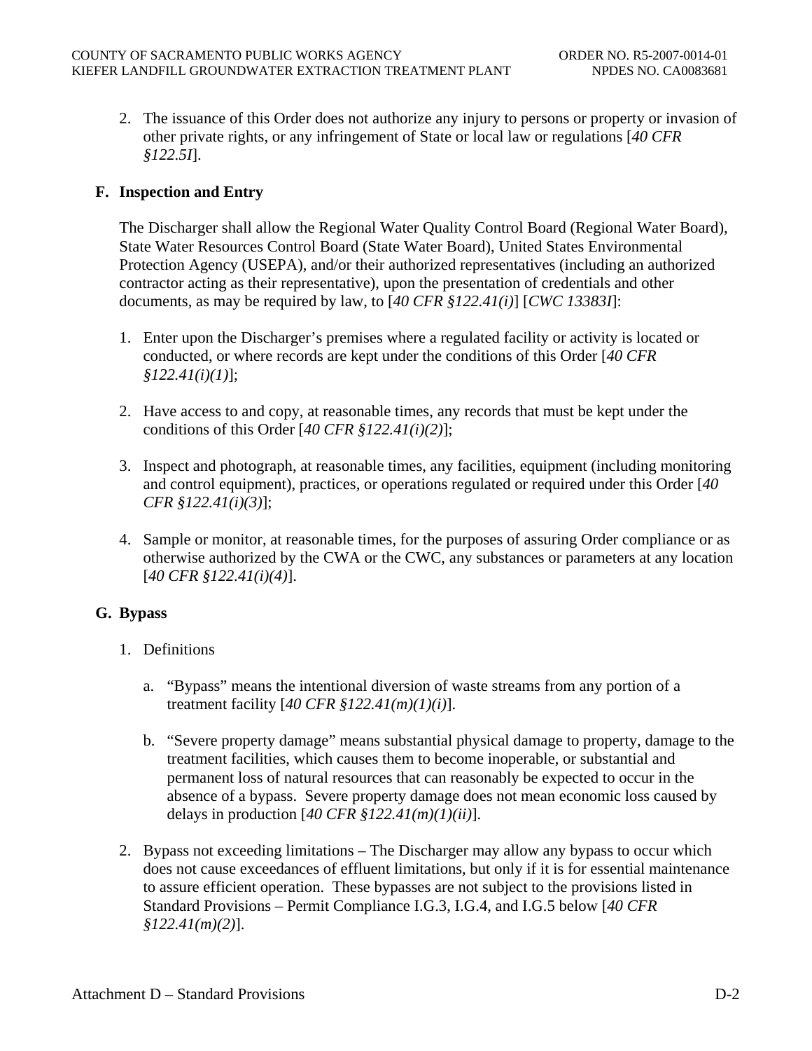2. The issuance of this Order does not authorize any injury to persons or property or invasion of other private rights, or any infringement of State or local law or regulations [*40 CFR §122.5I*].

### F. Inspection and Entry

The Discharger shall allow the Regional Water Quality Control Board (Regional Water Board), State Water Resources Control Board (State Water Board), United States Environmental Protection Agency (USEPA), and/or their authorized representatives (including an authorized contractor acting as their representative), upon the presentation of credentials and other documents, as may be required by law, to [*40 CFR §122.41(i)*] [*CWC 13383I*]:

1. Enter upon the Discharger's premises where a regulated facility or activity is located or conducted, or where records are kept under the conditions of this Order [*40 CFR §122.41(i)(1)*];

2. Have access to and copy, at reasonable times, any records that must be kept under the conditions of this Order [*40 CFR §122.41(i)(2)*];

3. Inspect and photograph, at reasonable times, any facilities, equipment (including monitoring and control equipment), practices, or operations regulated or required under this Order [*40 CFR §122.41(i)(3)*];

4. Sample or monitor, at reasonable times, for the purposes of assuring Order compliance or as otherwise authorized by the CWA or the CWC, any substances or parameters at any location [*40 CFR §122.41(i)(4)*].

### G. Bypass

1. Definitions

   a. "Bypass" means the intentional diversion of waste streams from any portion of a treatment facility [*40 CFR §122.41(m)(1)(i)*].

   b. "Severe property damage" means substantial physical damage to property, damage to the treatment facilities, which causes them to become inoperable, or substantial and permanent loss of natural resources that can reasonably be expected to occur in the absence of a bypass. Severe property damage does not mean economic loss caused by delays in production [*40 CFR §122.41(m)(1)(ii)*].

2. Bypass not exceeding limitations – The Discharger may allow any bypass to occur which does not cause exceedances of effluent limitations, but only if it is for essential maintenance to assure efficient operation. These bypasses are not subject to the provisions listed in Standard Provisions – Permit Compliance I.G.3, I.G.4, and I.G.5 below [*40 CFR §122.41(m)(2)*].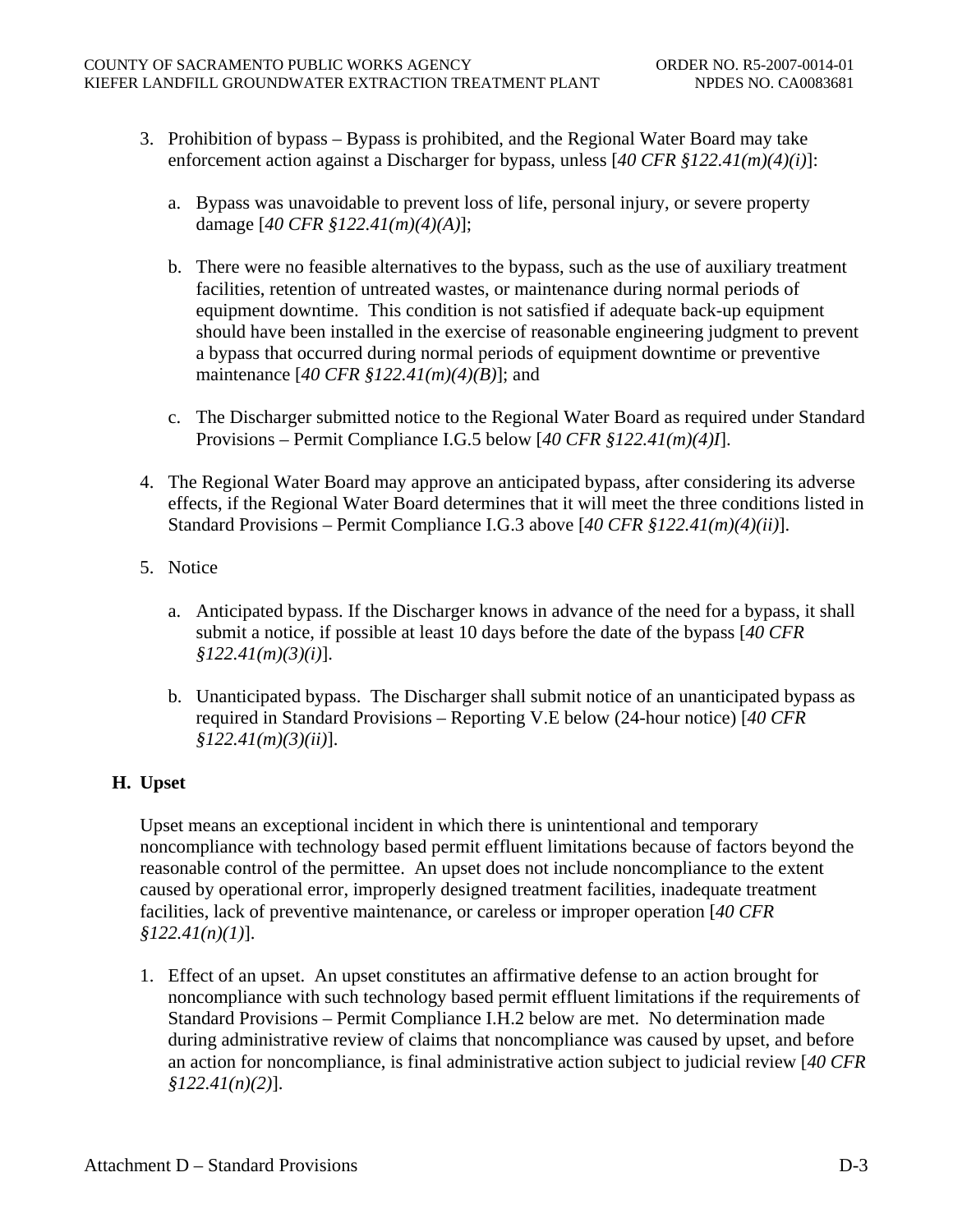3. Prohibition of bypass – Bypass is prohibited, and the Regional Water Board may take enforcement action against a Discharger for bypass, unless [*40 CFR §122.41(m)(4)(i)*]:

   a. Bypass was unavoidable to prevent loss of life, personal injury, or severe property damage [*40 CFR §122.41(m)(4)(A)*];

   b. There were no feasible alternatives to the bypass, such as the use of auxiliary treatment facilities, retention of untreated wastes, or maintenance during normal periods of equipment downtime. This condition is not satisfied if adequate back-up equipment should have been installed in the exercise of reasonable engineering judgment to prevent a bypass that occurred during normal periods of equipment downtime or preventive maintenance [*40 CFR §122.41(m)(4)(B)*]; and

   c. The Discharger submitted notice to the Regional Water Board as required under Standard Provisions – Permit Compliance I.G.5 below [*40 CFR §122.41(m)(4)I*].

4. The Regional Water Board may approve an anticipated bypass, after considering its adverse effects, if the Regional Water Board determines that it will meet the three conditions listed in Standard Provisions – Permit Compliance I.G.3 above [*40 CFR §122.41(m)(4)(ii)*].

5. Notice

   a. Anticipated bypass. If the Discharger knows in advance of the need for a bypass, it shall submit a notice, if possible at least 10 days before the date of the bypass [*40 CFR §122.41(m)(3)(i)*].

   b. Unanticipated bypass. The Discharger shall submit notice of an unanticipated bypass as required in Standard Provisions – Reporting V.E below (24-hour notice) [*40 CFR §122.41(m)(3)(ii)*].

## H. Upset

Upset means an exceptional incident in which there is unintentional and temporary noncompliance with technology based permit effluent limitations because of factors beyond the reasonable control of the permittee. An upset does not include noncompliance to the extent caused by operational error, improperly designed treatment facilities, inadequate treatment facilities, lack of preventive maintenance, or careless or improper operation [*40 CFR §122.41(n)(1)*].

1. Effect of an upset. An upset constitutes an affirmative defense to an action brought for noncompliance with such technology based permit effluent limitations if the requirements of Standard Provisions – Permit Compliance I.H.2 below are met. No determination made during administrative review of claims that noncompliance was caused by upset, and before an action for noncompliance, is final administrative action subject to judicial review [*40 CFR §122.41(n)(2)*].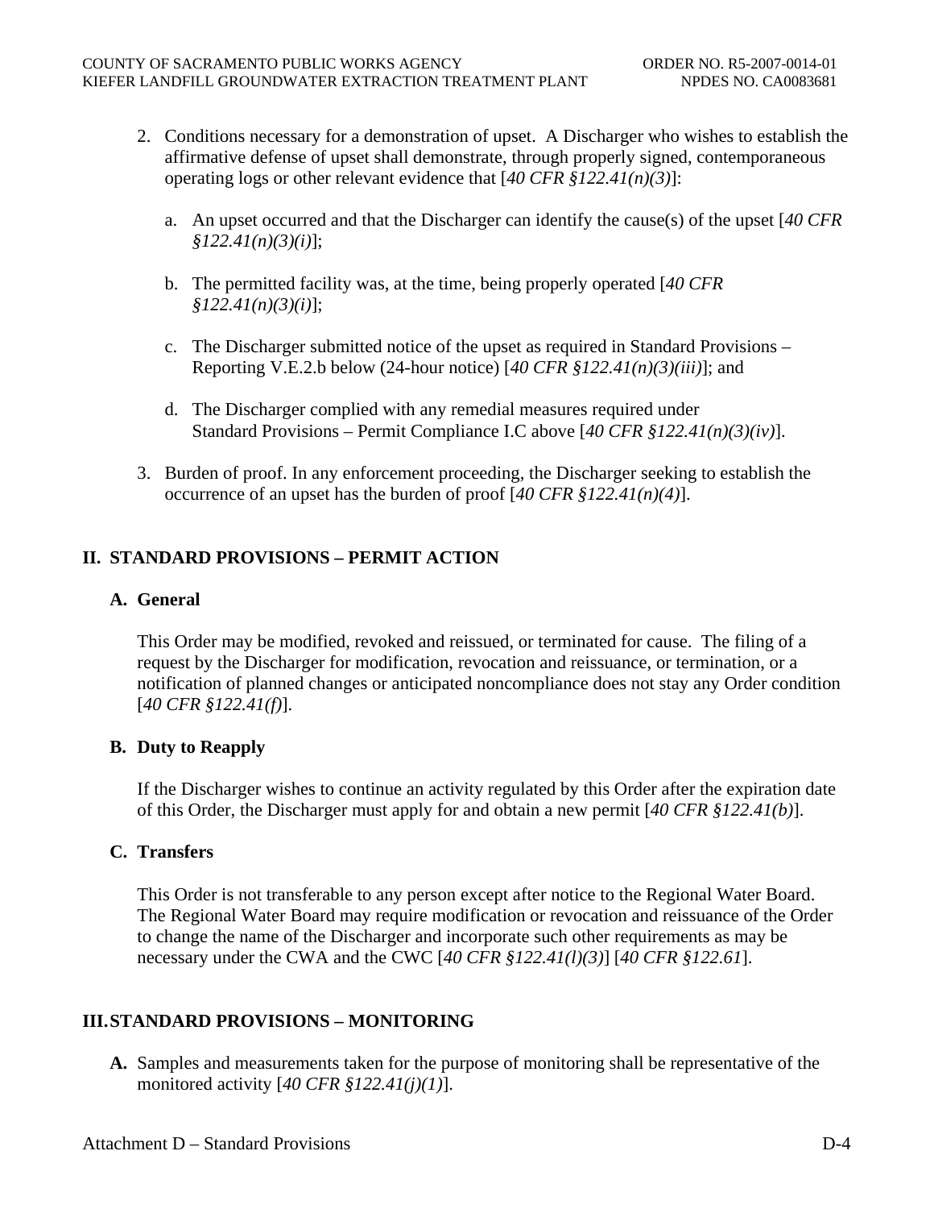2. Conditions necessary for a demonstration of upset. A Discharger who wishes to establish the affirmative defense of upset shall demonstrate, through properly signed, contemporaneous operating logs or other relevant evidence that [*40 CFR §122.41(n)(3)*]:

   a. An upset occurred and that the Discharger can identify the cause(s) of the upset [*40 CFR §122.41(n)(3)(i)*];

   b. The permitted facility was, at the time, being properly operated [*40 CFR §122.41(n)(3)(i)*];

   c. The Discharger submitted notice of the upset as required in Standard Provisions – Reporting V.E.2.b below (24-hour notice) [*40 CFR §122.41(n)(3)(iii)*]; and

   d. The Discharger complied with any remedial measures required under Standard Provisions – Permit Compliance I.C above [*40 CFR §122.41(n)(3)(iv)*].

3. Burden of proof. In any enforcement proceeding, the Discharger seeking to establish the occurrence of an upset has the burden of proof [*40 CFR §122.41(n)(4)*].

## II. STANDARD PROVISIONS – PERMIT ACTION

### A. General

This Order may be modified, revoked and reissued, or terminated for cause. The filing of a request by the Discharger for modification, revocation and reissuance, or termination, or a notification of planned changes or anticipated noncompliance does not stay any Order condition [*40 CFR §122.41(f)*].

### B. Duty to Reapply

If the Discharger wishes to continue an activity regulated by this Order after the expiration date of this Order, the Discharger must apply for and obtain a new permit [*40 CFR §122.41(b)*].

### C. Transfers

This Order is not transferable to any person except after notice to the Regional Water Board. The Regional Water Board may require modification or revocation and reissuance of the Order to change the name of the Discharger and incorporate such other requirements as may be necessary under the CWA and the CWC [*40 CFR §122.41(l)(3)*] [*40 CFR §122.61*].

## III. STANDARD PROVISIONS – MONITORING

**A.** Samples and measurements taken for the purpose of monitoring shall be representative of the monitored activity [*40 CFR §122.41(j)(1)*].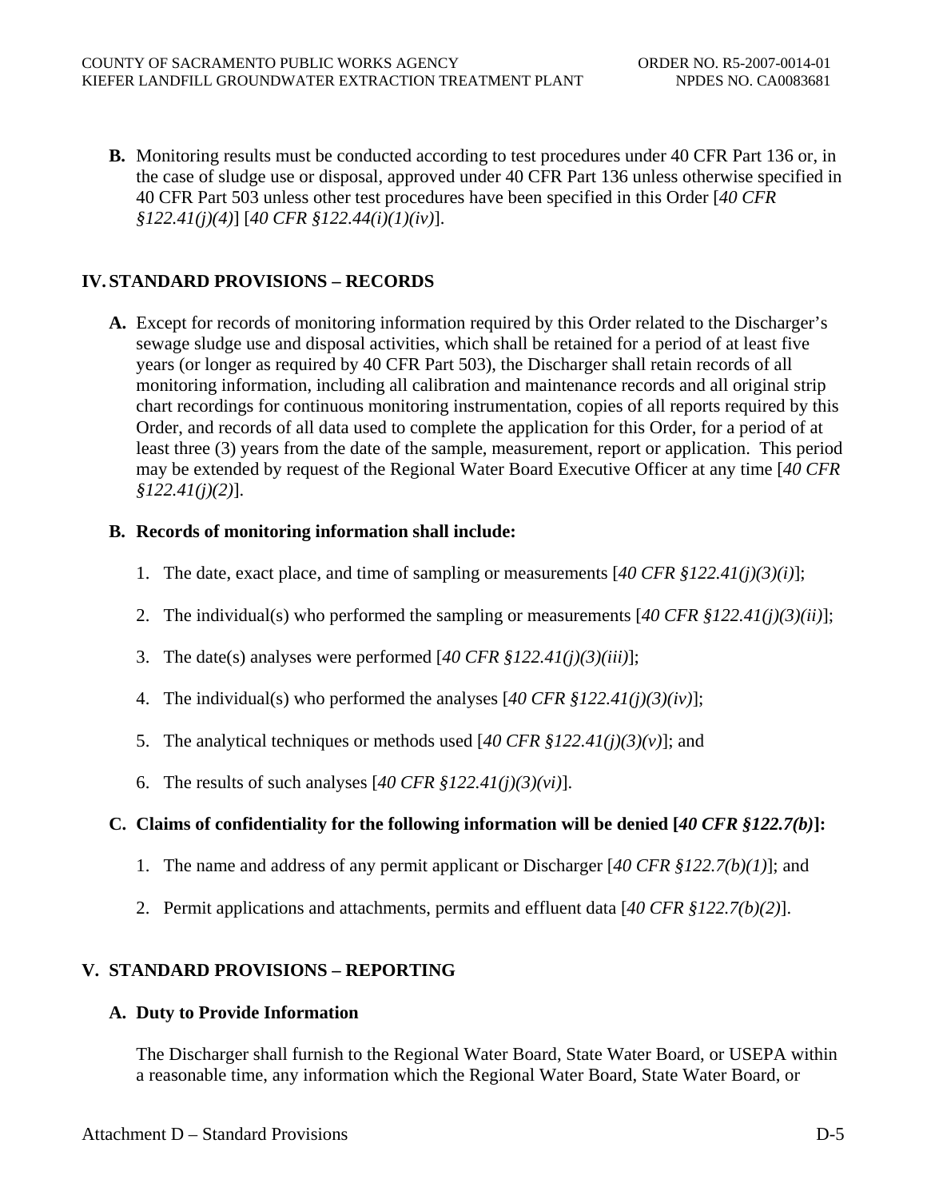**B.** Monitoring results must be conducted according to test procedures under 40 CFR Part 136 or, in the case of sludge use or disposal, approved under 40 CFR Part 136 unless otherwise specified in 40 CFR Part 503 unless other test procedures have been specified in this Order [*40 CFR §122.41(j)(4)*] [*40 CFR §122.44(i)(1)(iv)*].

## IV. STANDARD PROVISIONS – RECORDS

**A.** Except for records of monitoring information required by this Order related to the Discharger's sewage sludge use and disposal activities, which shall be retained for a period of at least five years (or longer as required by 40 CFR Part 503), the Discharger shall retain records of all monitoring information, including all calibration and maintenance records and all original strip chart recordings for continuous monitoring instrumentation, copies of all reports required by this Order, and records of all data used to complete the application for this Order, for a period of at least three (3) years from the date of the sample, measurement, report or application. This period may be extended by request of the Regional Water Board Executive Officer at any time [*40 CFR §122.41(j)(2)*].

**B. Records of monitoring information shall include:**

1. The date, exact place, and time of sampling or measurements [*40 CFR §122.41(j)(3)(i)*];
2. The individual(s) who performed the sampling or measurements [*40 CFR §122.41(j)(3)(ii)*];
3. The date(s) analyses were performed [*40 CFR §122.41(j)(3)(iii)*];
4. The individual(s) who performed the analyses [*40 CFR §122.41(j)(3)(iv)*];
5. The analytical techniques or methods used [*40 CFR §122.41(j)(3)(v)*]; and
6. The results of such analyses [*40 CFR §122.41(j)(3)(vi)*].

**C. Claims of confidentiality for the following information will be denied [*40 CFR §122.7(b)*]:**

1. The name and address of any permit applicant or Discharger [*40 CFR §122.7(b)(1)*]; and
2. Permit applications and attachments, permits and effluent data [*40 CFR §122.7(b)(2)*].

## V. STANDARD PROVISIONS – REPORTING

**A. Duty to Provide Information**

The Discharger shall furnish to the Regional Water Board, State Water Board, or USEPA within a reasonable time, any information which the Regional Water Board, State Water Board, or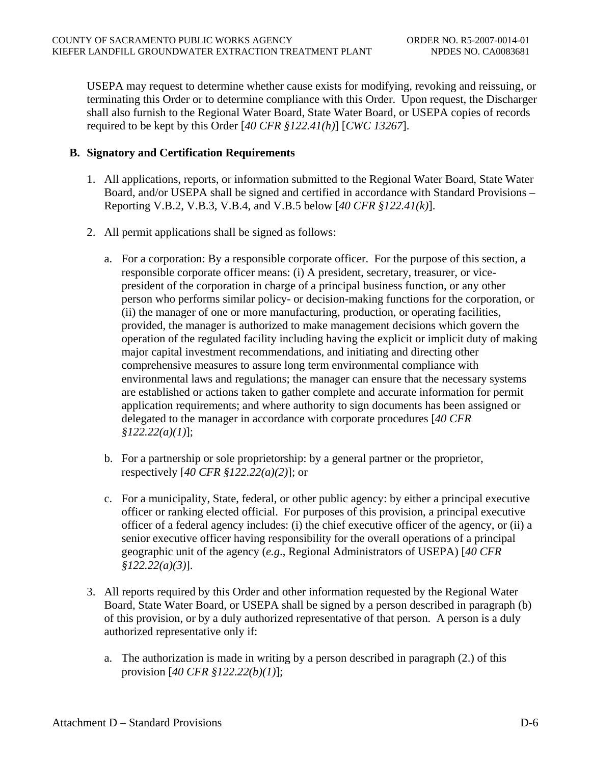USEPA may request to determine whether cause exists for modifying, revoking and reissuing, or terminating this Order or to determine compliance with this Order. Upon request, the Discharger shall also furnish to the Regional Water Board, State Water Board, or USEPA copies of records required to be kept by this Order [*40 CFR §122.41(h)*] [*CWC 13267*].

**B. Signatory and Certification Requirements**

1. All applications, reports, or information submitted to the Regional Water Board, State Water Board, and/or USEPA shall be signed and certified in accordance with Standard Provisions – Reporting V.B.2, V.B.3, V.B.4, and V.B.5 below [*40 CFR §122.41(k)*].

2. All permit applications shall be signed as follows:

   a. For a corporation: By a responsible corporate officer. For the purpose of this section, a responsible corporate officer means: (i) A president, secretary, treasurer, or vice-president of the corporation in charge of a principal business function, or any other person who performs similar policy- or decision-making functions for the corporation, or (ii) the manager of one or more manufacturing, production, or operating facilities, provided, the manager is authorized to make management decisions which govern the operation of the regulated facility including having the explicit or implicit duty of making major capital investment recommendations, and initiating and directing other comprehensive measures to assure long term environmental compliance with environmental laws and regulations; the manager can ensure that the necessary systems are established or actions taken to gather complete and accurate information for permit application requirements; and where authority to sign documents has been assigned or delegated to the manager in accordance with corporate procedures [*40 CFR §122.22(a)(1)*];

   b. For a partnership or sole proprietorship: by a general partner or the proprietor, respectively [*40 CFR §122.22(a)(2)*]; or

   c. For a municipality, State, federal, or other public agency: by either a principal executive officer or ranking elected official. For purposes of this provision, a principal executive officer of a federal agency includes: (i) the chief executive officer of the agency, or (ii) a senior executive officer having responsibility for the overall operations of a principal geographic unit of the agency (*e.g.*, Regional Administrators of USEPA) [*40 CFR §122.22(a)(3)*].

3. All reports required by this Order and other information requested by the Regional Water Board, State Water Board, or USEPA shall be signed by a person described in paragraph (b) of this provision, or by a duly authorized representative of that person. A person is a duly authorized representative only if:

   a. The authorization is made in writing by a person described in paragraph (2.) of this provision [*40 CFR §122.22(b)(1)*];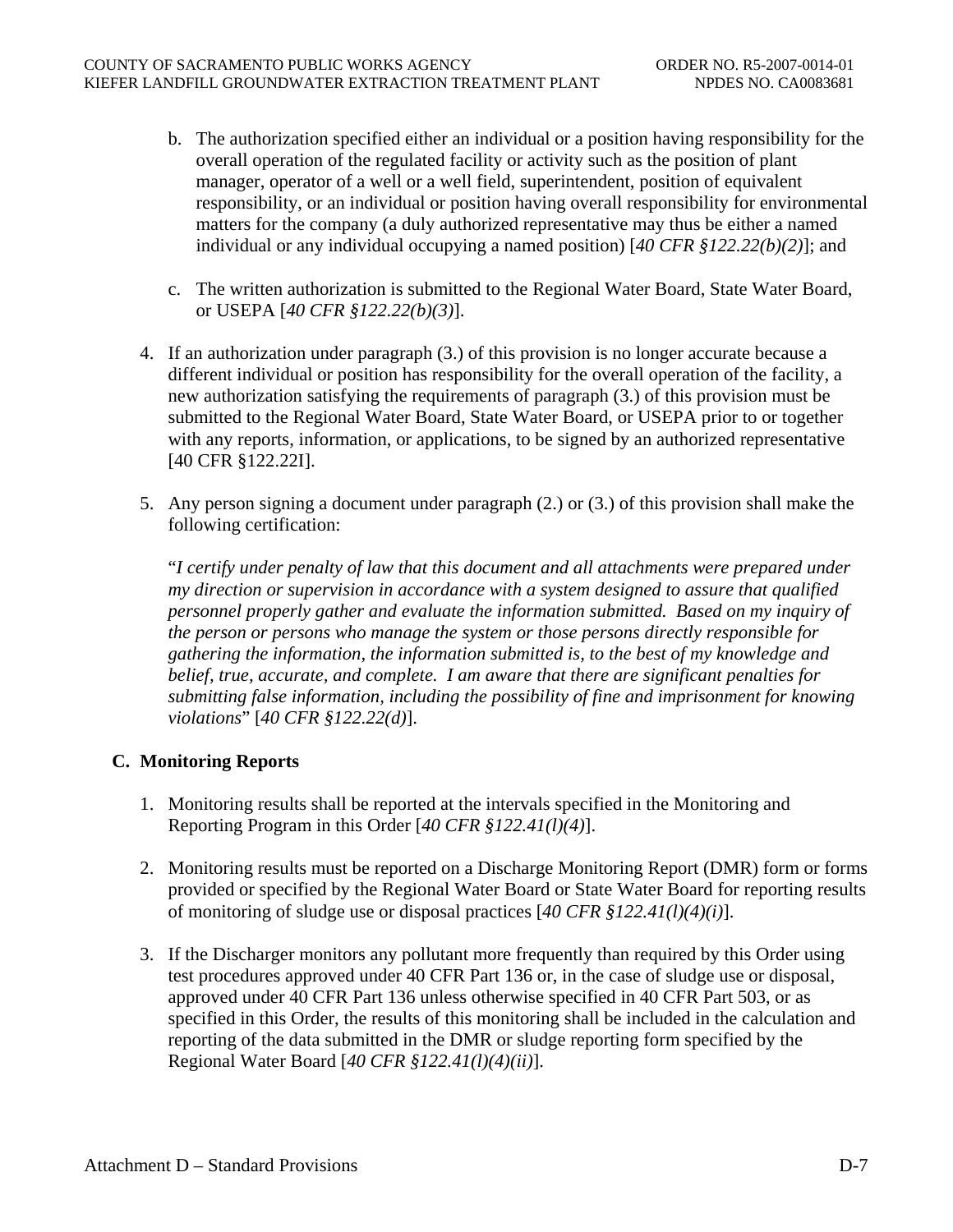b. The authorization specified either an individual or a position having responsibility for the overall operation of the regulated facility or activity such as the position of plant manager, operator of a well or a well field, superintendent, position of equivalent responsibility, or an individual or position having overall responsibility for environmental matters for the company (a duly authorized representative may thus be either a named individual or any individual occupying a named position) [*40 CFR §122.22(b)(2)*]; and

c. The written authorization is submitted to the Regional Water Board, State Water Board, or USEPA [*40 CFR §122.22(b)(3)*].

4. If an authorization under paragraph (3.) of this provision is no longer accurate because a different individual or position has responsibility for the overall operation of the facility, a new authorization satisfying the requirements of paragraph (3.) of this provision must be submitted to the Regional Water Board, State Water Board, or USEPA prior to or together with any reports, information, or applications, to be signed by an authorized representative [40 CFR §122.22I].

5. Any person signing a document under paragraph (2.) or (3.) of this provision shall make the following certification:

"*I certify under penalty of law that this document and all attachments were prepared under my direction or supervision in accordance with a system designed to assure that qualified personnel properly gather and evaluate the information submitted. Based on my inquiry of the person or persons who manage the system or those persons directly responsible for gathering the information, the information submitted is, to the best of my knowledge and belief, true, accurate, and complete. I am aware that there are significant penalties for submitting false information, including the possibility of fine and imprisonment for knowing violations*" [*40 CFR §122.22(d)*].

## C. Monitoring Reports

1. Monitoring results shall be reported at the intervals specified in the Monitoring and Reporting Program in this Order [*40 CFR §122.41(l)(4)*].

2. Monitoring results must be reported on a Discharge Monitoring Report (DMR) form or forms provided or specified by the Regional Water Board or State Water Board for reporting results of monitoring of sludge use or disposal practices [*40 CFR §122.41(l)(4)(i)*].

3. If the Discharger monitors any pollutant more frequently than required by this Order using test procedures approved under 40 CFR Part 136 or, in the case of sludge use or disposal, approved under 40 CFR Part 136 unless otherwise specified in 40 CFR Part 503, or as specified in this Order, the results of this monitoring shall be included in the calculation and reporting of the data submitted in the DMR or sludge reporting form specified by the Regional Water Board [*40 CFR §122.41(l)(4)(ii)*].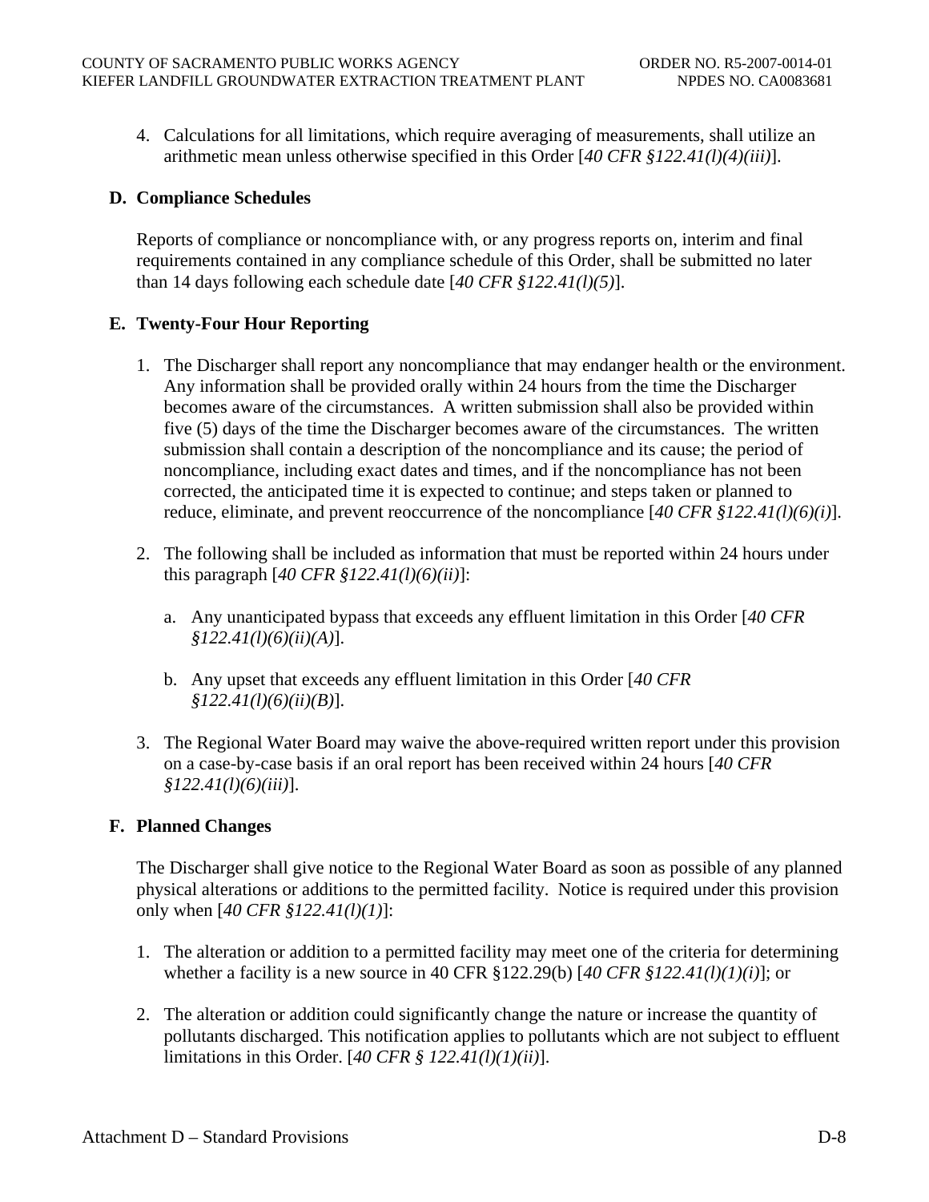4. Calculations for all limitations, which require averaging of measurements, shall utilize an arithmetic mean unless otherwise specified in this Order [*40 CFR §122.41(l)(4)(iii)*].

**D. Compliance Schedules**

Reports of compliance or noncompliance with, or any progress reports on, interim and final requirements contained in any compliance schedule of this Order, shall be submitted no later than 14 days following each schedule date [*40 CFR §122.41(l)(5)*].

**E. Twenty-Four Hour Reporting**

1. The Discharger shall report any noncompliance that may endanger health or the environment. Any information shall be provided orally within 24 hours from the time the Discharger becomes aware of the circumstances. A written submission shall also be provided within five (5) days of the time the Discharger becomes aware of the circumstances. The written submission shall contain a description of the noncompliance and its cause; the period of noncompliance, including exact dates and times, and if the noncompliance has not been corrected, the anticipated time it is expected to continue; and steps taken or planned to reduce, eliminate, and prevent reoccurrence of the noncompliance [*40 CFR §122.41(l)(6)(i)*].

2. The following shall be included as information that must be reported within 24 hours under this paragraph [*40 CFR §122.41(l)(6)(ii)*]:

   a. Any unanticipated bypass that exceeds any effluent limitation in this Order [*40 CFR §122.41(l)(6)(ii)(A)*].

   b. Any upset that exceeds any effluent limitation in this Order [*40 CFR §122.41(l)(6)(ii)(B)*].

3. The Regional Water Board may waive the above-required written report under this provision on a case-by-case basis if an oral report has been received within 24 hours [*40 CFR §122.41(l)(6)(iii)*].

**F. Planned Changes**

The Discharger shall give notice to the Regional Water Board as soon as possible of any planned physical alterations or additions to the permitted facility. Notice is required under this provision only when [*40 CFR §122.41(l)(1)*]:

1. The alteration or addition to a permitted facility may meet one of the criteria for determining whether a facility is a new source in 40 CFR §122.29(b) [*40 CFR §122.41(l)(1)(i)*]; or

2. The alteration or addition could significantly change the nature or increase the quantity of pollutants discharged. This notification applies to pollutants which are not subject to effluent limitations in this Order. [*40 CFR § 122.41(l)(1)(ii)*].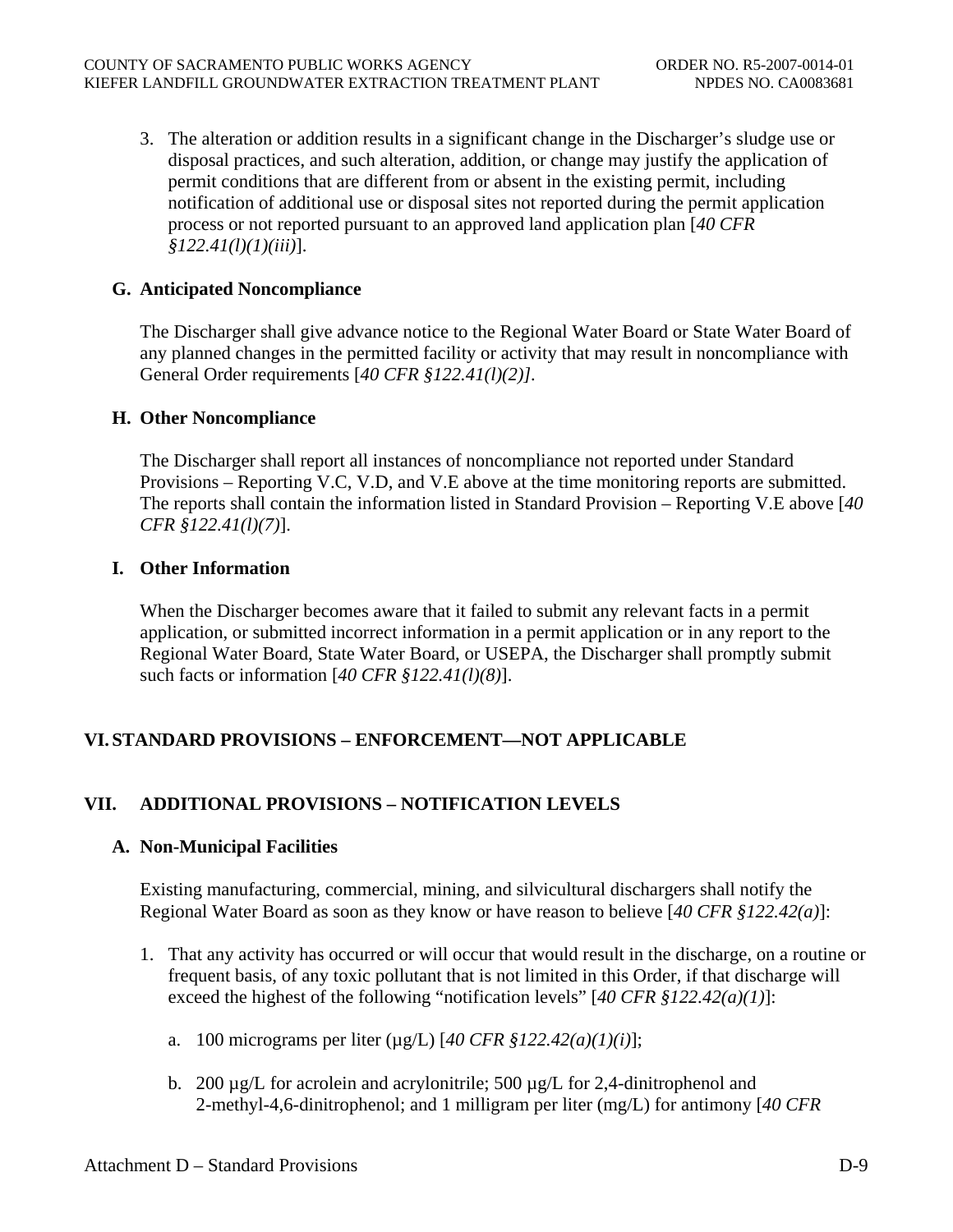3. The alteration or addition results in a significant change in the Discharger's sludge use or disposal practices, and such alteration, addition, or change may justify the application of permit conditions that are different from or absent in the existing permit, including notification of additional use or disposal sites not reported during the permit application process or not reported pursuant to an approved land application plan [*40 CFR §122.41(l)(1)(iii)*].

### G. Anticipated Noncompliance

The Discharger shall give advance notice to the Regional Water Board or State Water Board of any planned changes in the permitted facility or activity that may result in noncompliance with General Order requirements [*40 CFR §122.41(l)(2)]*.

### H. Other Noncompliance

The Discharger shall report all instances of noncompliance not reported under Standard Provisions – Reporting V.C, V.D, and V.E above at the time monitoring reports are submitted. The reports shall contain the information listed in Standard Provision – Reporting V.E above [*40 CFR §122.41(l)(7)*].

### I. Other Information

When the Discharger becomes aware that it failed to submit any relevant facts in a permit application, or submitted incorrect information in a permit application or in any report to the Regional Water Board, State Water Board, or USEPA, the Discharger shall promptly submit such facts or information [*40 CFR §122.41(l)(8)*].

## VI. STANDARD PROVISIONS – ENFORCEMENT—NOT APPLICABLE

## VII. ADDITIONAL PROVISIONS – NOTIFICATION LEVELS

### A. Non-Municipal Facilities

Existing manufacturing, commercial, mining, and silvicultural dischargers shall notify the Regional Water Board as soon as they know or have reason to believe [*40 CFR §122.42(a)*]:

1. That any activity has occurred or will occur that would result in the discharge, on a routine or frequent basis, of any toxic pollutant that is not limited in this Order, if that discharge will exceed the highest of the following "notification levels" [*40 CFR §122.42(a)(1)*]:

   a. 100 micrograms per liter (µg/L) [*40 CFR §122.42(a)(1)(i)*];

   b. 200 µg/L for acrolein and acrylonitrile; 500 µg/L for 2,4-dinitrophenol and 2-methyl-4,6-dinitrophenol; and 1 milligram per liter (mg/L) for antimony [*40 CFR*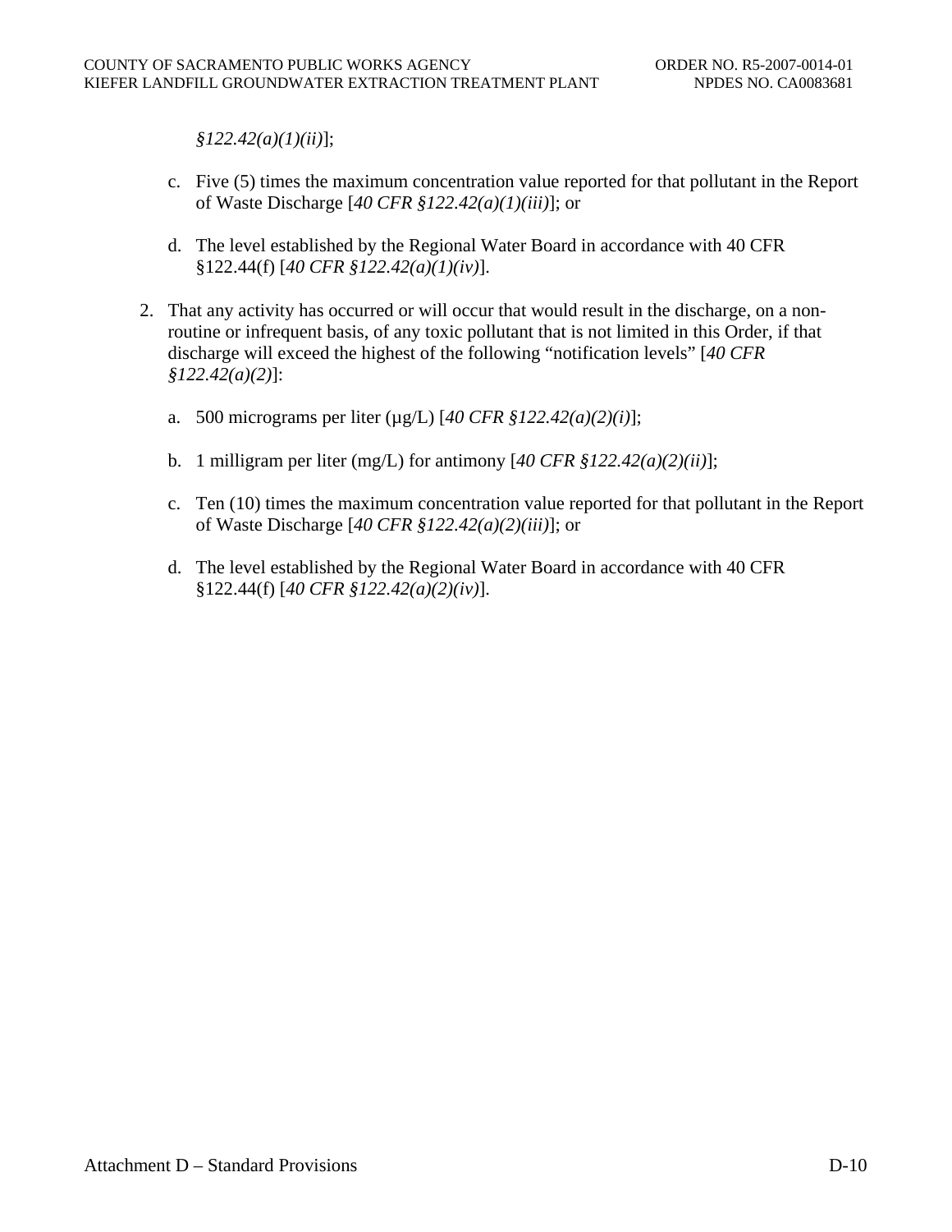*§122.42(a)(1)(ii)*];

   c. Five (5) times the maximum concentration value reported for that pollutant in the Report of Waste Discharge [*40 CFR §122.42(a)(1)(iii)*]; or

   d. The level established by the Regional Water Board in accordance with 40 CFR §122.44(f) [*40 CFR §122.42(a)(1)(iv)*].

2. That any activity has occurred or will occur that would result in the discharge, on a non-routine or infrequent basis, of any toxic pollutant that is not limited in this Order, if that discharge will exceed the highest of the following "notification levels" [*40 CFR §122.42(a)(2)*]:

   a. 500 micrograms per liter (µg/L) [*40 CFR §122.42(a)(2)(i)*];

   b. 1 milligram per liter (mg/L) for antimony [*40 CFR §122.42(a)(2)(ii)*];

   c. Ten (10) times the maximum concentration value reported for that pollutant in the Report of Waste Discharge [*40 CFR §122.42(a)(2)(iii)*]; or

   d. The level established by the Regional Water Board in accordance with 40 CFR §122.44(f) [*40 CFR §122.42(a)(2)(iv)*].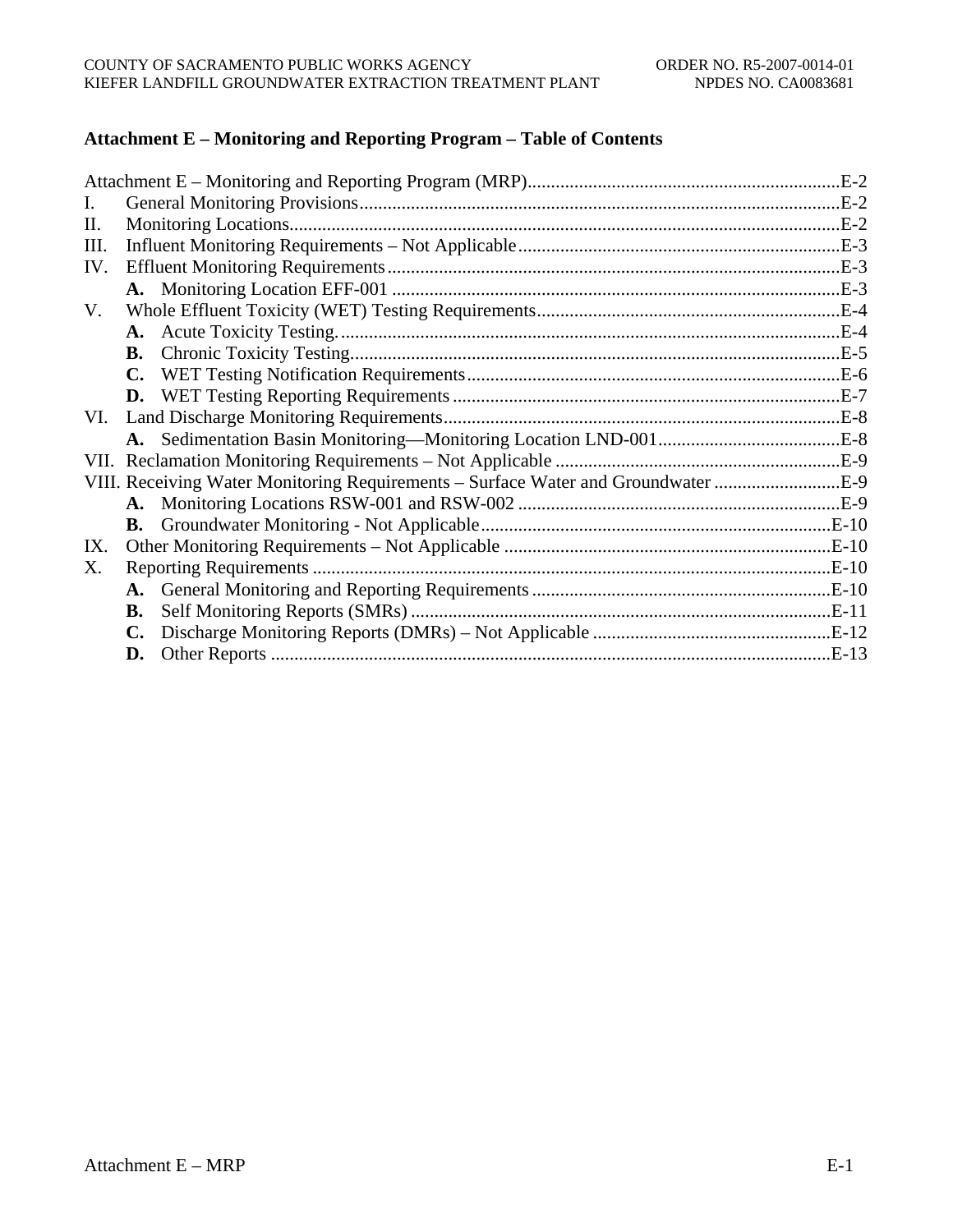## Attachment E – Monitoring and Reporting Program – Table of Contents

Attachment E – Monitoring and Reporting Program (MRP) ........ E-2

I. General Monitoring Provisions ........ E-2

II. Monitoring Locations ........ E-2

III. Influent Monitoring Requirements – Not Applicable ........ E-3

IV. Effluent Monitoring Requirements ........ E-3

- **A.** Monitoring Location EFF-001 ........ E-3

V. Whole Effluent Toxicity (WET) Testing Requirements ........ E-4

- **A.** Acute Toxicity Testing. ........ E-4
- **B.** Chronic Toxicity Testing ........ E-5
- **C.** WET Testing Notification Requirements ........ E-6
- **D.** WET Testing Reporting Requirements ........ E-7

VI. Land Discharge Monitoring Requirements ........ E-8

- **A.** Sedimentation Basin Monitoring—Monitoring Location LND-001 ........ E-8

VII. Reclamation Monitoring Requirements – Not Applicable ........ E-9

VIII. Receiving Water Monitoring Requirements – Surface Water and Groundwater ........ E-9

- **A.** Monitoring Locations RSW-001 and RSW-002 ........ E-9
- **B.** Groundwater Monitoring - Not Applicable ........ E-10

IX. Other Monitoring Requirements – Not Applicable ........ E-10

X. Reporting Requirements ........ E-10

- **A.** General Monitoring and Reporting Requirements ........ E-10
- **B.** Self Monitoring Reports (SMRs) ........ E-11
- **C.** Discharge Monitoring Reports (DMRs) – Not Applicable ........ E-12
- **D.** Other Reports ........ E-13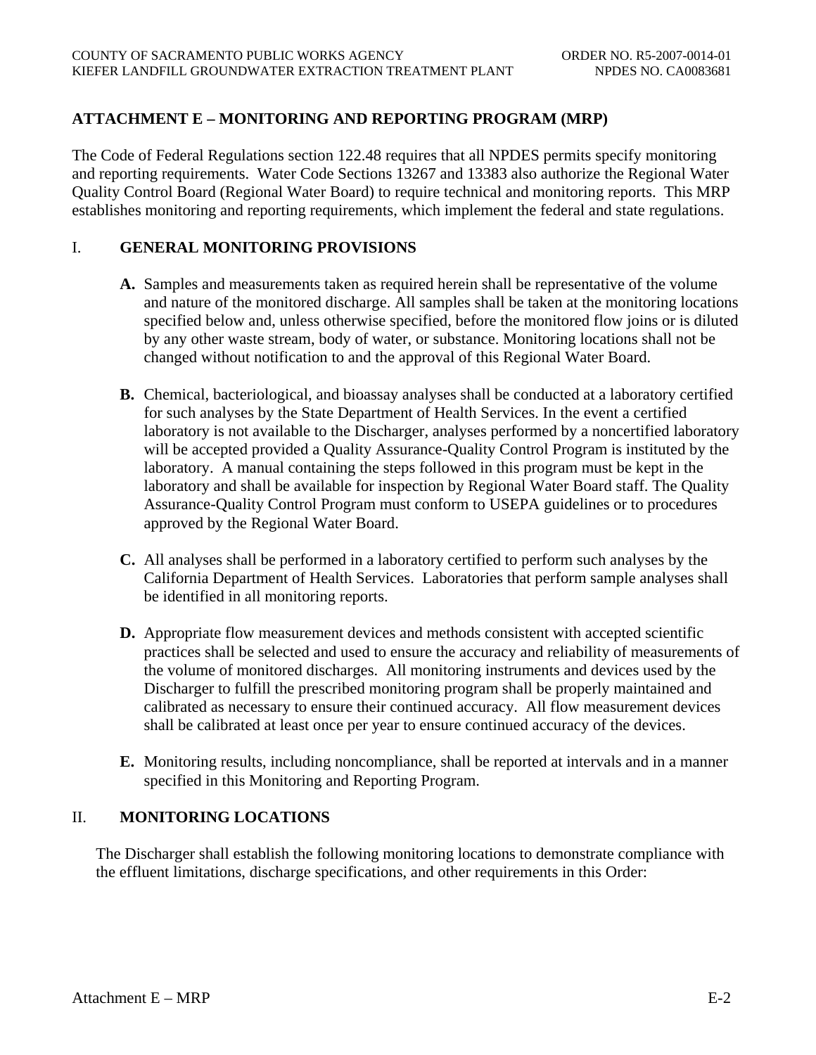# ATTACHMENT E – MONITORING AND REPORTING PROGRAM (MRP)

The Code of Federal Regulations section 122.48 requires that all NPDES permits specify monitoring and reporting requirements. Water Code Sections 13267 and 13383 also authorize the Regional Water Quality Control Board (Regional Water Board) to require technical and monitoring reports. This MRP establishes monitoring and reporting requirements, which implement the federal and state regulations.

## I. GENERAL MONITORING PROVISIONS

**A.** Samples and measurements taken as required herein shall be representative of the volume and nature of the monitored discharge. All samples shall be taken at the monitoring locations specified below and, unless otherwise specified, before the monitored flow joins or is diluted by any other waste stream, body of water, or substance. Monitoring locations shall not be changed without notification to and the approval of this Regional Water Board.

**B.** Chemical, bacteriological, and bioassay analyses shall be conducted at a laboratory certified for such analyses by the State Department of Health Services. In the event a certified laboratory is not available to the Discharger, analyses performed by a noncertified laboratory will be accepted provided a Quality Assurance-Quality Control Program is instituted by the laboratory. A manual containing the steps followed in this program must be kept in the laboratory and shall be available for inspection by Regional Water Board staff. The Quality Assurance-Quality Control Program must conform to USEPA guidelines or to procedures approved by the Regional Water Board.

**C.** All analyses shall be performed in a laboratory certified to perform such analyses by the California Department of Health Services. Laboratories that perform sample analyses shall be identified in all monitoring reports.

**D.** Appropriate flow measurement devices and methods consistent with accepted scientific practices shall be selected and used to ensure the accuracy and reliability of measurements of the volume of monitored discharges. All monitoring instruments and devices used by the Discharger to fulfill the prescribed monitoring program shall be properly maintained and calibrated as necessary to ensure their continued accuracy. All flow measurement devices shall be calibrated at least once per year to ensure continued accuracy of the devices.

**E.** Monitoring results, including noncompliance, shall be reported at intervals and in a manner specified in this Monitoring and Reporting Program.

## II. MONITORING LOCATIONS

The Discharger shall establish the following monitoring locations to demonstrate compliance with the effluent limitations, discharge specifications, and other requirements in this Order: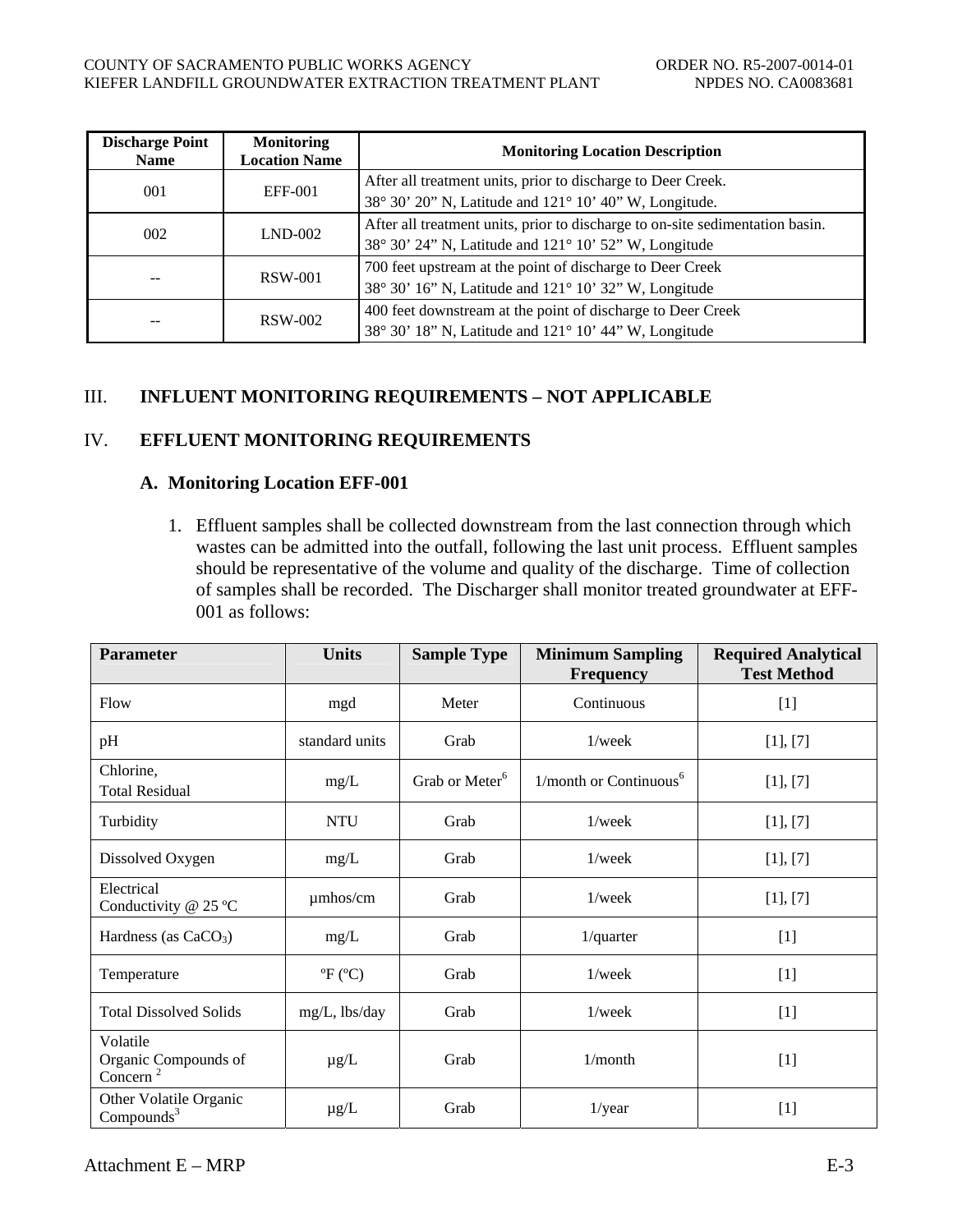| Discharge Point Name | Monitoring Location Name | Monitoring Location Description |
|---|---|---|
| 001 | EFF-001 | After all treatment units, prior to discharge to Deer Creek. 38° 30’ 20” N, Latitude and 121° 10’ 40” W, Longitude. |
| 002 | LND-002 | After all treatment units, prior to discharge to on-site sedimentation basin. 38° 30’ 24” N, Latitude and 121° 10’ 52” W, Longitude |
| -- | RSW-001 | 700 feet upstream at the point of discharge to Deer Creek 38° 30’ 16” N, Latitude and 121° 10’ 32” W, Longitude |
| -- | RSW-002 | 400 feet downstream at the point of discharge to Deer Creek 38° 30’ 18” N, Latitude and 121° 10’ 44” W, Longitude |

## III. INFLUENT MONITORING REQUIREMENTS – NOT APPLICABLE

## IV. EFFLUENT MONITORING REQUIREMENTS

### A. Monitoring Location EFF-001

1. Effluent samples shall be collected downstream from the last connection through which wastes can be admitted into the outfall, following the last unit process. Effluent samples should be representative of the volume and quality of the discharge. Time of collection of samples shall be recorded. The Discharger shall monitor treated groundwater at EFF-001 as follows:

| Parameter | Units | Sample Type | Minimum Sampling Frequency | Required Analytical Test Method |
|---|---|---|---|---|
| Flow | mgd | Meter | Continuous | [1] |
| pH | standard units | Grab | 1/week | [1], [7] |
| Chlorine, Total Residual | mg/L | Grab or Meter[6] | 1/month or Continuous[6] | [1], [7] |
| Turbidity | NTU | Grab | 1/week | [1], [7] |
| Dissolved Oxygen | mg/L | Grab | 1/week | [1], [7] |
| Electrical Conductivity @ 25 ºC | µmhos/cm | Grab | 1/week | [1], [7] |
| Hardness (as $CaCO_3$) | mg/L | Grab | 1/quarter | [1] |
| Temperature | ºF (ºC) | Grab | 1/week | [1] |
| Total Dissolved Solids | mg/L, lbs/day | Grab | 1/week | [1] |
| Volatile Organic Compounds of Concern [2] | µg/L | Grab | 1/month | [1] |
| Other Volatile Organic Compounds[3] | µg/L | Grab | 1/year | [1] |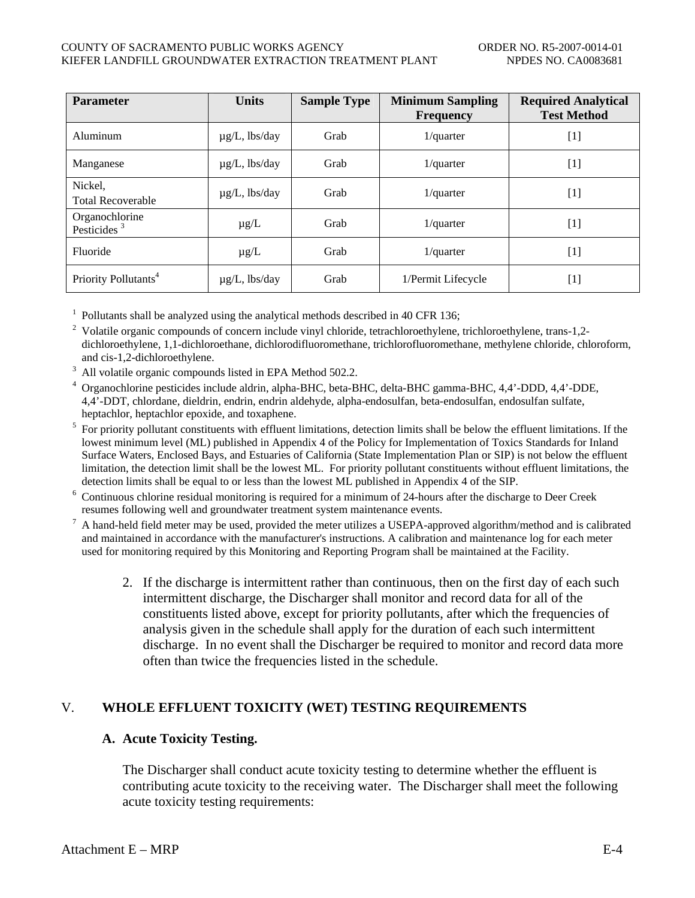| Parameter | Units | Sample Type | Minimum Sampling Frequency | Required Analytical Test Method |
|---|---|---|---|---|
| Aluminum | µg/L, lbs/day | Grab | 1/quarter | [1] |
| Manganese | µg/L, lbs/day | Grab | 1/quarter | [1] |
| Nickel, Total Recoverable | µg/L, lbs/day | Grab | 1/quarter | [1] |
| Organochlorine Pesticides [3] | µg/L | Grab | 1/quarter | [1] |
| Fluoride | µg/L | Grab | 1/quarter | [1] |
| Priority Pollutants[4] | µg/L, lbs/day | Grab | 1/Permit Lifecycle | [1] |

[1] Pollutants shall be analyzed using the analytical methods described in 40 CFR 136;

[2] Volatile organic compounds of concern include vinyl chloride, tetrachloroethylene, trichloroethylene, trans-1,2-dichloroethylene, 1,1-dichloroethane, dichlorodifluoromethane, trichlorofluoromethane, methylene chloride, chloroform, and cis-1,2-dichloroethylene.

[3] All volatile organic compounds listed in EPA Method 502.2.

[4] Organochlorine pesticides include aldrin, alpha-BHC, beta-BHC, delta-BHC gamma-BHC, 4,4'-DDD, 4,4'-DDE, 4,4'-DDT, chlordane, dieldrin, endrin, endrin aldehyde, alpha-endosulfan, beta-endosulfan, endosulfan sulfate, heptachlor, heptachlor epoxide, and toxaphene.

[5] For priority pollutant constituents with effluent limitations, detection limits shall be below the effluent limitations. If the lowest minimum level (ML) published in Appendix 4 of the Policy for Implementation of Toxics Standards for Inland Surface Waters, Enclosed Bays, and Estuaries of California (State Implementation Plan or SIP) is not below the effluent limitation, the detection limit shall be the lowest ML. For priority pollutant constituents without effluent limitations, the detection limits shall be equal to or less than the lowest ML published in Appendix 4 of the SIP.

[6] Continuous chlorine residual monitoring is required for a minimum of 24-hours after the discharge to Deer Creek resumes following well and groundwater treatment system maintenance events.

[7] A hand-held field meter may be used, provided the meter utilizes a USEPA-approved algorithm/method and is calibrated and maintained in accordance with the manufacturer's instructions. A calibration and maintenance log for each meter used for monitoring required by this Monitoring and Reporting Program shall be maintained at the Facility.

2. If the discharge is intermittent rather than continuous, then on the first day of each such intermittent discharge, the Discharger shall monitor and record data for all of the constituents listed above, except for priority pollutants, after which the frequencies of analysis given in the schedule shall apply for the duration of each such intermittent discharge. In no event shall the Discharger be required to monitor and record data more often than twice the frequencies listed in the schedule.

## V. WHOLE EFFLUENT TOXICITY (WET) TESTING REQUIREMENTS

### A. Acute Toxicity Testing.

The Discharger shall conduct acute toxicity testing to determine whether the effluent is contributing acute toxicity to the receiving water. The Discharger shall meet the following acute toxicity testing requirements: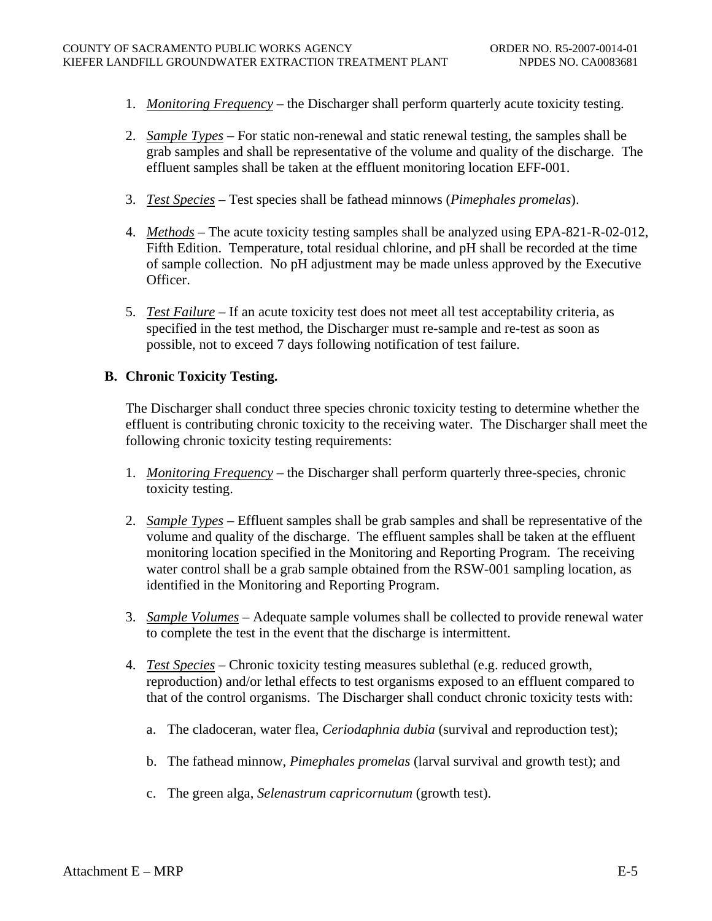1. *Monitoring Frequency* – the Discharger shall perform quarterly acute toxicity testing.

2. *Sample Types* – For static non-renewal and static renewal testing, the samples shall be grab samples and shall be representative of the volume and quality of the discharge. The effluent samples shall be taken at the effluent monitoring location EFF-001.

3. *Test Species* – Test species shall be fathead minnows (*Pimephales promelas*).

4. *Methods* – The acute toxicity testing samples shall be analyzed using EPA-821-R-02-012, Fifth Edition. Temperature, total residual chlorine, and pH shall be recorded at the time of sample collection. No pH adjustment may be made unless approved by the Executive Officer.

5. *Test Failure* – If an acute toxicity test does not meet all test acceptability criteria, as specified in the test method, the Discharger must re-sample and re-test as soon as possible, not to exceed 7 days following notification of test failure.

**B. Chronic Toxicity Testing.**

The Discharger shall conduct three species chronic toxicity testing to determine whether the effluent is contributing chronic toxicity to the receiving water. The Discharger shall meet the following chronic toxicity testing requirements:

1. *Monitoring Frequency* – the Discharger shall perform quarterly three-species, chronic toxicity testing.

2. *Sample Types* – Effluent samples shall be grab samples and shall be representative of the volume and quality of the discharge. The effluent samples shall be taken at the effluent monitoring location specified in the Monitoring and Reporting Program. The receiving water control shall be a grab sample obtained from the RSW-001 sampling location, as identified in the Monitoring and Reporting Program.

3. *Sample Volumes* – Adequate sample volumes shall be collected to provide renewal water to complete the test in the event that the discharge is intermittent.

4. *Test Species* – Chronic toxicity testing measures sublethal (e.g. reduced growth, reproduction) and/or lethal effects to test organisms exposed to an effluent compared to that of the control organisms. The Discharger shall conduct chronic toxicity tests with:

   a. The cladoceran, water flea, *Ceriodaphnia dubia* (survival and reproduction test);

   b. The fathead minnow, *Pimephales promelas* (larval survival and growth test); and

   c. The green alga, *Selenastrum capricornutum* (growth test).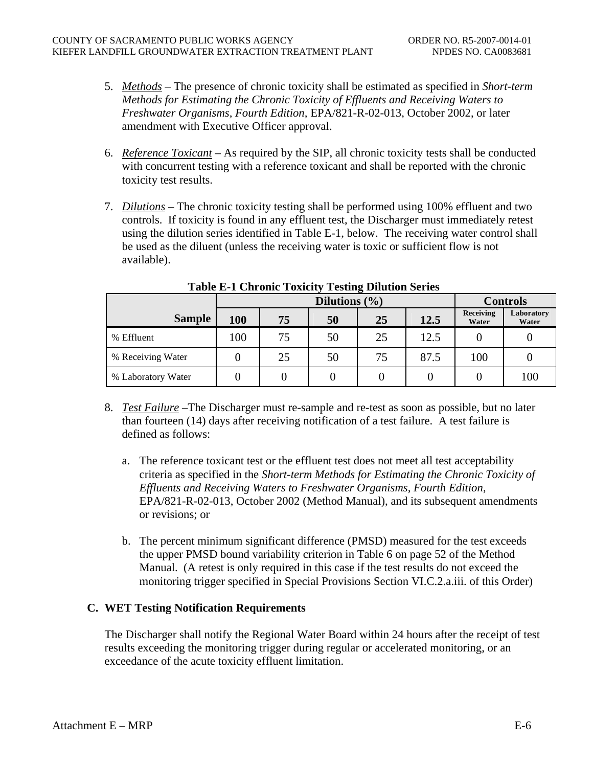5. *Methods* – The presence of chronic toxicity shall be estimated as specified in *Short-term Methods for Estimating the Chronic Toxicity of Effluents and Receiving Waters to Freshwater Organisms, Fourth Edition,* EPA/821-R-02-013, October 2002, or later amendment with Executive Officer approval.

6. *Reference Toxicant* – As required by the SIP, all chronic toxicity tests shall be conducted with concurrent testing with a reference toxicant and shall be reported with the chronic toxicity test results.

7. *Dilutions* – The chronic toxicity testing shall be performed using 100% effluent and two controls. If toxicity is found in any effluent test, the Discharger must immediately retest using the dilution series identified in Table E-1, below. The receiving water control shall be used as the diluent (unless the receiving water is toxic or sufficient flow is not available).

**Table E-1 Chronic Toxicity Testing Dilution Series**

| | Dilutions (%) | | | | | Controls | |
|---|---|---|---|---|---|---|---|
| **Sample** | **100** | **75** | **50** | **25** | **12.5** | **Receiving Water** | **Laboratory Water** |
| % Effluent | 100 | 75 | 50 | 25 | 12.5 | 0 | 0 |
| % Receiving Water | 0 | 25 | 50 | 75 | 87.5 | 100 | 0 |
| % Laboratory Water | 0 | 0 | 0 | 0 | 0 | 0 | 100 |

8. *Test Failure* –The Discharger must re-sample and re-test as soon as possible, but no later than fourteen (14) days after receiving notification of a test failure. A test failure is defined as follows:

   a. The reference toxicant test or the effluent test does not meet all test acceptability criteria as specified in the *Short-term Methods for Estimating the Chronic Toxicity of Effluents and Receiving Waters to Freshwater Organisms, Fourth Edition*, EPA/821-R-02-013, October 2002 (Method Manual), and its subsequent amendments or revisions; or

   b. The percent minimum significant difference (PMSD) measured for the test exceeds the upper PMSD bound variability criterion in Table 6 on page 52 of the Method Manual. (A retest is only required in this case if the test results do not exceed the monitoring trigger specified in Special Provisions Section VI.C.2.a.iii. of this Order)

### C. WET Testing Notification Requirements

The Discharger shall notify the Regional Water Board within 24 hours after the receipt of test results exceeding the monitoring trigger during regular or accelerated monitoring, or an exceedance of the acute toxicity effluent limitation.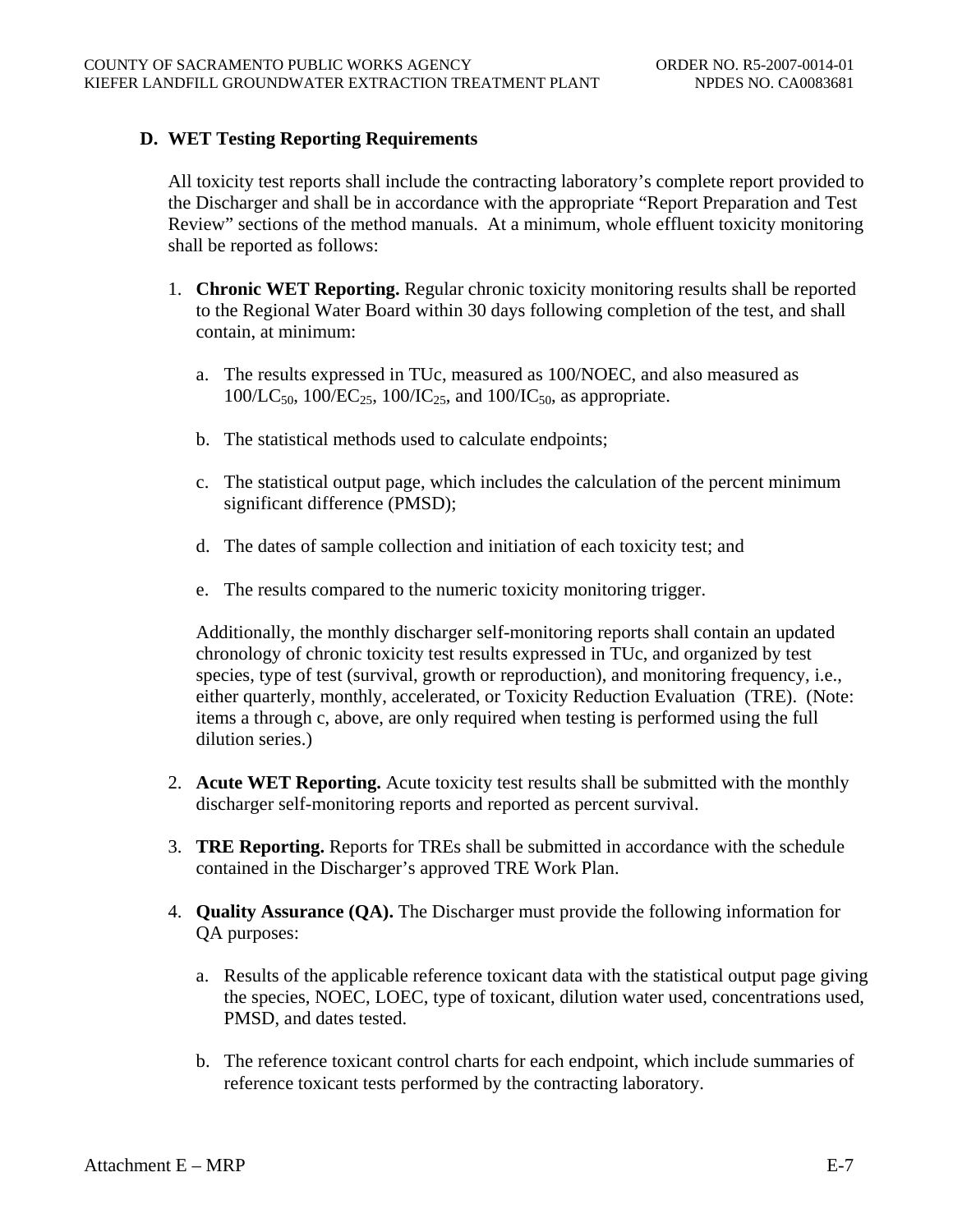### D. WET Testing Reporting Requirements

All toxicity test reports shall include the contracting laboratory's complete report provided to the Discharger and shall be in accordance with the appropriate "Report Preparation and Test Review" sections of the method manuals. At a minimum, whole effluent toxicity monitoring shall be reported as follows:

1. **Chronic WET Reporting.** Regular chronic toxicity monitoring results shall be reported to the Regional Water Board within 30 days following completion of the test, and shall contain, at minimum:

   a. The results expressed in TUc, measured as 100/NOEC, and also measured as $100/LC_{50}$, $100/EC_{25}$, $100/IC_{25}$, and $100/IC_{50}$, as appropriate.

   b. The statistical methods used to calculate endpoints;

   c. The statistical output page, which includes the calculation of the percent minimum significant difference (PMSD);

   d. The dates of sample collection and initiation of each toxicity test; and

   e. The results compared to the numeric toxicity monitoring trigger.

   Additionally, the monthly discharger self-monitoring reports shall contain an updated chronology of chronic toxicity test results expressed in TUc, and organized by test species, type of test (survival, growth or reproduction), and monitoring frequency, i.e., either quarterly, monthly, accelerated, or Toxicity Reduction Evaluation (TRE). (Note: items a through c, above, are only required when testing is performed using the full dilution series.)

2. **Acute WET Reporting.** Acute toxicity test results shall be submitted with the monthly discharger self-monitoring reports and reported as percent survival.

3. **TRE Reporting.** Reports for TREs shall be submitted in accordance with the schedule contained in the Discharger's approved TRE Work Plan.

4. **Quality Assurance (QA).** The Discharger must provide the following information for QA purposes:

   a. Results of the applicable reference toxicant data with the statistical output page giving the species, NOEC, LOEC, type of toxicant, dilution water used, concentrations used, PMSD, and dates tested.

   b. The reference toxicant control charts for each endpoint, which include summaries of reference toxicant tests performed by the contracting laboratory.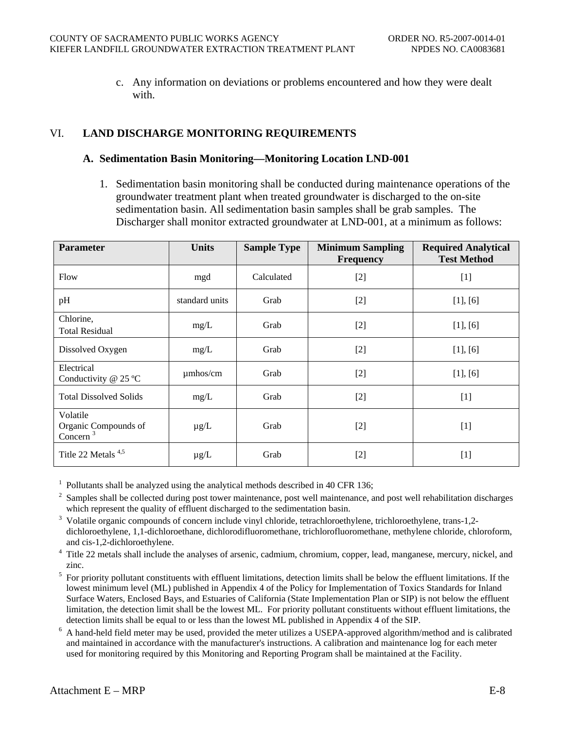c. Any information on deviations or problems encountered and how they were dealt with.

## VI. LAND DISCHARGE MONITORING REQUIREMENTS

### A. Sedimentation Basin Monitoring—Monitoring Location LND-001

1. Sedimentation basin monitoring shall be conducted during maintenance operations of the groundwater treatment plant when treated groundwater is discharged to the on-site sedimentation basin. All sedimentation basin samples shall be grab samples. The Discharger shall monitor extracted groundwater at LND-001, at a minimum as follows:

| Parameter | Units | Sample Type | Minimum Sampling Frequency | Required Analytical Test Method |
|---|---|---|---|---|
| Flow | mgd | Calculated | [2] | [1] |
| pH | standard units | Grab | [2] | [1], [6] |
| Chlorine, Total Residual | mg/L | Grab | [2] | [1], [6] |
| Dissolved Oxygen | mg/L | Grab | [2] | [1], [6] |
| Electrical Conductivity @ 25 ºC | µmhos/cm | Grab | [2] | [1], [6] |
| Total Dissolved Solids | mg/L | Grab | [2] | [1] |
| Volatile Organic Compounds of Concern [3] | µg/L | Grab | [2] | [1] |
| Title 22 Metals [4,5] | µg/L | Grab | [2] | [1] |

[1] Pollutants shall be analyzed using the analytical methods described in 40 CFR 136;

[2] Samples shall be collected during post tower maintenance, post well maintenance, and post well rehabilitation discharges which represent the quality of effluent discharged to the sedimentation basin.

[3] Volatile organic compounds of concern include vinyl chloride, tetrachloroethylene, trichloroethylene, trans-1,2-dichloroethylene, 1,1-dichloroethane, dichlorodifluoromethane, trichlorofluoromethane, methylene chloride, chloroform, and cis-1,2-dichloroethylene.

[4] Title 22 metals shall include the analyses of arsenic, cadmium, chromium, copper, lead, manganese, mercury, nickel, and zinc.

[5] For priority pollutant constituents with effluent limitations, detection limits shall be below the effluent limitations. If the lowest minimum level (ML) published in Appendix 4 of the Policy for Implementation of Toxics Standards for Inland Surface Waters, Enclosed Bays, and Estuaries of California (State Implementation Plan or SIP) is not below the effluent limitation, the detection limit shall be the lowest ML. For priority pollutant constituents without effluent limitations, the detection limits shall be equal to or less than the lowest ML published in Appendix 4 of the SIP.

[6] A hand-held field meter may be used, provided the meter utilizes a USEPA-approved algorithm/method and is calibrated and maintained in accordance with the manufacturer's instructions. A calibration and maintenance log for each meter used for monitoring required by this Monitoring and Reporting Program shall be maintained at the Facility.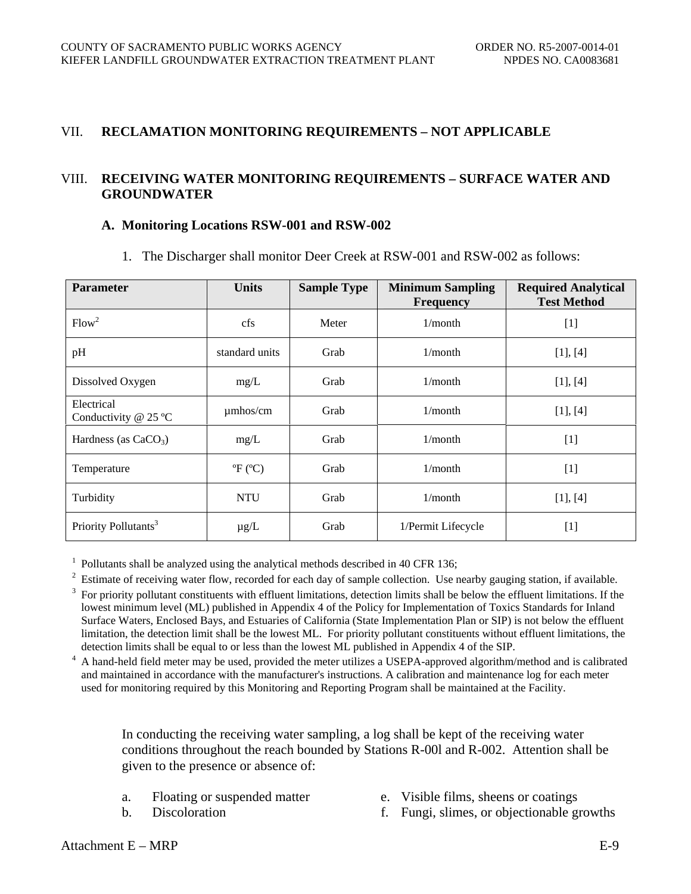## VII. RECLAMATION MONITORING REQUIREMENTS – NOT APPLICABLE

## VIII. RECEIVING WATER MONITORING REQUIREMENTS – SURFACE WATER AND GROUNDWATER

### A. Monitoring Locations RSW-001 and RSW-002

1. The Discharger shall monitor Deer Creek at RSW-001 and RSW-002 as follows:

| Parameter | Units | Sample Type | Minimum Sampling Frequency | Required Analytical Test Method |
|---|---|---|---|---|
| Flow[2] | cfs | Meter | 1/month | [1] |
| pH | standard units | Grab | 1/month | [1], [4] |
| Dissolved Oxygen | mg/L | Grab | 1/month | [1], [4] |
| Electrical Conductivity @ 25 ºC | µmhos/cm | Grab | 1/month | [1], [4] |
| Hardness (as $CaCO_3$) | mg/L | Grab | 1/month | [1] |
| Temperature | ºF (ºC) | Grab | 1/month | [1] |
| Turbidity | NTU | Grab | 1/month | [1], [4] |
| Priority Pollutants[3] | µg/L | Grab | 1/Permit Lifecycle | [1] |

[1] Pollutants shall be analyzed using the analytical methods described in 40 CFR 136;

[2] Estimate of receiving water flow, recorded for each day of sample collection. Use nearby gauging station, if available.

[3] For priority pollutant constituents with effluent limitations, detection limits shall be below the effluent limitations. If the lowest minimum level (ML) published in Appendix 4 of the Policy for Implementation of Toxics Standards for Inland Surface Waters, Enclosed Bays, and Estuaries of California (State Implementation Plan or SIP) is not below the effluent limitation, the detection limit shall be the lowest ML. For priority pollutant constituents without effluent limitations, the detection limits shall be equal to or less than the lowest ML published in Appendix 4 of the SIP.

[4] A hand-held field meter may be used, provided the meter utilizes a USEPA-approved algorithm/method and is calibrated and maintained in accordance with the manufacturer's instructions. A calibration and maintenance log for each meter used for monitoring required by this Monitoring and Reporting Program shall be maintained at the Facility.

In conducting the receiving water sampling, a log shall be kept of the receiving water conditions throughout the reach bounded by Stations R-00l and R-002. Attention shall be given to the presence or absence of:

a. Floating or suspended matter
b. Discoloration
e. Visible films, sheens or coatings
f. Fungi, slimes, or objectionable growths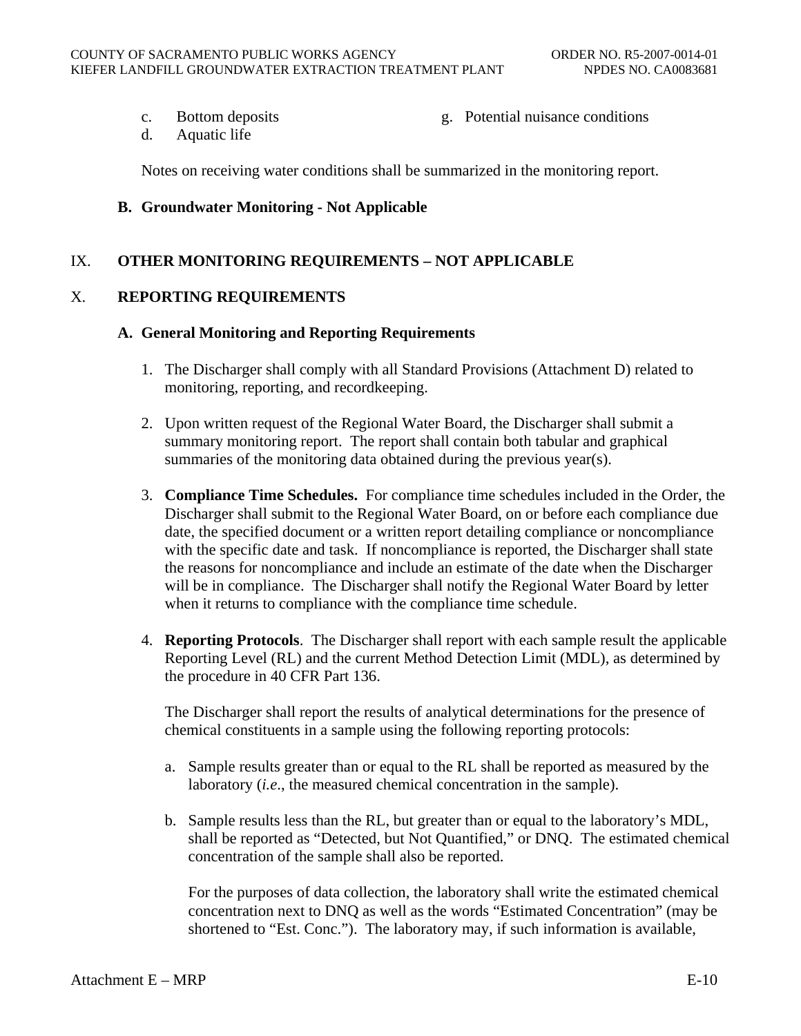c. Bottom deposits
d. Aquatic life
g. Potential nuisance conditions

Notes on receiving water conditions shall be summarized in the monitoring report.

**B. Groundwater Monitoring - Not Applicable**

## IX. OTHER MONITORING REQUIREMENTS – NOT APPLICABLE

## X. REPORTING REQUIREMENTS

**A. General Monitoring and Reporting Requirements**

1. The Discharger shall comply with all Standard Provisions (Attachment D) related to monitoring, reporting, and recordkeeping.

2. Upon written request of the Regional Water Board, the Discharger shall submit a summary monitoring report. The report shall contain both tabular and graphical summaries of the monitoring data obtained during the previous year(s).

3. **Compliance Time Schedules.** For compliance time schedules included in the Order, the Discharger shall submit to the Regional Water Board, on or before each compliance due date, the specified document or a written report detailing compliance or noncompliance with the specific date and task. If noncompliance is reported, the Discharger shall state the reasons for noncompliance and include an estimate of the date when the Discharger will be in compliance. The Discharger shall notify the Regional Water Board by letter when it returns to compliance with the compliance time schedule.

4. **Reporting Protocols**. The Discharger shall report with each sample result the applicable Reporting Level (RL) and the current Method Detection Limit (MDL), as determined by the procedure in 40 CFR Part 136.

   The Discharger shall report the results of analytical determinations for the presence of chemical constituents in a sample using the following reporting protocols:

   a. Sample results greater than or equal to the RL shall be reported as measured by the laboratory (*i.e*., the measured chemical concentration in the sample).

   b. Sample results less than the RL, but greater than or equal to the laboratory's MDL, shall be reported as "Detected, but Not Quantified," or DNQ. The estimated chemical concentration of the sample shall also be reported.

      For the purposes of data collection, the laboratory shall write the estimated chemical concentration next to DNQ as well as the words "Estimated Concentration" (may be shortened to "Est. Conc."). The laboratory may, if such information is available,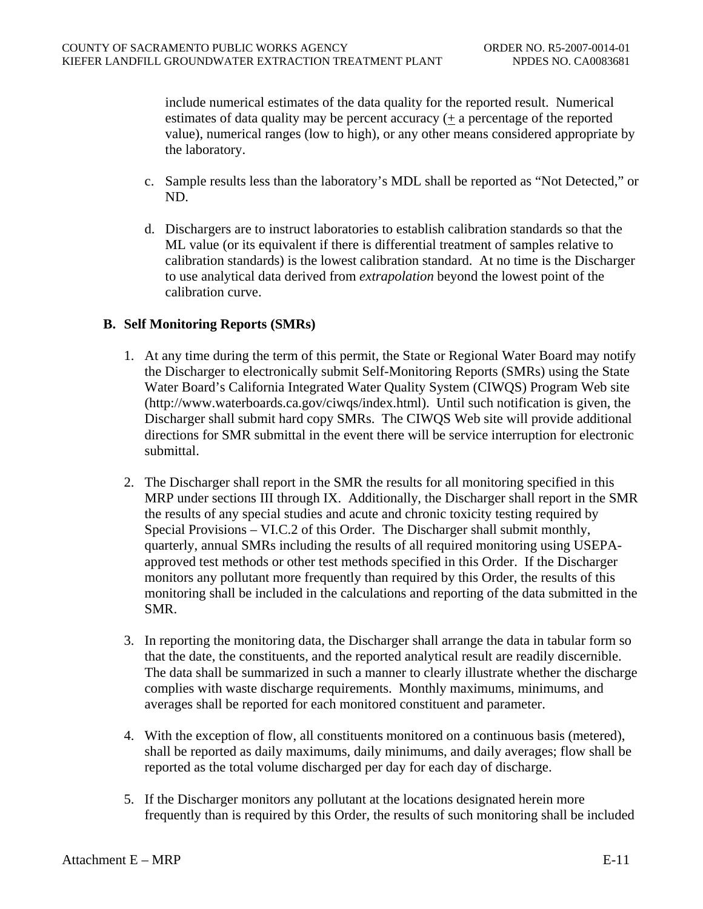include numerical estimates of the data quality for the reported result. Numerical estimates of data quality may be percent accuracy (± a percentage of the reported value), numerical ranges (low to high), or any other means considered appropriate by the laboratory.

c. Sample results less than the laboratory's MDL shall be reported as "Not Detected," or ND.

d. Dischargers are to instruct laboratories to establish calibration standards so that the ML value (or its equivalent if there is differential treatment of samples relative to calibration standards) is the lowest calibration standard. At no time is the Discharger to use analytical data derived from *extrapolation* beyond the lowest point of the calibration curve.

### B. Self Monitoring Reports (SMRs)

1. At any time during the term of this permit, the State or Regional Water Board may notify the Discharger to electronically submit Self-Monitoring Reports (SMRs) using the State Water Board's California Integrated Water Quality System (CIWQS) Program Web site (http://www.waterboards.ca.gov/ciwqs/index.html). Until such notification is given, the Discharger shall submit hard copy SMRs. The CIWQS Web site will provide additional directions for SMR submittal in the event there will be service interruption for electronic submittal.

2. The Discharger shall report in the SMR the results for all monitoring specified in this MRP under sections III through IX. Additionally, the Discharger shall report in the SMR the results of any special studies and acute and chronic toxicity testing required by Special Provisions – VI.C.2 of this Order. The Discharger shall submit monthly, quarterly, annual SMRs including the results of all required monitoring using USEPA-approved test methods or other test methods specified in this Order. If the Discharger monitors any pollutant more frequently than required by this Order, the results of this monitoring shall be included in the calculations and reporting of the data submitted in the SMR.

3. In reporting the monitoring data, the Discharger shall arrange the data in tabular form so that the date, the constituents, and the reported analytical result are readily discernible. The data shall be summarized in such a manner to clearly illustrate whether the discharge complies with waste discharge requirements. Monthly maximums, minimums, and averages shall be reported for each monitored constituent and parameter.

4. With the exception of flow, all constituents monitored on a continuous basis (metered), shall be reported as daily maximums, daily minimums, and daily averages; flow shall be reported as the total volume discharged per day for each day of discharge.

5. If the Discharger monitors any pollutant at the locations designated herein more frequently than is required by this Order, the results of such monitoring shall be included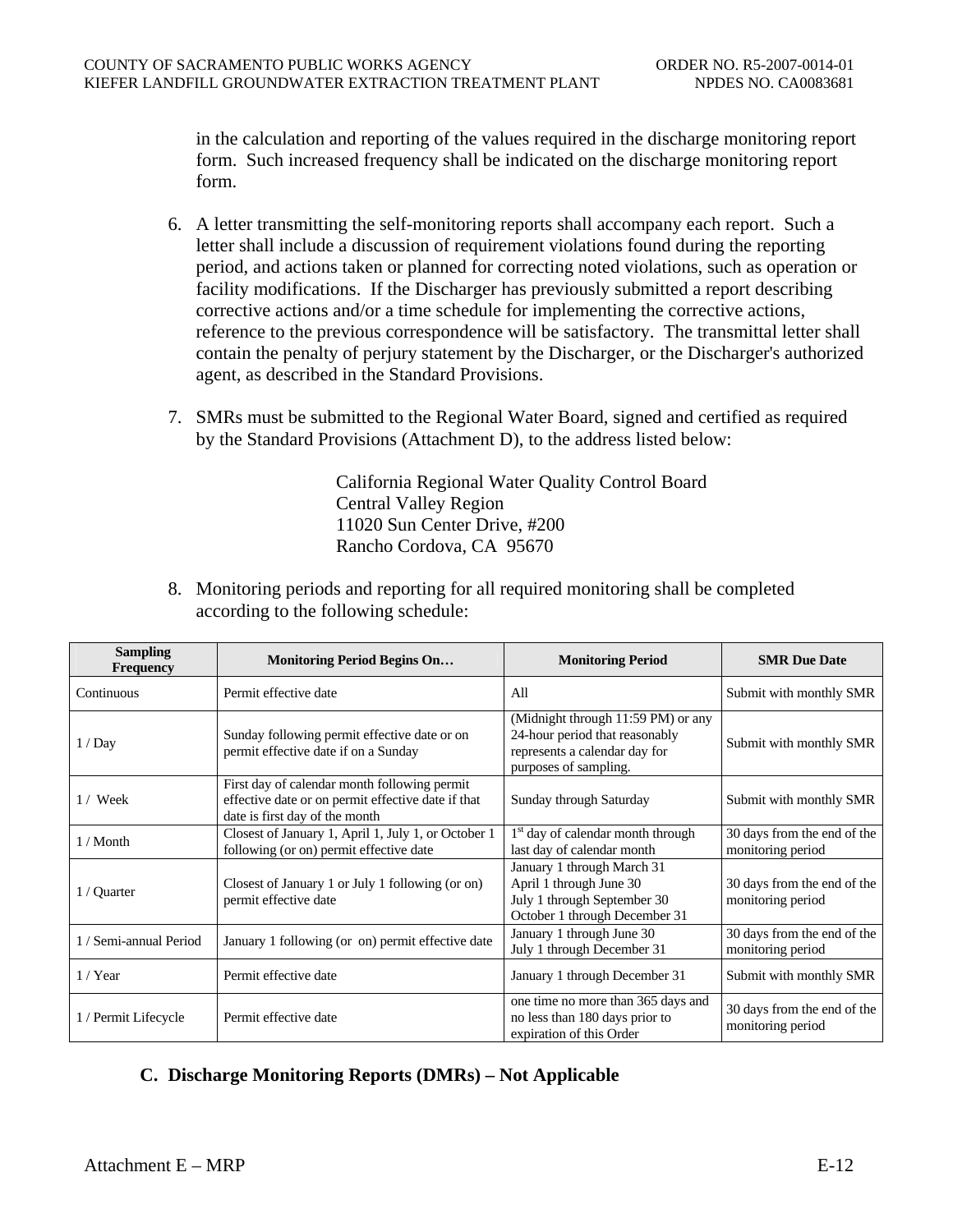in the calculation and reporting of the values required in the discharge monitoring report form. Such increased frequency shall be indicated on the discharge monitoring report form.

6. A letter transmitting the self-monitoring reports shall accompany each report. Such a letter shall include a discussion of requirement violations found during the reporting period, and actions taken or planned for correcting noted violations, such as operation or facility modifications. If the Discharger has previously submitted a report describing corrective actions and/or a time schedule for implementing the corrective actions, reference to the previous correspondence will be satisfactory. The transmittal letter shall contain the penalty of perjury statement by the Discharger, or the Discharger's authorized agent, as described in the Standard Provisions.

7. SMRs must be submitted to the Regional Water Board, signed and certified as required by the Standard Provisions (Attachment D), to the address listed below:

   California Regional Water Quality Control Board
   Central Valley Region
   11020 Sun Center Drive, #200
   Rancho Cordova, CA 95670

8. Monitoring periods and reporting for all required monitoring shall be completed according to the following schedule:

| Sampling Frequency | Monitoring Period Begins On… | Monitoring Period | SMR Due Date |
|---|---|---|---|
| Continuous | Permit effective date | All | Submit with monthly SMR |
| 1 / Day | Sunday following permit effective date or on permit effective date if on a Sunday | (Midnight through 11:59 PM) or any 24-hour period that reasonably represents a calendar day for purposes of sampling. | Submit with monthly SMR |
| 1 / Week | First day of calendar month following permit effective date or on permit effective date if that date is first day of the month | Sunday through Saturday | Submit with monthly SMR |
| 1 / Month | Closest of January 1, April 1, July 1, or October 1 following (or on) permit effective date | 1st day of calendar month through last day of calendar month | 30 days from the end of the monitoring period |
| 1 / Quarter | Closest of January 1 or July 1 following (or on) permit effective date | January 1 through March 31<br>April 1 through June 30<br>July 1 through September 30<br>October 1 through December 31 | 30 days from the end of the monitoring period |
| 1 / Semi-annual Period | January 1 following (or on) permit effective date | January 1 through June 30<br>July 1 through December 31 | 30 days from the end of the monitoring period |
| 1 / Year | Permit effective date | January 1 through December 31 | Submit with monthly SMR |
| 1 / Permit Lifecycle | Permit effective date | one time no more than 365 days and no less than 180 days prior to expiration of this Order | 30 days from the end of the monitoring period |

### C. Discharge Monitoring Reports (DMRs) – Not Applicable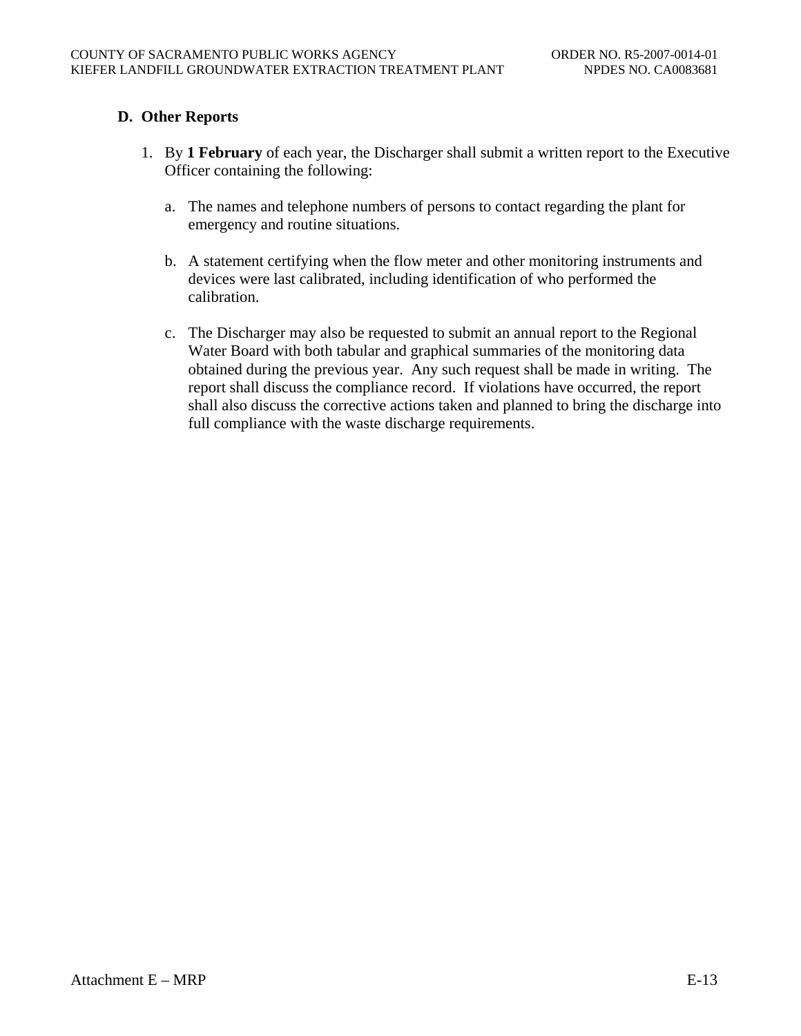### D. Other Reports

1. By **1 February** of each year, the Discharger shall submit a written report to the Executive Officer containing the following:

   a. The names and telephone numbers of persons to contact regarding the plant for emergency and routine situations.

   b. A statement certifying when the flow meter and other monitoring instruments and devices were last calibrated, including identification of who performed the calibration.

   c. The Discharger may also be requested to submit an annual report to the Regional Water Board with both tabular and graphical summaries of the monitoring data obtained during the previous year. Any such request shall be made in writing. The report shall discuss the compliance record. If violations have occurred, the report shall also discuss the corrective actions taken and planned to bring the discharge into full compliance with the waste discharge requirements.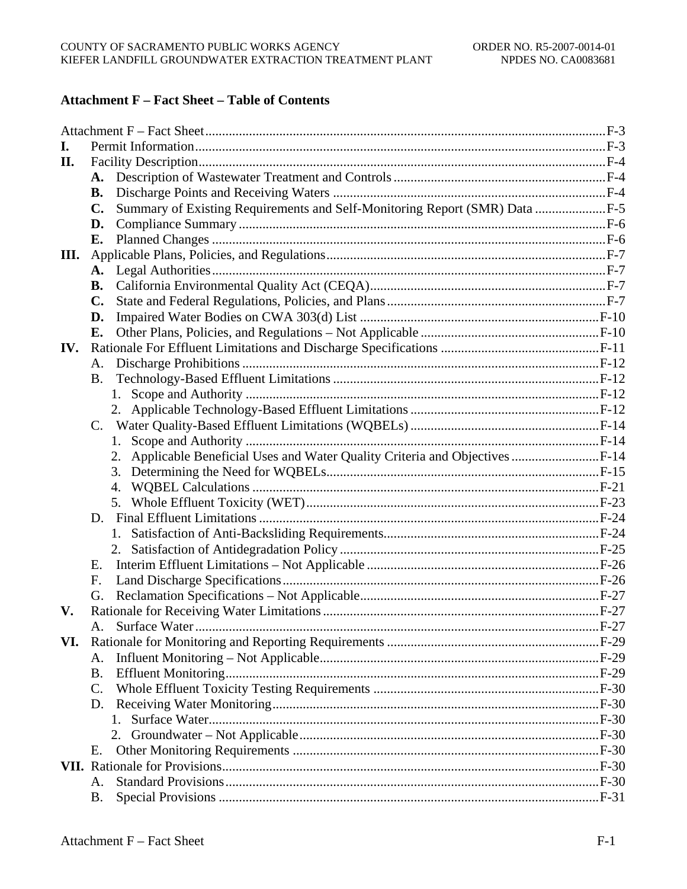## Attachment F – Fact Sheet – Table of Contents

Attachment F – Fact Sheet ........................................................................................................ F-3

**I.** Permit Information ........................................................................................................ F-3

**II.** Facility Description ........................................................................................................ F-4

- **A.** Description of Wastewater Treatment and Controls ............................................. F-4
- **B.** Discharge Points and Receiving Waters ............................................................... F-4
- **C.** Summary of Existing Requirements and Self-Monitoring Report (SMR) Data ..................... F-5
- **D.** Compliance Summary ........................................................................................ F-6
- **E.** Planned Changes ................................................................................................ F-6

**III.** Applicable Plans, Policies, and Regulations ................................................................ F-7

- **A.** Legal Authorities ................................................................................................ F-7
- **B.** California Environmental Quality Act (CEQA) ...................................................... F-7
- **C.** State and Federal Regulations, Policies, and Plans ............................................... F-7
- **D.** Impaired Water Bodies on CWA 303(d) List ........................................................ F-10
- **E.** Other Plans, Policies, and Regulations – Not Applicable ..................................... F-10

**IV.** Rationale For Effluent Limitations and Discharge Specifications ............................... F-11

- A. Discharge Prohibitions ........................................................................................ F-12
- B. Technology-Based Effluent Limitations ............................................................... F-12
  1. Scope and Authority ........................................................................................ F-12
  2. Applicable Technology-Based Effluent Limitations ........................................... F-12
- C. Water Quality-Based Effluent Limitations (WQBELs) ........................................... F-14
  1. Scope and Authority ........................................................................................ F-14
  2. Applicable Beneficial Uses and Water Quality Criteria and Objectives ............... F-14
  3. Determining the Need for WQBELs ................................................................... F-15
  4. WQBEL Calculations ........................................................................................ F-21
  5. Whole Effluent Toxicity (WET) .......................................................................... F-23
- D. Final Effluent Limitations ..................................................................................... F-24
  1. Satisfaction of Anti-Backsliding Requirements ................................................... F-24
  2. Satisfaction of Antidegradation Policy ............................................................... F-25
- E. Interim Effluent Limitations – Not Applicable ....................................................... F-26
- F. Land Discharge Specifications ............................................................................ F-26
- G. Reclamation Specifications – Not Applicable ....................................................... F-27

**V.** Rationale for Receiving Water Limitations ................................................................... F-27

- A. Surface Water ..................................................................................................... F-27

**VI.** Rationale for Monitoring and Reporting Requirements ................................................ F-29

- A. Influent Monitoring – Not Applicable .................................................................... F-29
- B. Effluent Monitoring .............................................................................................. F-29
- C. Whole Effluent Toxicity Testing Requirements ..................................................... F-30
- D. Receiving Water Monitoring ................................................................................ F-30
  1. Surface Water ................................................................................................... F-30
  2. Groundwater – Not Applicable .......................................................................... F-30
- E. Other Monitoring Requirements ........................................................................... F-30

**VII.** Rationale for Provisions ............................................................................................. F-30

- A. Standard Provisions ............................................................................................ F-30
- B. Special Provisions ............................................................................................... F-31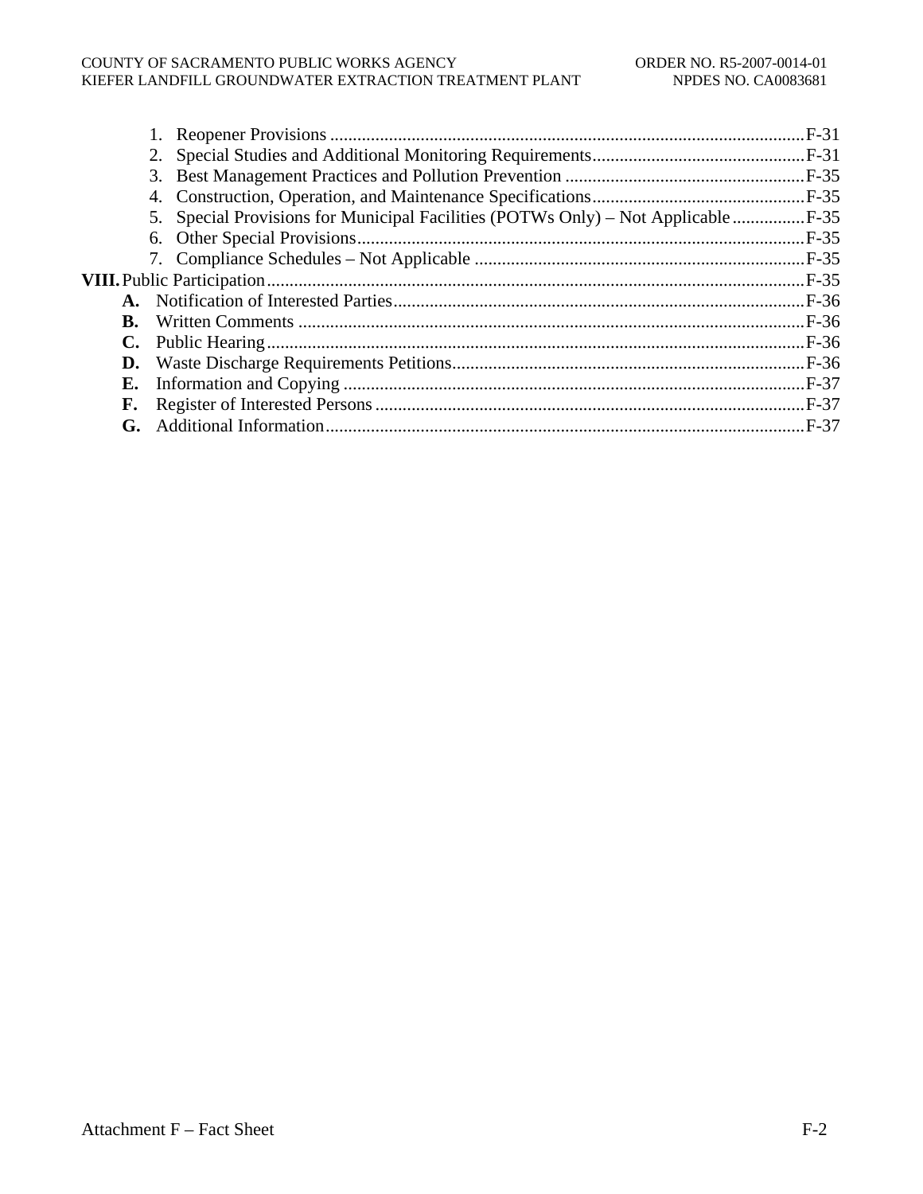1. Reopener Provisions ........................................................................................................F-31
2. Special Studies and Additional Monitoring Requirements...............................................F-31
3. Best Management Practices and Pollution Prevention .....................................................F-35
4. Construction, Operation, and Maintenance Specifications...............................................F-35
5. Special Provisions for Municipal Facilities (POTWs Only) – Not Applicable................F-35
6. Other Special Provisions...................................................................................................F-35
7. Compliance Schedules – Not Applicable .........................................................................F-35

**VIII.** Public Participation......................................................................................................F-35

- **A.** Notification of Interested Parties..........................................................................F-36
- **B.** Written Comments ...............................................................................................F-36
- **C.** Public Hearing......................................................................................................F-36
- **D.** Waste Discharge Requirements Petitions..............................................................F-36
- **E.** Information and Copying ......................................................................................F-37
- **F.** Register of Interested Persons ...............................................................................F-37
- **G.** Additional Information.........................................................................................F-37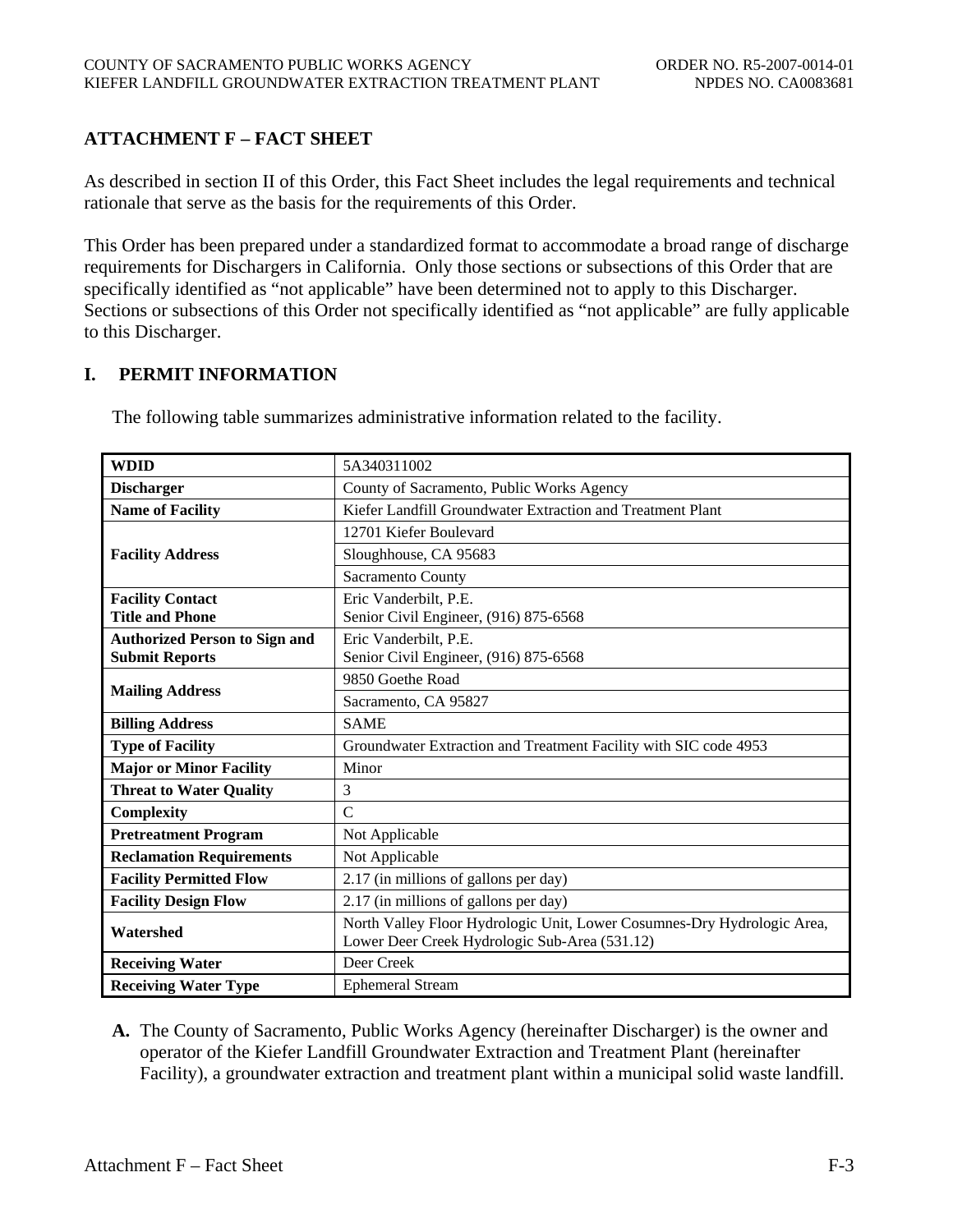## ATTACHMENT F – FACT SHEET

As described in section II of this Order, this Fact Sheet includes the legal requirements and technical rationale that serve as the basis for the requirements of this Order.

This Order has been prepared under a standardized format to accommodate a broad range of discharge requirements for Dischargers in California. Only those sections or subsections of this Order that are specifically identified as "not applicable" have been determined not to apply to this Discharger. Sections or subsections of this Order not specifically identified as "not applicable" are fully applicable to this Discharger.

## I. PERMIT INFORMATION

The following table summarizes administrative information related to the facility.

| | |
|---|---|
| **WDID** | 5A340311002 |
| **Discharger** | County of Sacramento, Public Works Agency |
| **Name of Facility** | Kiefer Landfill Groundwater Extraction and Treatment Plant |
| **Facility Address** | 12701 Kiefer Boulevard |
| | Sloughhouse, CA 95683 |
| | Sacramento County |
| **Facility Contact Title and Phone** | Eric Vanderbilt, P.E. Senior Civil Engineer, (916) 875-6568 |
| **Authorized Person to Sign and Submit Reports** | Eric Vanderbilt, P.E. Senior Civil Engineer, (916) 875-6568 |
| **Mailing Address** | 9850 Goethe Road |
| | Sacramento, CA 95827 |
| **Billing Address** | SAME |
| **Type of Facility** | Groundwater Extraction and Treatment Facility with SIC code 4953 |
| **Major or Minor Facility** | Minor |
| **Threat to Water Quality** | 3 |
| **Complexity** | C |
| **Pretreatment Program** | Not Applicable |
| **Reclamation Requirements** | Not Applicable |
| **Facility Permitted Flow** | 2.17 (in millions of gallons per day) |
| **Facility Design Flow** | 2.17 (in millions of gallons per day) |
| **Watershed** | North Valley Floor Hydrologic Unit, Lower Cosumnes-Dry Hydrologic Area, Lower Deer Creek Hydrologic Sub-Area (531.12) |
| **Receiving Water** | Deer Creek |
| **Receiving Water Type** | Ephemeral Stream |

**A.** The County of Sacramento, Public Works Agency (hereinafter Discharger) is the owner and operator of the Kiefer Landfill Groundwater Extraction and Treatment Plant (hereinafter Facility), a groundwater extraction and treatment plant within a municipal solid waste landfill.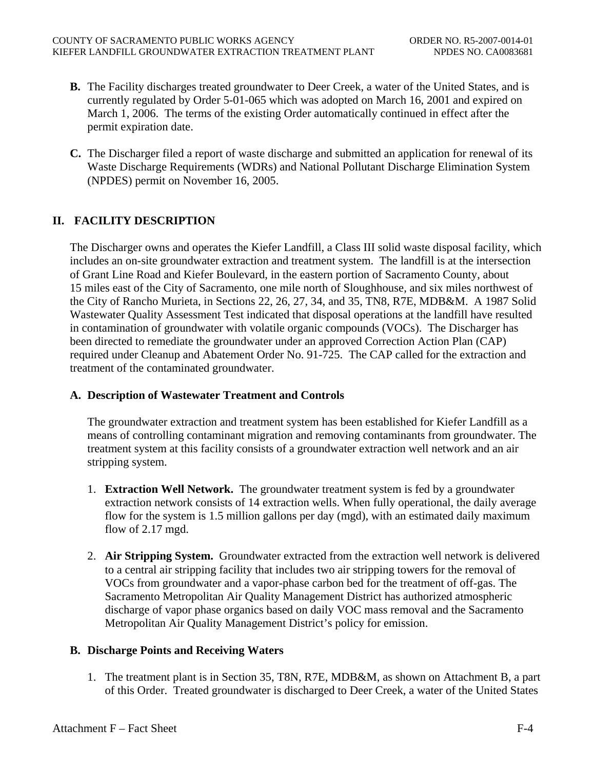**B.** The Facility discharges treated groundwater to Deer Creek, a water of the United States, and is currently regulated by Order 5-01-065 which was adopted on March 16, 2001 and expired on March 1, 2006. The terms of the existing Order automatically continued in effect after the permit expiration date.

**C.** The Discharger filed a report of waste discharge and submitted an application for renewal of its Waste Discharge Requirements (WDRs) and National Pollutant Discharge Elimination System (NPDES) permit on November 16, 2005.

## II. FACILITY DESCRIPTION

The Discharger owns and operates the Kiefer Landfill, a Class III solid waste disposal facility, which includes an on-site groundwater extraction and treatment system. The landfill is at the intersection of Grant Line Road and Kiefer Boulevard, in the eastern portion of Sacramento County, about 15 miles east of the City of Sacramento, one mile north of Sloughhouse, and six miles northwest of the City of Rancho Murieta, in Sections 22, 26, 27, 34, and 35, TN8, R7E, MDB&M. A 1987 Solid Wastewater Quality Assessment Test indicated that disposal operations at the landfill have resulted in contamination of groundwater with volatile organic compounds (VOCs). The Discharger has been directed to remediate the groundwater under an approved Correction Action Plan (CAP) required under Cleanup and Abatement Order No. 91-725. The CAP called for the extraction and treatment of the contaminated groundwater.

### A. Description of Wastewater Treatment and Controls

The groundwater extraction and treatment system has been established for Kiefer Landfill as a means of controlling contaminant migration and removing contaminants from groundwater. The treatment system at this facility consists of a groundwater extraction well network and an air stripping system.

1. **Extraction Well Network.** The groundwater treatment system is fed by a groundwater extraction network consists of 14 extraction wells. When fully operational, the daily average flow for the system is 1.5 million gallons per day (mgd), with an estimated daily maximum flow of 2.17 mgd.

2. **Air Stripping System.** Groundwater extracted from the extraction well network is delivered to a central air stripping facility that includes two air stripping towers for the removal of VOCs from groundwater and a vapor-phase carbon bed for the treatment of off-gas. The Sacramento Metropolitan Air Quality Management District has authorized atmospheric discharge of vapor phase organics based on daily VOC mass removal and the Sacramento Metropolitan Air Quality Management District's policy for emission.

### B. Discharge Points and Receiving Waters

1. The treatment plant is in Section 35, T8N, R7E, MDB&M, as shown on Attachment B, a part of this Order. Treated groundwater is discharged to Deer Creek, a water of the United States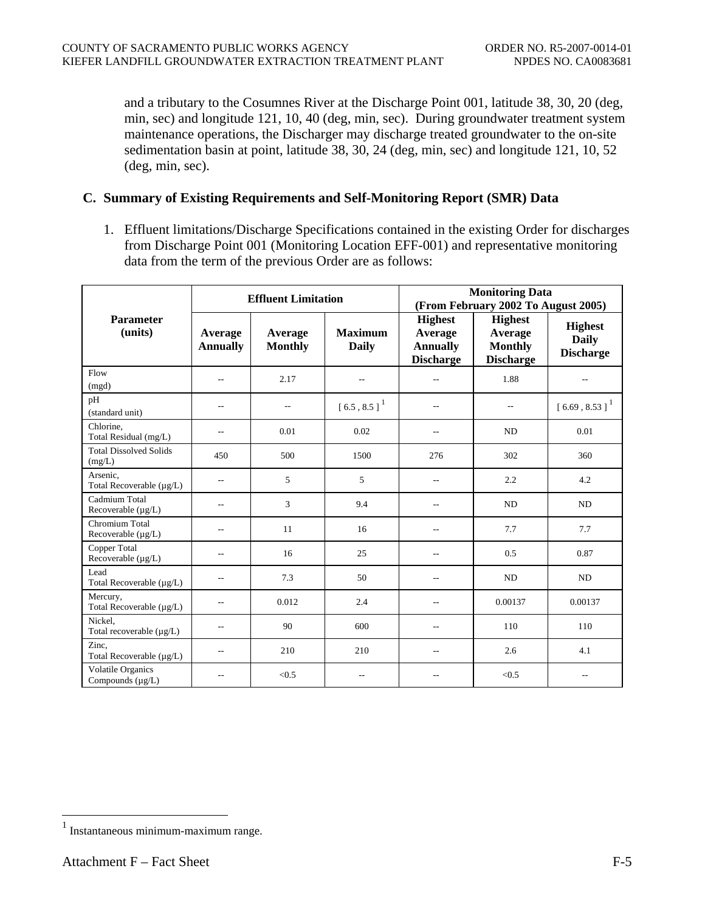and a tributary to the Cosumnes River at the Discharge Point 001, latitude 38, 30, 20 (deg, min, sec) and longitude 121, 10, 40 (deg, min, sec). During groundwater treatment system maintenance operations, the Discharger may discharge treated groundwater to the on-site sedimentation basin at point, latitude 38, 30, 24 (deg, min, sec) and longitude 121, 10, 52 (deg, min, sec).

## C. Summary of Existing Requirements and Self-Monitoring Report (SMR) Data

1. Effluent limitations/Discharge Specifications contained in the existing Order for discharges from Discharge Point 001 (Monitoring Location EFF-001) and representative monitoring data from the term of the previous Order are as follows:

| Parameter (units) | Effluent Limitation | | | Monitoring Data (From February 2002 To August 2005) | | |
|---|---|---|---|---|---|---|
| | Average Annually | Average Monthly | Maximum Daily | Highest Average Annually Discharge | Highest Average Monthly Discharge | Highest Daily Discharge |
| Flow (mgd) | -- | 2.17 | -- | -- | 1.88 | -- |
| pH (standard unit) | -- | -- | [ 6.5 , 8.5 ] [1] | -- | -- | [ 6.69 , 8.53 ] [1] |
| Chlorine, Total Residual (mg/L) | -- | 0.01 | 0.02 | -- | ND | 0.01 |
| Total Dissolved Solids (mg/L) | 450 | 500 | 1500 | 276 | 302 | 360 |
| Arsenic, Total Recoverable (µg/L) | -- | 5 | 5 | -- | 2.2 | 4.2 |
| Cadmium Total Recoverable (µg/L) | -- | 3 | 9.4 | -- | ND | ND |
| Chromium Total Recoverable (µg/L) | -- | 11 | 16 | -- | 7.7 | 7.7 |
| Copper Total Recoverable (µg/L) | -- | 16 | 25 | -- | 0.5 | 0.87 |
| Lead Total Recoverable (µg/L) | -- | 7.3 | 50 | -- | ND | ND |
| Mercury, Total Recoverable (µg/L) | -- | 0.012 | 2.4 | -- | 0.00137 | 0.00137 |
| Nickel, Total recoverable (µg/L) | -- | 90 | 600 | -- | 110 | 110 |
| Zinc, Total Recoverable (µg/L) | -- | 210 | 210 | -- | 2.6 | 4.1 |
| Volatile Organics Compounds (µg/L) | -- | <0.5 | -- | -- | <0.5 | -- |

[1] Instantaneous minimum-maximum range.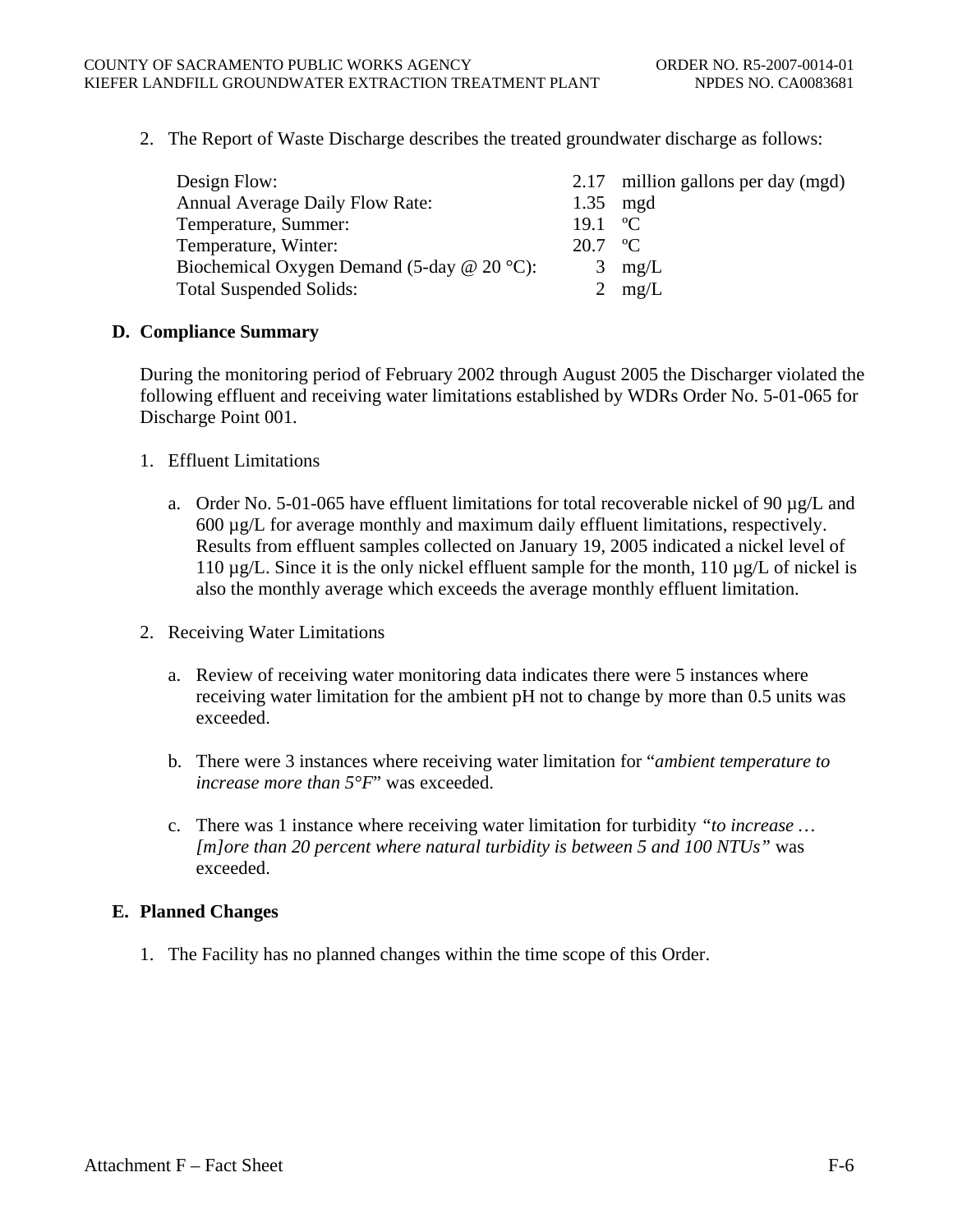2. The Report of Waste Discharge describes the treated groundwater discharge as follows:

| | |
|---|---|
| Design Flow: | 2.17 million gallons per day (mgd) |
| Annual Average Daily Flow Rate: | 1.35 mgd |
| Temperature, Summer: | 19.1 ºC |
| Temperature, Winter: | 20.7 ºC |
| Biochemical Oxygen Demand (5-day @ 20 °C): | 3 mg/L |
| Total Suspended Solids: | 2 mg/L |

## D. Compliance Summary

During the monitoring period of February 2002 through August 2005 the Discharger violated the following effluent and receiving water limitations established by WDRs Order No. 5-01-065 for Discharge Point 001.

1. Effluent Limitations

   a. Order No. 5-01-065 have effluent limitations for total recoverable nickel of 90 µg/L and 600 µg/L for average monthly and maximum daily effluent limitations, respectively. Results from effluent samples collected on January 19, 2005 indicated a nickel level of 110 µg/L. Since it is the only nickel effluent sample for the month, 110 µg/L of nickel is also the monthly average which exceeds the average monthly effluent limitation.

2. Receiving Water Limitations

   a. Review of receiving water monitoring data indicates there were 5 instances where receiving water limitation for the ambient pH not to change by more than 0.5 units was exceeded.

   b. There were 3 instances where receiving water limitation for "*ambient temperature to increase more than 5°F*" was exceeded.

   c. There was 1 instance where receiving water limitation for turbidity *"to increase … [m]ore than 20 percent where natural turbidity is between 5 and 100 NTUs"* was exceeded.

## E. Planned Changes

1. The Facility has no planned changes within the time scope of this Order.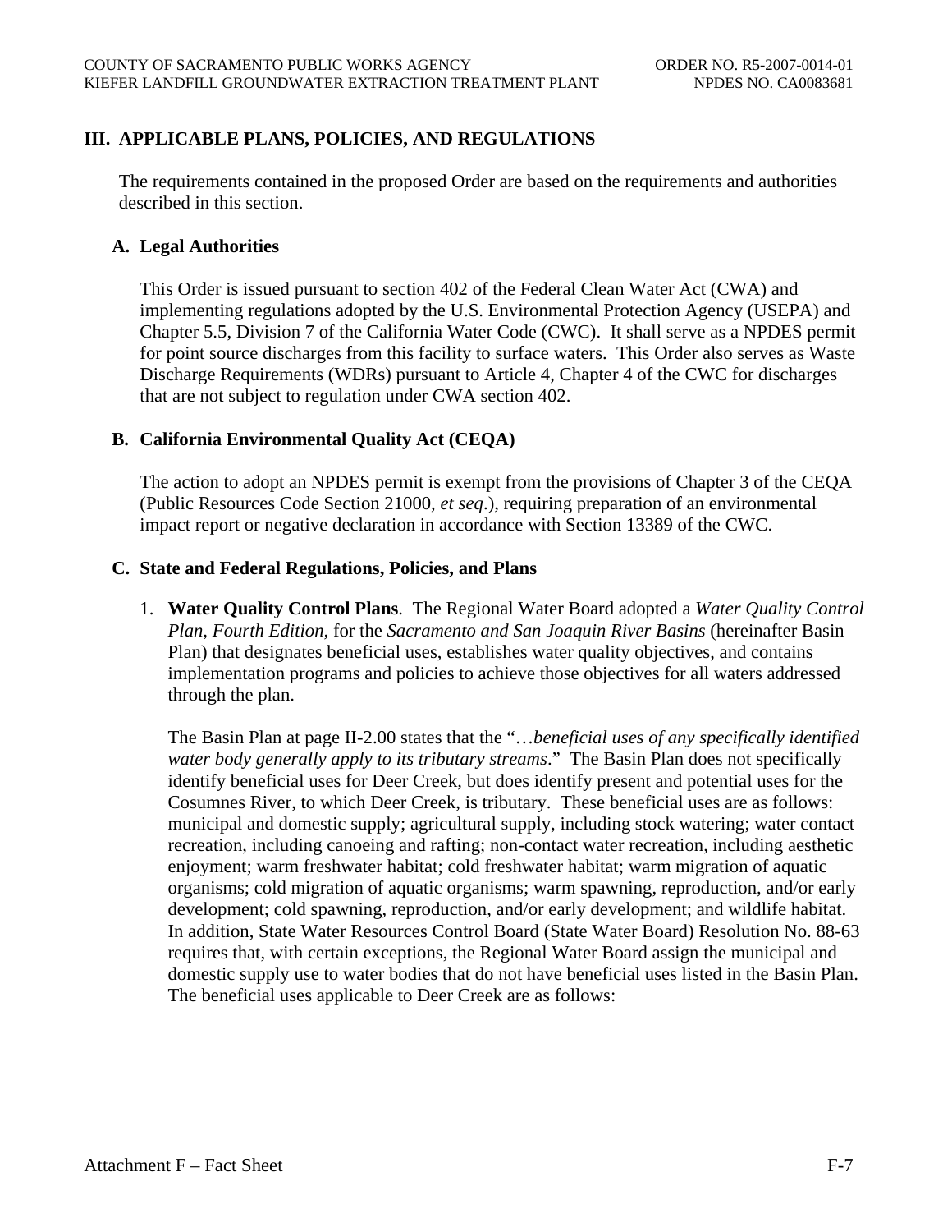## III. APPLICABLE PLANS, POLICIES, AND REGULATIONS

The requirements contained in the proposed Order are based on the requirements and authorities described in this section.

### A. Legal Authorities

This Order is issued pursuant to section 402 of the Federal Clean Water Act (CWA) and implementing regulations adopted by the U.S. Environmental Protection Agency (USEPA) and Chapter 5.5, Division 7 of the California Water Code (CWC). It shall serve as a NPDES permit for point source discharges from this facility to surface waters. This Order also serves as Waste Discharge Requirements (WDRs) pursuant to Article 4, Chapter 4 of the CWC for discharges that are not subject to regulation under CWA section 402.

### B. California Environmental Quality Act (CEQA)

The action to adopt an NPDES permit is exempt from the provisions of Chapter 3 of the CEQA (Public Resources Code Section 21000, *et seq*.), requiring preparation of an environmental impact report or negative declaration in accordance with Section 13389 of the CWC.

### C. State and Federal Regulations, Policies, and Plans

1. **Water Quality Control Plans**. The Regional Water Board adopted a *Water Quality Control Plan, Fourth Edition*, for the *Sacramento and San Joaquin River Basins* (hereinafter Basin Plan) that designates beneficial uses, establishes water quality objectives, and contains implementation programs and policies to achieve those objectives for all waters addressed through the plan.

   The Basin Plan at page II-2.00 states that the "…*beneficial uses of any specifically identified water body generally apply to its tributary streams*." The Basin Plan does not specifically identify beneficial uses for Deer Creek, but does identify present and potential uses for the Cosumnes River, to which Deer Creek, is tributary. These beneficial uses are as follows: municipal and domestic supply; agricultural supply, including stock watering; water contact recreation, including canoeing and rafting; non-contact water recreation, including aesthetic enjoyment; warm freshwater habitat; cold freshwater habitat; warm migration of aquatic organisms; cold migration of aquatic organisms; warm spawning, reproduction, and/or early development; cold spawning, reproduction, and/or early development; and wildlife habitat. In addition, State Water Resources Control Board (State Water Board) Resolution No. 88-63 requires that, with certain exceptions, the Regional Water Board assign the municipal and domestic supply use to water bodies that do not have beneficial uses listed in the Basin Plan. The beneficial uses applicable to Deer Creek are as follows: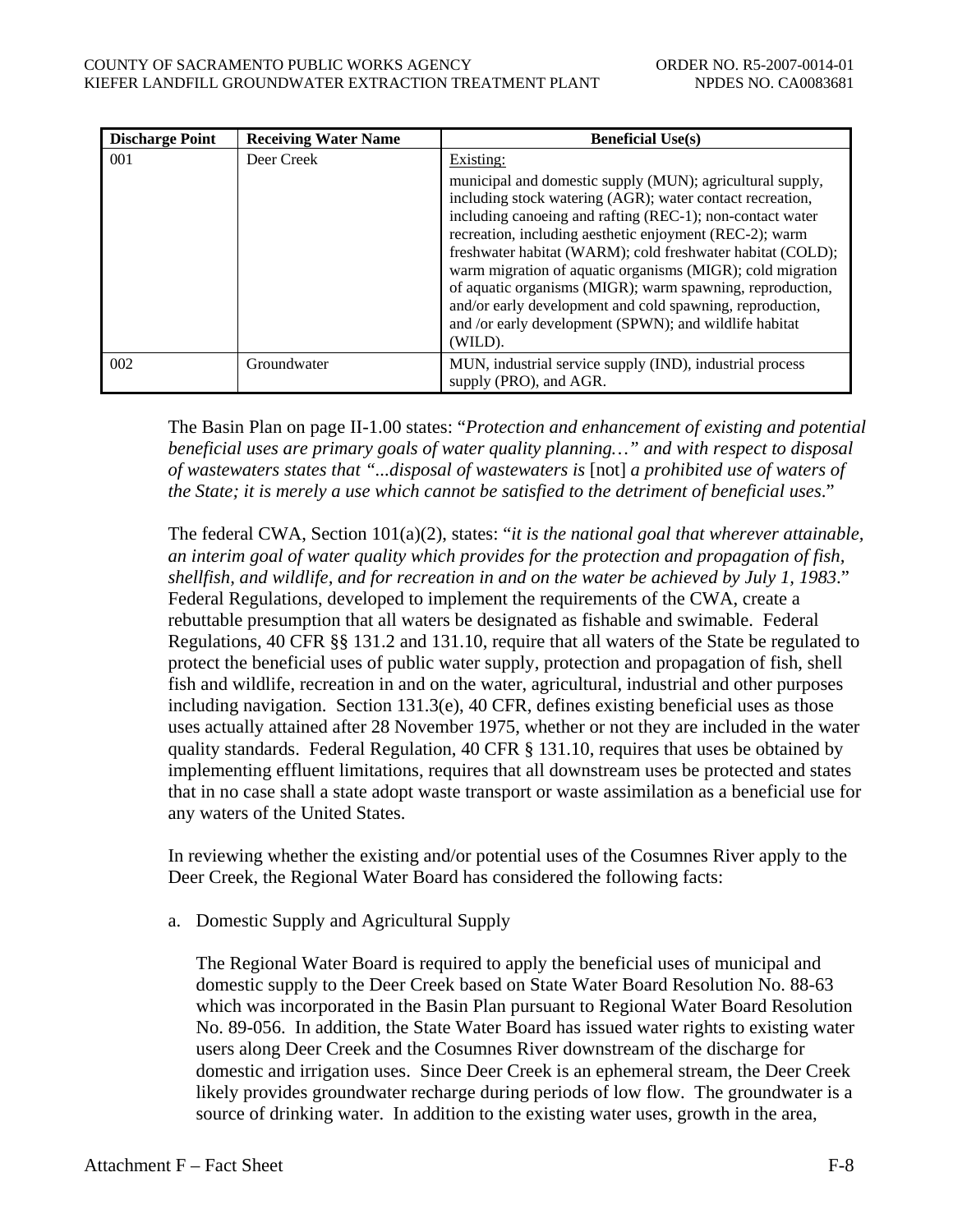| Discharge Point | Receiving Water Name | Beneficial Use(s) |
|---|---|---|
| 001 | Deer Creek | Existing:<br>municipal and domestic supply (MUN); agricultural supply, including stock watering (AGR); water contact recreation, including canoeing and rafting (REC-1); non-contact water recreation, including aesthetic enjoyment (REC-2); warm freshwater habitat (WARM); cold freshwater habitat (COLD); warm migration of aquatic organisms (MIGR); cold migration of aquatic organisms (MIGR); warm spawning, reproduction, and/or early development and cold spawning, reproduction, and /or early development (SPWN); and wildlife habitat (WILD). |
| 002 | Groundwater | MUN, industrial service supply (IND), industrial process supply (PRO), and AGR. |

The Basin Plan on page II-1.00 states: "*Protection and enhancement of existing and potential beneficial uses are primary goals of water quality planning…" and with respect to disposal of wastewaters states that "...disposal of wastewaters is* [not] *a prohibited use of waters of the State; it is merely a use which cannot be satisfied to the detriment of beneficial uses*."

The federal CWA, Section 101(a)(2), states: "*it is the national goal that wherever attainable, an interim goal of water quality which provides for the protection and propagation of fish, shellfish, and wildlife, and for recreation in and on the water be achieved by July 1, 1983*." Federal Regulations, developed to implement the requirements of the CWA, create a rebuttable presumption that all waters be designated as fishable and swimable. Federal Regulations, 40 CFR §§ 131.2 and 131.10, require that all waters of the State be regulated to protect the beneficial uses of public water supply, protection and propagation of fish, shell fish and wildlife, recreation in and on the water, agricultural, industrial and other purposes including navigation. Section 131.3(e), 40 CFR, defines existing beneficial uses as those uses actually attained after 28 November 1975, whether or not they are included in the water quality standards. Federal Regulation, 40 CFR § 131.10, requires that uses be obtained by implementing effluent limitations, requires that all downstream uses be protected and states that in no case shall a state adopt waste transport or waste assimilation as a beneficial use for any waters of the United States.

In reviewing whether the existing and/or potential uses of the Cosumnes River apply to the Deer Creek, the Regional Water Board has considered the following facts:

a. Domestic Supply and Agricultural Supply

   The Regional Water Board is required to apply the beneficial uses of municipal and domestic supply to the Deer Creek based on State Water Board Resolution No. 88-63 which was incorporated in the Basin Plan pursuant to Regional Water Board Resolution No. 89-056. In addition, the State Water Board has issued water rights to existing water users along Deer Creek and the Cosumnes River downstream of the discharge for domestic and irrigation uses. Since Deer Creek is an ephemeral stream, the Deer Creek likely provides groundwater recharge during periods of low flow. The groundwater is a source of drinking water. In addition to the existing water uses, growth in the area,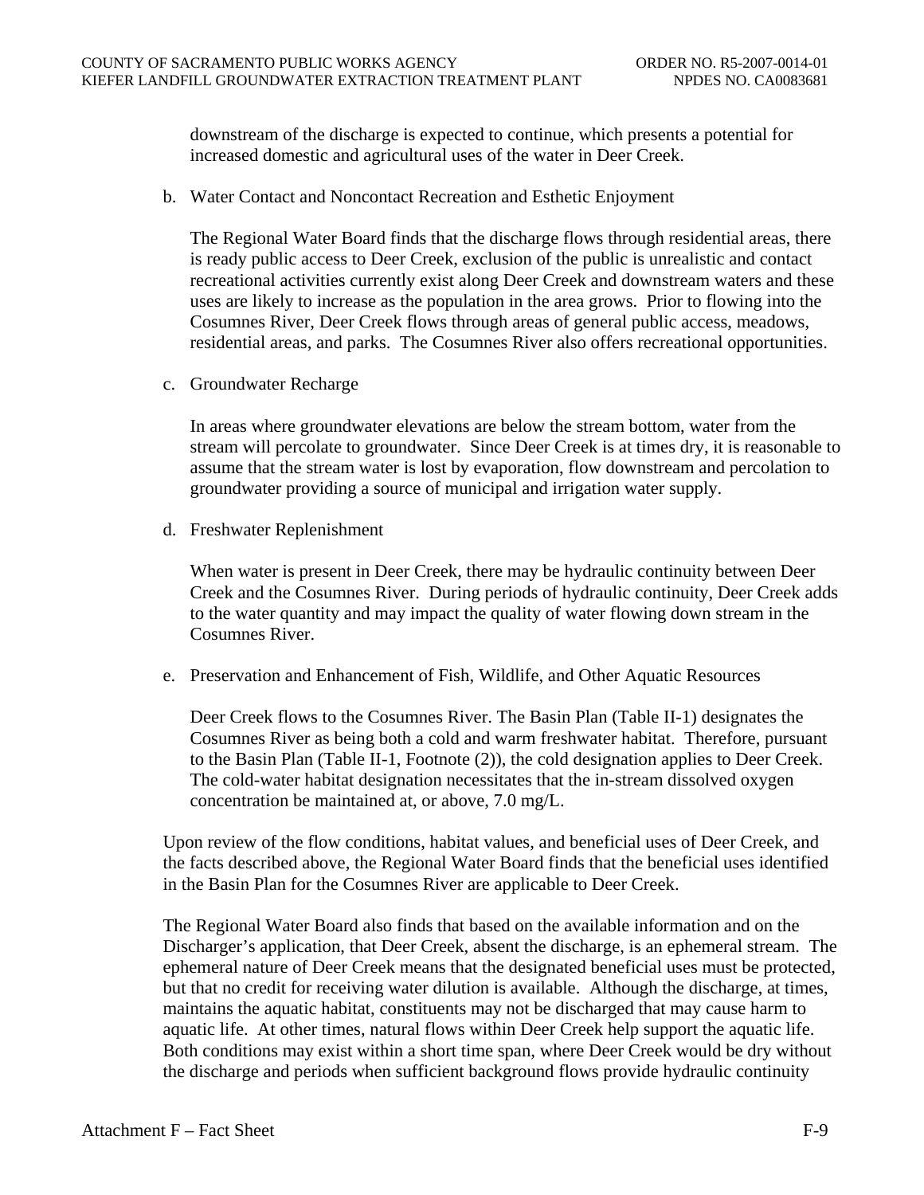downstream of the discharge is expected to continue, which presents a potential for increased domestic and agricultural uses of the water in Deer Creek.

b. Water Contact and Noncontact Recreation and Esthetic Enjoyment

   The Regional Water Board finds that the discharge flows through residential areas, there is ready public access to Deer Creek, exclusion of the public is unrealistic and contact recreational activities currently exist along Deer Creek and downstream waters and these uses are likely to increase as the population in the area grows. Prior to flowing into the Cosumnes River, Deer Creek flows through areas of general public access, meadows, residential areas, and parks. The Cosumnes River also offers recreational opportunities.

c. Groundwater Recharge

   In areas where groundwater elevations are below the stream bottom, water from the stream will percolate to groundwater. Since Deer Creek is at times dry, it is reasonable to assume that the stream water is lost by evaporation, flow downstream and percolation to groundwater providing a source of municipal and irrigation water supply.

d. Freshwater Replenishment

   When water is present in Deer Creek, there may be hydraulic continuity between Deer Creek and the Cosumnes River. During periods of hydraulic continuity, Deer Creek adds to the water quantity and may impact the quality of water flowing down stream in the Cosumnes River.

e. Preservation and Enhancement of Fish, Wildlife, and Other Aquatic Resources

   Deer Creek flows to the Cosumnes River. The Basin Plan (Table II-1) designates the Cosumnes River as being both a cold and warm freshwater habitat. Therefore, pursuant to the Basin Plan (Table II-1, Footnote (2)), the cold designation applies to Deer Creek. The cold-water habitat designation necessitates that the in-stream dissolved oxygen concentration be maintained at, or above, 7.0 mg/L.

Upon review of the flow conditions, habitat values, and beneficial uses of Deer Creek, and the facts described above, the Regional Water Board finds that the beneficial uses identified in the Basin Plan for the Cosumnes River are applicable to Deer Creek.

The Regional Water Board also finds that based on the available information and on the Discharger's application, that Deer Creek, absent the discharge, is an ephemeral stream. The ephemeral nature of Deer Creek means that the designated beneficial uses must be protected, but that no credit for receiving water dilution is available. Although the discharge, at times, maintains the aquatic habitat, constituents may not be discharged that may cause harm to aquatic life. At other times, natural flows within Deer Creek help support the aquatic life. Both conditions may exist within a short time span, where Deer Creek would be dry without the discharge and periods when sufficient background flows provide hydraulic continuity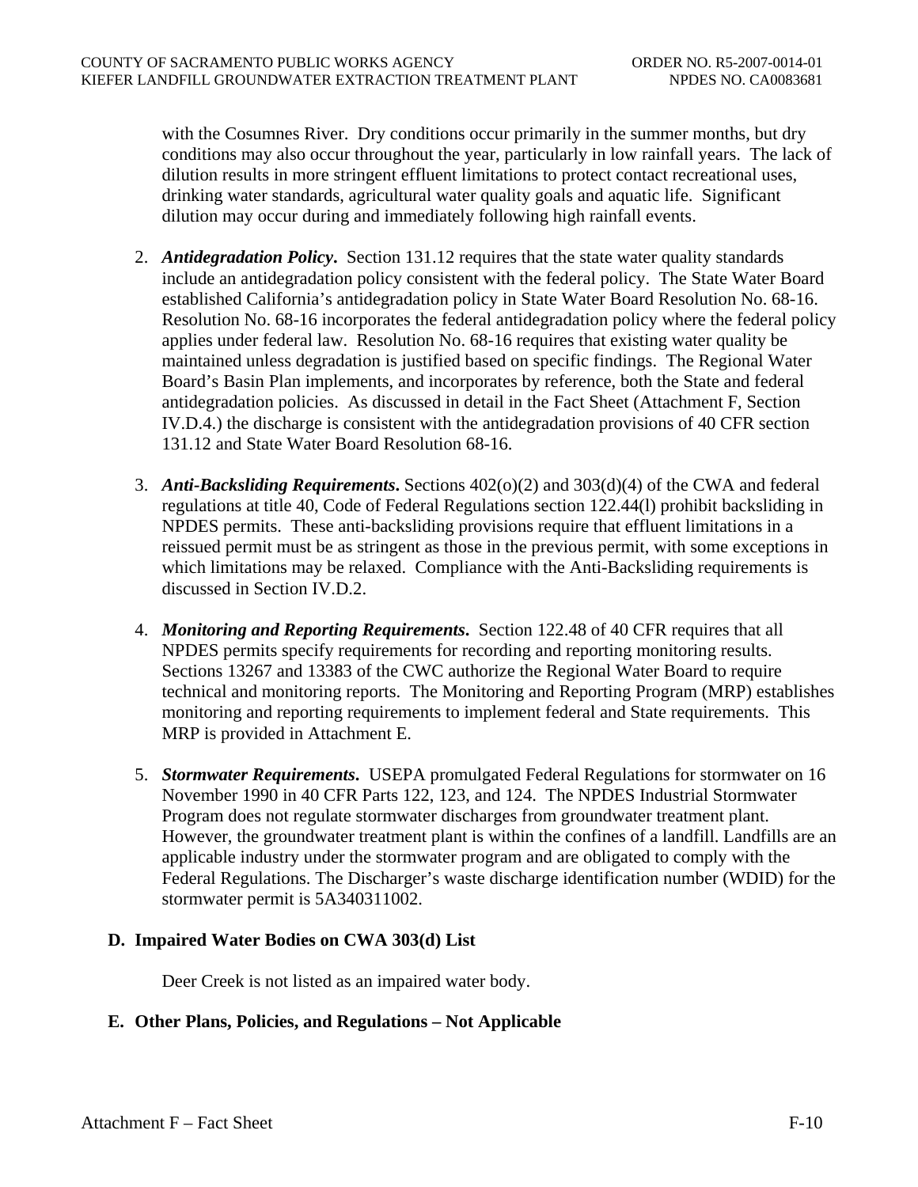with the Cosumnes River. Dry conditions occur primarily in the summer months, but dry conditions may also occur throughout the year, particularly in low rainfall years. The lack of dilution results in more stringent effluent limitations to protect contact recreational uses, drinking water standards, agricultural water quality goals and aquatic life. Significant dilution may occur during and immediately following high rainfall events.

2. ***Antidegradation Policy***. Section 131.12 requires that the state water quality standards include an antidegradation policy consistent with the federal policy. The State Water Board established California's antidegradation policy in State Water Board Resolution No. 68-16. Resolution No. 68-16 incorporates the federal antidegradation policy where the federal policy applies under federal law. Resolution No. 68-16 requires that existing water quality be maintained unless degradation is justified based on specific findings. The Regional Water Board's Basin Plan implements, and incorporates by reference, both the State and federal antidegradation policies. As discussed in detail in the Fact Sheet (Attachment F, Section IV.D.4.) the discharge is consistent with the antidegradation provisions of 40 CFR section 131.12 and State Water Board Resolution 68-16.

3. ***Anti-Backsliding Requirements***. Sections 402(o)(2) and 303(d)(4) of the CWA and federal regulations at title 40, Code of Federal Regulations section 122.44(l) prohibit backsliding in NPDES permits. These anti-backsliding provisions require that effluent limitations in a reissued permit must be as stringent as those in the previous permit, with some exceptions in which limitations may be relaxed. Compliance with the Anti-Backsliding requirements is discussed in Section IV.D.2.

4. ***Monitoring and Reporting Requirements***. Section 122.48 of 40 CFR requires that all NPDES permits specify requirements for recording and reporting monitoring results. Sections 13267 and 13383 of the CWC authorize the Regional Water Board to require technical and monitoring reports. The Monitoring and Reporting Program (MRP) establishes monitoring and reporting requirements to implement federal and State requirements. This MRP is provided in Attachment E.

5. ***Stormwater Requirements***. USEPA promulgated Federal Regulations for stormwater on 16 November 1990 in 40 CFR Parts 122, 123, and 124. The NPDES Industrial Stormwater Program does not regulate stormwater discharges from groundwater treatment plant. However, the groundwater treatment plant is within the confines of a landfill. Landfills are an applicable industry under the stormwater program and are obligated to comply with the Federal Regulations. The Discharger's waste discharge identification number (WDID) for the stormwater permit is 5A340311002.

### D. Impaired Water Bodies on CWA 303(d) List

Deer Creek is not listed as an impaired water body.

### E. Other Plans, Policies, and Regulations – Not Applicable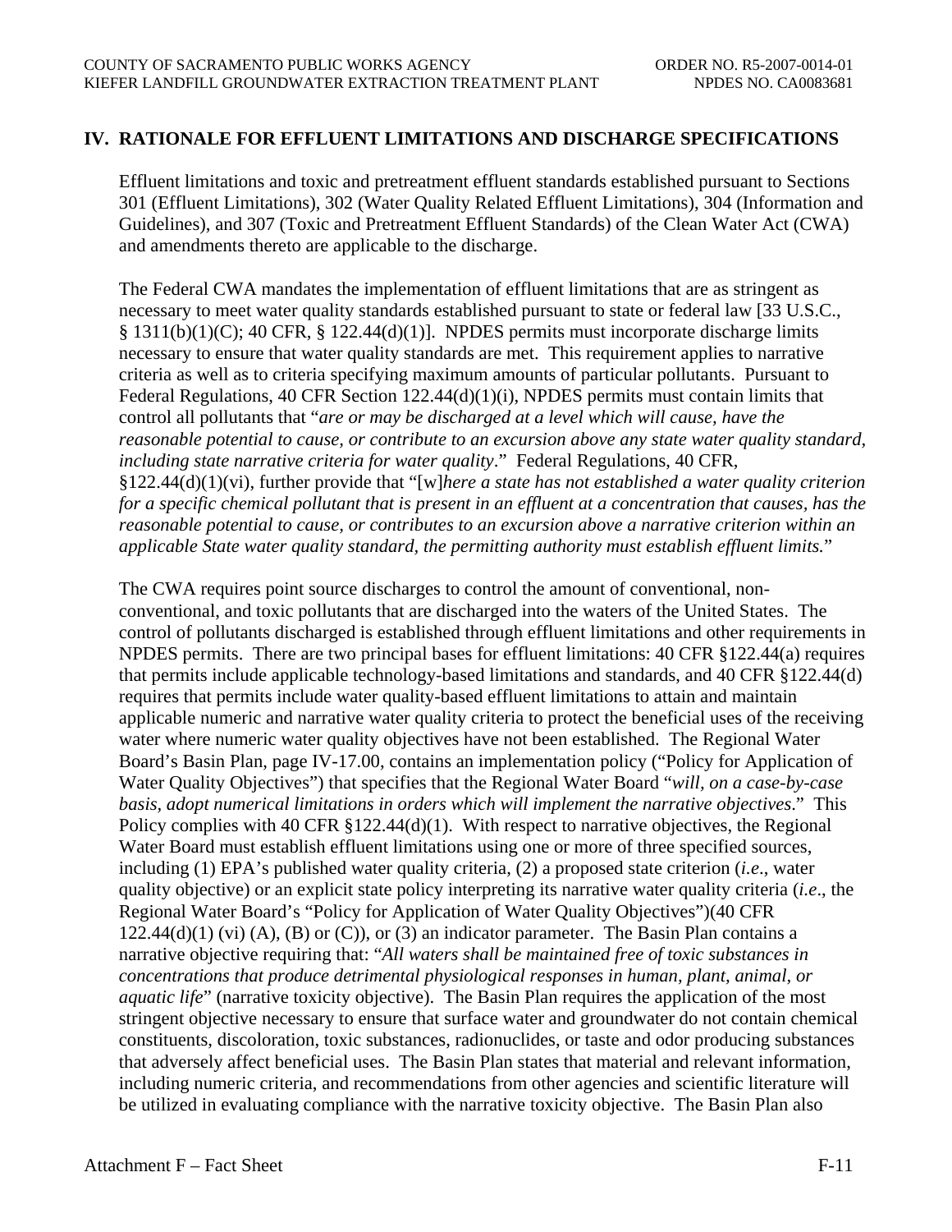## IV. RATIONALE FOR EFFLUENT LIMITATIONS AND DISCHARGE SPECIFICATIONS

Effluent limitations and toxic and pretreatment effluent standards established pursuant to Sections 301 (Effluent Limitations), 302 (Water Quality Related Effluent Limitations), 304 (Information and Guidelines), and 307 (Toxic and Pretreatment Effluent Standards) of the Clean Water Act (CWA) and amendments thereto are applicable to the discharge.

The Federal CWA mandates the implementation of effluent limitations that are as stringent as necessary to meet water quality standards established pursuant to state or federal law [33 U.S.C., § 1311(b)(1)(C); 40 CFR, § 122.44(d)(1)]. NPDES permits must incorporate discharge limits necessary to ensure that water quality standards are met. This requirement applies to narrative criteria as well as to criteria specifying maximum amounts of particular pollutants. Pursuant to Federal Regulations, 40 CFR Section 122.44(d)(1)(i), NPDES permits must contain limits that control all pollutants that "*are or may be discharged at a level which will cause, have the reasonable potential to cause, or contribute to an excursion above any state water quality standard, including state narrative criteria for water quality*." Federal Regulations, 40 CFR, §122.44(d)(1)(vi), further provide that "[w]*here a state has not established a water quality criterion for a specific chemical pollutant that is present in an effluent at a concentration that causes, has the reasonable potential to cause, or contributes to an excursion above a narrative criterion within an applicable State water quality standard, the permitting authority must establish effluent limits.*"

The CWA requires point source discharges to control the amount of conventional, non-conventional, and toxic pollutants that are discharged into the waters of the United States. The control of pollutants discharged is established through effluent limitations and other requirements in NPDES permits. There are two principal bases for effluent limitations: 40 CFR §122.44(a) requires that permits include applicable technology-based limitations and standards, and 40 CFR §122.44(d) requires that permits include water quality-based effluent limitations to attain and maintain applicable numeric and narrative water quality criteria to protect the beneficial uses of the receiving water where numeric water quality objectives have not been established. The Regional Water Board's Basin Plan, page IV-17.00, contains an implementation policy ("Policy for Application of Water Quality Objectives") that specifies that the Regional Water Board "*will, on a case-by-case basis, adopt numerical limitations in orders which will implement the narrative objectives*." This Policy complies with 40 CFR §122.44(d)(1). With respect to narrative objectives, the Regional Water Board must establish effluent limitations using one or more of three specified sources, including (1) EPA's published water quality criteria, (2) a proposed state criterion (*i.e*., water quality objective) or an explicit state policy interpreting its narrative water quality criteria (*i.e*., the Regional Water Board's "Policy for Application of Water Quality Objectives")(40 CFR 122.44(d)(1) (vi) (A), (B) or (C)), or (3) an indicator parameter. The Basin Plan contains a narrative objective requiring that: "*All waters shall be maintained free of toxic substances in concentrations that produce detrimental physiological responses in human, plant, animal, or aquatic life*" (narrative toxicity objective). The Basin Plan requires the application of the most stringent objective necessary to ensure that surface water and groundwater do not contain chemical constituents, discoloration, toxic substances, radionuclides, or taste and odor producing substances that adversely affect beneficial uses. The Basin Plan states that material and relevant information, including numeric criteria, and recommendations from other agencies and scientific literature will be utilized in evaluating compliance with the narrative toxicity objective. The Basin Plan also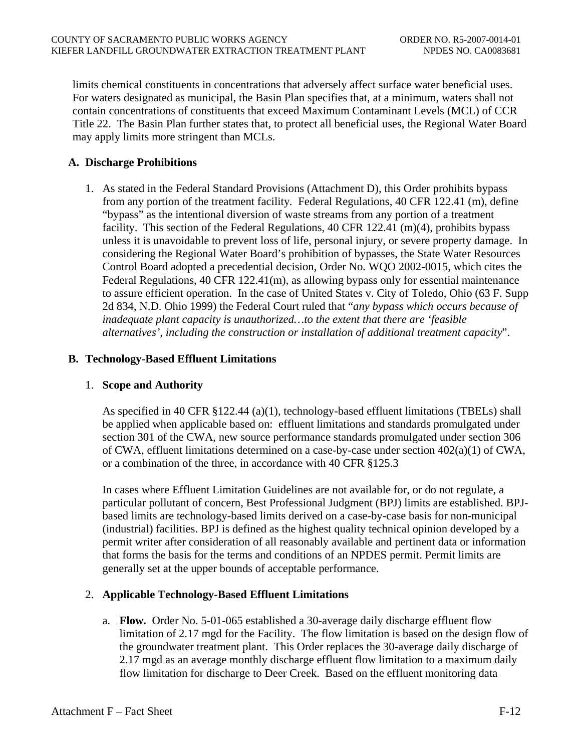limits chemical constituents in concentrations that adversely affect surface water beneficial uses. For waters designated as municipal, the Basin Plan specifies that, at a minimum, waters shall not contain concentrations of constituents that exceed Maximum Contaminant Levels (MCL) of CCR Title 22. The Basin Plan further states that, to protect all beneficial uses, the Regional Water Board may apply limits more stringent than MCLs.

## A. Discharge Prohibitions

1. As stated in the Federal Standard Provisions (Attachment D), this Order prohibits bypass from any portion of the treatment facility. Federal Regulations, 40 CFR 122.41 (m), define "bypass" as the intentional diversion of waste streams from any portion of a treatment facility. This section of the Federal Regulations, 40 CFR 122.41 (m)(4), prohibits bypass unless it is unavoidable to prevent loss of life, personal injury, or severe property damage. In considering the Regional Water Board's prohibition of bypasses, the State Water Resources Control Board adopted a precedential decision, Order No. WQO 2002-0015, which cites the Federal Regulations, 40 CFR 122.41(m), as allowing bypass only for essential maintenance to assure efficient operation. In the case of United States v. City of Toledo, Ohio (63 F. Supp 2d 834, N.D. Ohio 1999) the Federal Court ruled that "*any bypass which occurs because of inadequate plant capacity is unauthorized…to the extent that there are 'feasible alternatives', including the construction or installation of additional treatment capacity*".

## B. Technology-Based Effluent Limitations

### 1. Scope and Authority

As specified in 40 CFR §122.44 (a)(1), technology-based effluent limitations (TBELs) shall be applied when applicable based on: effluent limitations and standards promulgated under section 301 of the CWA, new source performance standards promulgated under section 306 of CWA, effluent limitations determined on a case-by-case under section 402(a)(1) of CWA, or a combination of the three, in accordance with 40 CFR §125.3

In cases where Effluent Limitation Guidelines are not available for, or do not regulate, a particular pollutant of concern, Best Professional Judgment (BPJ) limits are established. BPJ-based limits are technology-based limits derived on a case-by-case basis for non-municipal (industrial) facilities. BPJ is defined as the highest quality technical opinion developed by a permit writer after consideration of all reasonably available and pertinent data or information that forms the basis for the terms and conditions of an NPDES permit. Permit limits are generally set at the upper bounds of acceptable performance.

### 2. Applicable Technology-Based Effluent Limitations

a. **Flow.** Order No. 5-01-065 established a 30-average daily discharge effluent flow limitation of 2.17 mgd for the Facility. The flow limitation is based on the design flow of the groundwater treatment plant. This Order replaces the 30-average daily discharge of 2.17 mgd as an average monthly discharge effluent flow limitation to a maximum daily flow limitation for discharge to Deer Creek. Based on the effluent monitoring data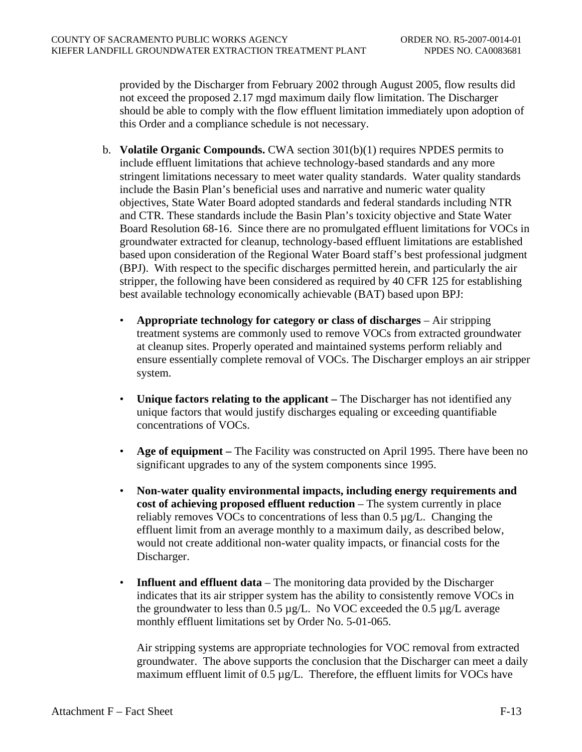provided by the Discharger from February 2002 through August 2005, flow results did not exceed the proposed 2.17 mgd maximum daily flow limitation. The Discharger should be able to comply with the flow effluent limitation immediately upon adoption of this Order and a compliance schedule is not necessary.

b. **Volatile Organic Compounds.** CWA section 301(b)(1) requires NPDES permits to include effluent limitations that achieve technology-based standards and any more stringent limitations necessary to meet water quality standards. Water quality standards include the Basin Plan's beneficial uses and narrative and numeric water quality objectives, State Water Board adopted standards and federal standards including NTR and CTR. These standards include the Basin Plan's toxicity objective and State Water Board Resolution 68-16. Since there are no promulgated effluent limitations for VOCs in groundwater extracted for cleanup, technology-based effluent limitations are established based upon consideration of the Regional Water Board staff's best professional judgment (BPJ). With respect to the specific discharges permitted herein, and particularly the air stripper, the following have been considered as required by 40 CFR 125 for establishing best available technology economically achievable (BAT) based upon BPJ:

- **Appropriate technology for category or class of discharges** – Air stripping treatment systems are commonly used to remove VOCs from extracted groundwater at cleanup sites. Properly operated and maintained systems perform reliably and ensure essentially complete removal of VOCs. The Discharger employs an air stripper system.

- **Unique factors relating to the applicant –** The Discharger has not identified any unique factors that would justify discharges equaling or exceeding quantifiable concentrations of VOCs.

- **Age of equipment –** The Facility was constructed on April 1995. There have been no significant upgrades to any of the system components since 1995.

- **Non-water quality environmental impacts, including energy requirements and cost of achieving proposed effluent reduction** – The system currently in place reliably removes VOCs to concentrations of less than 0.5 µg/L. Changing the effluent limit from an average monthly to a maximum daily, as described below, would not create additional non-water quality impacts, or financial costs for the Discharger.

- **Influent and effluent data** – The monitoring data provided by the Discharger indicates that its air stripper system has the ability to consistently remove VOCs in the groundwater to less than 0.5 µg/L. No VOC exceeded the 0.5 µg/L average monthly effluent limitations set by Order No. 5-01-065.

  Air stripping systems are appropriate technologies for VOC removal from extracted groundwater. The above supports the conclusion that the Discharger can meet a daily maximum effluent limit of 0.5 µg/L. Therefore, the effluent limits for VOCs have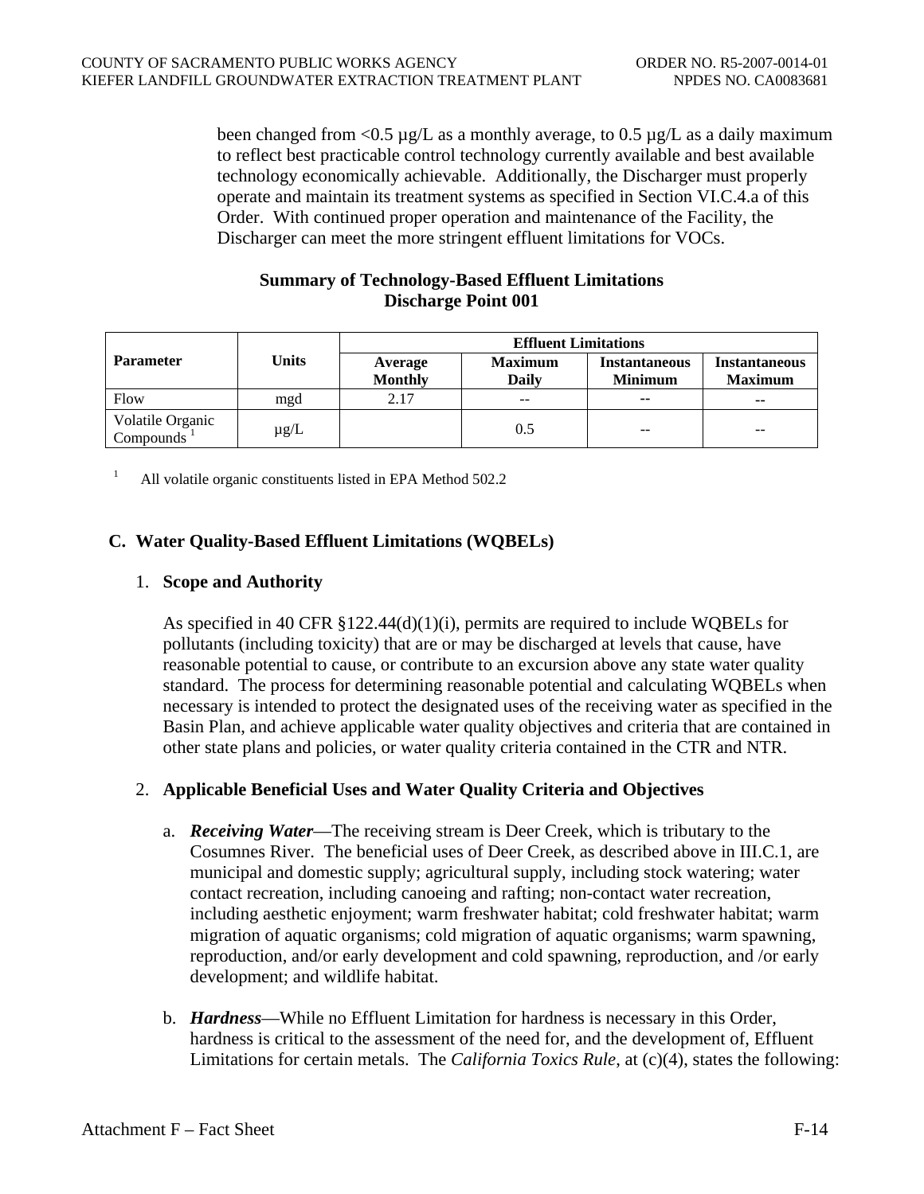been changed from <0.5 µg/L as a monthly average, to 0.5 µg/L as a daily maximum to reflect best practicable control technology currently available and best available technology economically achievable. Additionally, the Discharger must properly operate and maintain its treatment systems as specified in Section VI.C.4.a of this Order. With continued proper operation and maintenance of the Facility, the Discharger can meet the more stringent effluent limitations for VOCs.

**Summary of Technology-Based Effluent Limitations**
**Discharge Point 001**

| Parameter | Units | Effluent Limitations | | | |
|---|---|---|---|---|---|
| | | Average Monthly | Maximum Daily | Instantaneous Minimum | Instantaneous Maximum |
| Flow | mgd | 2.17 | -- | -- | -- |
| Volatile Organic Compounds [1] | µg/L | | 0.5 | -- | -- |

[1] All volatile organic constituents listed in EPA Method 502.2

## C. Water Quality-Based Effluent Limitations (WQBELs)

### 1. Scope and Authority

As specified in 40 CFR §122.44(d)(1)(i), permits are required to include WQBELs for pollutants (including toxicity) that are or may be discharged at levels that cause, have reasonable potential to cause, or contribute to an excursion above any state water quality standard. The process for determining reasonable potential and calculating WQBELs when necessary is intended to protect the designated uses of the receiving water as specified in the Basin Plan, and achieve applicable water quality objectives and criteria that are contained in other state plans and policies, or water quality criteria contained in the CTR and NTR.

### 2. Applicable Beneficial Uses and Water Quality Criteria and Objectives

a. ***Receiving Water***—The receiving stream is Deer Creek, which is tributary to the Cosumnes River. The beneficial uses of Deer Creek, as described above in III.C.1, are municipal and domestic supply; agricultural supply, including stock watering; water contact recreation, including canoeing and rafting; non-contact water recreation, including aesthetic enjoyment; warm freshwater habitat; cold freshwater habitat; warm migration of aquatic organisms; cold migration of aquatic organisms; warm spawning, reproduction, and/or early development and cold spawning, reproduction, and /or early development; and wildlife habitat.

b. ***Hardness***—While no Effluent Limitation for hardness is necessary in this Order, hardness is critical to the assessment of the need for, and the development of, Effluent Limitations for certain metals. The *California Toxics Rule*, at (c)(4), states the following: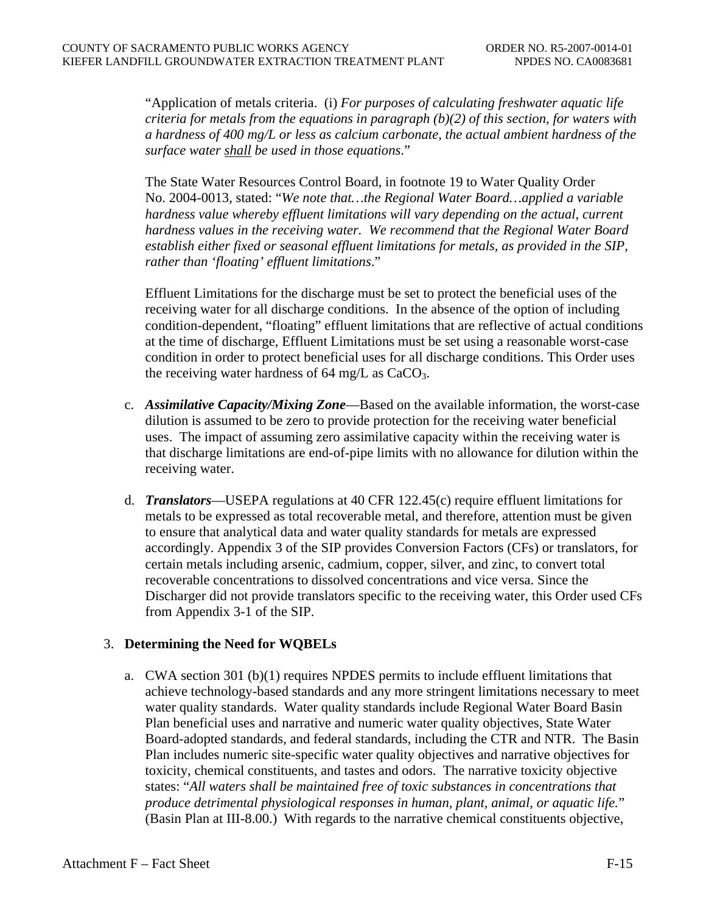"Application of metals criteria. (i) *For purposes of calculating freshwater aquatic life criteria for metals from the equations in paragraph (b)(2) of this section, for waters with a hardness of 400 mg/L or less as calcium carbonate, the actual ambient hardness of the surface water shall be used in those equations*."

The State Water Resources Control Board, in footnote 19 to Water Quality Order No. 2004-0013, stated: "*We note that…the Regional Water Board…applied a variable hardness value whereby effluent limitations will vary depending on the actual, current hardness values in the receiving water. We recommend that the Regional Water Board establish either fixed or seasonal effluent limitations for metals, as provided in the SIP, rather than 'floating' effluent limitations*."

Effluent Limitations for the discharge must be set to protect the beneficial uses of the receiving water for all discharge conditions. In the absence of the option of including condition-dependent, "floating" effluent limitations that are reflective of actual conditions at the time of discharge, Effluent Limitations must be set using a reasonable worst-case condition in order to protect beneficial uses for all discharge conditions. This Order uses the receiving water hardness of 64 mg/L as $CaCO_3$.

c. ***Assimilative Capacity/Mixing Zone***—Based on the available information, the worst-case dilution is assumed to be zero to provide protection for the receiving water beneficial uses. The impact of assuming zero assimilative capacity within the receiving water is that discharge limitations are end-of-pipe limits with no allowance for dilution within the receiving water.

d. ***Translators***—USEPA regulations at 40 CFR 122.45(c) require effluent limitations for metals to be expressed as total recoverable metal, and therefore, attention must be given to ensure that analytical data and water quality standards for metals are expressed accordingly. Appendix 3 of the SIP provides Conversion Factors (CFs) or translators, for certain metals including arsenic, cadmium, copper, silver, and zinc, to convert total recoverable concentrations to dissolved concentrations and vice versa. Since the Discharger did not provide translators specific to the receiving water, this Order used CFs from Appendix 3-1 of the SIP.

3. **Determining the Need for WQBELs**

a. CWA section 301 (b)(1) requires NPDES permits to include effluent limitations that achieve technology-based standards and any more stringent limitations necessary to meet water quality standards. Water quality standards include Regional Water Board Basin Plan beneficial uses and narrative and numeric water quality objectives, State Water Board-adopted standards, and federal standards, including the CTR and NTR. The Basin Plan includes numeric site-specific water quality objectives and narrative objectives for toxicity, chemical constituents, and tastes and odors. The narrative toxicity objective states: "*All waters shall be maintained free of toxic substances in concentrations that produce detrimental physiological responses in human, plant, animal, or aquatic life.*" (Basin Plan at III-8.00.) With regards to the narrative chemical constituents objective,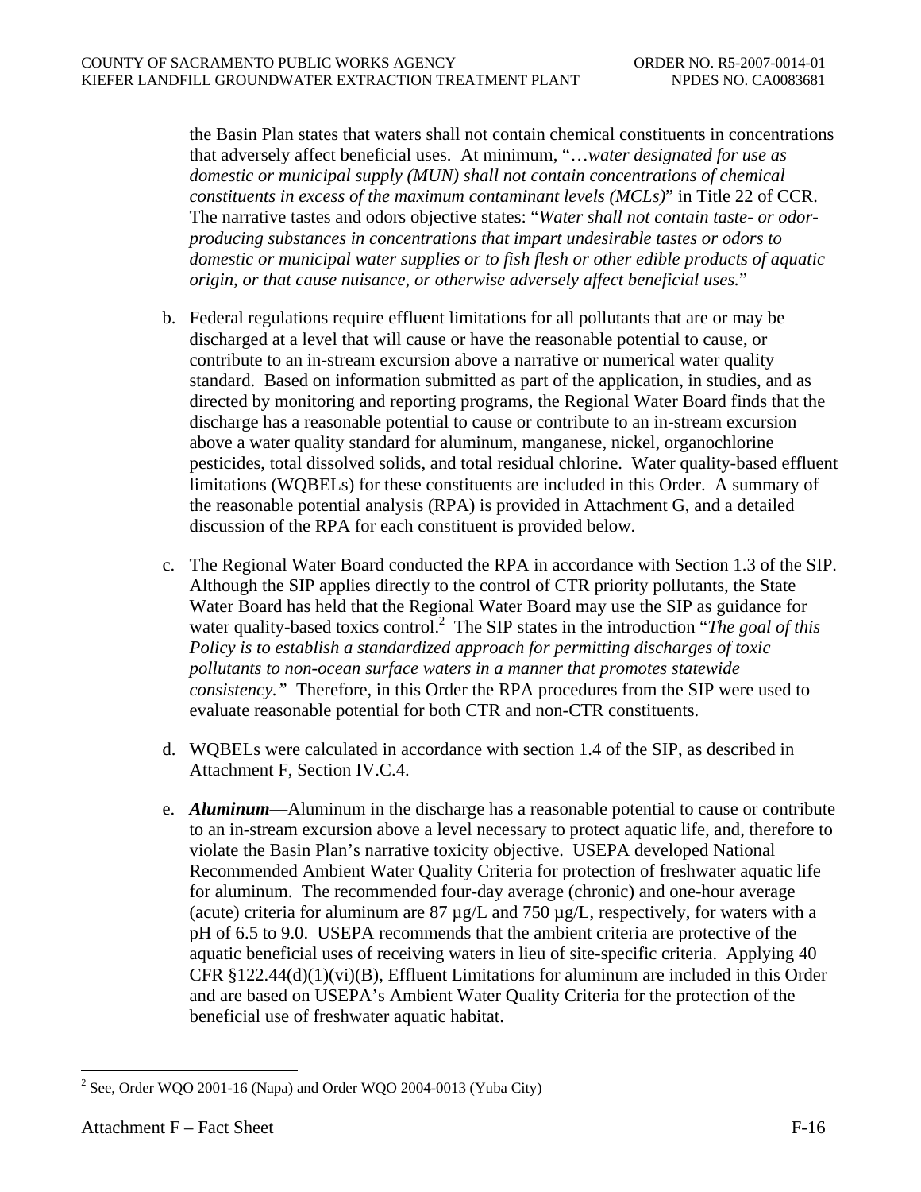the Basin Plan states that waters shall not contain chemical constituents in concentrations that adversely affect beneficial uses. At minimum, "…*water designated for use as domestic or municipal supply (MUN) shall not contain concentrations of chemical constituents in excess of the maximum contaminant levels (MCLs)*" in Title 22 of CCR. The narrative tastes and odors objective states: "*Water shall not contain taste- or odor-producing substances in concentrations that impart undesirable tastes or odors to domestic or municipal water supplies or to fish flesh or other edible products of aquatic origin, or that cause nuisance, or otherwise adversely affect beneficial uses.*"

b. Federal regulations require effluent limitations for all pollutants that are or may be discharged at a level that will cause or have the reasonable potential to cause, or contribute to an in-stream excursion above a narrative or numerical water quality standard. Based on information submitted as part of the application, in studies, and as directed by monitoring and reporting programs, the Regional Water Board finds that the discharge has a reasonable potential to cause or contribute to an in-stream excursion above a water quality standard for aluminum, manganese, nickel, organochlorine pesticides, total dissolved solids, and total residual chlorine. Water quality-based effluent limitations (WQBELs) for these constituents are included in this Order. A summary of the reasonable potential analysis (RPA) is provided in Attachment G, and a detailed discussion of the RPA for each constituent is provided below.

c. The Regional Water Board conducted the RPA in accordance with Section 1.3 of the SIP. Although the SIP applies directly to the control of CTR priority pollutants, the State Water Board has held that the Regional Water Board may use the SIP as guidance for water quality-based toxics control.[2] The SIP states in the introduction "*The goal of this Policy is to establish a standardized approach for permitting discharges of toxic pollutants to non-ocean surface waters in a manner that promotes statewide consistency.*" Therefore, in this Order the RPA procedures from the SIP were used to evaluate reasonable potential for both CTR and non-CTR constituents.

d. WQBELs were calculated in accordance with section 1.4 of the SIP, as described in Attachment F, Section IV.C.4.

e. ***Aluminum***—Aluminum in the discharge has a reasonable potential to cause or contribute to an in-stream excursion above a level necessary to protect aquatic life, and, therefore to violate the Basin Plan's narrative toxicity objective. USEPA developed National Recommended Ambient Water Quality Criteria for protection of freshwater aquatic life for aluminum. The recommended four-day average (chronic) and one-hour average (acute) criteria for aluminum are 87 µg/L and 750 µg/L, respectively, for waters with a pH of 6.5 to 9.0. USEPA recommends that the ambient criteria are protective of the aquatic beneficial uses of receiving waters in lieu of site-specific criteria. Applying 40 CFR §122.44(d)(1)(vi)(B), Effluent Limitations for aluminum are included in this Order and are based on USEPA's Ambient Water Quality Criteria for the protection of the beneficial use of freshwater aquatic habitat.

[2] See, Order WQO 2001-16 (Napa) and Order WQO 2004-0013 (Yuba City)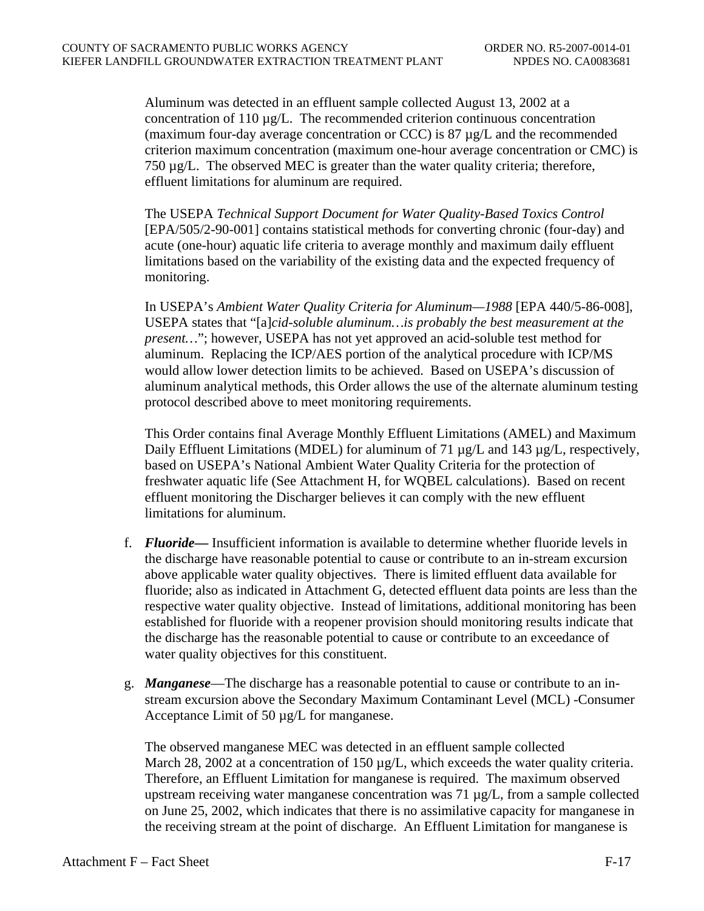Aluminum was detected in an effluent sample collected August 13, 2002 at a concentration of 110 µg/L. The recommended criterion continuous concentration (maximum four-day average concentration or CCC) is 87 µg/L and the recommended criterion maximum concentration (maximum one-hour average concentration or CMC) is 750 µg/L. The observed MEC is greater than the water quality criteria; therefore, effluent limitations for aluminum are required.

The USEPA *Technical Support Document for Water Quality-Based Toxics Control* [EPA/505/2-90-001] contains statistical methods for converting chronic (four-day) and acute (one-hour) aquatic life criteria to average monthly and maximum daily effluent limitations based on the variability of the existing data and the expected frequency of monitoring.

In USEPA's *Ambient Water Quality Criteria for Aluminum—1988* [EPA 440/5-86-008], USEPA states that "[a]*cid-soluble aluminum…is probably the best measurement at the present…*"; however, USEPA has not yet approved an acid-soluble test method for aluminum. Replacing the ICP/AES portion of the analytical procedure with ICP/MS would allow lower detection limits to be achieved. Based on USEPA's discussion of aluminum analytical methods, this Order allows the use of the alternate aluminum testing protocol described above to meet monitoring requirements.

This Order contains final Average Monthly Effluent Limitations (AMEL) and Maximum Daily Effluent Limitations (MDEL) for aluminum of 71 µg/L and 143 µg/L, respectively, based on USEPA's National Ambient Water Quality Criteria for the protection of freshwater aquatic life (See Attachment H, for WQBEL calculations). Based on recent effluent monitoring the Discharger believes it can comply with the new effluent limitations for aluminum.

f. ***Fluoride—*** Insufficient information is available to determine whether fluoride levels in the discharge have reasonable potential to cause or contribute to an in-stream excursion above applicable water quality objectives. There is limited effluent data available for fluoride; also as indicated in Attachment G, detected effluent data points are less than the respective water quality objective. Instead of limitations, additional monitoring has been established for fluoride with a reopener provision should monitoring results indicate that the discharge has the reasonable potential to cause or contribute to an exceedance of water quality objectives for this constituent.

g. ***Manganese***—The discharge has a reasonable potential to cause or contribute to an in-stream excursion above the Secondary Maximum Contaminant Level (MCL) -Consumer Acceptance Limit of 50 µg/L for manganese.

The observed manganese MEC was detected in an effluent sample collected March 28, 2002 at a concentration of 150 µg/L, which exceeds the water quality criteria. Therefore, an Effluent Limitation for manganese is required. The maximum observed upstream receiving water manganese concentration was 71 µg/L, from a sample collected on June 25, 2002, which indicates that there is no assimilative capacity for manganese in the receiving stream at the point of discharge. An Effluent Limitation for manganese is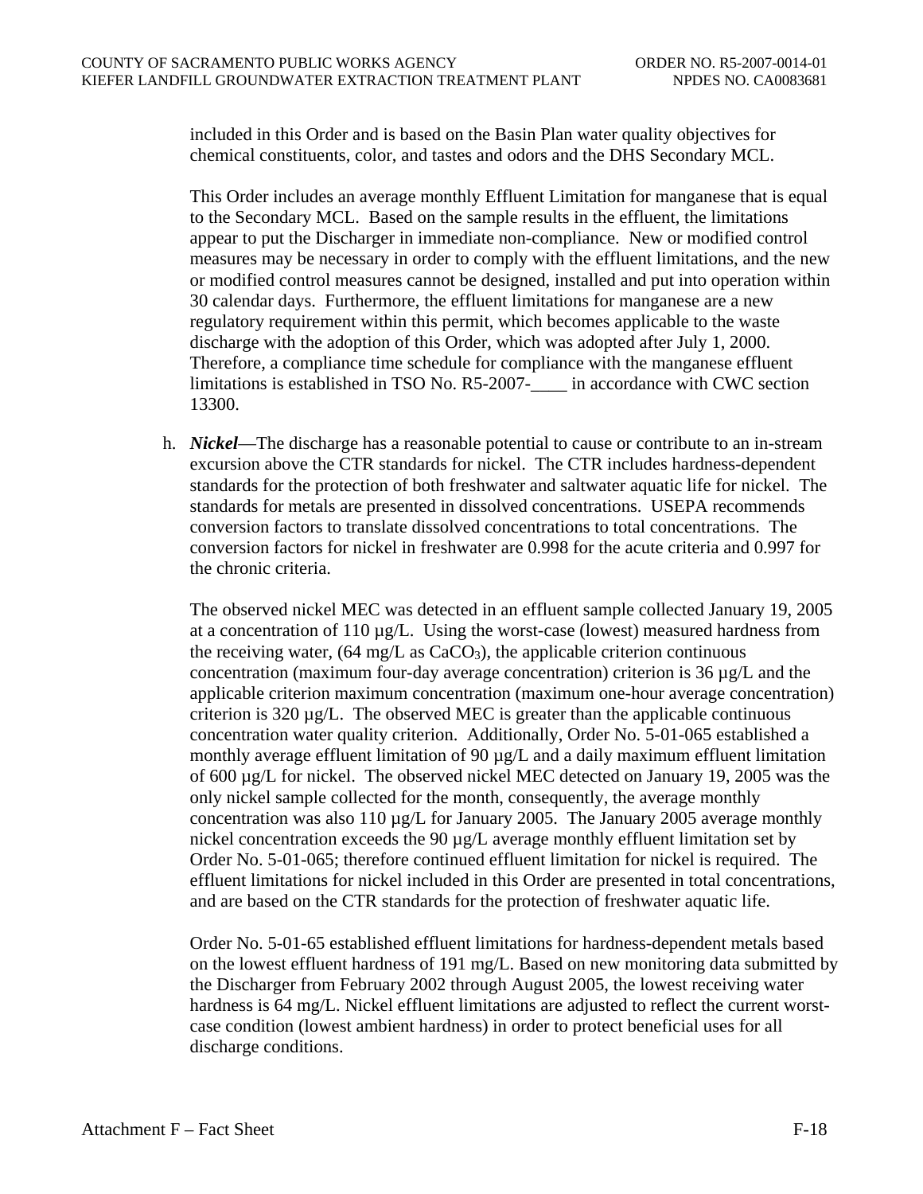included in this Order and is based on the Basin Plan water quality objectives for chemical constituents, color, and tastes and odors and the DHS Secondary MCL.

This Order includes an average monthly Effluent Limitation for manganese that is equal to the Secondary MCL. Based on the sample results in the effluent, the limitations appear to put the Discharger in immediate non-compliance. New or modified control measures may be necessary in order to comply with the effluent limitations, and the new or modified control measures cannot be designed, installed and put into operation within 30 calendar days. Furthermore, the effluent limitations for manganese are a new regulatory requirement within this permit, which becomes applicable to the waste discharge with the adoption of this Order, which was adopted after July 1, 2000. Therefore, a compliance time schedule for compliance with the manganese effluent limitations is established in TSO No. R5-2007-____ in accordance with CWC section 13300.

h. ***Nickel***—The discharge has a reasonable potential to cause or contribute to an in-stream excursion above the CTR standards for nickel. The CTR includes hardness-dependent standards for the protection of both freshwater and saltwater aquatic life for nickel. The standards for metals are presented in dissolved concentrations. USEPA recommends conversion factors to translate dissolved concentrations to total concentrations. The conversion factors for nickel in freshwater are 0.998 for the acute criteria and 0.997 for the chronic criteria.

   The observed nickel MEC was detected in an effluent sample collected January 19, 2005 at a concentration of 110 µg/L. Using the worst-case (lowest) measured hardness from the receiving water, (64 mg/L as $CaCO_3$), the applicable criterion continuous concentration (maximum four-day average concentration) criterion is 36 µg/L and the applicable criterion maximum concentration (maximum one-hour average concentration) criterion is 320 µg/L. The observed MEC is greater than the applicable continuous concentration water quality criterion. Additionally, Order No. 5-01-065 established a monthly average effluent limitation of 90 µg/L and a daily maximum effluent limitation of 600 µg/L for nickel. The observed nickel MEC detected on January 19, 2005 was the only nickel sample collected for the month, consequently, the average monthly concentration was also 110 µg/L for January 2005. The January 2005 average monthly nickel concentration exceeds the 90 µg/L average monthly effluent limitation set by Order No. 5-01-065; therefore continued effluent limitation for nickel is required. The effluent limitations for nickel included in this Order are presented in total concentrations, and are based on the CTR standards for the protection of freshwater aquatic life.

   Order No. 5-01-65 established effluent limitations for hardness-dependent metals based on the lowest effluent hardness of 191 mg/L. Based on new monitoring data submitted by the Discharger from February 2002 through August 2005, the lowest receiving water hardness is 64 mg/L. Nickel effluent limitations are adjusted to reflect the current worst-case condition (lowest ambient hardness) in order to protect beneficial uses for all discharge conditions.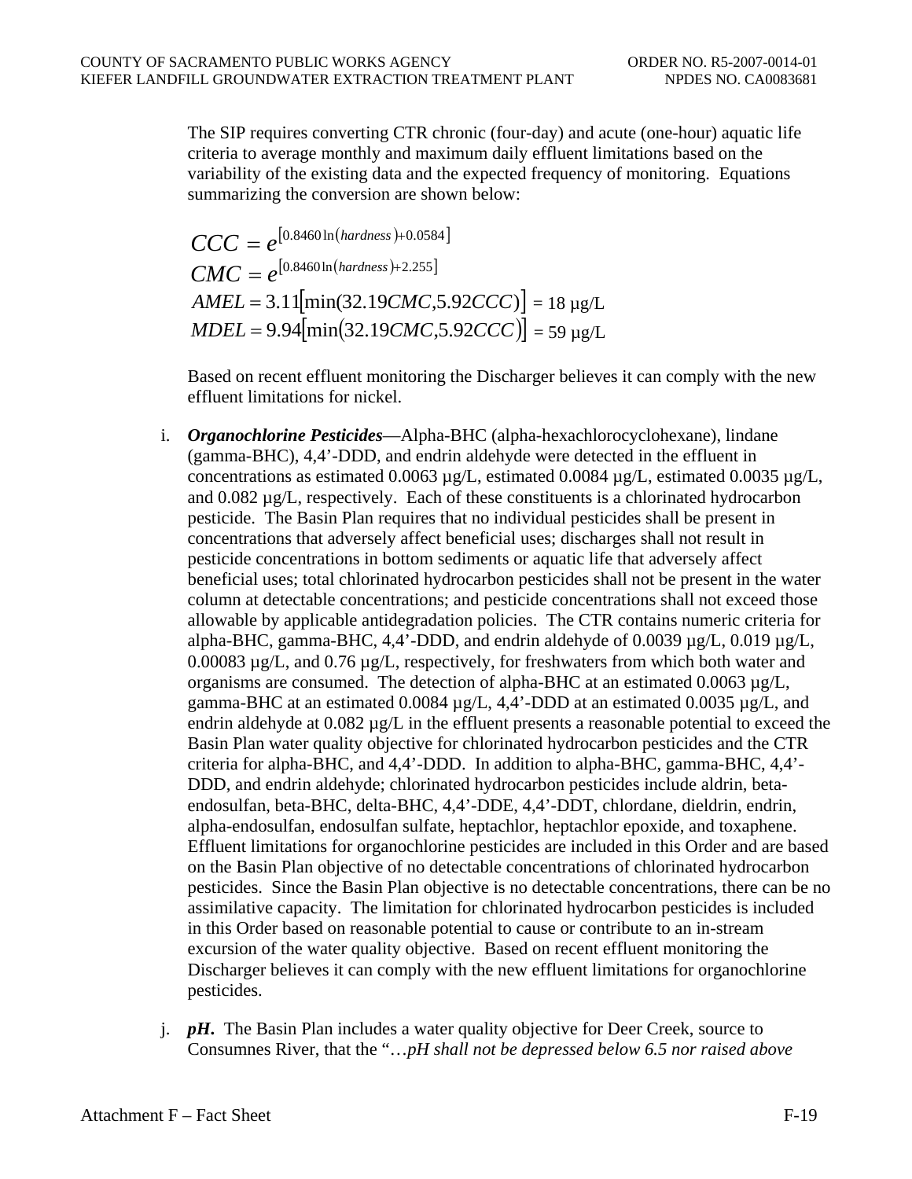The SIP requires converting CTR chronic (four-day) and acute (one-hour) aquatic life criteria to average monthly and maximum daily effluent limitations based on the variability of the existing data and the expected frequency of monitoring. Equations summarizing the conversion are shown below:

$$CCC = e^{[0.8460\ln(hardness)+0.0584]}$$

$$CMC = e^{[0.8460\ln(hardness)+2.255]}$$

$$AMEL = 3.11[\min(32.19CMC, 5.92CCC)] = 18 \text{ µg/L}$$

$$MDEL = 9.94[\min(32.19CMC, 5.92CCC)] = 59 \text{ µg/L}$$

Based on recent effluent monitoring the Discharger believes it can comply with the new effluent limitations for nickel.

i. ***Organochlorine Pesticides***—Alpha-BHC (alpha-hexachlorocyclohexane), lindane (gamma-BHC), 4,4'-DDD, and endrin aldehyde were detected in the effluent in concentrations as estimated 0.0063 µg/L, estimated 0.0084 µg/L, estimated 0.0035 µg/L, and 0.082 µg/L, respectively. Each of these constituents is a chlorinated hydrocarbon pesticide. The Basin Plan requires that no individual pesticides shall be present in concentrations that adversely affect beneficial uses; discharges shall not result in pesticide concentrations in bottom sediments or aquatic life that adversely affect beneficial uses; total chlorinated hydrocarbon pesticides shall not be present in the water column at detectable concentrations; and pesticide concentrations shall not exceed those allowable by applicable antidegradation policies. The CTR contains numeric criteria for alpha-BHC, gamma-BHC, 4,4'-DDD, and endrin aldehyde of 0.0039 µg/L, 0.019 µg/L, 0.00083 µg/L, and 0.76 µg/L, respectively, for freshwaters from which both water and organisms are consumed. The detection of alpha-BHC at an estimated 0.0063 µg/L, gamma-BHC at an estimated 0.0084 µg/L, 4,4'-DDD at an estimated 0.0035 µg/L, and endrin aldehyde at 0.082 µg/L in the effluent presents a reasonable potential to exceed the Basin Plan water quality objective for chlorinated hydrocarbon pesticides and the CTR criteria for alpha-BHC, and 4,4'-DDD. In addition to alpha-BHC, gamma-BHC, 4,4'-DDD, and endrin aldehyde; chlorinated hydrocarbon pesticides include aldrin, beta-endosulfan, beta-BHC, delta-BHC, 4,4'-DDE, 4,4'-DDT, chlordane, dieldrin, endrin, alpha-endosulfan, endosulfan sulfate, heptachlor, heptachlor epoxide, and toxaphene. Effluent limitations for organochlorine pesticides are included in this Order and are based on the Basin Plan objective of no detectable concentrations of chlorinated hydrocarbon pesticides. Since the Basin Plan objective is no detectable concentrations, there can be no assimilative capacity. The limitation for chlorinated hydrocarbon pesticides is included in this Order based on reasonable potential to cause or contribute to an in-stream excursion of the water quality objective. Based on recent effluent monitoring the Discharger believes it can comply with the new effluent limitations for organochlorine pesticides.

j. ***pH.*** The Basin Plan includes a water quality objective for Deer Creek, source to Consumnes River, that the "…*pH shall not be depressed below 6.5 nor raised above*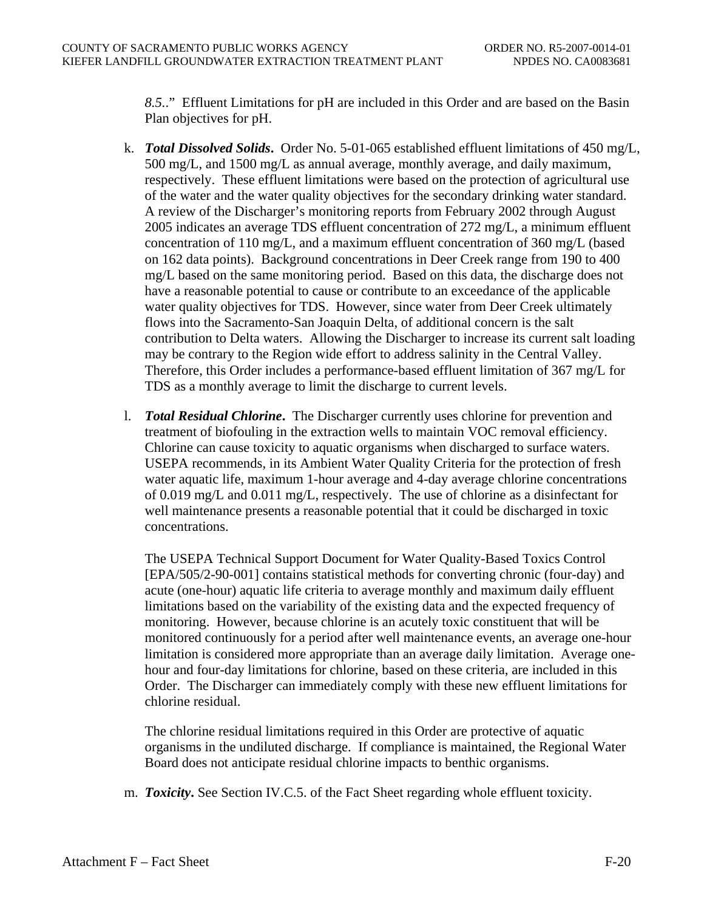*8.5*.." Effluent Limitations for pH are included in this Order and are based on the Basin Plan objectives for pH.

k. ***Total Dissolved Solids***. Order No. 5-01-065 established effluent limitations of 450 mg/L, 500 mg/L, and 1500 mg/L as annual average, monthly average, and daily maximum, respectively. These effluent limitations were based on the protection of agricultural use of the water and the water quality objectives for the secondary drinking water standard. A review of the Discharger's monitoring reports from February 2002 through August 2005 indicates an average TDS effluent concentration of 272 mg/L, a minimum effluent concentration of 110 mg/L, and a maximum effluent concentration of 360 mg/L (based on 162 data points). Background concentrations in Deer Creek range from 190 to 400 mg/L based on the same monitoring period. Based on this data, the discharge does not have a reasonable potential to cause or contribute to an exceedance of the applicable water quality objectives for TDS. However, since water from Deer Creek ultimately flows into the Sacramento-San Joaquin Delta, of additional concern is the salt contribution to Delta waters. Allowing the Discharger to increase its current salt loading may be contrary to the Region wide effort to address salinity in the Central Valley. Therefore, this Order includes a performance-based effluent limitation of 367 mg/L for TDS as a monthly average to limit the discharge to current levels.

l. ***Total Residual Chlorine***. The Discharger currently uses chlorine for prevention and treatment of biofouling in the extraction wells to maintain VOC removal efficiency. Chlorine can cause toxicity to aquatic organisms when discharged to surface waters. USEPA recommends, in its Ambient Water Quality Criteria for the protection of fresh water aquatic life, maximum 1-hour average and 4-day average chlorine concentrations of 0.019 mg/L and 0.011 mg/L, respectively. The use of chlorine as a disinfectant for well maintenance presents a reasonable potential that it could be discharged in toxic concentrations.

The USEPA Technical Support Document for Water Quality-Based Toxics Control [EPA/505/2-90-001] contains statistical methods for converting chronic (four-day) and acute (one-hour) aquatic life criteria to average monthly and maximum daily effluent limitations based on the variability of the existing data and the expected frequency of monitoring. However, because chlorine is an acutely toxic constituent that will be monitored continuously for a period after well maintenance events, an average one-hour limitation is considered more appropriate than an average daily limitation. Average one-hour and four-day limitations for chlorine, based on these criteria, are included in this Order. The Discharger can immediately comply with these new effluent limitations for chlorine residual.

The chlorine residual limitations required in this Order are protective of aquatic organisms in the undiluted discharge. If compliance is maintained, the Regional Water Board does not anticipate residual chlorine impacts to benthic organisms.

m. ***Toxicity***. See Section IV.C.5. of the Fact Sheet regarding whole effluent toxicity.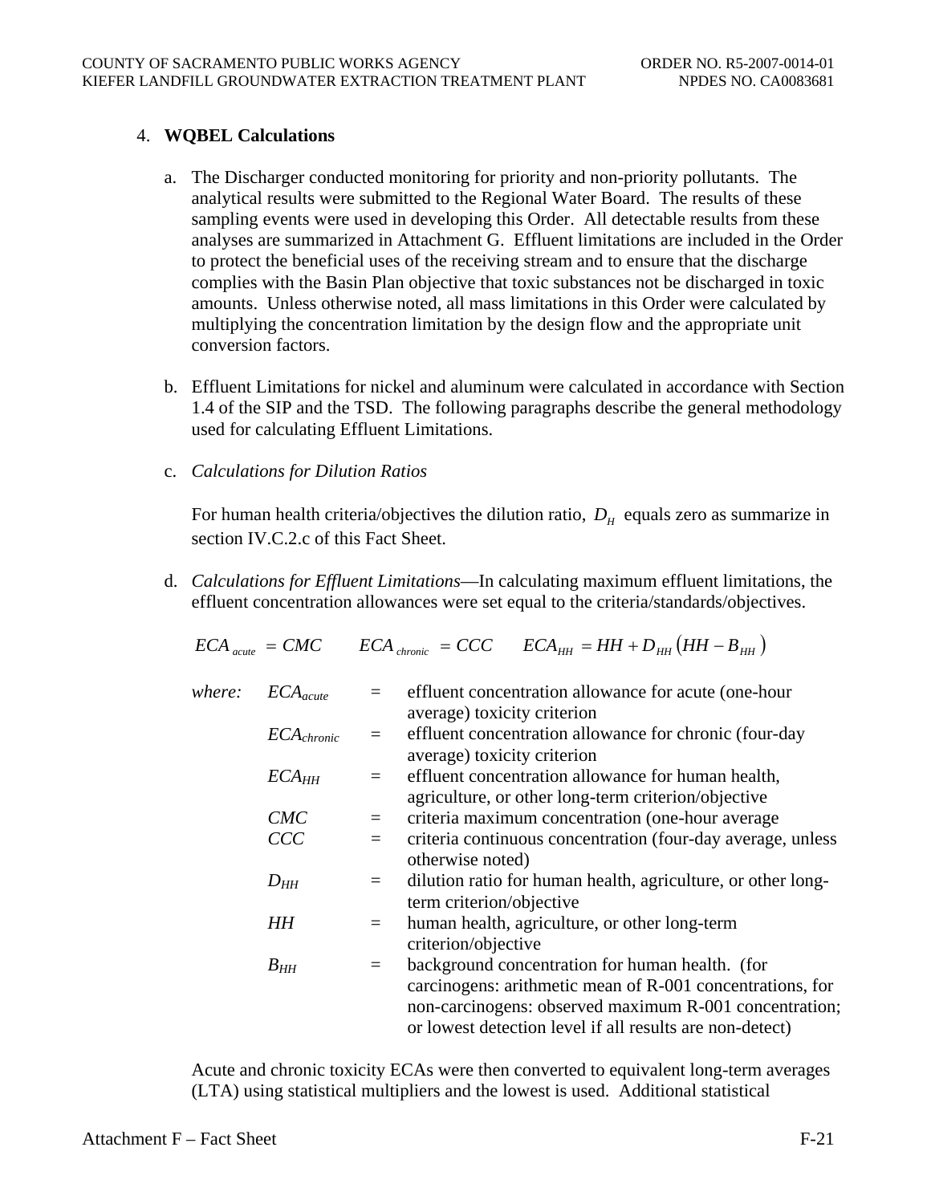4. **WQBEL Calculations**

   a. The Discharger conducted monitoring for priority and non-priority pollutants. The analytical results were submitted to the Regional Water Board. The results of these sampling events were used in developing this Order. All detectable results from these analyses are summarized in Attachment G. Effluent limitations are included in the Order to protect the beneficial uses of the receiving stream and to ensure that the discharge complies with the Basin Plan objective that toxic substances not be discharged in toxic amounts. Unless otherwise noted, all mass limitations in this Order were calculated by multiplying the concentration limitation by the design flow and the appropriate unit conversion factors.

   b. Effluent Limitations for nickel and aluminum were calculated in accordance with Section 1.4 of the SIP and the TSD. The following paragraphs describe the general methodology used for calculating Effluent Limitations.

   c. *Calculations for Dilution Ratios*

      For human health criteria/objectives the dilution ratio, $D_H$ equals zero as summarize in section IV.C.2.c of this Fact Sheet.

   d. *Calculations for Effluent Limitations*—In calculating maximum effluent limitations, the effluent concentration allowances were set equal to the criteria/standards/objectives.

$$ECA_{acute} = CMC \qquad ECA_{chronic} = CCC \qquad ECA_{HH} = HH + D_{HH}\left(HH - B_{HH}\right)$$

*where:*

| | | |
|---|---|---|
| $ECA_{acute}$ | = | effluent concentration allowance for acute (one-hour average) toxicity criterion |
| $ECA_{chronic}$ | = | effluent concentration allowance for chronic (four-day average) toxicity criterion |
| $ECA_{HH}$ | = | effluent concentration allowance for human health, agriculture, or other long-term criterion/objective |
| $CMC$ | = | criteria maximum concentration (one-hour average |
| $CCC$ | = | criteria continuous concentration (four-day average, unless otherwise noted) |
| $D_{HH}$ | = | dilution ratio for human health, agriculture, or other long-term criterion/objective |
| $HH$ | = | human health, agriculture, or other long-term criterion/objective |
| $B_{HH}$ | = | background concentration for human health. (for carcinogens: arithmetic mean of R-001 concentrations, for non-carcinogens: observed maximum R-001 concentration; or lowest detection level if all results are non-detect) |

Acute and chronic toxicity ECAs were then converted to equivalent long-term averages (LTA) using statistical multipliers and the lowest is used. Additional statistical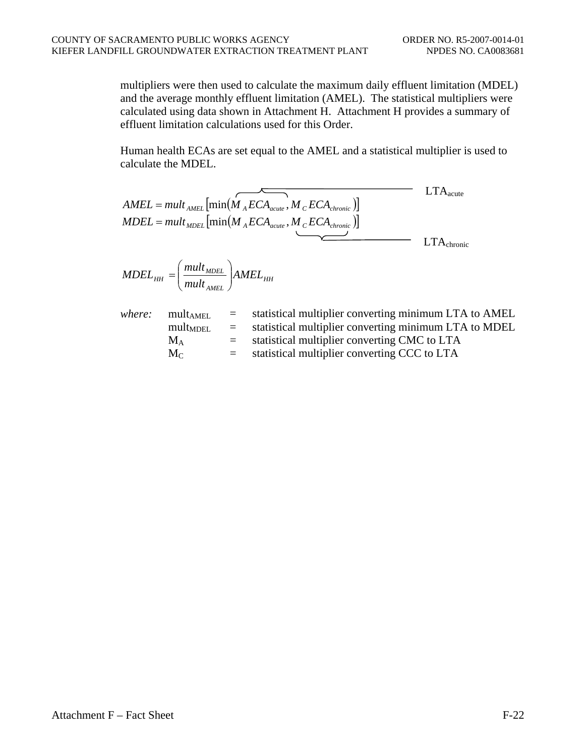multipliers were then used to calculate the maximum daily effluent limitation (MDEL) and the average monthly effluent limitation (AMEL). The statistical multipliers were calculated using data shown in Attachment H. Attachment H provides a summary of effluent limitation calculations used for this Order.

Human health ECAs are set equal to the AMEL and a statistical multiplier is used to calculate the MDEL.

$$AMEL = mult_{AMEL}\left[\min\left(\overbrace{M_A ECA_{acute}}^{LTA_{acute}}, M_C ECA_{chronic}\right)\right]$$

$$MDEL = mult_{MDEL}\left[\min\left(M_A ECA_{acute}, \underbrace{M_C ECA_{chronic}}_{LTA_{chronic}}\right)\right]$$

$$MDEL_{HH} = \left(\frac{mult_{MDEL}}{mult_{AMEL}}\right) AMEL_{HH}$$

*where:*

$mult_{AMEL}$ = statistical multiplier converting minimum LTA to AMEL

$mult_{MDEL}$ = statistical multiplier converting minimum LTA to MDEL

$M_A$ = statistical multiplier converting CMC to LTA

$M_C$ = statistical multiplier converting CCC to LTA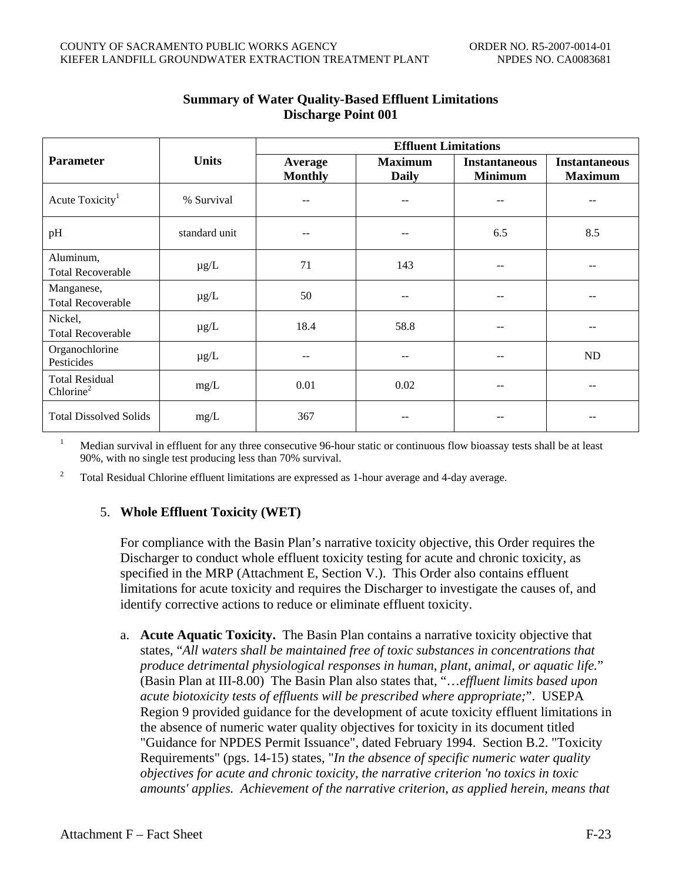**Summary of Water Quality-Based Effluent Limitations**
**Discharge Point 001**

| Parameter | Units | Effluent Limitations | | | |
|---|---|---|---|---|---|
| | | Average Monthly | Maximum Daily | Instantaneous Minimum | Instantaneous Maximum |
| Acute Toxicity[1] | % Survival | -- | -- | -- | -- |
| pH | standard unit | -- | -- | 6.5 | 8.5 |
| Aluminum, Total Recoverable | µg/L | 71 | 143 | -- | -- |
| Manganese, Total Recoverable | µg/L | 50 | -- | -- | -- |
| Nickel, Total Recoverable | µg/L | 18.4 | 58.8 | -- | -- |
| Organochlorine Pesticides | µg/L | -- | -- | -- | ND |
| Total Residual Chlorine[2] | mg/L | 0.01 | 0.02 | -- | -- |
| Total Dissolved Solids | mg/L | 367 | -- | -- | -- |

[1] Median survival in effluent for any three consecutive 96-hour static or continuous flow bioassay tests shall be at least 90%, with no single test producing less than 70% survival.

[2] Total Residual Chlorine effluent limitations are expressed as 1-hour average and 4-day average.

5. **Whole Effluent Toxicity (WET)**

   For compliance with the Basin Plan's narrative toxicity objective, this Order requires the Discharger to conduct whole effluent toxicity testing for acute and chronic toxicity, as specified in the MRP (Attachment E, Section V.). This Order also contains effluent limitations for acute toxicity and requires the Discharger to investigate the causes of, and identify corrective actions to reduce or eliminate effluent toxicity.

   a. **Acute Aquatic Toxicity.** The Basin Plan contains a narrative toxicity objective that states, "*All waters shall be maintained free of toxic substances in concentrations that produce detrimental physiological responses in human, plant, animal, or aquatic life.*" (Basin Plan at III-8.00) The Basin Plan also states that, "*…effluent limits based upon acute biotoxicity tests of effluents will be prescribed where appropriate;*". USEPA Region 9 provided guidance for the development of acute toxicity effluent limitations in the absence of numeric water quality objectives for toxicity in its document titled "Guidance for NPDES Permit Issuance", dated February 1994. Section B.2. "Toxicity Requirements" (pgs. 14-15) states, "*In the absence of specific numeric water quality objectives for acute and chronic toxicity, the narrative criterion 'no toxics in toxic amounts' applies. Achievement of the narrative criterion, as applied herein, means that*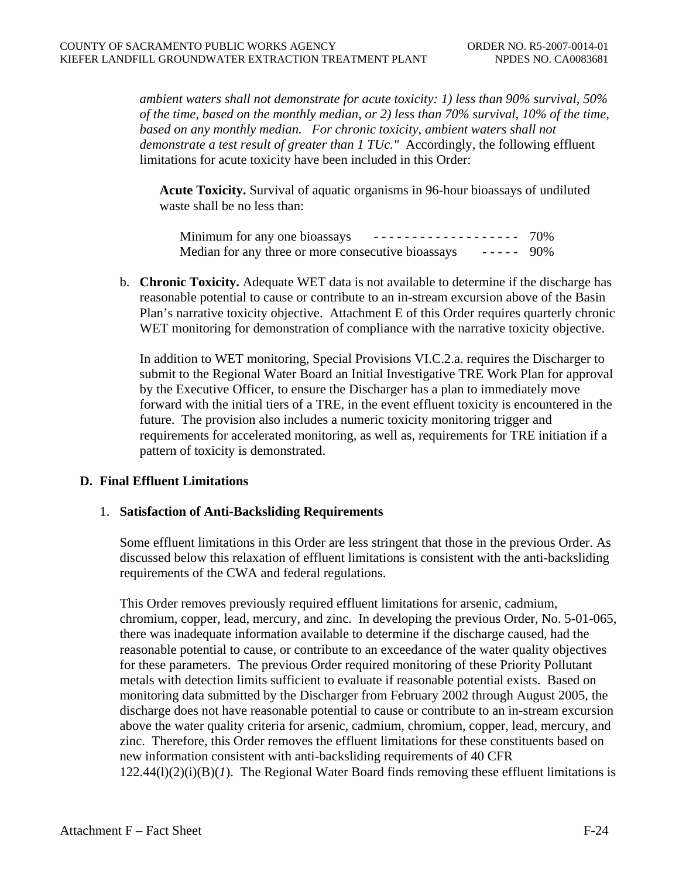*ambient waters shall not demonstrate for acute toxicity: 1) less than 90% survival, 50% of the time, based on the monthly median, or 2) less than 70% survival, 10% of the time, based on any monthly median. For chronic toxicity, ambient waters shall not demonstrate a test result of greater than 1 TUc."* Accordingly, the following effluent limitations for acute toxicity have been included in this Order:

**Acute Toxicity.** Survival of aquatic organisms in 96-hour bioassays of undiluted waste shall be no less than:

Minimum for any one bioassays ------------------- 70%
Median for any three or more consecutive bioassays ----- 90%

b. **Chronic Toxicity.** Adequate WET data is not available to determine if the discharge has reasonable potential to cause or contribute to an in-stream excursion above of the Basin Plan's narrative toxicity objective. Attachment E of this Order requires quarterly chronic WET monitoring for demonstration of compliance with the narrative toxicity objective.

In addition to WET monitoring, Special Provisions VI.C.2.a. requires the Discharger to submit to the Regional Water Board an Initial Investigative TRE Work Plan for approval by the Executive Officer, to ensure the Discharger has a plan to immediately move forward with the initial tiers of a TRE, in the event effluent toxicity is encountered in the future. The provision also includes a numeric toxicity monitoring trigger and requirements for accelerated monitoring, as well as, requirements for TRE initiation if a pattern of toxicity is demonstrated.

## D. Final Effluent Limitations

### 1. Satisfaction of Anti-Backsliding Requirements

Some effluent limitations in this Order are less stringent that those in the previous Order. As discussed below this relaxation of effluent limitations is consistent with the anti-backsliding requirements of the CWA and federal regulations.

This Order removes previously required effluent limitations for arsenic, cadmium, chromium, copper, lead, mercury, and zinc. In developing the previous Order, No. 5-01-065, there was inadequate information available to determine if the discharge caused, had the reasonable potential to cause, or contribute to an exceedance of the water quality objectives for these parameters. The previous Order required monitoring of these Priority Pollutant metals with detection limits sufficient to evaluate if reasonable potential exists. Based on monitoring data submitted by the Discharger from February 2002 through August 2005, the discharge does not have reasonable potential to cause or contribute to an in-stream excursion above the water quality criteria for arsenic, cadmium, chromium, copper, lead, mercury, and zinc. Therefore, this Order removes the effluent limitations for these constituents based on new information consistent with anti-backsliding requirements of 40 CFR 122.44(l)(2)(i)(B)(*1*). The Regional Water Board finds removing these effluent limitations is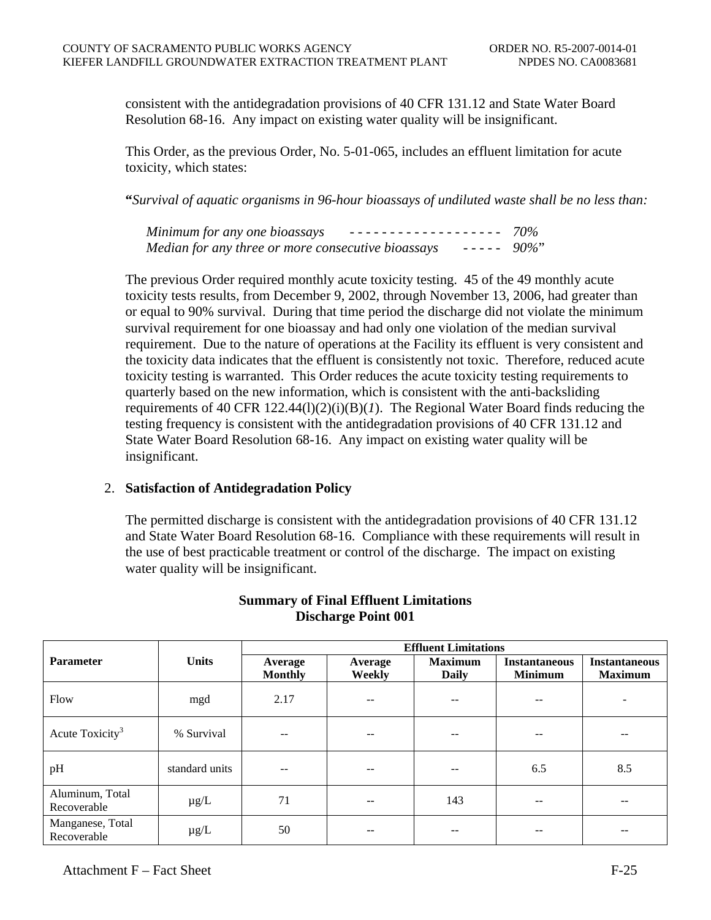consistent with the antidegradation provisions of 40 CFR 131.12 and State Water Board Resolution 68-16. Any impact on existing water quality will be insignificant.

This Order, as the previous Order, No. 5-01-065, includes an effluent limitation for acute toxicity, which states:

**"***Survival of aquatic organisms in 96-hour bioassays of undiluted waste shall be no less than:*

*Minimum for any one bioassays - - - - - - - - - - - - - - - - - - - 70%*
*Median for any three or more consecutive bioassays - - - - - 90%*"

The previous Order required monthly acute toxicity testing. 45 of the 49 monthly acute toxicity tests results, from December 9, 2002, through November 13, 2006, had greater than or equal to 90% survival. During that time period the discharge did not violate the minimum survival requirement for one bioassay and had only one violation of the median survival requirement. Due to the nature of operations at the Facility its effluent is very consistent and the toxicity data indicates that the effluent is consistently not toxic. Therefore, reduced acute toxicity testing is warranted. This Order reduces the acute toxicity testing requirements to quarterly based on the new information, which is consistent with the anti-backsliding requirements of 40 CFR 122.44(l)(2)(i)(B)(*1*). The Regional Water Board finds reducing the testing frequency is consistent with the antidegradation provisions of 40 CFR 131.12 and State Water Board Resolution 68-16. Any impact on existing water quality will be insignificant.

2. **Satisfaction of Antidegradation Policy**

The permitted discharge is consistent with the antidegradation provisions of 40 CFR 131.12 and State Water Board Resolution 68-16. Compliance with these requirements will result in the use of best practicable treatment or control of the discharge. The impact on existing water quality will be insignificant.

**Summary of Final Effluent Limitations**
**Discharge Point 001**

| Parameter | Units | Effluent Limitations | | | | |
|---|---|---|---|---|---|---|
| | | Average Monthly | Average Weekly | Maximum Daily | Instantaneous Minimum | Instantaneous Maximum |
| Flow | mgd | 2.17 | -- | -- | -- | - |
| Acute Toxicity[3] | % Survival | -- | -- | -- | -- | -- |
| pH | standard units | -- | -- | -- | 6.5 | 8.5 |
| Aluminum, Total Recoverable | µg/L | 71 | -- | 143 | -- | -- |
| Manganese, Total Recoverable | µg/L | 50 | -- | -- | -- | -- |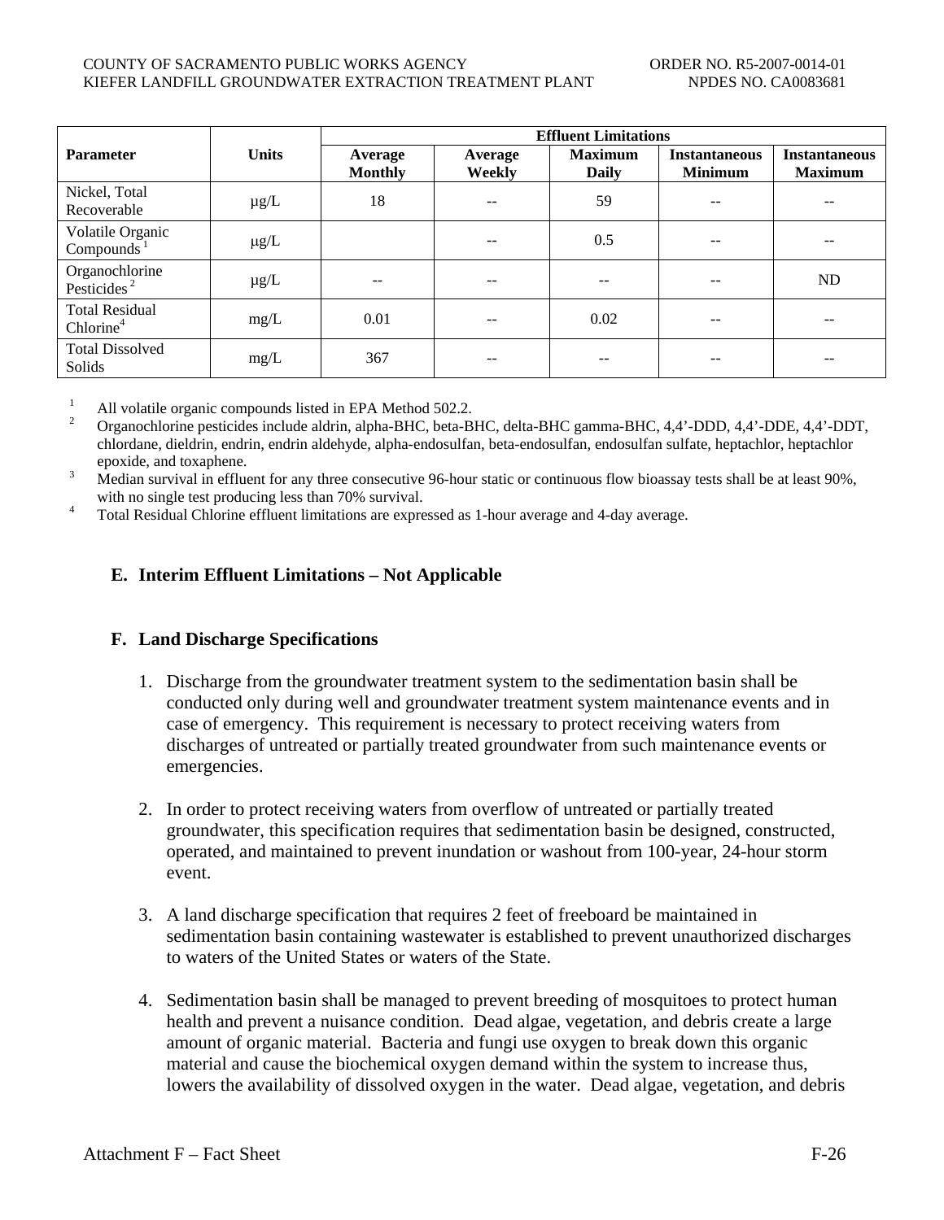| Parameter | Units | Effluent Limitations | | | | |
|---|---|---|---|---|---|---|
| | | Average Monthly | Average Weekly | Maximum Daily | Instantaneous Minimum | Instantaneous Maximum |
| Nickel, Total Recoverable | µg/L | 18 | -- | 59 | -- | -- |
| Volatile Organic Compounds [1] | µg/L | | -- | 0.5 | -- | -- |
| Organochlorine Pesticides [2] | µg/L | -- | -- | -- | -- | ND |
| Total Residual Chlorine[4] | mg/L | 0.01 | -- | 0.02 | -- | -- |
| Total Dissolved Solids | mg/L | 367 | -- | -- | -- | -- |

[1] All volatile organic compounds listed in EPA Method 502.2.

[2] Organochlorine pesticides include aldrin, alpha-BHC, beta-BHC, delta-BHC gamma-BHC, 4,4'-DDD, 4,4'-DDE, 4,4'-DDT, chlordane, dieldrin, endrin, endrin aldehyde, alpha-endosulfan, beta-endosulfan, endosulfan sulfate, heptachlor, heptachlor epoxide, and toxaphene.

[3] Median survival in effluent for any three consecutive 96-hour static or continuous flow bioassay tests shall be at least 90%, with no single test producing less than 70% survival.

[4] Total Residual Chlorine effluent limitations are expressed as 1-hour average and 4-day average.

### E. Interim Effluent Limitations – Not Applicable

### F. Land Discharge Specifications

1. Discharge from the groundwater treatment system to the sedimentation basin shall be conducted only during well and groundwater treatment system maintenance events and in case of emergency. This requirement is necessary to protect receiving waters from discharges of untreated or partially treated groundwater from such maintenance events or emergencies.

2. In order to protect receiving waters from overflow of untreated or partially treated groundwater, this specification requires that sedimentation basin be designed, constructed, operated, and maintained to prevent inundation or washout from 100-year, 24-hour storm event.

3. A land discharge specification that requires 2 feet of freeboard be maintained in sedimentation basin containing wastewater is established to prevent unauthorized discharges to waters of the United States or waters of the State.

4. Sedimentation basin shall be managed to prevent breeding of mosquitoes to protect human health and prevent a nuisance condition. Dead algae, vegetation, and debris create a large amount of organic material. Bacteria and fungi use oxygen to break down this organic material and cause the biochemical oxygen demand within the system to increase thus, lowers the availability of dissolved oxygen in the water. Dead algae, vegetation, and debris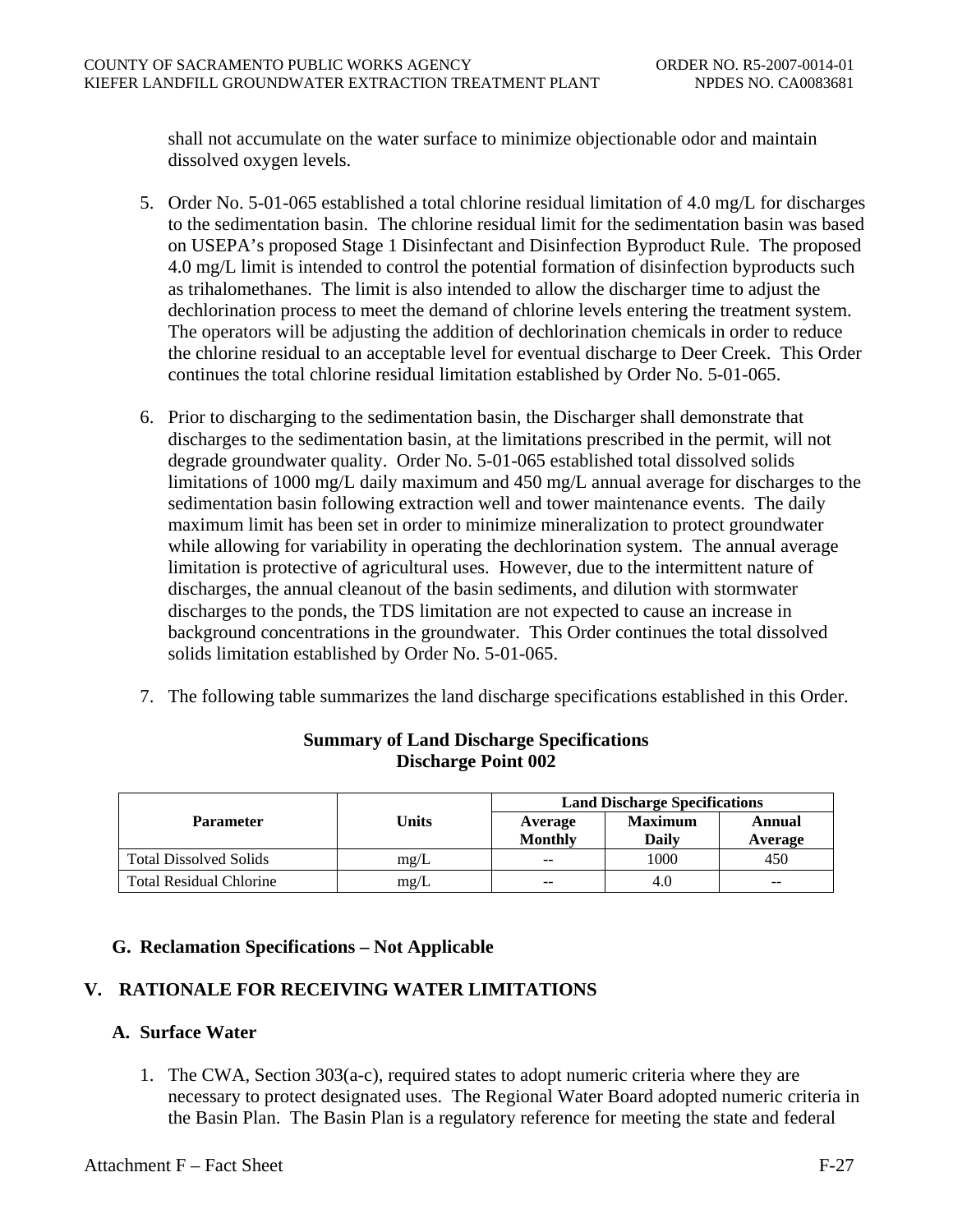shall not accumulate on the water surface to minimize objectionable odor and maintain dissolved oxygen levels.

5. Order No. 5-01-065 established a total chlorine residual limitation of 4.0 mg/L for discharges to the sedimentation basin. The chlorine residual limit for the sedimentation basin was based on USEPA's proposed Stage 1 Disinfectant and Disinfection Byproduct Rule. The proposed 4.0 mg/L limit is intended to control the potential formation of disinfection byproducts such as trihalomethanes. The limit is also intended to allow the discharger time to adjust the dechlorination process to meet the demand of chlorine levels entering the treatment system. The operators will be adjusting the addition of dechlorination chemicals in order to reduce the chlorine residual to an acceptable level for eventual discharge to Deer Creek. This Order continues the total chlorine residual limitation established by Order No. 5-01-065.

6. Prior to discharging to the sedimentation basin, the Discharger shall demonstrate that discharges to the sedimentation basin, at the limitations prescribed in the permit, will not degrade groundwater quality. Order No. 5-01-065 established total dissolved solids limitations of 1000 mg/L daily maximum and 450 mg/L annual average for discharges to the sedimentation basin following extraction well and tower maintenance events. The daily maximum limit has been set in order to minimize mineralization to protect groundwater while allowing for variability in operating the dechlorination system. The annual average limitation is protective of agricultural uses. However, due to the intermittent nature of discharges, the annual cleanout of the basin sediments, and dilution with stormwater discharges to the ponds, the TDS limitation are not expected to cause an increase in background concentrations in the groundwater. This Order continues the total dissolved solids limitation established by Order No. 5-01-065.

7. The following table summarizes the land discharge specifications established in this Order.

**Summary of Land Discharge Specifications**
**Discharge Point 002**

| Parameter | Units | Land Discharge Specifications | | |
|---|---|---|---|---|
| | | Average Monthly | Maximum Daily | Annual Average |
| Total Dissolved Solids | mg/L | -- | 1000 | 450 |
| Total Residual Chlorine | mg/L | -- | 4.0 | -- |

### G. Reclamation Specifications – Not Applicable

## V. RATIONALE FOR RECEIVING WATER LIMITATIONS

### A. Surface Water

1. The CWA, Section 303(a-c), required states to adopt numeric criteria where they are necessary to protect designated uses. The Regional Water Board adopted numeric criteria in the Basin Plan. The Basin Plan is a regulatory reference for meeting the state and federal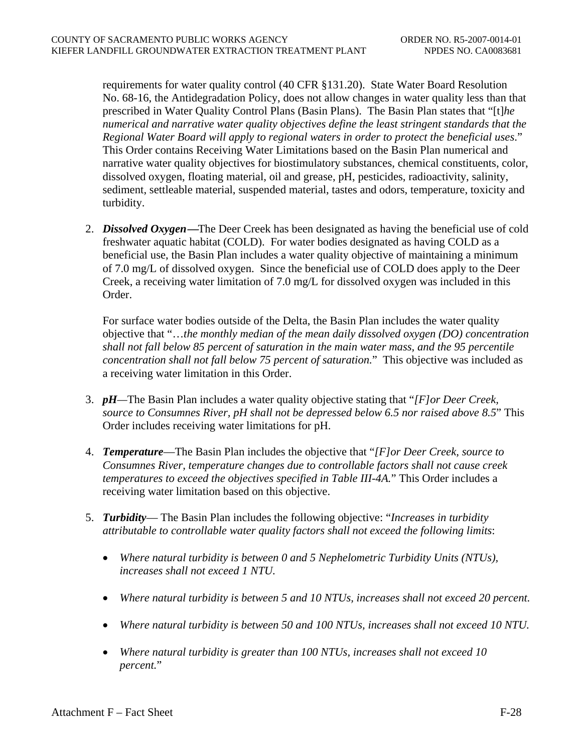requirements for water quality control (40 CFR §131.20). State Water Board Resolution No. 68-16, the Antidegradation Policy, does not allow changes in water quality less than that prescribed in Water Quality Control Plans (Basin Plans). The Basin Plan states that "[t]*he numerical and narrative water quality objectives define the least stringent standards that the Regional Water Board will apply to regional waters in order to protect the beneficial uses*." This Order contains Receiving Water Limitations based on the Basin Plan numerical and narrative water quality objectives for biostimulatory substances, chemical constituents, color, dissolved oxygen, floating material, oil and grease, pH, pesticides, radioactivity, salinity, sediment, settleable material, suspended material, tastes and odors, temperature, toxicity and turbidity.

2. ***Dissolved Oxygen*****—**The Deer Creek has been designated as having the beneficial use of cold freshwater aquatic habitat (COLD). For water bodies designated as having COLD as a beneficial use, the Basin Plan includes a water quality objective of maintaining a minimum of 7.0 mg/L of dissolved oxygen. Since the beneficial use of COLD does apply to the Deer Creek, a receiving water limitation of 7.0 mg/L for dissolved oxygen was included in this Order.

   For surface water bodies outside of the Delta, the Basin Plan includes the water quality objective that "…*the monthly median of the mean daily dissolved oxygen (DO) concentration shall not fall below 85 percent of saturation in the main water mass, and the 95 percentile concentration shall not fall below 75 percent of saturation.*" This objective was included as a receiving water limitation in this Order.

3. ***pH***—The Basin Plan includes a water quality objective stating that "*[F]or Deer Creek, source to Consumnes River, pH shall not be depressed below 6.5 nor raised above 8.5*" This Order includes receiving water limitations for pH.

4. ***Temperature***—The Basin Plan includes the objective that "*[F]or Deer Creek, source to Consumnes River, temperature changes due to controllable factors shall not cause creek temperatures to exceed the objectives specified in Table III-4A.*" This Order includes a receiving water limitation based on this objective.

5. ***Turbidity***— The Basin Plan includes the following objective: "*Increases in turbidity attributable to controllable water quality factors shall not exceed the following limits*:

   - *Where natural turbidity is between 0 and 5 Nephelometric Turbidity Units (NTUs), increases shall not exceed 1 NTU.*
   - *Where natural turbidity is between 5 and 10 NTUs, increases shall not exceed 20 percent.*
   - *Where natural turbidity is between 50 and 100 NTUs, increases shall not exceed 10 NTU.*
   - *Where natural turbidity is greater than 100 NTUs, increases shall not exceed 10 percent.*"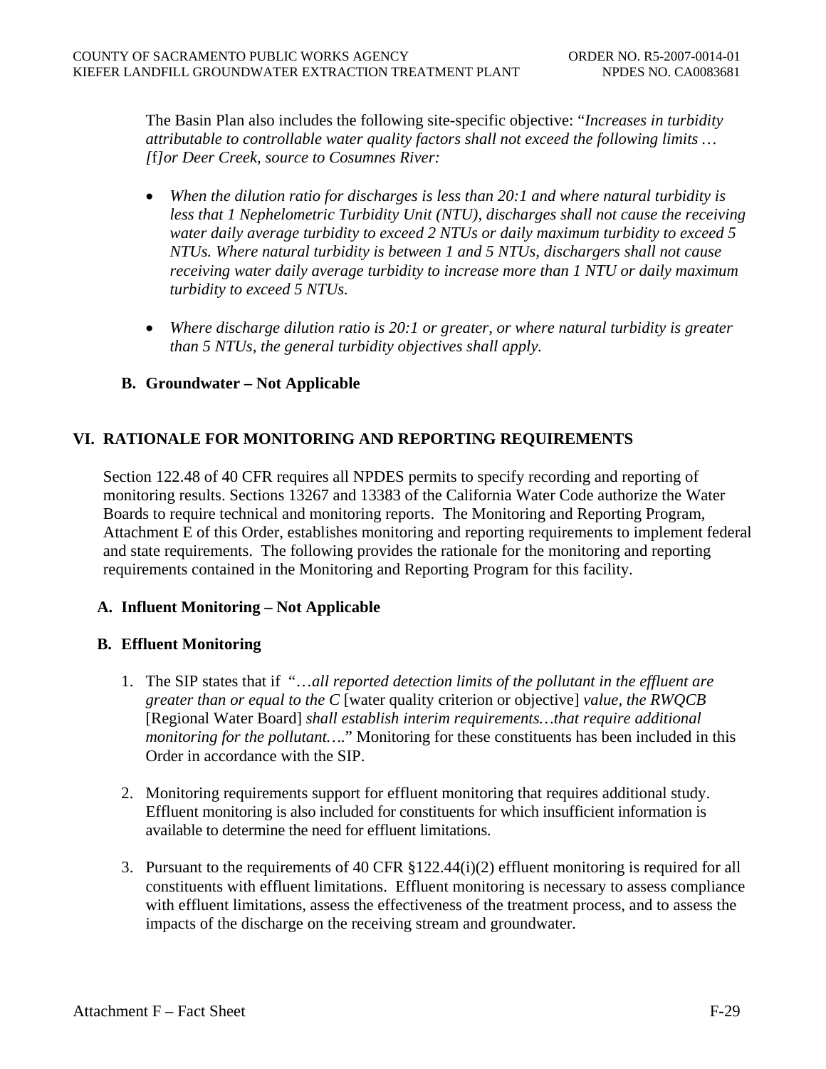The Basin Plan also includes the following site-specific objective: "*Increases in turbidity attributable to controllable water quality factors shall not exceed the following limits … [*f*]or Deer Creek, source to Cosumnes River:*

- *When the dilution ratio for discharges is less than 20:1 and where natural turbidity is less that 1 Nephelometric Turbidity Unit (NTU), discharges shall not cause the receiving water daily average turbidity to exceed 2 NTUs or daily maximum turbidity to exceed 5 NTUs. Where natural turbidity is between 1 and 5 NTUs, dischargers shall not cause receiving water daily average turbidity to increase more than 1 NTU or daily maximum turbidity to exceed 5 NTUs.*

- *Where discharge dilution ratio is 20:1 or greater, or where natural turbidity is greater than 5 NTUs, the general turbidity objectives shall apply.*

### B. Groundwater – Not Applicable

## VI. RATIONALE FOR MONITORING AND REPORTING REQUIREMENTS

Section 122.48 of 40 CFR requires all NPDES permits to specify recording and reporting of monitoring results. Sections 13267 and 13383 of the California Water Code authorize the Water Boards to require technical and monitoring reports. The Monitoring and Reporting Program, Attachment E of this Order, establishes monitoring and reporting requirements to implement federal and state requirements. The following provides the rationale for the monitoring and reporting requirements contained in the Monitoring and Reporting Program for this facility.

### A. Influent Monitoring – Not Applicable

### B. Effluent Monitoring

1. The SIP states that if "…*all reported detection limits of the pollutant in the effluent are greater than or equal to the C* [water quality criterion or objective] *value, the RWQCB* [Regional Water Board] *shall establish interim requirements…that require additional monitoring for the pollutant….*" Monitoring for these constituents has been included in this Order in accordance with the SIP.

2. Monitoring requirements support for effluent monitoring that requires additional study. Effluent monitoring is also included for constituents for which insufficient information is available to determine the need for effluent limitations.

3. Pursuant to the requirements of 40 CFR §122.44(i)(2) effluent monitoring is required for all constituents with effluent limitations. Effluent monitoring is necessary to assess compliance with effluent limitations, assess the effectiveness of the treatment process, and to assess the impacts of the discharge on the receiving stream and groundwater.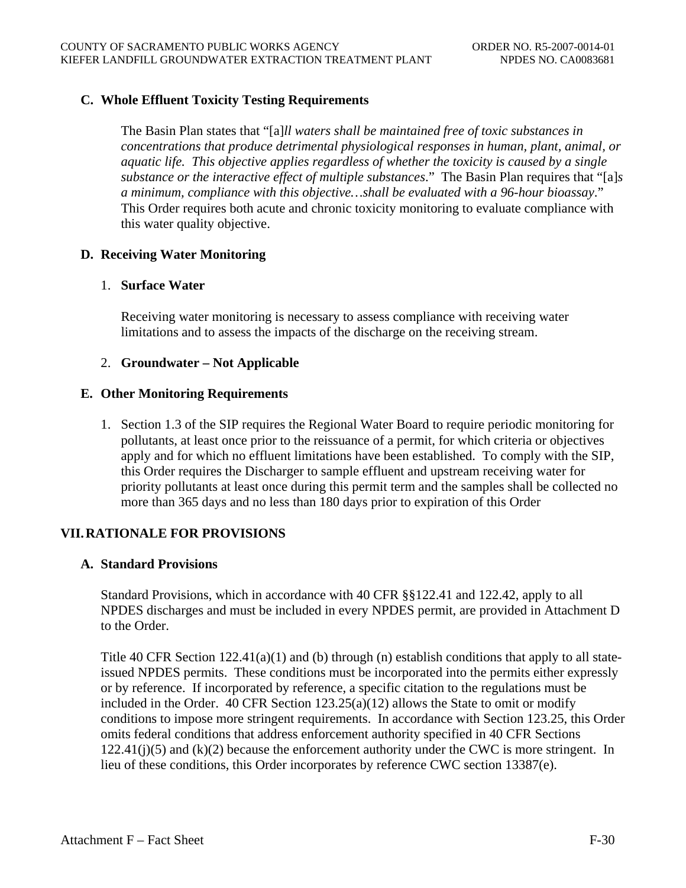### C. Whole Effluent Toxicity Testing Requirements

The Basin Plan states that "[a]*ll waters shall be maintained free of toxic substances in concentrations that produce detrimental physiological responses in human, plant, animal, or aquatic life. This objective applies regardless of whether the toxicity is caused by a single substance or the interactive effect of multiple substances*." The Basin Plan requires that "[a]*s a minimum, compliance with this objective…shall be evaluated with a 96-hour bioassay*." This Order requires both acute and chronic toxicity monitoring to evaluate compliance with this water quality objective.

### D. Receiving Water Monitoring

1. **Surface Water**

   Receiving water monitoring is necessary to assess compliance with receiving water limitations and to assess the impacts of the discharge on the receiving stream.

2. **Groundwater – Not Applicable**

### E. Other Monitoring Requirements

1. Section 1.3 of the SIP requires the Regional Water Board to require periodic monitoring for pollutants, at least once prior to the reissuance of a permit, for which criteria or objectives apply and for which no effluent limitations have been established. To comply with the SIP, this Order requires the Discharger to sample effluent and upstream receiving water for priority pollutants at least once during this permit term and the samples shall be collected no more than 365 days and no less than 180 days prior to expiration of this Order

## VII. RATIONALE FOR PROVISIONS

### A. Standard Provisions

Standard Provisions, which in accordance with 40 CFR §§122.41 and 122.42, apply to all NPDES discharges and must be included in every NPDES permit, are provided in Attachment D to the Order.

Title 40 CFR Section 122.41(a)(1) and (b) through (n) establish conditions that apply to all state-issued NPDES permits. These conditions must be incorporated into the permits either expressly or by reference. If incorporated by reference, a specific citation to the regulations must be included in the Order. 40 CFR Section 123.25(a)(12) allows the State to omit or modify conditions to impose more stringent requirements. In accordance with Section 123.25, this Order omits federal conditions that address enforcement authority specified in 40 CFR Sections 122.41(j)(5) and (k)(2) because the enforcement authority under the CWC is more stringent. In lieu of these conditions, this Order incorporates by reference CWC section 13387(e).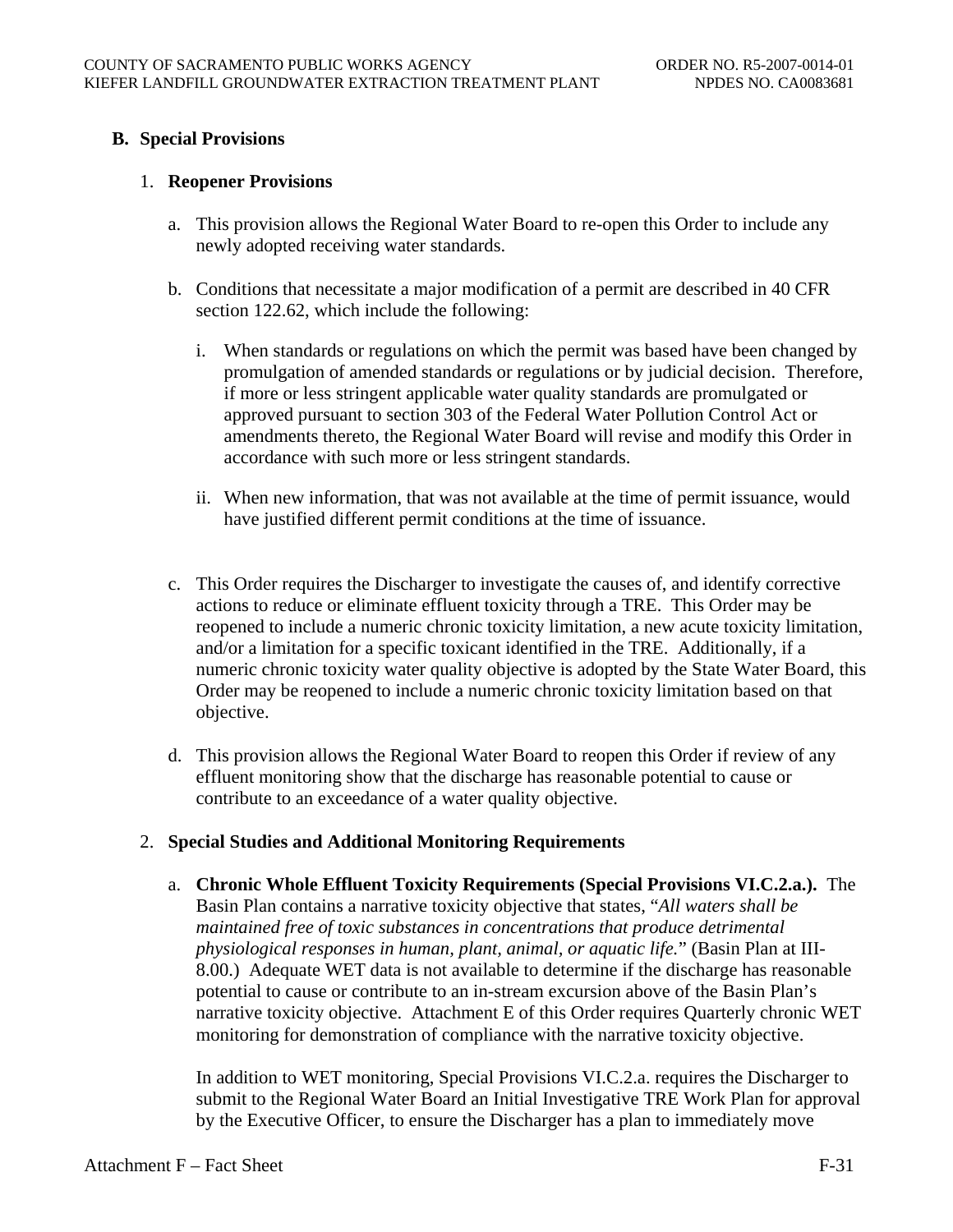### B. Special Provisions

1. **Reopener Provisions**

   a. This provision allows the Regional Water Board to re-open this Order to include any newly adopted receiving water standards.

   b. Conditions that necessitate a major modification of a permit are described in 40 CFR section 122.62, which include the following:

      i. When standards or regulations on which the permit was based have been changed by promulgation of amended standards or regulations or by judicial decision. Therefore, if more or less stringent applicable water quality standards are promulgated or approved pursuant to section 303 of the Federal Water Pollution Control Act or amendments thereto, the Regional Water Board will revise and modify this Order in accordance with such more or less stringent standards.

      ii. When new information, that was not available at the time of permit issuance, would have justified different permit conditions at the time of issuance.

   c. This Order requires the Discharger to investigate the causes of, and identify corrective actions to reduce or eliminate effluent toxicity through a TRE. This Order may be reopened to include a numeric chronic toxicity limitation, a new acute toxicity limitation, and/or a limitation for a specific toxicant identified in the TRE. Additionally, if a numeric chronic toxicity water quality objective is adopted by the State Water Board, this Order may be reopened to include a numeric chronic toxicity limitation based on that objective.

   d. This provision allows the Regional Water Board to reopen this Order if review of any effluent monitoring show that the discharge has reasonable potential to cause or contribute to an exceedance of a water quality objective.

2. **Special Studies and Additional Monitoring Requirements**

   a. **Chronic Whole Effluent Toxicity Requirements (Special Provisions VI.C.2.a.).** The Basin Plan contains a narrative toxicity objective that states, "*All waters shall be maintained free of toxic substances in concentrations that produce detrimental physiological responses in human, plant, animal, or aquatic life.*" (Basin Plan at III-8.00.) Adequate WET data is not available to determine if the discharge has reasonable potential to cause or contribute to an in-stream excursion above of the Basin Plan's narrative toxicity objective. Attachment E of this Order requires Quarterly chronic WET monitoring for demonstration of compliance with the narrative toxicity objective.

      In addition to WET monitoring, Special Provisions VI.C.2.a. requires the Discharger to submit to the Regional Water Board an Initial Investigative TRE Work Plan for approval by the Executive Officer, to ensure the Discharger has a plan to immediately move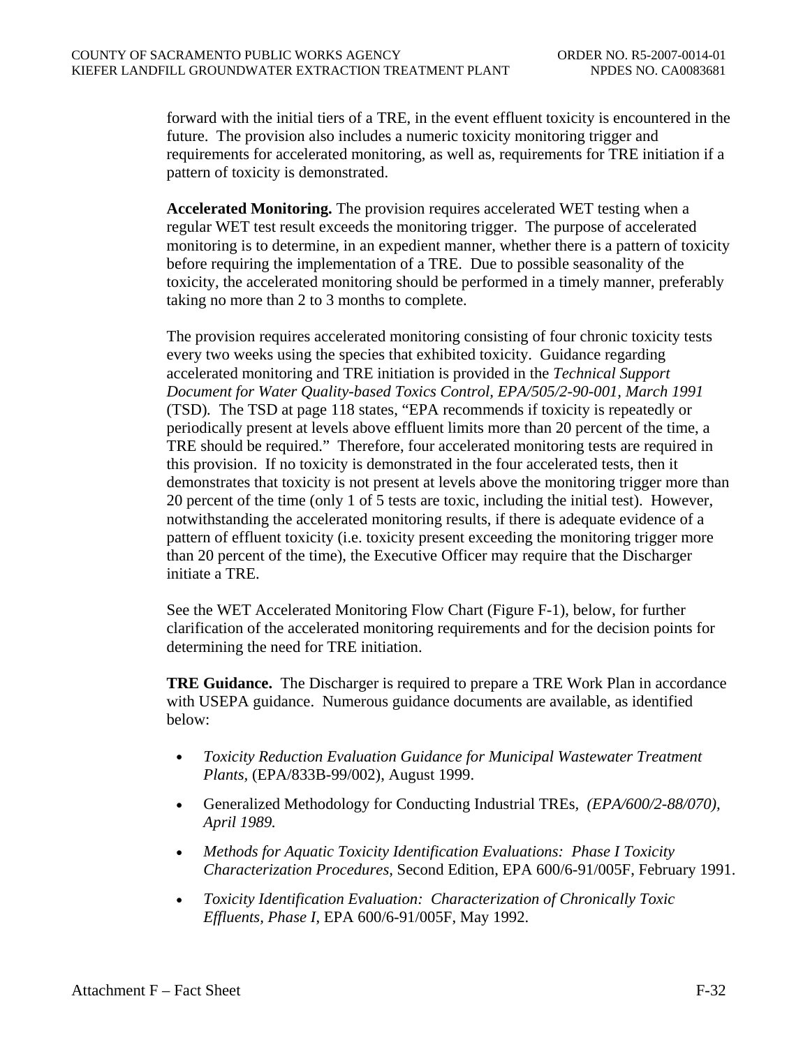forward with the initial tiers of a TRE, in the event effluent toxicity is encountered in the future. The provision also includes a numeric toxicity monitoring trigger and requirements for accelerated monitoring, as well as, requirements for TRE initiation if a pattern of toxicity is demonstrated.

**Accelerated Monitoring.** The provision requires accelerated WET testing when a regular WET test result exceeds the monitoring trigger. The purpose of accelerated monitoring is to determine, in an expedient manner, whether there is a pattern of toxicity before requiring the implementation of a TRE. Due to possible seasonality of the toxicity, the accelerated monitoring should be performed in a timely manner, preferably taking no more than 2 to 3 months to complete.

The provision requires accelerated monitoring consisting of four chronic toxicity tests every two weeks using the species that exhibited toxicity. Guidance regarding accelerated monitoring and TRE initiation is provided in the *Technical Support Document for Water Quality-based Toxics Control, EPA/505/2-90-001, March 1991* (TSD). The TSD at page 118 states, "EPA recommends if toxicity is repeatedly or periodically present at levels above effluent limits more than 20 percent of the time, a TRE should be required." Therefore, four accelerated monitoring tests are required in this provision. If no toxicity is demonstrated in the four accelerated tests, then it demonstrates that toxicity is not present at levels above the monitoring trigger more than 20 percent of the time (only 1 of 5 tests are toxic, including the initial test). However, notwithstanding the accelerated monitoring results, if there is adequate evidence of a pattern of effluent toxicity (i.e. toxicity present exceeding the monitoring trigger more than 20 percent of the time), the Executive Officer may require that the Discharger initiate a TRE.

See the WET Accelerated Monitoring Flow Chart (Figure F-1), below, for further clarification of the accelerated monitoring requirements and for the decision points for determining the need for TRE initiation.

**TRE Guidance.** The Discharger is required to prepare a TRE Work Plan in accordance with USEPA guidance. Numerous guidance documents are available, as identified below:

- *Toxicity Reduction Evaluation Guidance for Municipal Wastewater Treatment Plants*, (EPA/833B-99/002), August 1999.
- Generalized Methodology for Conducting Industrial TREs, *(EPA/600/2-88/070), April 1989.*
- *Methods for Aquatic Toxicity Identification Evaluations: Phase I Toxicity Characterization Procedures*, Second Edition, EPA 600/6-91/005F, February 1991.
- *Toxicity Identification Evaluation: Characterization of Chronically Toxic Effluents, Phase I*, EPA 600/6-91/005F, May 1992.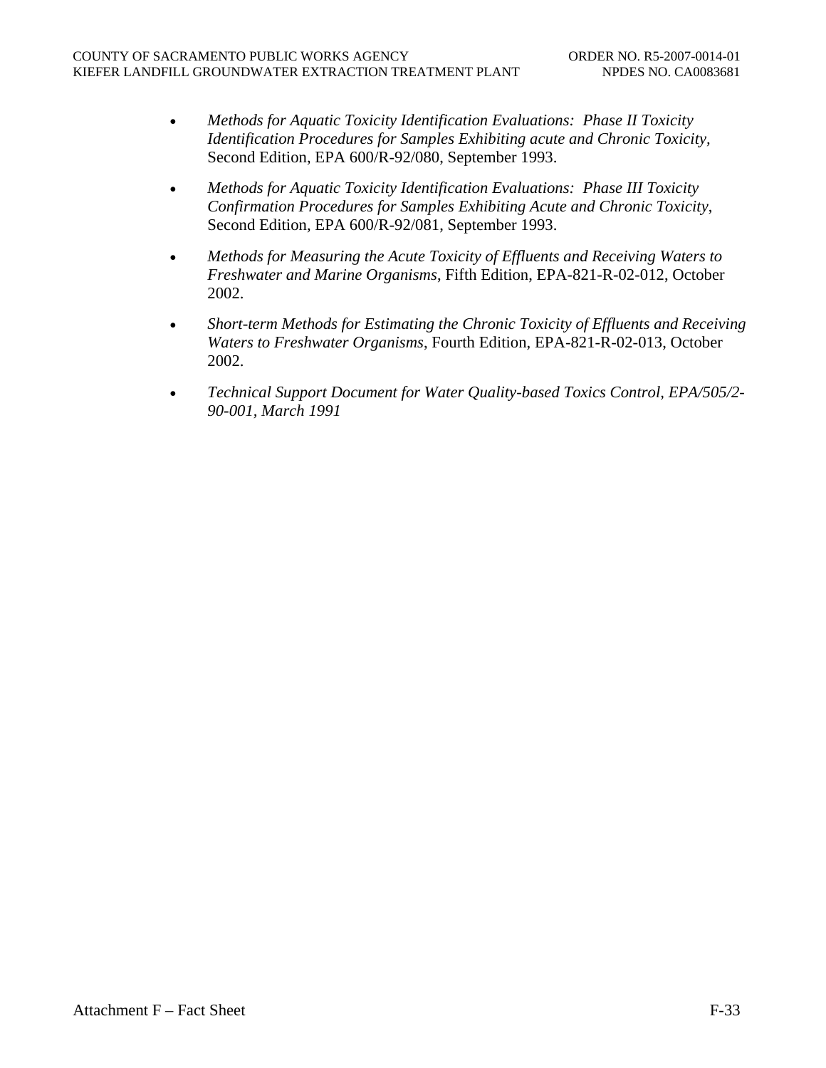- *Methods for Aquatic Toxicity Identification Evaluations: Phase II Toxicity Identification Procedures for Samples Exhibiting acute and Chronic Toxicity,* Second Edition, EPA 600/R-92/080, September 1993.

- *Methods for Aquatic Toxicity Identification Evaluations: Phase III Toxicity Confirmation Procedures for Samples Exhibiting Acute and Chronic Toxicity*, Second Edition, EPA 600/R-92/081, September 1993.

- *Methods for Measuring the Acute Toxicity of Effluents and Receiving Waters to Freshwater and Marine Organisms*, Fifth Edition, EPA-821-R-02-012, October 2002.

- *Short-term Methods for Estimating the Chronic Toxicity of Effluents and Receiving Waters to Freshwater Organisms*, Fourth Edition, EPA-821-R-02-013, October 2002.

- *Technical Support Document for Water Quality-based Toxics Control, EPA/505/2-90-001, March 1991*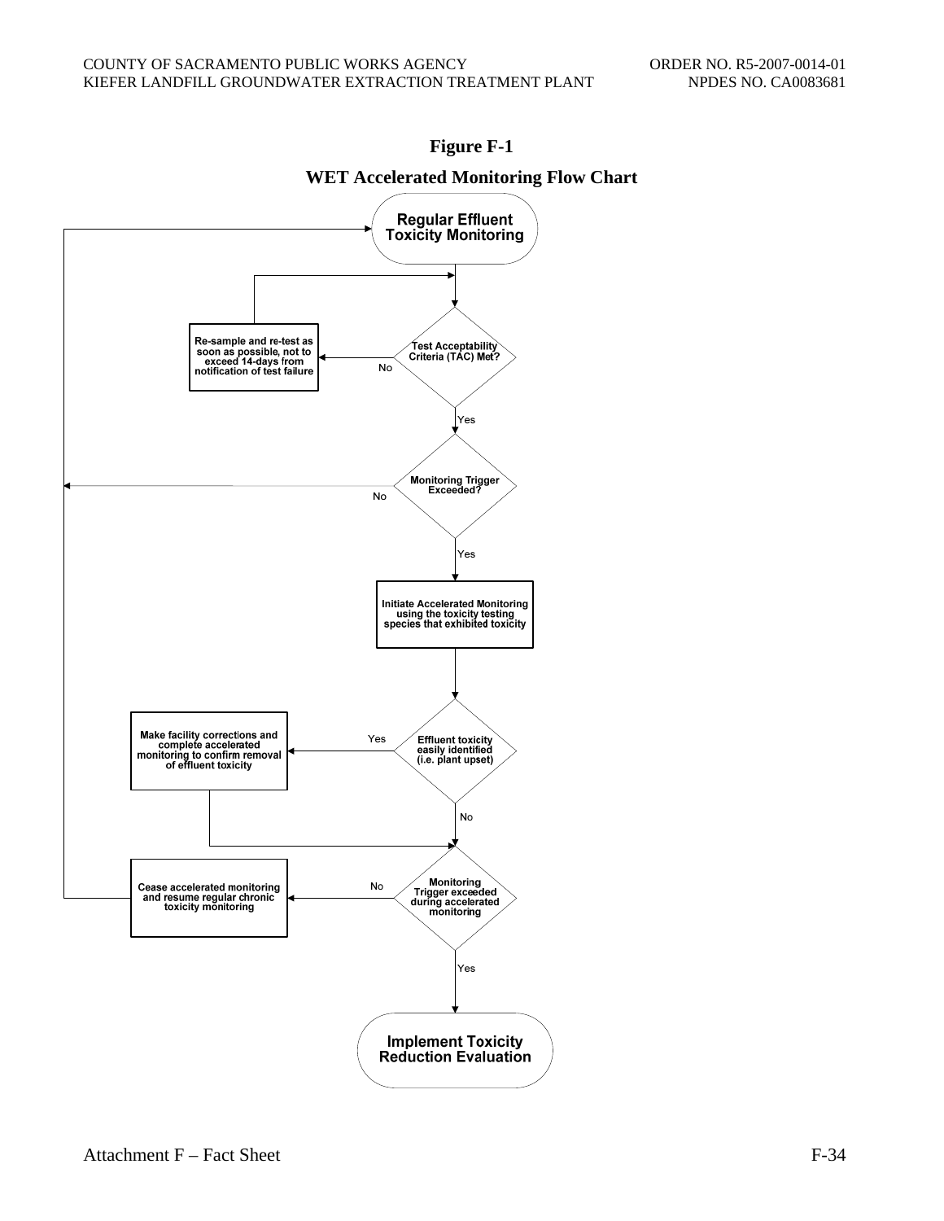**Figure F-1**

**WET Accelerated Monitoring Flow Chart**

Regular Effluent Toxicity Monitoring

Test Acceptability Criteria (TAC) Met?

No

Re-sample and re-test as soon as possible, not to exceed 14-days from notification of test failure

Yes

Monitoring Trigger Exceeded?

No

Yes

Initiate Accelerated Monitoring using the toxicity testing species that exhibited toxicity

Effluent toxicity easily identified (i.e. plant upset)

Yes

Make facility corrections and complete accelerated monitoring to confirm removal of effluent toxicity

No

Monitoring Trigger exceeded during accelerated monitoring

No

Cease accelerated monitoring and resume regular chronic toxicity monitoring

Yes

Implement Toxicity Reduction Evaluation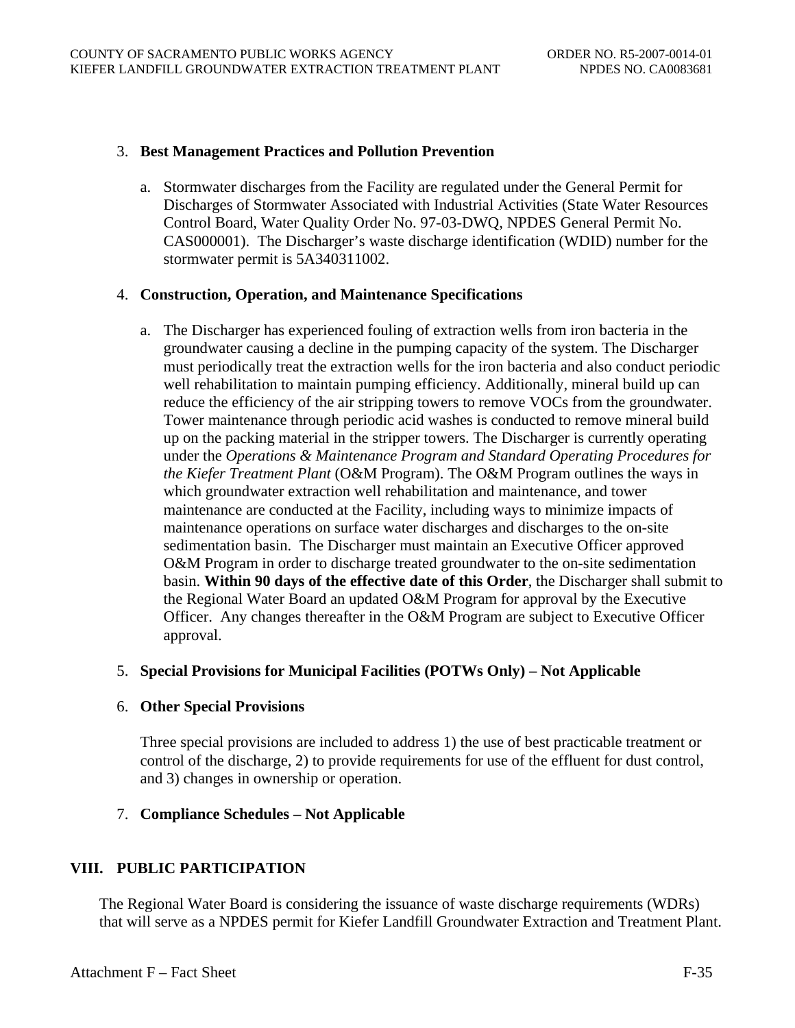3. **Best Management Practices and Pollution Prevention**

   a. Stormwater discharges from the Facility are regulated under the General Permit for Discharges of Stormwater Associated with Industrial Activities (State Water Resources Control Board, Water Quality Order No. 97-03-DWQ, NPDES General Permit No. CAS000001). The Discharger's waste discharge identification (WDID) number for the stormwater permit is 5A340311002.

4. **Construction, Operation, and Maintenance Specifications**

   a. The Discharger has experienced fouling of extraction wells from iron bacteria in the groundwater causing a decline in the pumping capacity of the system. The Discharger must periodically treat the extraction wells for the iron bacteria and also conduct periodic well rehabilitation to maintain pumping efficiency. Additionally, mineral build up can reduce the efficiency of the air stripping towers to remove VOCs from the groundwater. Tower maintenance through periodic acid washes is conducted to remove mineral build up on the packing material in the stripper towers. The Discharger is currently operating under the *Operations & Maintenance Program and Standard Operating Procedures for the Kiefer Treatment Plant* (O&M Program). The O&M Program outlines the ways in which groundwater extraction well rehabilitation and maintenance, and tower maintenance are conducted at the Facility, including ways to minimize impacts of maintenance operations on surface water discharges and discharges to the on-site sedimentation basin. The Discharger must maintain an Executive Officer approved O&M Program in order to discharge treated groundwater to the on-site sedimentation basin. **Within 90 days of the effective date of this Order**, the Discharger shall submit to the Regional Water Board an updated O&M Program for approval by the Executive Officer. Any changes thereafter in the O&M Program are subject to Executive Officer approval.

5. **Special Provisions for Municipal Facilities (POTWs Only) – Not Applicable**

6. **Other Special Provisions**

   Three special provisions are included to address 1) the use of best practicable treatment or control of the discharge, 2) to provide requirements for use of the effluent for dust control, and 3) changes in ownership or operation.

7. **Compliance Schedules – Not Applicable**

## VIII. PUBLIC PARTICIPATION

The Regional Water Board is considering the issuance of waste discharge requirements (WDRs) that will serve as a NPDES permit for Kiefer Landfill Groundwater Extraction and Treatment Plant.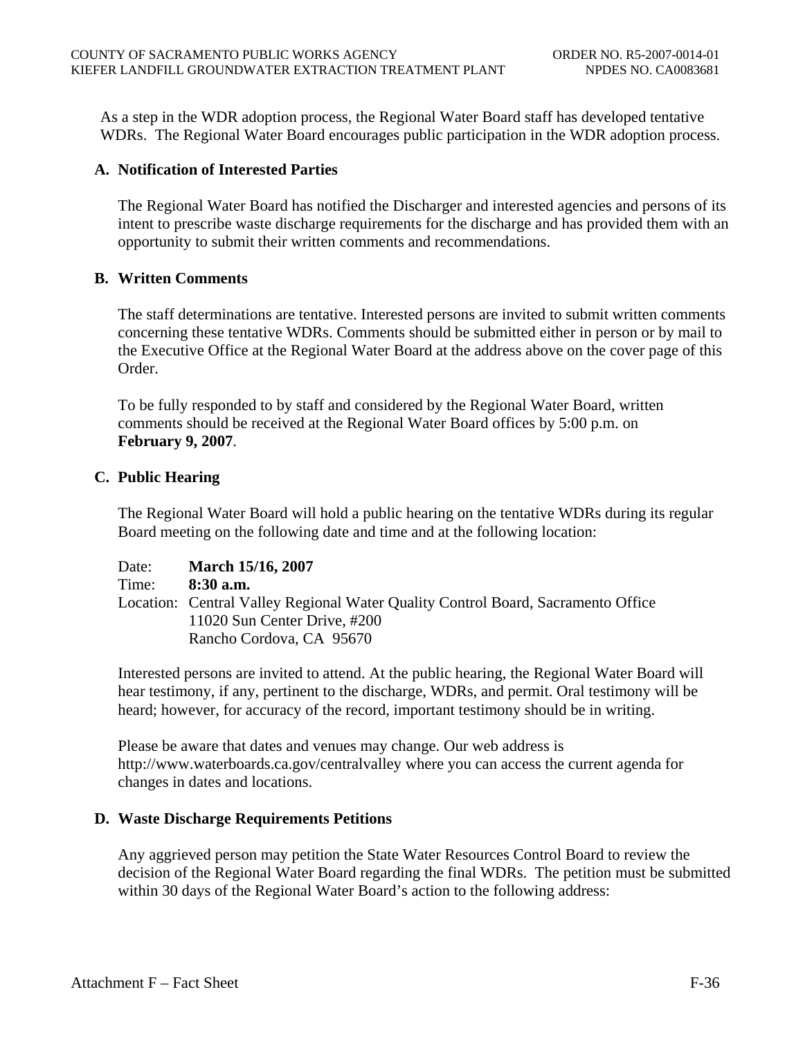As a step in the WDR adoption process, the Regional Water Board staff has developed tentative WDRs. The Regional Water Board encourages public participation in the WDR adoption process.

### A. Notification of Interested Parties

The Regional Water Board has notified the Discharger and interested agencies and persons of its intent to prescribe waste discharge requirements for the discharge and has provided them with an opportunity to submit their written comments and recommendations.

### B. Written Comments

The staff determinations are tentative. Interested persons are invited to submit written comments concerning these tentative WDRs. Comments should be submitted either in person or by mail to the Executive Office at the Regional Water Board at the address above on the cover page of this Order.

To be fully responded to by staff and considered by the Regional Water Board, written comments should be received at the Regional Water Board offices by 5:00 p.m. on **February 9, 2007**.

### C. Public Hearing

The Regional Water Board will hold a public hearing on the tentative WDRs during its regular Board meeting on the following date and time and at the following location:

Date: **March 15/16, 2007**
Time: **8:30 a.m.**
Location: Central Valley Regional Water Quality Control Board, Sacramento Office
11020 Sun Center Drive, #200
Rancho Cordova, CA 95670

Interested persons are invited to attend. At the public hearing, the Regional Water Board will hear testimony, if any, pertinent to the discharge, WDRs, and permit. Oral testimony will be heard; however, for accuracy of the record, important testimony should be in writing.

Please be aware that dates and venues may change. Our web address is http://www.waterboards.ca.gov/centralvalley where you can access the current agenda for changes in dates and locations.

### D. Waste Discharge Requirements Petitions

Any aggrieved person may petition the State Water Resources Control Board to review the decision of the Regional Water Board regarding the final WDRs. The petition must be submitted within 30 days of the Regional Water Board's action to the following address: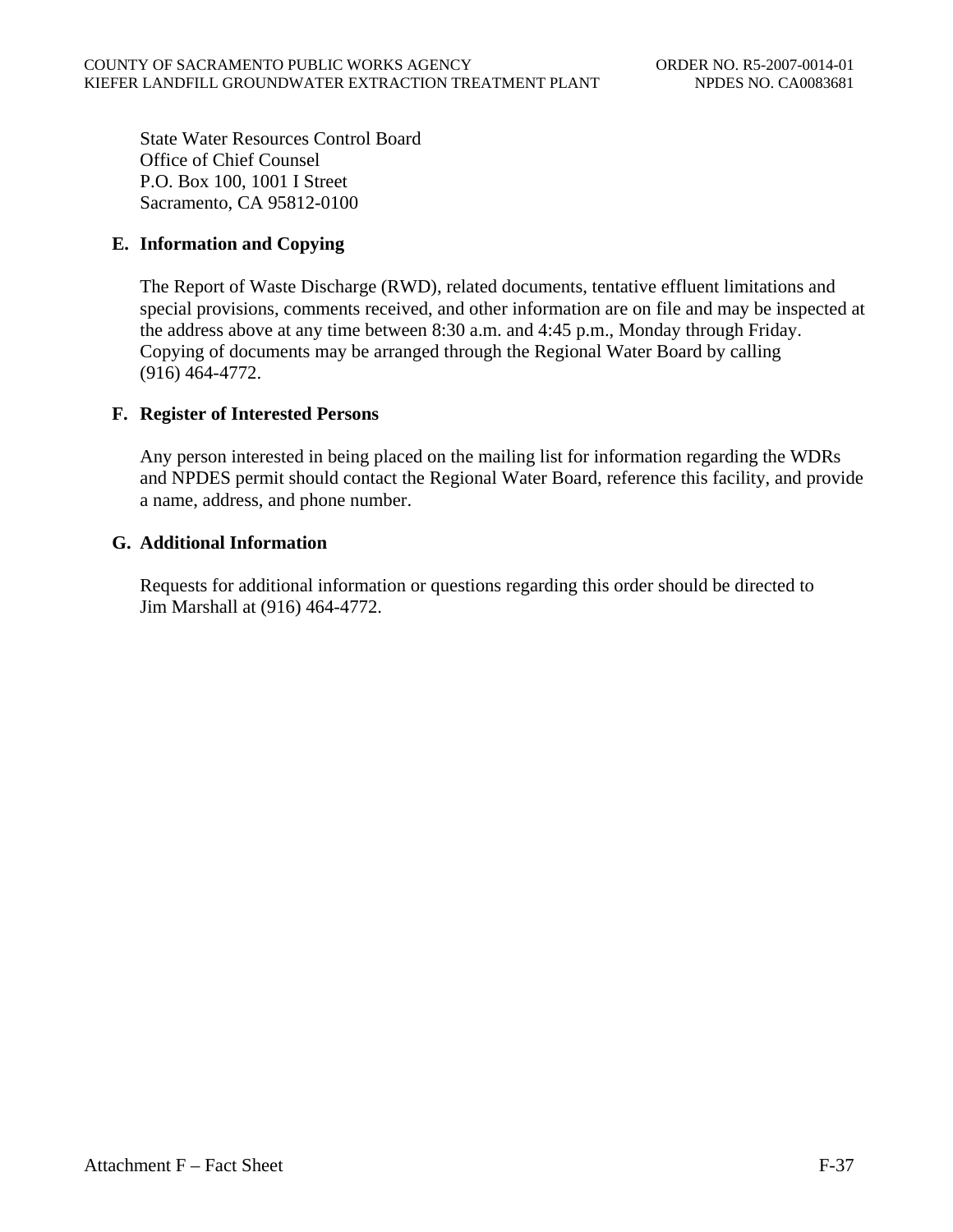State Water Resources Control Board
Office of Chief Counsel
P.O. Box 100, 1001 I Street
Sacramento, CA 95812-0100

### E. Information and Copying

The Report of Waste Discharge (RWD), related documents, tentative effluent limitations and special provisions, comments received, and other information are on file and may be inspected at the address above at any time between 8:30 a.m. and 4:45 p.m., Monday through Friday. Copying of documents may be arranged through the Regional Water Board by calling (916) 464-4772.

### F. Register of Interested Persons

Any person interested in being placed on the mailing list for information regarding the WDRs and NPDES permit should contact the Regional Water Board, reference this facility, and provide a name, address, and phone number.

### G. Additional Information

Requests for additional information or questions regarding this order should be directed to Jim Marshall at (916) 464-4772.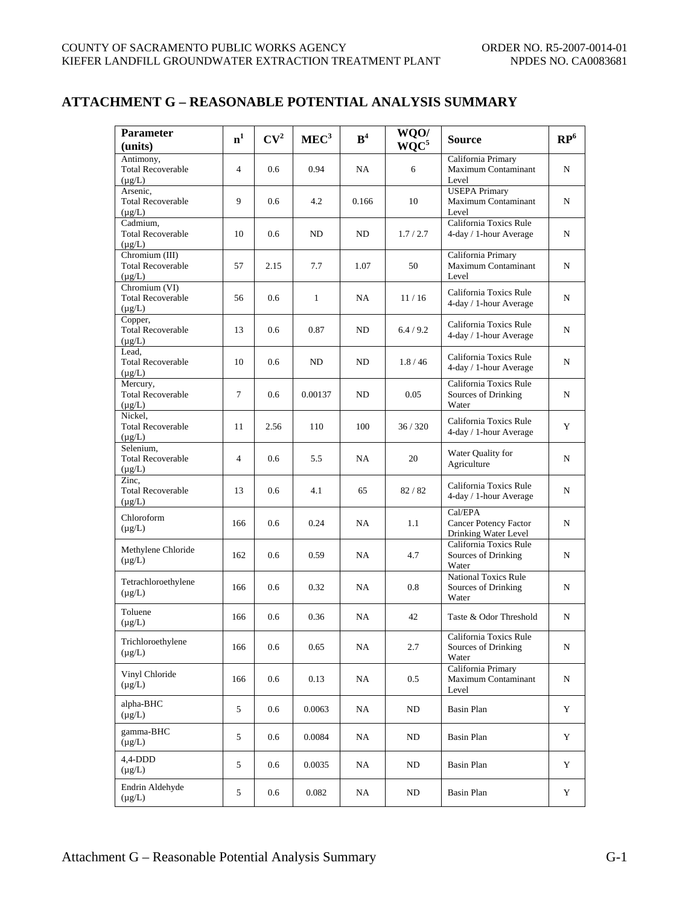## ATTACHMENT G – REASONABLE POTENTIAL ANALYSIS SUMMARY

| Parameter (units) | n[1] | CV[2] | MEC[3] | B[4] | WQO/ WQC[5] | Source | RP[6] |
|---|---|---|---|---|---|---|---|
| Antimony, Total Recoverable (µg/L) | 4 | 0.6 | 0.94 | NA | 6 | California Primary Maximum Contaminant Level | N |
| Arsenic, Total Recoverable (µg/L) | 9 | 0.6 | 4.2 | 0.166 | 10 | USEPA Primary Maximum Contaminant Level | N |
| Cadmium, Total Recoverable (µg/L) | 10 | 0.6 | ND | ND | 1.7 / 2.7 | California Toxics Rule 4-day / 1-hour Average | N |
| Chromium (III) Total Recoverable (µg/L) | 57 | 2.15 | 7.7 | 1.07 | 50 | California Primary Maximum Contaminant Level | N |
| Chromium (VI) Total Recoverable (µg/L) | 56 | 0.6 | 1 | NA | 11 / 16 | California Toxics Rule 4-day / 1-hour Average | N |
| Copper, Total Recoverable (µg/L) | 13 | 0.6 | 0.87 | ND | 6.4 / 9.2 | California Toxics Rule 4-day / 1-hour Average | N |
| Lead, Total Recoverable (µg/L) | 10 | 0.6 | ND | ND | 1.8 / 46 | California Toxics Rule 4-day / 1-hour Average | N |
| Mercury, Total Recoverable (µg/L) | 7 | 0.6 | 0.00137 | ND | 0.05 | California Toxics Rule Sources of Drinking Water | N |
| Nickel, Total Recoverable (µg/L) | 11 | 2.56 | 110 | 100 | 36 / 320 | California Toxics Rule 4-day / 1-hour Average | Y |
| Selenium, Total Recoverable (µg/L) | 4 | 0.6 | 5.5 | NA | 20 | Water Quality for Agriculture | N |
| Zinc, Total Recoverable (µg/L) | 13 | 0.6 | 4.1 | 65 | 82 / 82 | California Toxics Rule 4-day / 1-hour Average | N |
| Chloroform (µg/L) | 166 | 0.6 | 0.24 | NA | 1.1 | Cal/EPA Cancer Potency Factor Drinking Water Level | N |
| Methylene Chloride (µg/L) | 162 | 0.6 | 0.59 | NA | 4.7 | California Toxics Rule Sources of Drinking Water | N |
| Tetrachloroethylene (µg/L) | 166 | 0.6 | 0.32 | NA | 0.8 | National Toxics Rule Sources of Drinking Water | N |
| Toluene (µg/L) | 166 | 0.6 | 0.36 | NA | 42 | Taste & Odor Threshold | N |
| Trichloroethylene (µg/L) | 166 | 0.6 | 0.65 | NA | 2.7 | California Toxics Rule Sources of Drinking Water | N |
| Vinyl Chloride (µg/L) | 166 | 0.6 | 0.13 | NA | 0.5 | California Primary Maximum Contaminant Level | N |
| alpha-BHC (µg/L) | 5 | 0.6 | 0.0063 | NA | ND | Basin Plan | Y |
| gamma-BHC (µg/L) | 5 | 0.6 | 0.0084 | NA | ND | Basin Plan | Y |
| 4,4-DDD (µg/L) | 5 | 0.6 | 0.0035 | NA | ND | Basin Plan | Y |
| Endrin Aldehyde (µg/L) | 5 | 0.6 | 0.082 | NA | ND | Basin Plan | Y |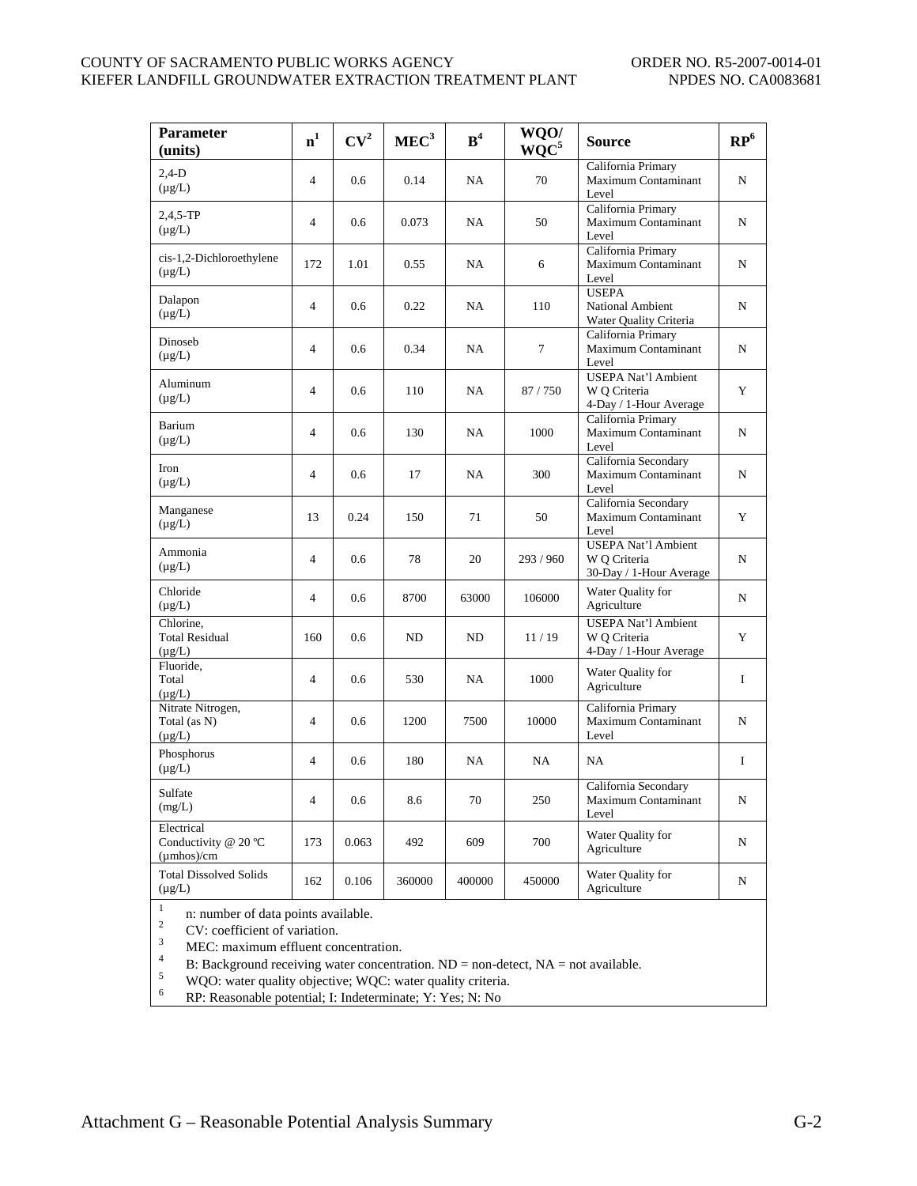| Parameter (units) | n[1] | CV[2] | MEC[3] | B[4] | WQO/ WQC[5] | Source | RP[6] |
|---|---|---|---|---|---|---|---|
| 2,4-D (µg/L) | 4 | 0.6 | 0.14 | NA | 70 | California Primary Maximum Contaminant Level | N |
| 2,4,5-TP (µg/L) | 4 | 0.6 | 0.073 | NA | 50 | California Primary Maximum Contaminant Level | N |
| cis-1,2-Dichloroethylene (µg/L) | 172 | 1.01 | 0.55 | NA | 6 | California Primary Maximum Contaminant Level | N |
| Dalapon (µg/L) | 4 | 0.6 | 0.22 | NA | 110 | USEPA National Ambient Water Quality Criteria | N |
| Dinoseb (µg/L) | 4 | 0.6 | 0.34 | NA | 7 | California Primary Maximum Contaminant Level | N |
| Aluminum (µg/L) | 4 | 0.6 | 110 | NA | 87 / 750 | USEPA Nat'l Ambient W Q Criteria 4-Day / 1-Hour Average | Y |
| Barium (µg/L) | 4 | 0.6 | 130 | NA | 1000 | California Primary Maximum Contaminant Level | N |
| Iron (µg/L) | 4 | 0.6 | 17 | NA | 300 | California Secondary Maximum Contaminant Level | N |
| Manganese (µg/L) | 13 | 0.24 | 150 | 71 | 50 | California Secondary Maximum Contaminant Level | Y |
| Ammonia (µg/L) | 4 | 0.6 | 78 | 20 | 293 / 960 | USEPA Nat'l Ambient W Q Criteria 30-Day / 1-Hour Average | N |
| Chloride (µg/L) | 4 | 0.6 | 8700 | 63000 | 106000 | Water Quality for Agriculture | N |
| Chlorine, Total Residual (µg/L) | 160 | 0.6 | ND | ND | 11 / 19 | USEPA Nat'l Ambient W Q Criteria 4-Day / 1-Hour Average | Y |
| Fluoride, Total (µg/L) | 4 | 0.6 | 530 | NA | 1000 | Water Quality for Agriculture | I |
| Nitrate Nitrogen, Total (as N) (µg/L) | 4 | 0.6 | 1200 | 7500 | 10000 | California Primary Maximum Contaminant Level | N |
| Phosphorus (µg/L) | 4 | 0.6 | 180 | NA | NA | NA | I |
| Sulfate (mg/L) | 4 | 0.6 | 8.6 | 70 | 250 | California Secondary Maximum Contaminant Level | N |
| Electrical Conductivity @ 20 ºC (µmhos)/cm | 173 | 0.063 | 492 | 609 | 700 | Water Quality for Agriculture | N |
| Total Dissolved Solids (µg/L) | 162 | 0.106 | 360000 | 400000 | 450000 | Water Quality for Agriculture | N |

[1] n: number of data points available.
[2] CV: coefficient of variation.
[3] MEC: maximum effluent concentration.
[4] B: Background receiving water concentration. ND = non-detect, NA = not available.
[5] WQO: water quality objective; WQC: water quality criteria.
[6] RP: Reasonable potential; I: Indeterminate; Y: Yes; N: No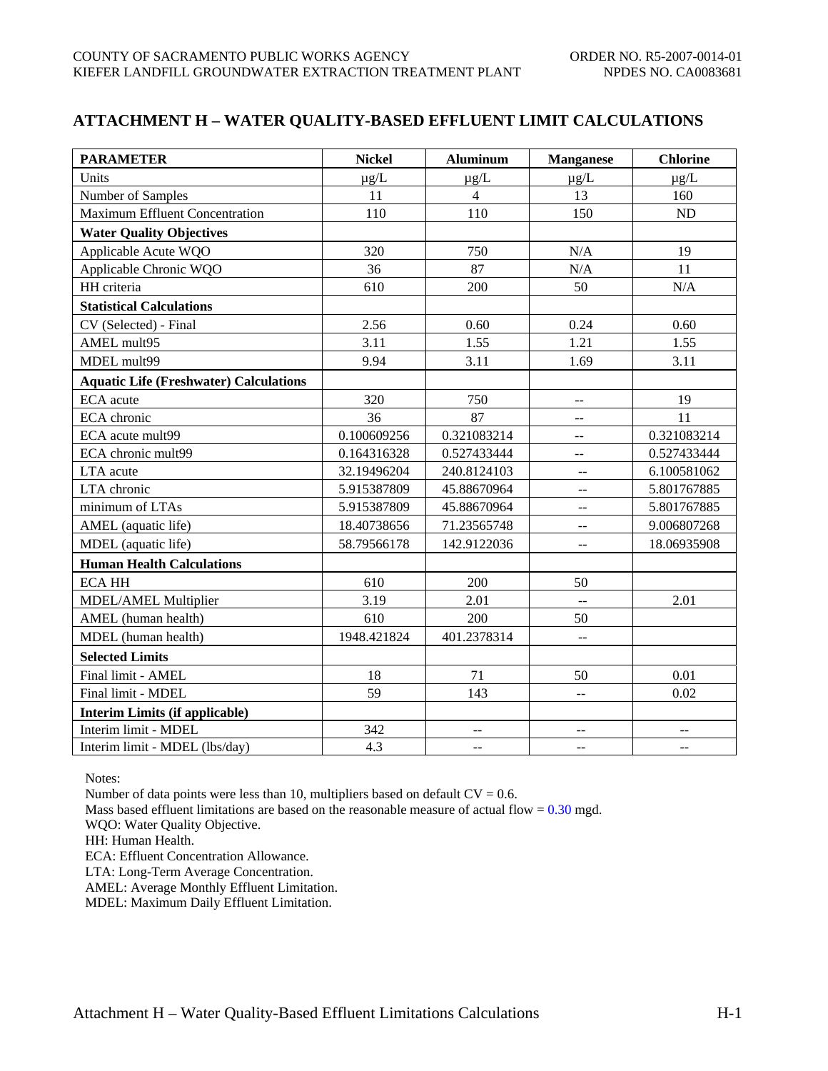## ATTACHMENT H – WATER QUALITY-BASED EFFLUENT LIMIT CALCULATIONS

| PARAMETER | Nickel | Aluminum | Manganese | Chlorine |
|---|---|---|---|---|
| Units | µg/L | µg/L | µg/L | µg/L |
| Number of Samples | 11 | 4 | 13 | 160 |
| Maximum Effluent Concentration | 110 | 110 | 150 | ND |
| **Water Quality Objectives** | | | | |
| Applicable Acute WQO | 320 | 750 | N/A | 19 |
| Applicable Chronic WQO | 36 | 87 | N/A | 11 |
| HH criteria | 610 | 200 | 50 | N/A |
| **Statistical Calculations** | | | | |
| CV (Selected) - Final | 2.56 | 0.60 | 0.24 | 0.60 |
| AMEL mult95 | 3.11 | 1.55 | 1.21 | 1.55 |
| MDEL mult99 | 9.94 | 3.11 | 1.69 | 3.11 |
| **Aquatic Life (Freshwater) Calculations** | | | | |
| ECA acute | 320 | 750 | -- | 19 |
| ECA chronic | 36 | 87 | -- | 11 |
| ECA acute mult99 | 0.100609256 | 0.321083214 | -- | 0.321083214 |
| ECA chronic mult99 | 0.164316328 | 0.527433444 | -- | 0.527433444 |
| LTA acute | 32.19496204 | 240.8124103 | -- | 6.100581062 |
| LTA chronic | 5.915387809 | 45.88670964 | -- | 5.801767885 |
| minimum of LTAs | 5.915387809 | 45.88670964 | -- | 5.801767885 |
| AMEL (aquatic life) | 18.40738656 | 71.23565748 | -- | 9.006807268 |
| MDEL (aquatic life) | 58.79566178 | 142.9122036 | -- | 18.06935908 |
| **Human Health Calculations** | | | | |
| ECA HH | 610 | 200 | 50 | |
| MDEL/AMEL Multiplier | 3.19 | 2.01 | -- | 2.01 |
| AMEL (human health) | 610 | 200 | 50 | |
| MDEL (human health) | 1948.421824 | 401.2378314 | -- | |
| **Selected Limits** | | | | |
| Final limit - AMEL | 18 | 71 | 50 | 0.01 |
| Final limit - MDEL | 59 | 143 | -- | 0.02 |
| **Interim Limits (if applicable)** | | | | |
| Interim limit - MDEL | 342 | -- | -- | -- |
| Interim limit - MDEL (lbs/day) | 4.3 | -- | -- | -- |

Notes:

Number of data points were less than 10, multipliers based on default CV = 0.6.

Mass based effluent limitations are based on the reasonable measure of actual flow = 0.30 mgd.

WQO: Water Quality Objective.

HH: Human Health.

ECA: Effluent Concentration Allowance.

LTA: Long-Term Average Concentration.

AMEL: Average Monthly Effluent Limitation.

MDEL: Maximum Daily Effluent Limitation.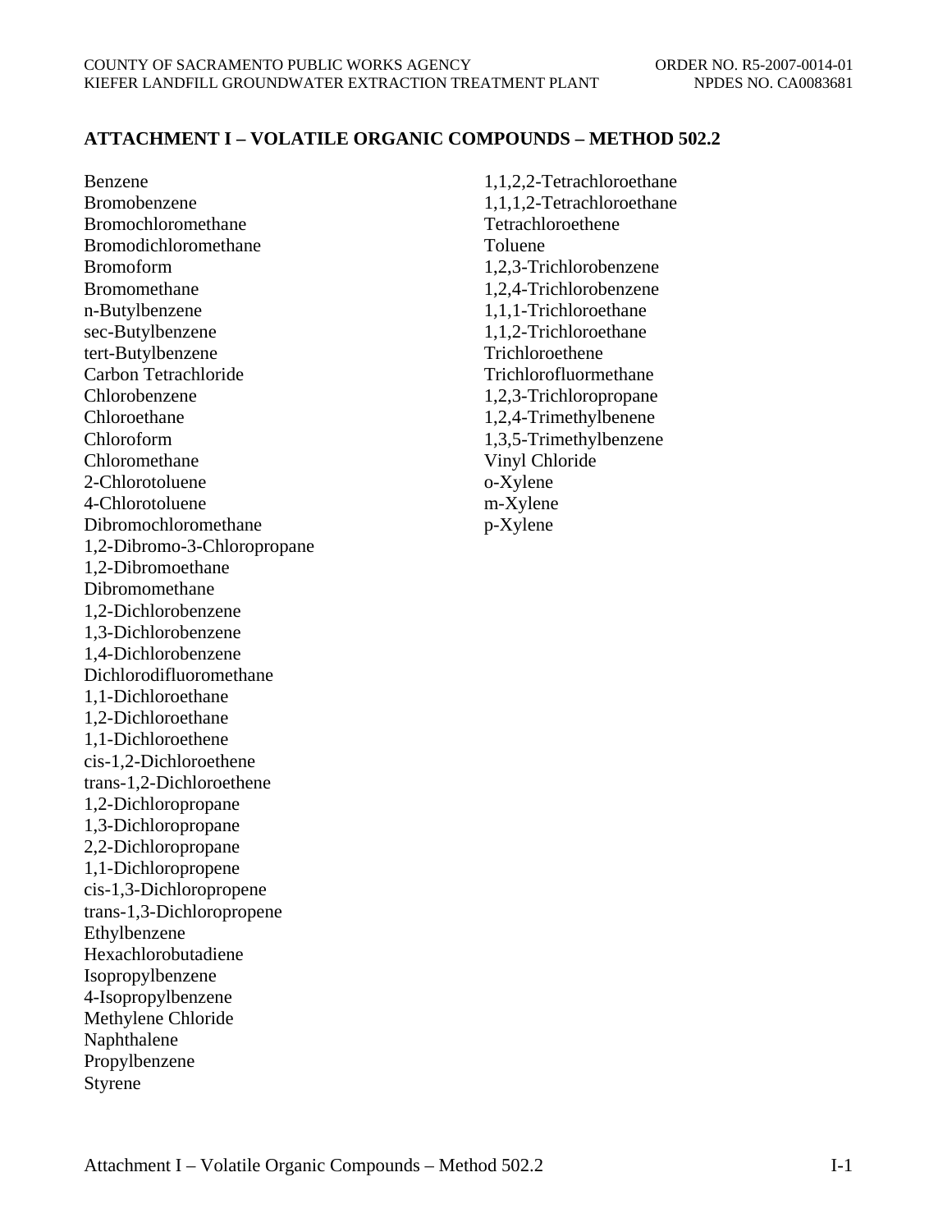## ATTACHMENT I – VOLATILE ORGANIC COMPOUNDS – METHOD 502.2

Benzene
Bromobenzene
Bromochloromethane
Bromodichloromethane
Bromoform
Bromomethane
n-Butylbenzene
sec-Butylbenzene
tert-Butylbenzene
Carbon Tetrachloride
Chlorobenzene
Chloroethane
Chloroform
Chloromethane
2-Chlorotoluene
4-Chlorotoluene
Dibromochloromethane
1,2-Dibromo-3-Chloropropane
1,2-Dibromoethane
Dibromomethane
1,2-Dichlorobenzene
1,3-Dichlorobenzene
1,4-Dichlorobenzene
Dichlorodifluoromethane
1,1-Dichloroethane
1,2-Dichloroethane
1,1-Dichloroethene
cis-1,2-Dichloroethene
trans-1,2-Dichloroethene
1,2-Dichloropropane
1,3-Dichloropropane
2,2-Dichloropropane
1,1-Dichloropropene
cis-1,3-Dichloropropene
trans-1,3-Dichloropropene
Ethylbenzene
Hexachlorobutadiene
Isopropylbenzene
4-Isopropylbenzene
Methylene Chloride
Naphthalene
Propylbenzene
Styrene
1,1,2,2-Tetrachloroethane
1,1,1,2-Tetrachloroethane
Tetrachloroethene
Toluene
1,2,3-Trichlorobenzene
1,2,4-Trichlorobenzene
1,1,1-Trichloroethane
1,1,2-Trichloroethane
Trichloroethene
Trichlorofluormethane
1,2,3-Trichloropropane
1,2,4-Trimethylbenene
1,3,5-Trimethylbenzene
Vinyl Chloride
o-Xylene
m-Xylene
p-Xylene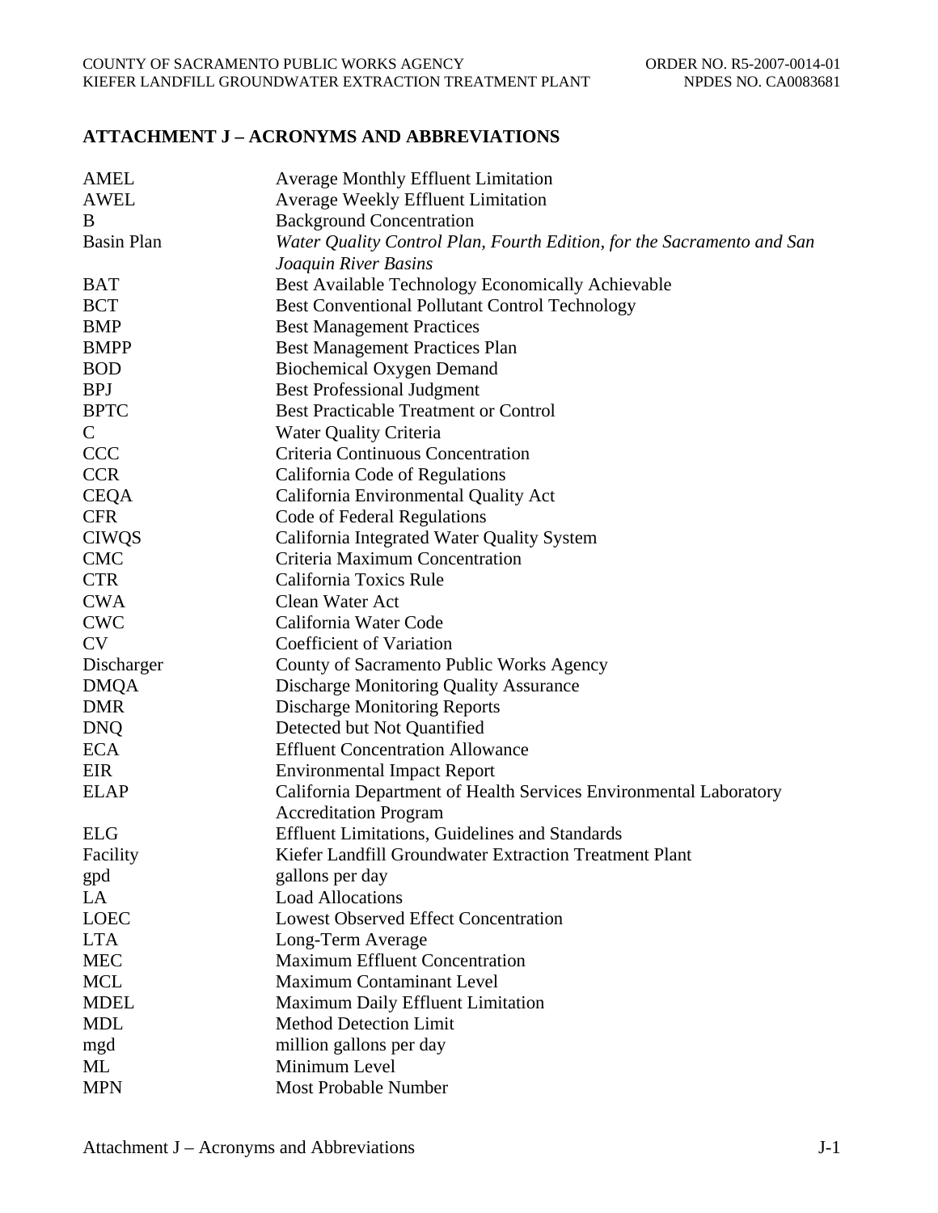## ATTACHMENT J – ACRONYMS AND ABBREVIATIONS

| | |
|---|---|
| AMEL | Average Monthly Effluent Limitation |
| AWEL | Average Weekly Effluent Limitation |
| B | Background Concentration |
| Basin Plan | *Water Quality Control Plan, Fourth Edition, for the Sacramento and San Joaquin River Basins* |
| BAT | Best Available Technology Economically Achievable |
| BCT | Best Conventional Pollutant Control Technology |
| BMP | Best Management Practices |
| BMPP | Best Management Practices Plan |
| BOD | Biochemical Oxygen Demand |
| BPJ | Best Professional Judgment |
| BPTC | Best Practicable Treatment or Control |
| C | Water Quality Criteria |
| CCC | Criteria Continuous Concentration |
| CCR | California Code of Regulations |
| CEQA | California Environmental Quality Act |
| CFR | Code of Federal Regulations |
| CIWQS | California Integrated Water Quality System |
| CMC | Criteria Maximum Concentration |
| CTR | California Toxics Rule |
| CWA | Clean Water Act |
| CWC | California Water Code |
| CV | Coefficient of Variation |
| Discharger | County of Sacramento Public Works Agency |
| DMQA | Discharge Monitoring Quality Assurance |
| DMR | Discharge Monitoring Reports |
| DNQ | Detected but Not Quantified |
| ECA | Effluent Concentration Allowance |
| EIR | Environmental Impact Report |
| ELAP | California Department of Health Services Environmental Laboratory Accreditation Program |
| ELG | Effluent Limitations, Guidelines and Standards |
| Facility | Kiefer Landfill Groundwater Extraction Treatment Plant |
| gpd | gallons per day |
| LA | Load Allocations |
| LOEC | Lowest Observed Effect Concentration |
| LTA | Long-Term Average |
| MEC | Maximum Effluent Concentration |
| MCL | Maximum Contaminant Level |
| MDEL | Maximum Daily Effluent Limitation |
| MDL | Method Detection Limit |
| mgd | million gallons per day |
| ML | Minimum Level |
| MPN | Most Probable Number |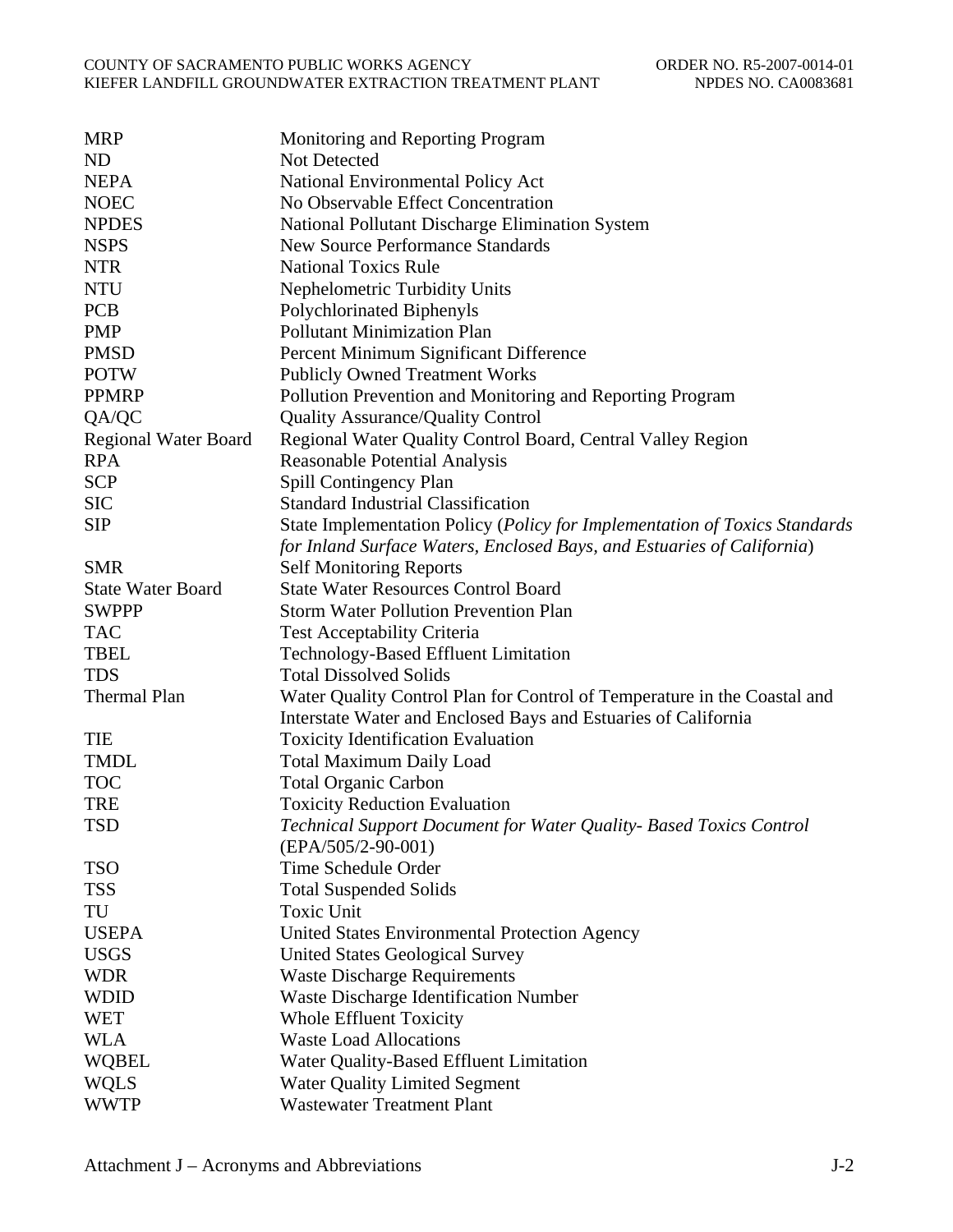| | |
|---|---|
| MRP | Monitoring and Reporting Program |
| ND | Not Detected |
| NEPA | National Environmental Policy Act |
| NOEC | No Observable Effect Concentration |
| NPDES | National Pollutant Discharge Elimination System |
| NSPS | New Source Performance Standards |
| NTR | National Toxics Rule |
| NTU | Nephelometric Turbidity Units |
| PCB | Polychlorinated Biphenyls |
| PMP | Pollutant Minimization Plan |
| PMSD | Percent Minimum Significant Difference |
| POTW | Publicly Owned Treatment Works |
| PPMRP | Pollution Prevention and Monitoring and Reporting Program |
| QA/QC | Quality Assurance/Quality Control |
| Regional Water Board | Regional Water Quality Control Board, Central Valley Region |
| RPA | Reasonable Potential Analysis |
| SCP | Spill Contingency Plan |
| SIC | Standard Industrial Classification |
| SIP | State Implementation Policy (*Policy for Implementation of Toxics Standards for Inland Surface Waters, Enclosed Bays, and Estuaries of California*) |
| SMR | Self Monitoring Reports |
| State Water Board | State Water Resources Control Board |
| SWPPP | Storm Water Pollution Prevention Plan |
| TAC | Test Acceptability Criteria |
| TBEL | Technology-Based Effluent Limitation |
| TDS | Total Dissolved Solids |
| Thermal Plan | Water Quality Control Plan for Control of Temperature in the Coastal and Interstate Water and Enclosed Bays and Estuaries of California |
| TIE | Toxicity Identification Evaluation |
| TMDL | Total Maximum Daily Load |
| TOC | Total Organic Carbon |
| TRE | Toxicity Reduction Evaluation |
| TSD | *Technical Support Document for Water Quality- Based Toxics Control* (EPA/505/2-90-001) |
| TSO | Time Schedule Order |
| TSS | Total Suspended Solids |
| TU | Toxic Unit |
| USEPA | United States Environmental Protection Agency |
| USGS | United States Geological Survey |
| WDR | Waste Discharge Requirements |
| WDID | Waste Discharge Identification Number |
| WET | Whole Effluent Toxicity |
| WLA | Waste Load Allocations |
| WQBEL | Water Quality-Based Effluent Limitation |
| WQLS | Water Quality Limited Segment |
| WWTP | Wastewater Treatment Plant |